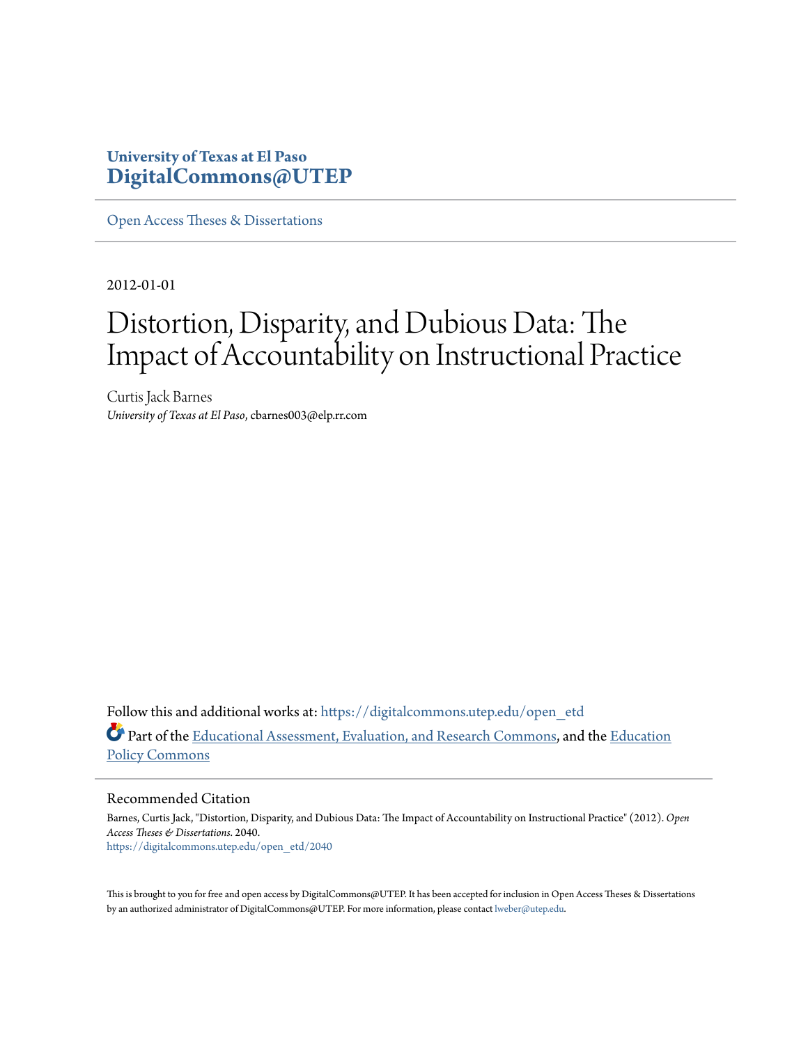University of Texas at El Paso
**DigitalCommons@UTEP**

Open Access Theses & Dissertations

2012-01-01

# Distortion, Disparity, and Dubious Data: The Impact of Accountability on Instructional Practice

Curtis Jack Barnes
*University of Texas at El Paso*, cbarnes003@elp.rr.com

Follow this and additional works at: https://digitalcommons.utep.edu/open_etd

Part of the Educational Assessment, Evaluation, and Research Commons, and the Education Policy Commons

## Recommended Citation

Barnes, Curtis Jack, "Distortion, Disparity, and Dubious Data: The Impact of Accountability on Instructional Practice" (2012). *Open Access Theses & Dissertations*. 2040.
https://digitalcommons.utep.edu/open_etd/2040

This is brought to you for free and open access by DigitalCommons@UTEP. It has been accepted for inclusion in Open Access Theses & Dissertations by an authorized administrator of DigitalCommons@UTEP. For more information, please contact lweber@utep.edu.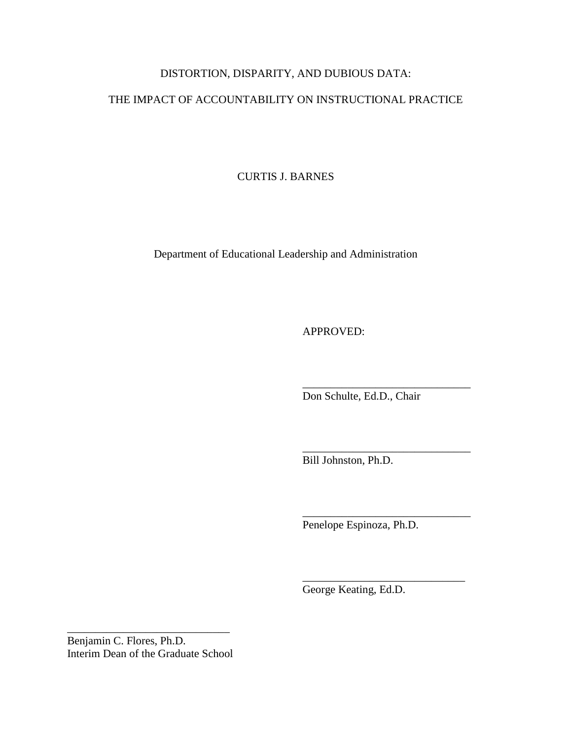DISTORTION, DISPARITY, AND DUBIOUS DATA:

THE IMPACT OF ACCOUNTABILITY ON INSTRUCTIONAL PRACTICE

CURTIS J. BARNES

Department of Educational Leadership and Administration

APPROVED:

______________________________
Don Schulte, Ed.D., Chair

______________________________
Bill Johnston, Ph.D.

______________________________
Penelope Espinoza, Ph.D.

______________________________
George Keating, Ed.D.

______________________________
Benjamin C. Flores, Ph.D.
Interim Dean of the Graduate School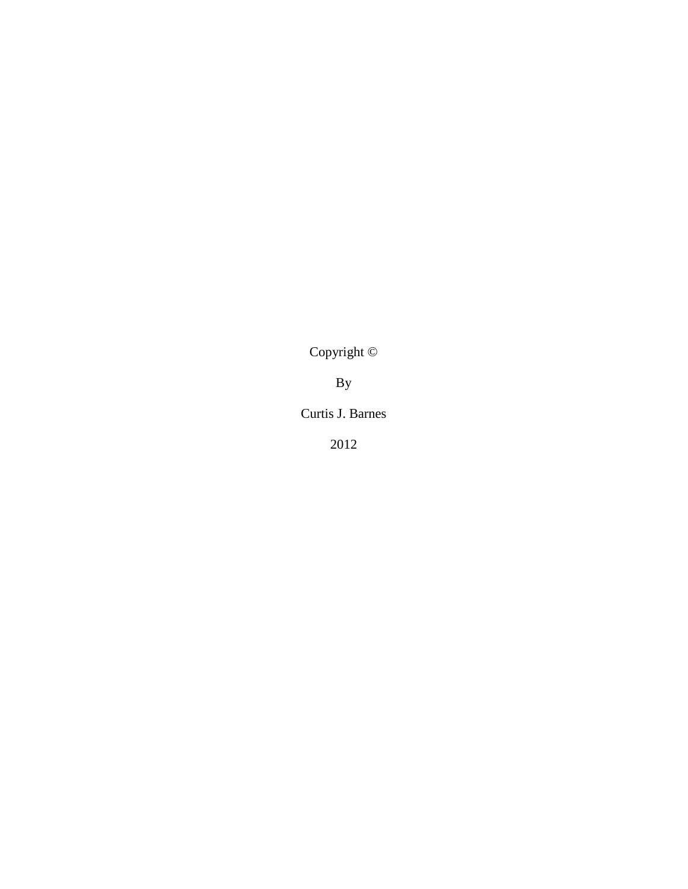Copyright ©

By

Curtis J. Barnes

2012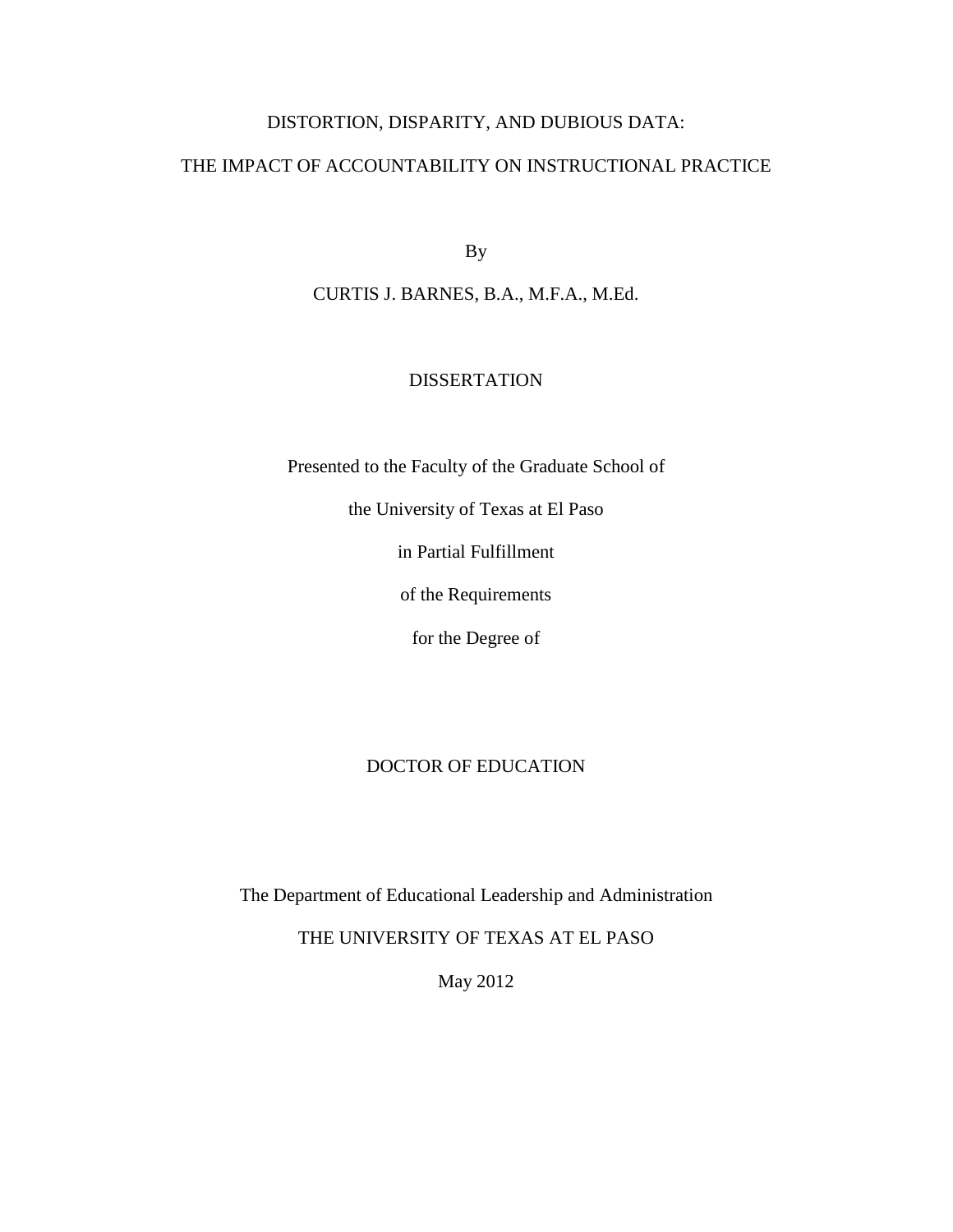# DISTORTION, DISPARITY, AND DUBIOUS DATA:

# THE IMPACT OF ACCOUNTABILITY ON INSTRUCTIONAL PRACTICE

By

CURTIS J. BARNES, B.A., M.F.A., M.Ed.

DISSERTATION

Presented to the Faculty of the Graduate School of

the University of Texas at El Paso

in Partial Fulfillment

of the Requirements

for the Degree of

DOCTOR OF EDUCATION

The Department of Educational Leadership and Administration

THE UNIVERSITY OF TEXAS AT EL PASO

May 2012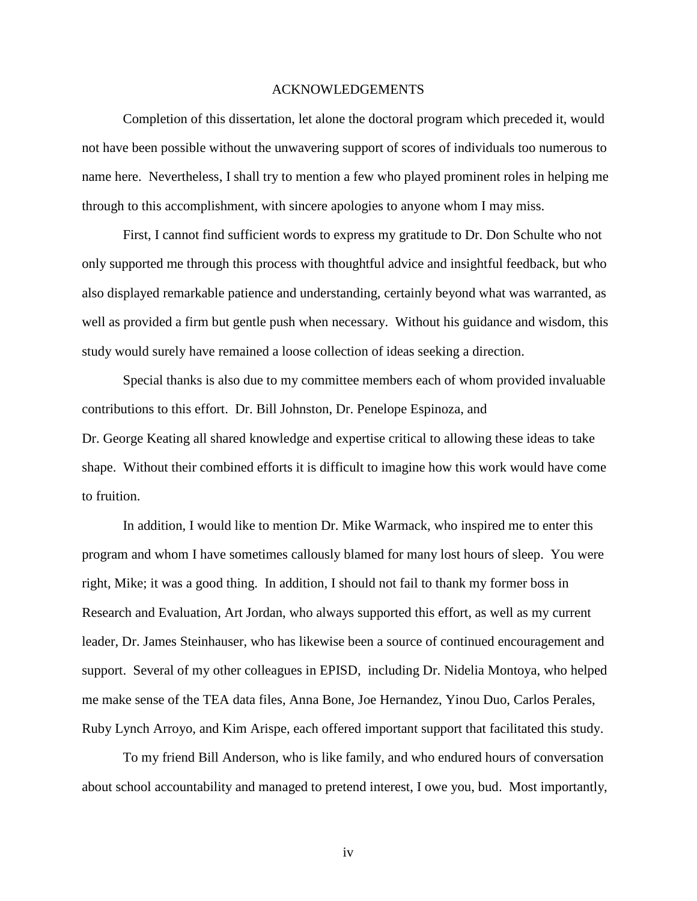# ACKNOWLEDGEMENTS

Completion of this dissertation, let alone the doctoral program which preceded it, would not have been possible without the unwavering support of scores of individuals too numerous to name here. Nevertheless, I shall try to mention a few who played prominent roles in helping me through to this accomplishment, with sincere apologies to anyone whom I may miss.

First, I cannot find sufficient words to express my gratitude to Dr. Don Schulte who not only supported me through this process with thoughtful advice and insightful feedback, but who also displayed remarkable patience and understanding, certainly beyond what was warranted, as well as provided a firm but gentle push when necessary. Without his guidance and wisdom, this study would surely have remained a loose collection of ideas seeking a direction.

Special thanks is also due to my committee members each of whom provided invaluable contributions to this effort. Dr. Bill Johnston, Dr. Penelope Espinoza, and Dr. George Keating all shared knowledge and expertise critical to allowing these ideas to take shape. Without their combined efforts it is difficult to imagine how this work would have come to fruition.

In addition, I would like to mention Dr. Mike Warmack, who inspired me to enter this program and whom I have sometimes callously blamed for many lost hours of sleep. You were right, Mike; it was a good thing. In addition, I should not fail to thank my former boss in Research and Evaluation, Art Jordan, who always supported this effort, as well as my current leader, Dr. James Steinhauser, who has likewise been a source of continued encouragement and support. Several of my other colleagues in EPISD, including Dr. Nidelia Montoya, who helped me make sense of the TEA data files, Anna Bone, Joe Hernandez, Yinou Duo, Carlos Perales, Ruby Lynch Arroyo, and Kim Arispe, each offered important support that facilitated this study.

To my friend Bill Anderson, who is like family, and who endured hours of conversation about school accountability and managed to pretend interest, I owe you, bud. Most importantly,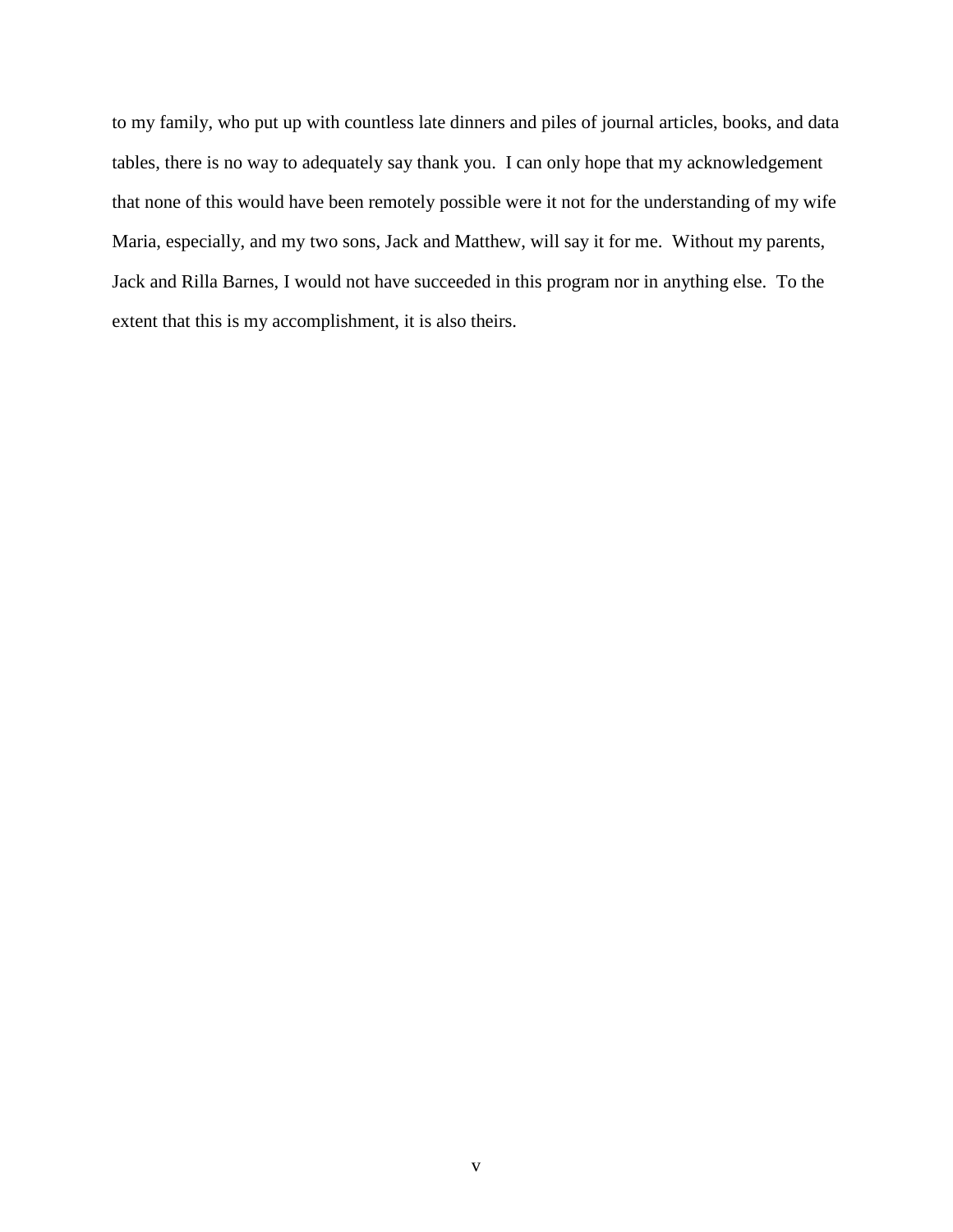to my family, who put up with countless late dinners and piles of journal articles, books, and data tables, there is no way to adequately say thank you. I can only hope that my acknowledgement that none of this would have been remotely possible were it not for the understanding of my wife Maria, especially, and my two sons, Jack and Matthew, will say it for me. Without my parents, Jack and Rilla Barnes, I would not have succeeded in this program nor in anything else. To the extent that this is my accomplishment, it is also theirs.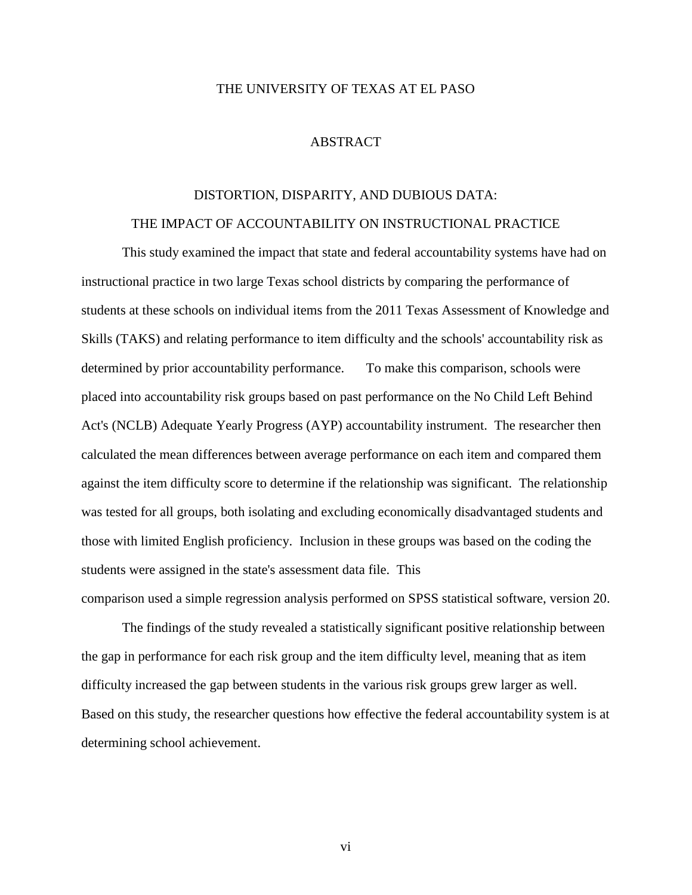THE UNIVERSITY OF TEXAS AT EL PASO

# ABSTRACT

## DISTORTION, DISPARITY, AND DUBIOUS DATA: THE IMPACT OF ACCOUNTABILITY ON INSTRUCTIONAL PRACTICE

This study examined the impact that state and federal accountability systems have had on instructional practice in two large Texas school districts by comparing the performance of students at these schools on individual items from the 2011 Texas Assessment of Knowledge and Skills (TAKS) and relating performance to item difficulty and the schools' accountability risk as determined by prior accountability performance. To make this comparison, schools were placed into accountability risk groups based on past performance on the No Child Left Behind Act's (NCLB) Adequate Yearly Progress (AYP) accountability instrument. The researcher then calculated the mean differences between average performance on each item and compared them against the item difficulty score to determine if the relationship was significant. The relationship was tested for all groups, both isolating and excluding economically disadvantaged students and those with limited English proficiency. Inclusion in these groups was based on the coding the students were assigned in the state's assessment data file. This comparison used a simple regression analysis performed on SPSS statistical software, version 20.

The findings of the study revealed a statistically significant positive relationship between the gap in performance for each risk group and the item difficulty level, meaning that as item difficulty increased the gap between students in the various risk groups grew larger as well. Based on this study, the researcher questions how effective the federal accountability system is at determining school achievement.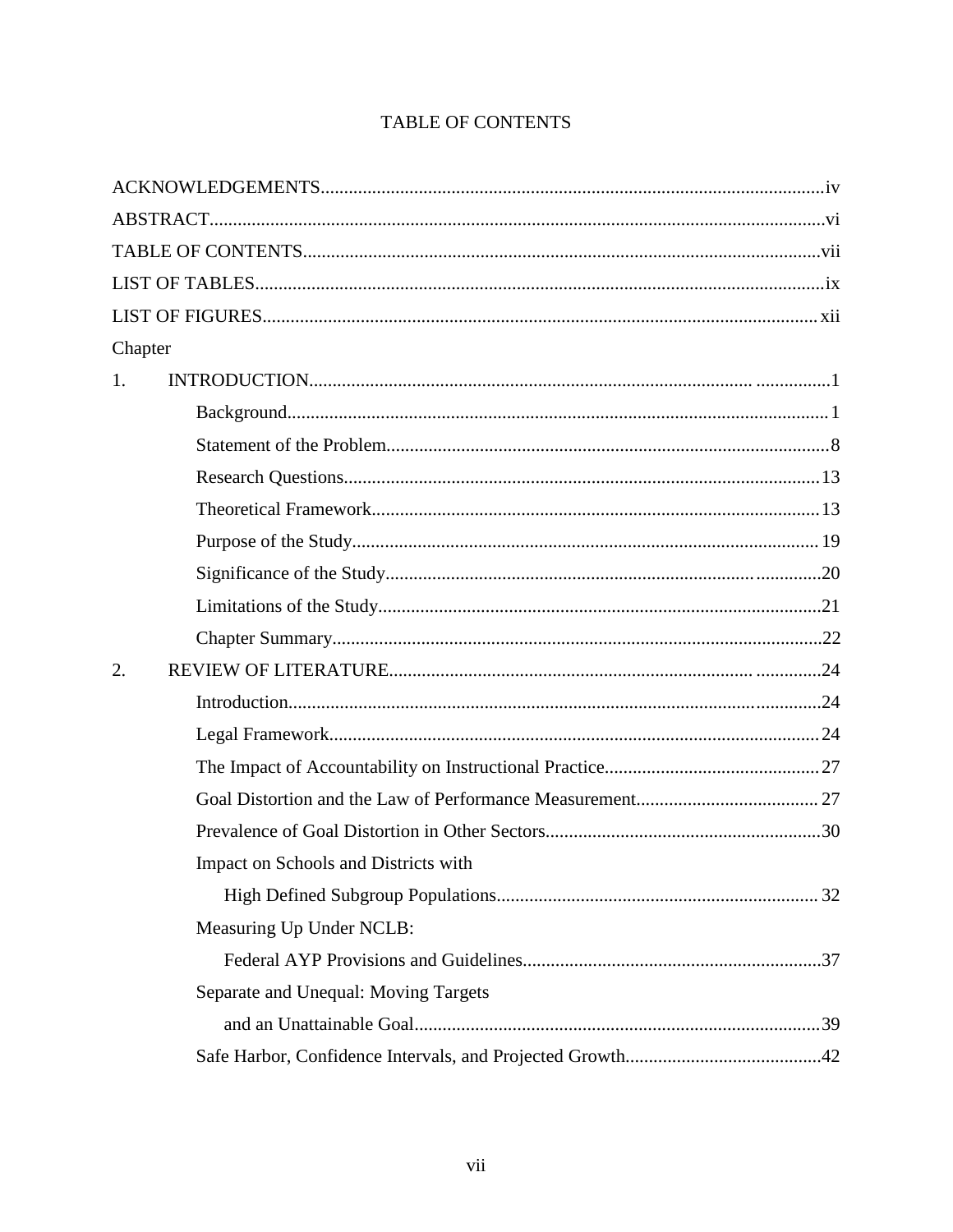# TABLE OF CONTENTS

ACKNOWLEDGEMENTS....................................................................................................iv

ABSTRACT....................................................................................................................vi

TABLE OF CONTENTS...............................................................................................vii

LIST OF TABLES..........................................................................................................ix

LIST OF FIGURES........................................................................................................xii

Chapter

1. INTRODUCTION.......................................................................................................1
   - Background..........................................................................................................1
   - Statement of the Problem.....................................................................................8
   - Research Questions............................................................................................13
   - Theoretical Framework.......................................................................................13
   - Purpose of the Study...........................................................................................19
   - Significance of the Study....................................................................................20
   - Limitations of the Study......................................................................................21
   - Chapter Summary................................................................................................22

2. REVIEW OF LITERATURE......................................................................................24
   - Introduction.........................................................................................................24
   - Legal Framework.................................................................................................24
   - The Impact of Accountability on Instructional Practice.......................................27
   - Goal Distortion and the Law of Performance Measurement................................27
   - Prevalence of Goal Distortion in Other Sectors....................................................30
   - Impact on Schools and Districts with High Defined Subgroup Populations.........32
   - Measuring Up Under NCLB: Federal AYP Provisions and Guidelines..................37
   - Separate and Unequal: Moving Targets and an Unattainable Goal........................39
   - Safe Harbor, Confidence Intervals, and Projected Growth....................................42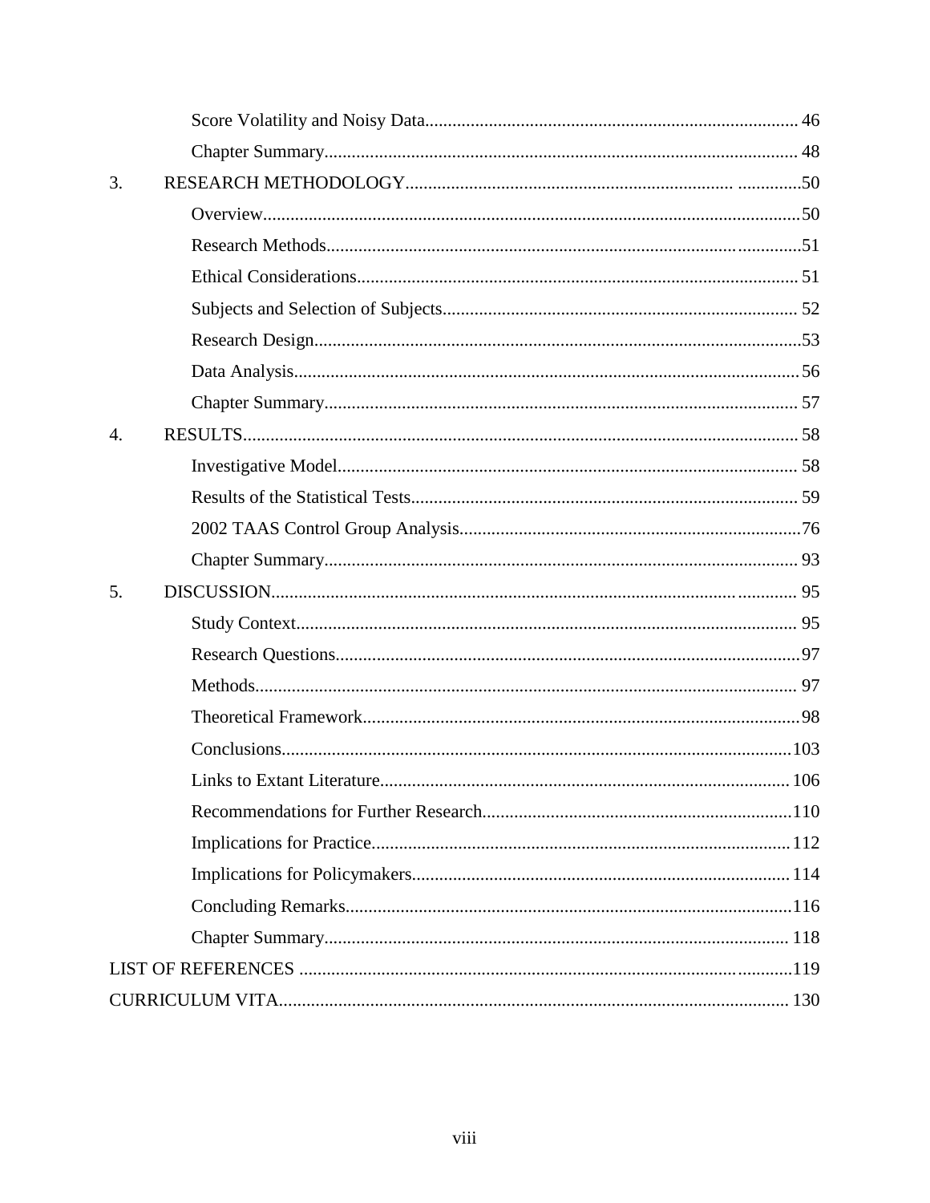Score Volatility and Noisy Data ........ 46

Chapter Summary ........ 48

3. RESEARCH METHODOLOGY ........ 50

Overview ........ 50

Research Methods ........ 51

Ethical Considerations ........ 51

Subjects and Selection of Subjects ........ 52

Research Design ........ 53

Data Analysis ........ 56

Chapter Summary ........ 57

4. RESULTS ........ 58

Investigative Model ........ 58

Results of the Statistical Tests ........ 59

2002 TAAS Control Group Analysis ........ 76

Chapter Summary ........ 93

5. DISCUSSION ........ 95

Study Context ........ 95

Research Questions ........ 97

Methods ........ 97

Theoretical Framework ........ 98

Conclusions ........ 103

Links to Extant Literature ........ 106

Recommendations for Further Research ........ 110

Implications for Practice ........ 112

Implications for Policymakers ........ 114

Concluding Remarks ........ 116

Chapter Summary ........ 118

LIST OF REFERENCES ........ 119

CURRICULUM VITA ........ 130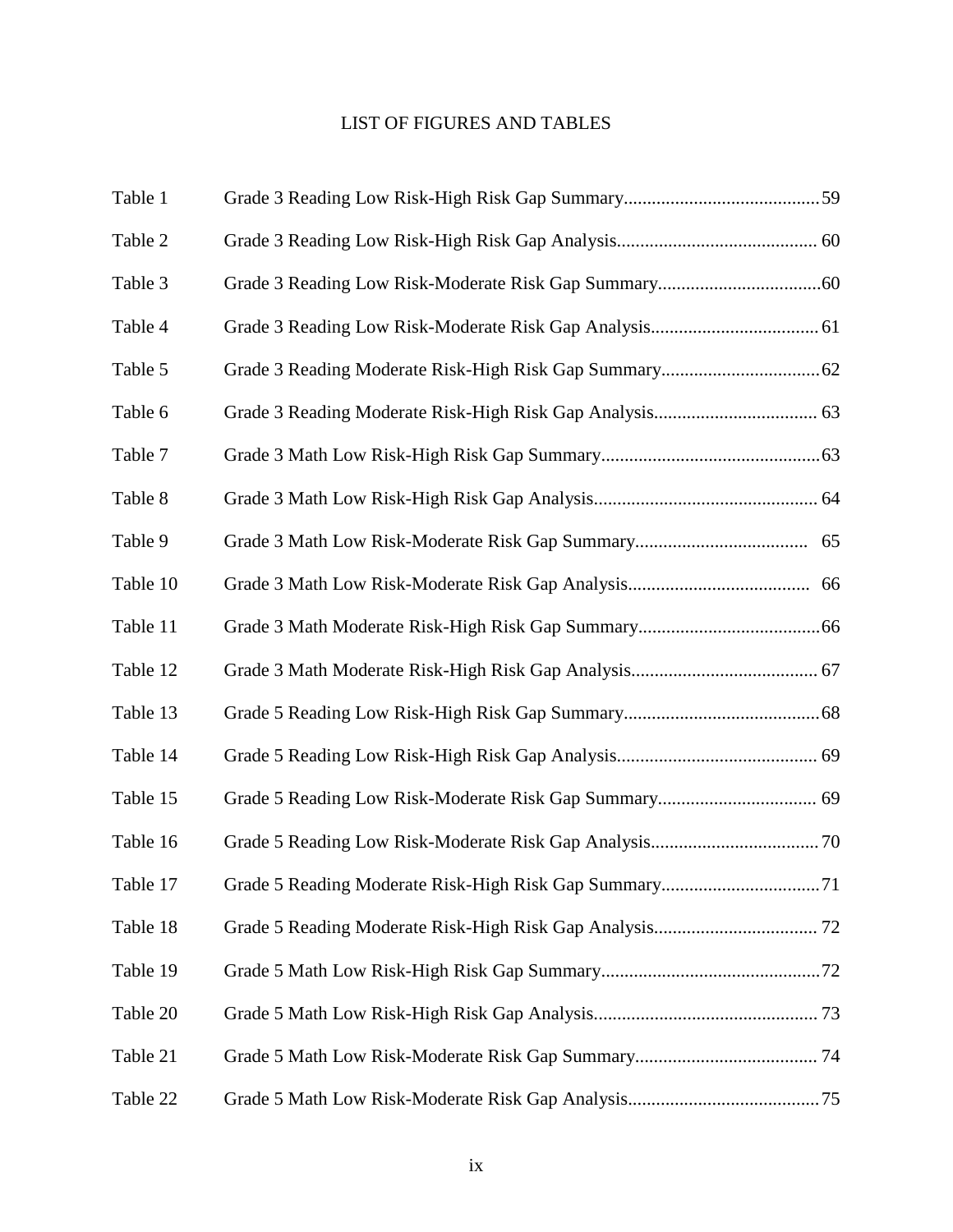# LIST OF FIGURES AND TABLES

| | | |
|---|---|---|
| Table 1 | Grade 3 Reading Low Risk-High Risk Gap Summary | 59 |
| Table 2 | Grade 3 Reading Low Risk-High Risk Gap Analysis | 60 |
| Table 3 | Grade 3 Reading Low Risk-Moderate Risk Gap Summary | 60 |
| Table 4 | Grade 3 Reading Low Risk-Moderate Risk Gap Analysis | 61 |
| Table 5 | Grade 3 Reading Moderate Risk-High Risk Gap Summary | 62 |
| Table 6 | Grade 3 Reading Moderate Risk-High Risk Gap Analysis | 63 |
| Table 7 | Grade 3 Math Low Risk-High Risk Gap Summary | 63 |
| Table 8 | Grade 3 Math Low Risk-High Risk Gap Analysis | 64 |
| Table 9 | Grade 3 Math Low Risk-Moderate Risk Gap Summary | 65 |
| Table 10 | Grade 3 Math Low Risk-Moderate Risk Gap Analysis | 66 |
| Table 11 | Grade 3 Math Moderate Risk-High Risk Gap Summary | 66 |
| Table 12 | Grade 3 Math Moderate Risk-High Risk Gap Analysis | 67 |
| Table 13 | Grade 5 Reading Low Risk-High Risk Gap Summary | 68 |
| Table 14 | Grade 5 Reading Low Risk-High Risk Gap Analysis | 69 |
| Table 15 | Grade 5 Reading Low Risk-Moderate Risk Gap Summary | 69 |
| Table 16 | Grade 5 Reading Low Risk-Moderate Risk Gap Analysis | 70 |
| Table 17 | Grade 5 Reading Moderate Risk-High Risk Gap Summary | 71 |
| Table 18 | Grade 5 Reading Moderate Risk-High Risk Gap Analysis | 72 |
| Table 19 | Grade 5 Math Low Risk-High Risk Gap Summary | 72 |
| Table 20 | Grade 5 Math Low Risk-High Risk Gap Analysis | 73 |
| Table 21 | Grade 5 Math Low Risk-Moderate Risk Gap Summary | 74 |
| Table 22 | Grade 5 Math Low Risk-Moderate Risk Gap Analysis | 75 |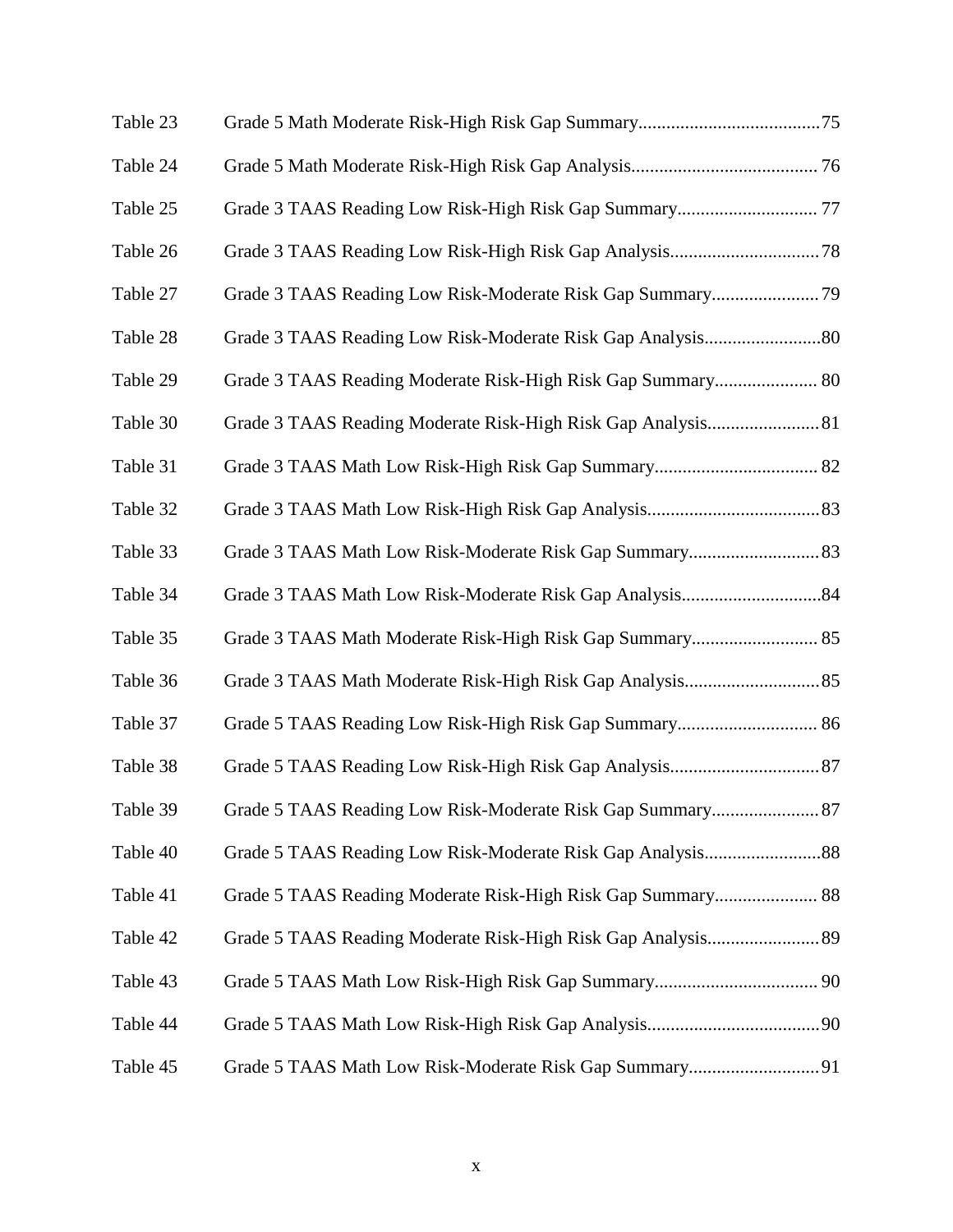| | | |
|---|---|---|
| Table 23 | Grade 5 Math Moderate Risk-High Risk Gap Summary | 75 |
| Table 24 | Grade 5 Math Moderate Risk-High Risk Gap Analysis | 76 |
| Table 25 | Grade 3 TAAS Reading Low Risk-High Risk Gap Summary | 77 |
| Table 26 | Grade 3 TAAS Reading Low Risk-High Risk Gap Analysis | 78 |
| Table 27 | Grade 3 TAAS Reading Low Risk-Moderate Risk Gap Summary | 79 |
| Table 28 | Grade 3 TAAS Reading Low Risk-Moderate Risk Gap Analysis | 80 |
| Table 29 | Grade 3 TAAS Reading Moderate Risk-High Risk Gap Summary | 80 |
| Table 30 | Grade 3 TAAS Reading Moderate Risk-High Risk Gap Analysis | 81 |
| Table 31 | Grade 3 TAAS Math Low Risk-High Risk Gap Summary | 82 |
| Table 32 | Grade 3 TAAS Math Low Risk-High Risk Gap Analysis | 83 |
| Table 33 | Grade 3 TAAS Math Low Risk-Moderate Risk Gap Summary | 83 |
| Table 34 | Grade 3 TAAS Math Low Risk-Moderate Risk Gap Analysis | 84 |
| Table 35 | Grade 3 TAAS Math Moderate Risk-High Risk Gap Summary | 85 |
| Table 36 | Grade 3 TAAS Math Moderate Risk-High Risk Gap Analysis | 85 |
| Table 37 | Grade 5 TAAS Reading Low Risk-High Risk Gap Summary | 86 |
| Table 38 | Grade 5 TAAS Reading Low Risk-High Risk Gap Analysis | 87 |
| Table 39 | Grade 5 TAAS Reading Low Risk-Moderate Risk Gap Summary | 87 |
| Table 40 | Grade 5 TAAS Reading Low Risk-Moderate Risk Gap Analysis | 88 |
| Table 41 | Grade 5 TAAS Reading Moderate Risk-High Risk Gap Summary | 88 |
| Table 42 | Grade 5 TAAS Reading Moderate Risk-High Risk Gap Analysis | 89 |
| Table 43 | Grade 5 TAAS Math Low Risk-High Risk Gap Summary | 90 |
| Table 44 | Grade 5 TAAS Math Low Risk-High Risk Gap Analysis | 90 |
| Table 45 | Grade 5 TAAS Math Low Risk-Moderate Risk Gap Summary | 91 |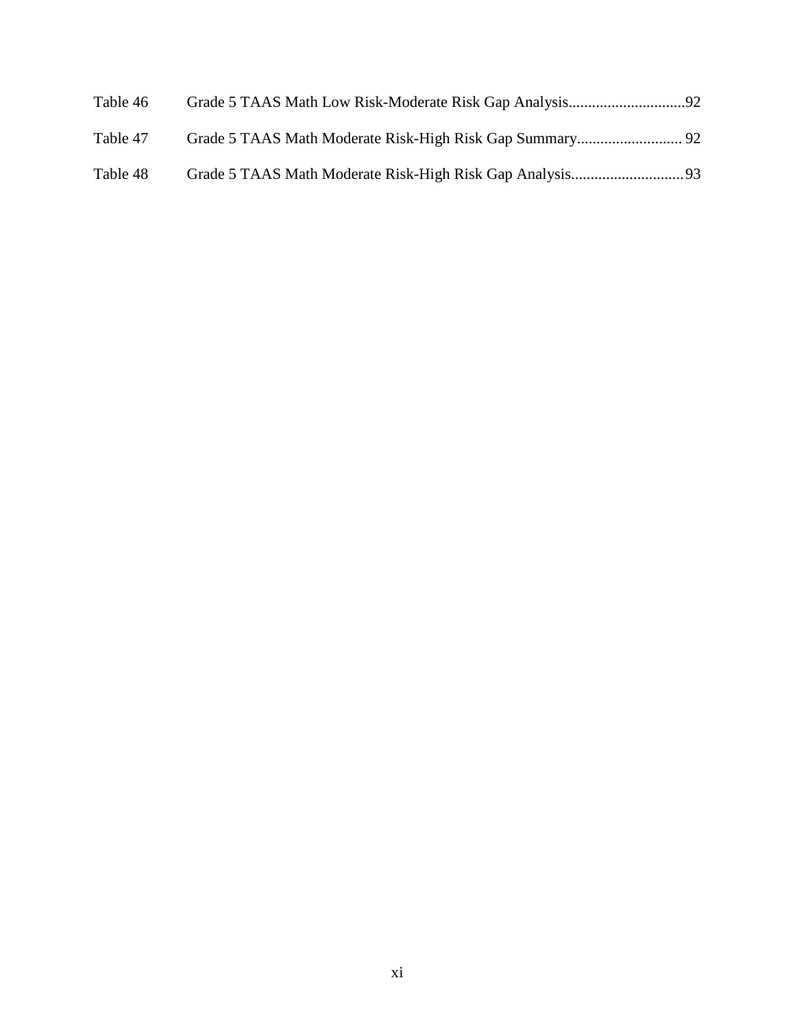| | | |
|---|---|---|
| Table 46 | Grade 5 TAAS Math Low Risk-Moderate Risk Gap Analysis | 92 |
| Table 47 | Grade 5 TAAS Math Moderate Risk-High Risk Gap Summary | 92 |
| Table 48 | Grade 5 TAAS Math Moderate Risk-High Risk Gap Analysis | 93 |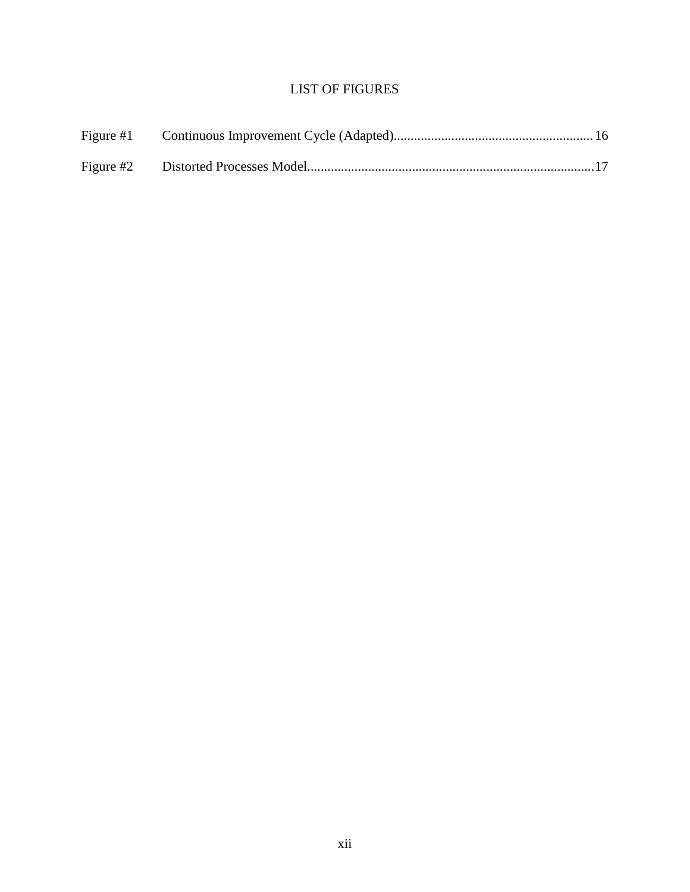# LIST OF FIGURES

Figure #1 Continuous Improvement Cycle (Adapted)........................................................16

Figure #2 Distorted Processes Model....................................................................................17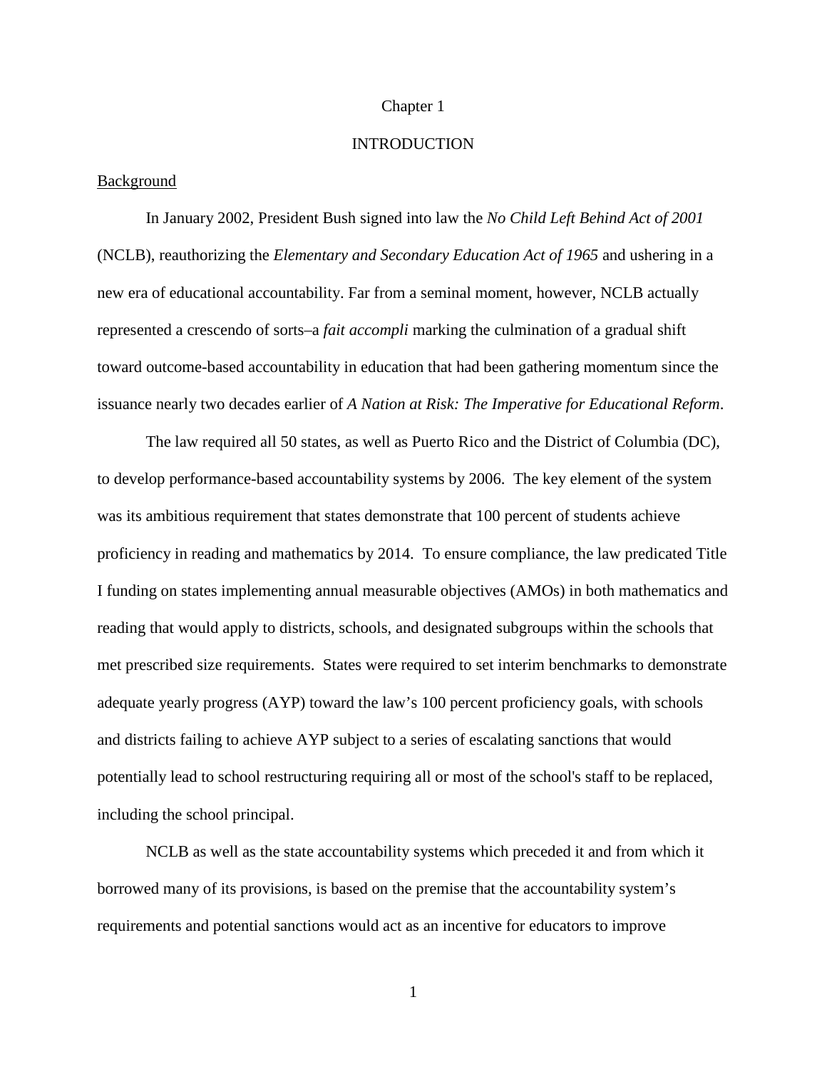# Chapter 1

# INTRODUCTION

## Background

In January 2002, President Bush signed into law the *No Child Left Behind Act of 2001* (NCLB), reauthorizing the *Elementary and Secondary Education Act of 1965* and ushering in a new era of educational accountability. Far from a seminal moment, however, NCLB actually represented a crescendo of sorts–a *fait accompli* marking the culmination of a gradual shift toward outcome-based accountability in education that had been gathering momentum since the issuance nearly two decades earlier of *A Nation at Risk: The Imperative for Educational Reform*.

The law required all 50 states, as well as Puerto Rico and the District of Columbia (DC), to develop performance-based accountability systems by 2006. The key element of the system was its ambitious requirement that states demonstrate that 100 percent of students achieve proficiency in reading and mathematics by 2014. To ensure compliance, the law predicated Title I funding on states implementing annual measurable objectives (AMOs) in both mathematics and reading that would apply to districts, schools, and designated subgroups within the schools that met prescribed size requirements. States were required to set interim benchmarks to demonstrate adequate yearly progress (AYP) toward the law's 100 percent proficiency goals, with schools and districts failing to achieve AYP subject to a series of escalating sanctions that would potentially lead to school restructuring requiring all or most of the school's staff to be replaced, including the school principal.

NCLB as well as the state accountability systems which preceded it and from which it borrowed many of its provisions, is based on the premise that the accountability system's requirements and potential sanctions would act as an incentive for educators to improve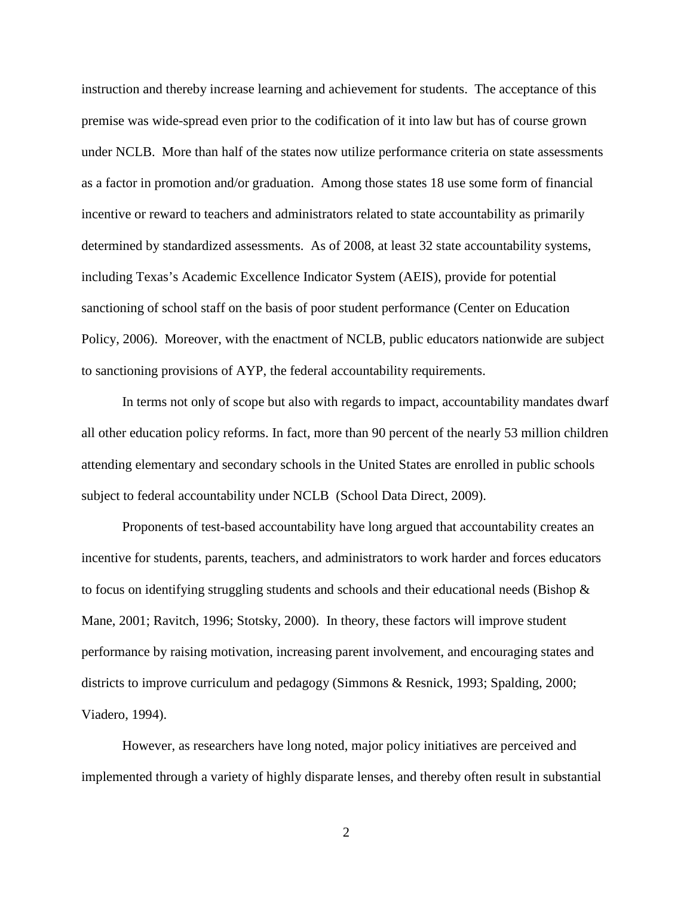instruction and thereby increase learning and achievement for students. The acceptance of this premise was wide-spread even prior to the codification of it into law but has of course grown under NCLB. More than half of the states now utilize performance criteria on state assessments as a factor in promotion and/or graduation. Among those states 18 use some form of financial incentive or reward to teachers and administrators related to state accountability as primarily determined by standardized assessments. As of 2008, at least 32 state accountability systems, including Texas's Academic Excellence Indicator System (AEIS), provide for potential sanctioning of school staff on the basis of poor student performance (Center on Education Policy, 2006). Moreover, with the enactment of NCLB, public educators nationwide are subject to sanctioning provisions of AYP, the federal accountability requirements.

In terms not only of scope but also with regards to impact, accountability mandates dwarf all other education policy reforms. In fact, more than 90 percent of the nearly 53 million children attending elementary and secondary schools in the United States are enrolled in public schools subject to federal accountability under NCLB (School Data Direct, 2009).

Proponents of test-based accountability have long argued that accountability creates an incentive for students, parents, teachers, and administrators to work harder and forces educators to focus on identifying struggling students and schools and their educational needs (Bishop & Mane, 2001; Ravitch, 1996; Stotsky, 2000). In theory, these factors will improve student performance by raising motivation, increasing parent involvement, and encouraging states and districts to improve curriculum and pedagogy (Simmons & Resnick, 1993; Spalding, 2000; Viadero, 1994).

However, as researchers have long noted, major policy initiatives are perceived and implemented through a variety of highly disparate lenses, and thereby often result in substantial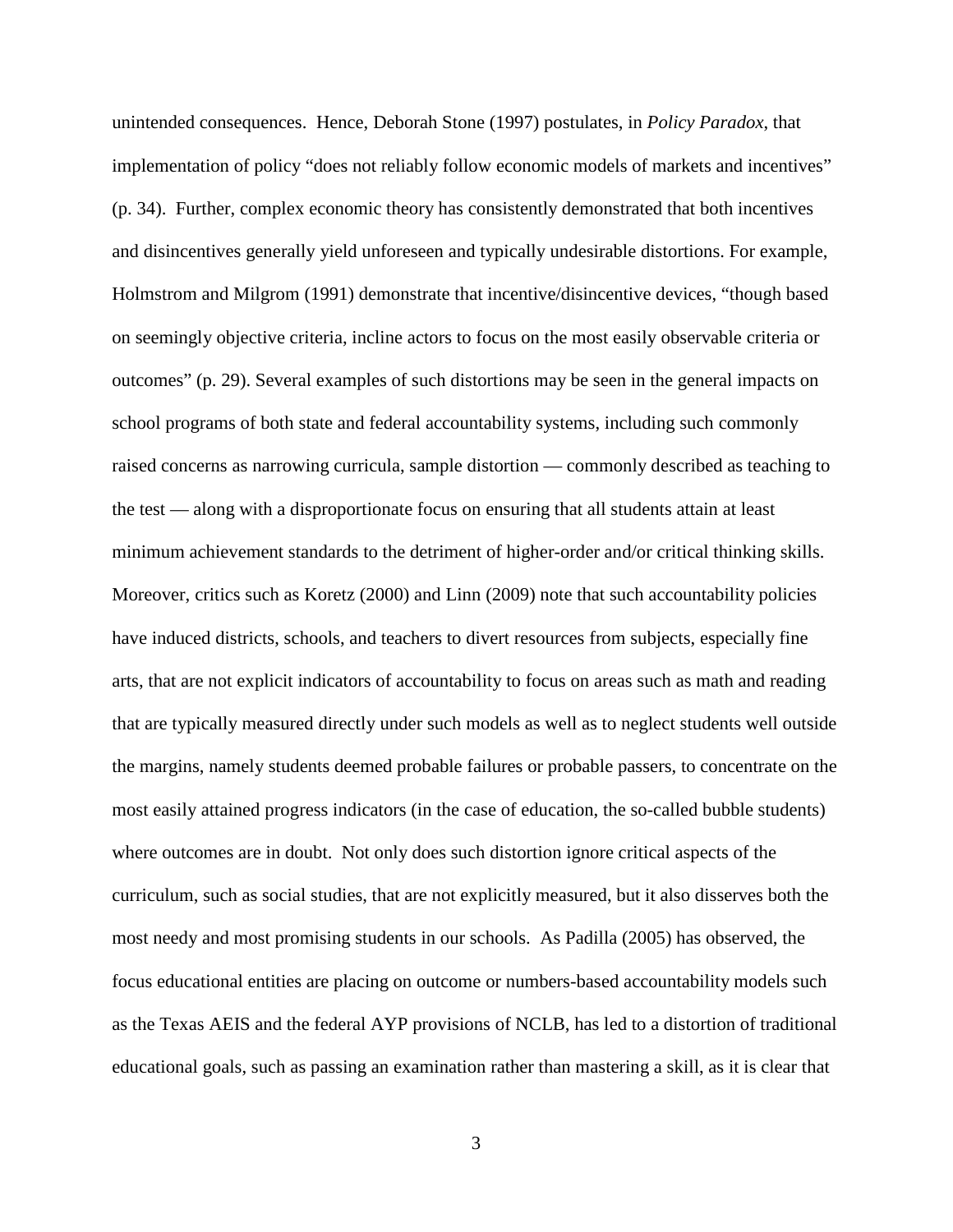unintended consequences. Hence, Deborah Stone (1997) postulates, in *Policy Paradox*, that implementation of policy "does not reliably follow economic models of markets and incentives" (p. 34). Further, complex economic theory has consistently demonstrated that both incentives and disincentives generally yield unforeseen and typically undesirable distortions. For example, Holmstrom and Milgrom (1991) demonstrate that incentive/disincentive devices, "though based on seemingly objective criteria, incline actors to focus on the most easily observable criteria or outcomes" (p. 29). Several examples of such distortions may be seen in the general impacts on school programs of both state and federal accountability systems, including such commonly raised concerns as narrowing curricula, sample distortion — commonly described as teaching to the test — along with a disproportionate focus on ensuring that all students attain at least minimum achievement standards to the detriment of higher-order and/or critical thinking skills. Moreover, critics such as Koretz (2000) and Linn (2009) note that such accountability policies have induced districts, schools, and teachers to divert resources from subjects, especially fine arts, that are not explicit indicators of accountability to focus on areas such as math and reading that are typically measured directly under such models as well as to neglect students well outside the margins, namely students deemed probable failures or probable passers, to concentrate on the most easily attained progress indicators (in the case of education, the so-called bubble students) where outcomes are in doubt. Not only does such distortion ignore critical aspects of the curriculum, such as social studies, that are not explicitly measured, but it also disserves both the most needy and most promising students in our schools. As Padilla (2005) has observed, the focus educational entities are placing on outcome or numbers-based accountability models such as the Texas AEIS and the federal AYP provisions of NCLB, has led to a distortion of traditional educational goals, such as passing an examination rather than mastering a skill, as it is clear that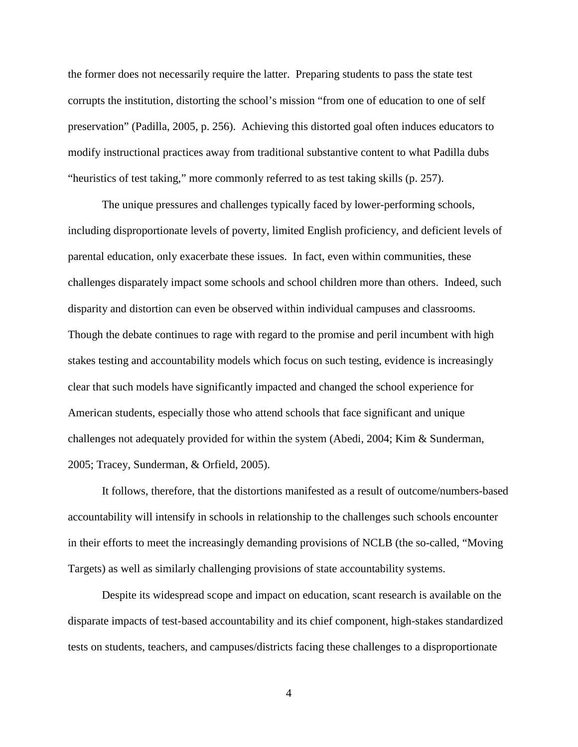the former does not necessarily require the latter. Preparing students to pass the state test corrupts the institution, distorting the school's mission "from one of education to one of self preservation" (Padilla, 2005, p. 256). Achieving this distorted goal often induces educators to modify instructional practices away from traditional substantive content to what Padilla dubs "heuristics of test taking," more commonly referred to as test taking skills (p. 257).

The unique pressures and challenges typically faced by lower-performing schools, including disproportionate levels of poverty, limited English proficiency, and deficient levels of parental education, only exacerbate these issues. In fact, even within communities, these challenges disparately impact some schools and school children more than others. Indeed, such disparity and distortion can even be observed within individual campuses and classrooms. Though the debate continues to rage with regard to the promise and peril incumbent with high stakes testing and accountability models which focus on such testing, evidence is increasingly clear that such models have significantly impacted and changed the school experience for American students, especially those who attend schools that face significant and unique challenges not adequately provided for within the system (Abedi, 2004; Kim & Sunderman, 2005; Tracey, Sunderman, & Orfield, 2005).

It follows, therefore, that the distortions manifested as a result of outcome/numbers-based accountability will intensify in schools in relationship to the challenges such schools encounter in their efforts to meet the increasingly demanding provisions of NCLB (the so-called, "Moving Targets) as well as similarly challenging provisions of state accountability systems.

Despite its widespread scope and impact on education, scant research is available on the disparate impacts of test-based accountability and its chief component, high-stakes standardized tests on students, teachers, and campuses/districts facing these challenges to a disproportionate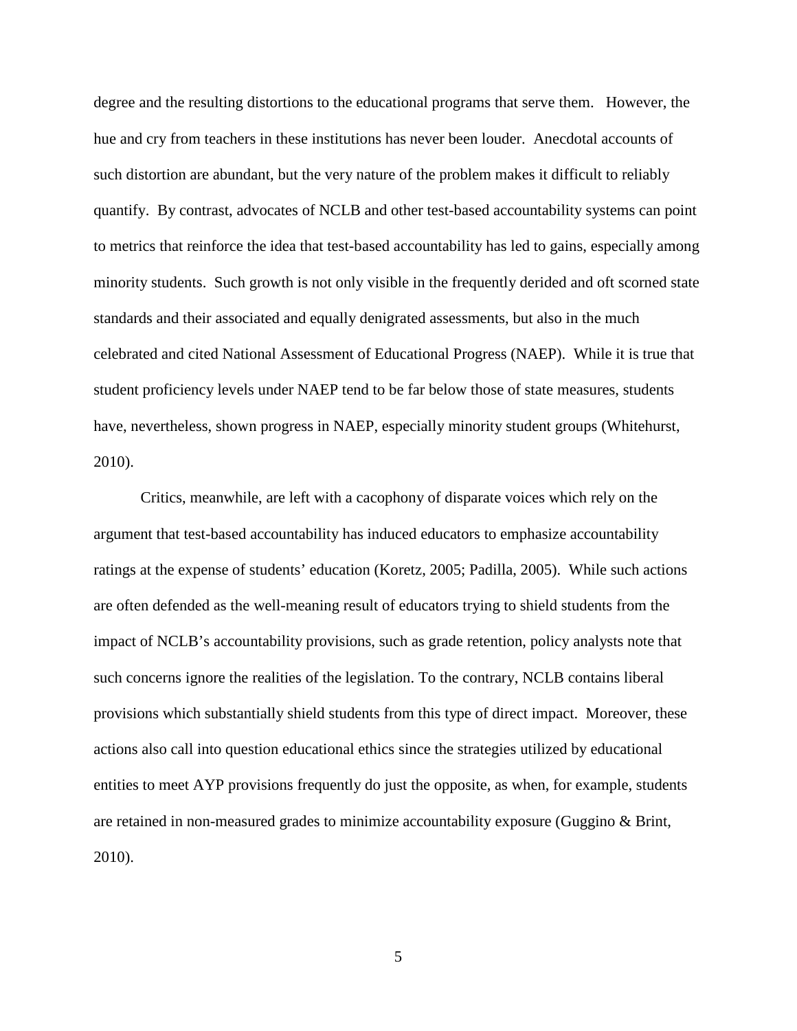degree and the resulting distortions to the educational programs that serve them. However, the hue and cry from teachers in these institutions has never been louder. Anecdotal accounts of such distortion are abundant, but the very nature of the problem makes it difficult to reliably quantify. By contrast, advocates of NCLB and other test-based accountability systems can point to metrics that reinforce the idea that test-based accountability has led to gains, especially among minority students. Such growth is not only visible in the frequently derided and oft scorned state standards and their associated and equally denigrated assessments, but also in the much celebrated and cited National Assessment of Educational Progress (NAEP). While it is true that student proficiency levels under NAEP tend to be far below those of state measures, students have, nevertheless, shown progress in NAEP, especially minority student groups (Whitehurst, 2010).

Critics, meanwhile, are left with a cacophony of disparate voices which rely on the argument that test-based accountability has induced educators to emphasize accountability ratings at the expense of students' education (Koretz, 2005; Padilla, 2005). While such actions are often defended as the well-meaning result of educators trying to shield students from the impact of NCLB's accountability provisions, such as grade retention, policy analysts note that such concerns ignore the realities of the legislation. To the contrary, NCLB contains liberal provisions which substantially shield students from this type of direct impact. Moreover, these actions also call into question educational ethics since the strategies utilized by educational entities to meet AYP provisions frequently do just the opposite, as when, for example, students are retained in non-measured grades to minimize accountability exposure (Guggino & Brint, 2010).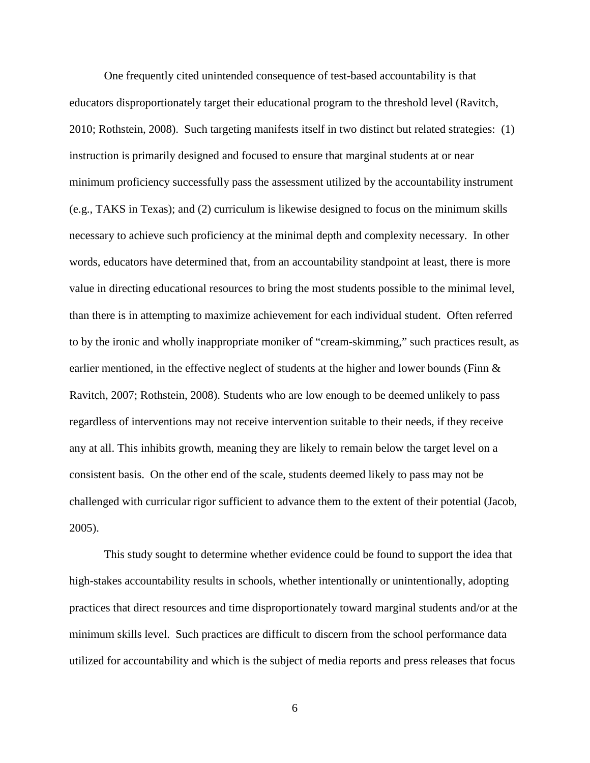One frequently cited unintended consequence of test-based accountability is that educators disproportionately target their educational program to the threshold level (Ravitch, 2010; Rothstein, 2008). Such targeting manifests itself in two distinct but related strategies: (1) instruction is primarily designed and focused to ensure that marginal students at or near minimum proficiency successfully pass the assessment utilized by the accountability instrument (e.g., TAKS in Texas); and (2) curriculum is likewise designed to focus on the minimum skills necessary to achieve such proficiency at the minimal depth and complexity necessary. In other words, educators have determined that, from an accountability standpoint at least, there is more value in directing educational resources to bring the most students possible to the minimal level, than there is in attempting to maximize achievement for each individual student. Often referred to by the ironic and wholly inappropriate moniker of "cream-skimming," such practices result, as earlier mentioned, in the effective neglect of students at the higher and lower bounds (Finn & Ravitch, 2007; Rothstein, 2008). Students who are low enough to be deemed unlikely to pass regardless of interventions may not receive intervention suitable to their needs, if they receive any at all. This inhibits growth, meaning they are likely to remain below the target level on a consistent basis. On the other end of the scale, students deemed likely to pass may not be challenged with curricular rigor sufficient to advance them to the extent of their potential (Jacob, 2005).

This study sought to determine whether evidence could be found to support the idea that high-stakes accountability results in schools, whether intentionally or unintentionally, adopting practices that direct resources and time disproportionately toward marginal students and/or at the minimum skills level. Such practices are difficult to discern from the school performance data utilized for accountability and which is the subject of media reports and press releases that focus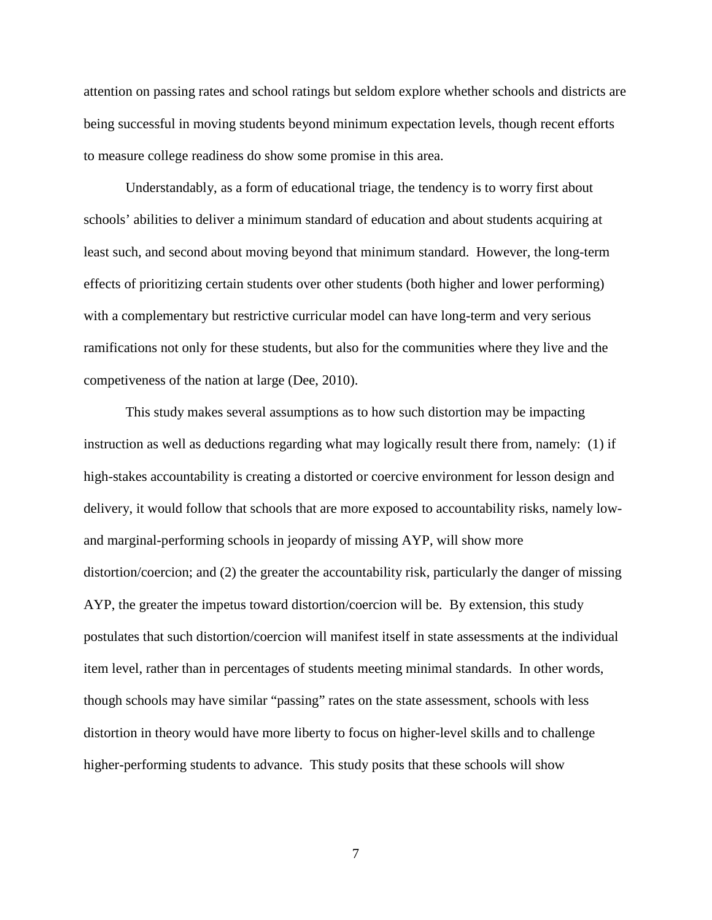attention on passing rates and school ratings but seldom explore whether schools and districts are being successful in moving students beyond minimum expectation levels, though recent efforts to measure college readiness do show some promise in this area.

Understandably, as a form of educational triage, the tendency is to worry first about schools' abilities to deliver a minimum standard of education and about students acquiring at least such, and second about moving beyond that minimum standard. However, the long-term effects of prioritizing certain students over other students (both higher and lower performing) with a complementary but restrictive curricular model can have long-term and very serious ramifications not only for these students, but also for the communities where they live and the competiveness of the nation at large (Dee, 2010).

This study makes several assumptions as to how such distortion may be impacting instruction as well as deductions regarding what may logically result there from, namely: (1) if high-stakes accountability is creating a distorted or coercive environment for lesson design and delivery, it would follow that schools that are more exposed to accountability risks, namely low- and marginal-performing schools in jeopardy of missing AYP, will show more distortion/coercion; and (2) the greater the accountability risk, particularly the danger of missing AYP, the greater the impetus toward distortion/coercion will be. By extension, this study postulates that such distortion/coercion will manifest itself in state assessments at the individual item level, rather than in percentages of students meeting minimal standards. In other words, though schools may have similar "passing" rates on the state assessment, schools with less distortion in theory would have more liberty to focus on higher-level skills and to challenge higher-performing students to advance. This study posits that these schools will show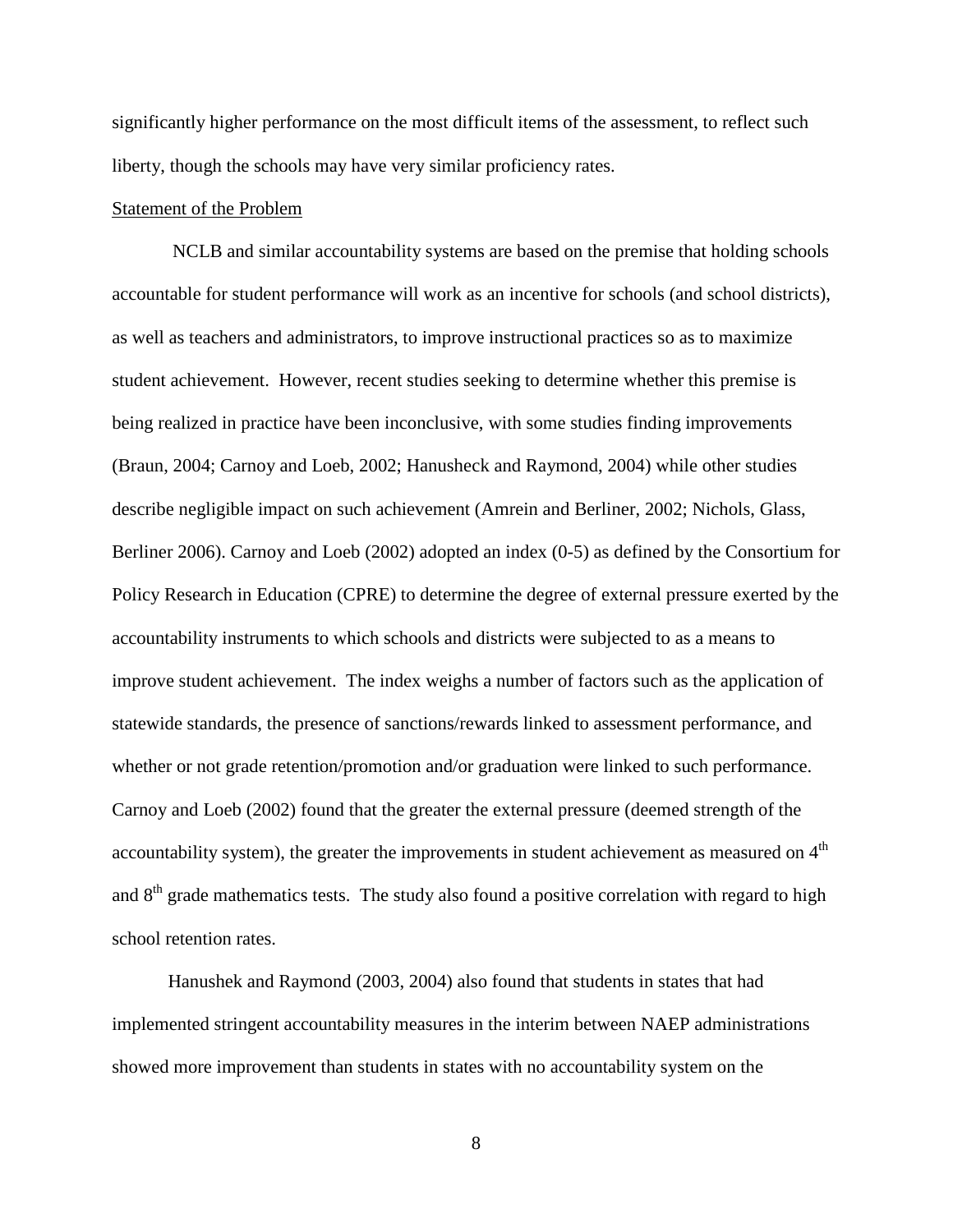significantly higher performance on the most difficult items of the assessment, to reflect such liberty, though the schools may have very similar proficiency rates.

Statement of the Problem

NCLB and similar accountability systems are based on the premise that holding schools accountable for student performance will work as an incentive for schools (and school districts), as well as teachers and administrators, to improve instructional practices so as to maximize student achievement. However, recent studies seeking to determine whether this premise is being realized in practice have been inconclusive, with some studies finding improvements (Braun, 2004; Carnoy and Loeb, 2002; Hanusheck and Raymond, 2004) while other studies describe negligible impact on such achievement (Amrein and Berliner, 2002; Nichols, Glass, Berliner 2006). Carnoy and Loeb (2002) adopted an index (0-5) as defined by the Consortium for Policy Research in Education (CPRE) to determine the degree of external pressure exerted by the accountability instruments to which schools and districts were subjected to as a means to improve student achievement. The index weighs a number of factors such as the application of statewide standards, the presence of sanctions/rewards linked to assessment performance, and whether or not grade retention/promotion and/or graduation were linked to such performance. Carnoy and Loeb (2002) found that the greater the external pressure (deemed strength of the accountability system), the greater the improvements in student achievement as measured on 4th and 8th grade mathematics tests. The study also found a positive correlation with regard to high school retention rates.

Hanushek and Raymond (2003, 2004) also found that students in states that had implemented stringent accountability measures in the interim between NAEP administrations showed more improvement than students in states with no accountability system on the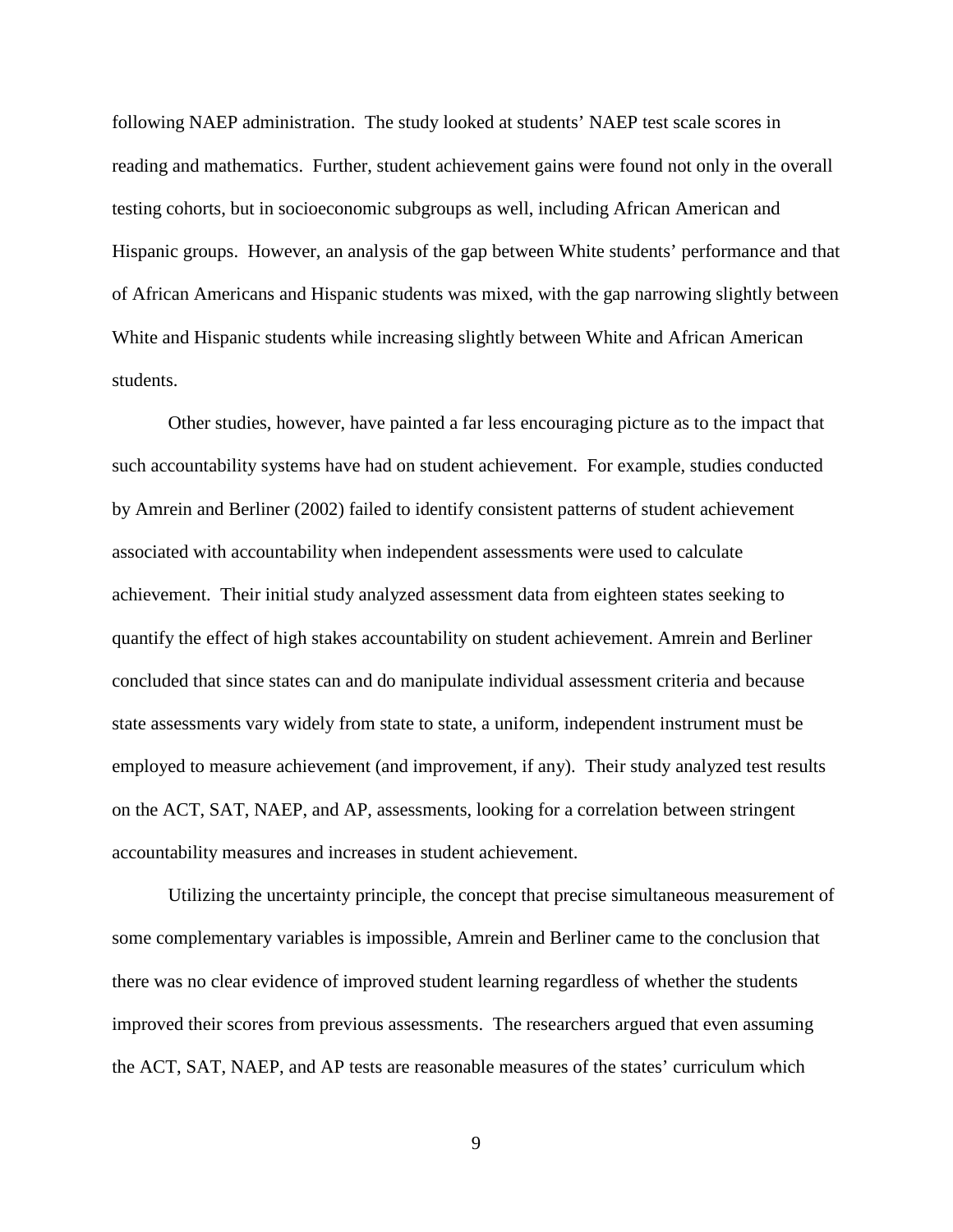following NAEP administration. The study looked at students' NAEP test scale scores in reading and mathematics. Further, student achievement gains were found not only in the overall testing cohorts, but in socioeconomic subgroups as well, including African American and Hispanic groups. However, an analysis of the gap between White students' performance and that of African Americans and Hispanic students was mixed, with the gap narrowing slightly between White and Hispanic students while increasing slightly between White and African American students.

Other studies, however, have painted a far less encouraging picture as to the impact that such accountability systems have had on student achievement. For example, studies conducted by Amrein and Berliner (2002) failed to identify consistent patterns of student achievement associated with accountability when independent assessments were used to calculate achievement. Their initial study analyzed assessment data from eighteen states seeking to quantify the effect of high stakes accountability on student achievement. Amrein and Berliner concluded that since states can and do manipulate individual assessment criteria and because state assessments vary widely from state to state, a uniform, independent instrument must be employed to measure achievement (and improvement, if any). Their study analyzed test results on the ACT, SAT, NAEP, and AP, assessments, looking for a correlation between stringent accountability measures and increases in student achievement.

Utilizing the uncertainty principle, the concept that precise simultaneous measurement of some complementary variables is impossible, Amrein and Berliner came to the conclusion that there was no clear evidence of improved student learning regardless of whether the students improved their scores from previous assessments. The researchers argued that even assuming the ACT, SAT, NAEP, and AP tests are reasonable measures of the states' curriculum which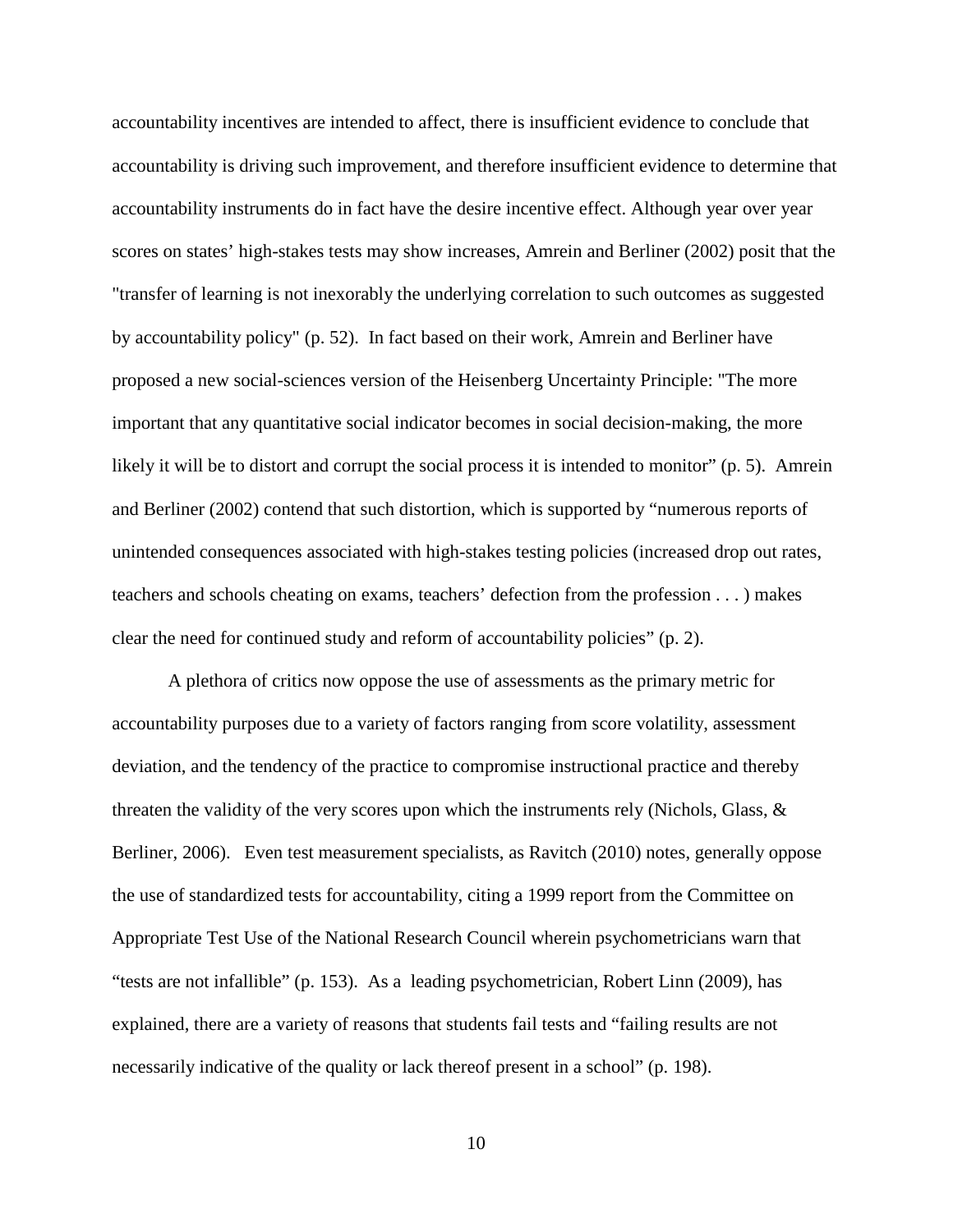accountability incentives are intended to affect, there is insufficient evidence to conclude that accountability is driving such improvement, and therefore insufficient evidence to determine that accountability instruments do in fact have the desire incentive effect. Although year over year scores on states' high-stakes tests may show increases, Amrein and Berliner (2002) posit that the "transfer of learning is not inexorably the underlying correlation to such outcomes as suggested by accountability policy" (p. 52). In fact based on their work, Amrein and Berliner have proposed a new social-sciences version of the Heisenberg Uncertainty Principle: "The more important that any quantitative social indicator becomes in social decision-making, the more likely it will be to distort and corrupt the social process it is intended to monitor" (p. 5). Amrein and Berliner (2002) contend that such distortion, which is supported by "numerous reports of unintended consequences associated with high-stakes testing policies (increased drop out rates, teachers and schools cheating on exams, teachers' defection from the profession . . . ) makes clear the need for continued study and reform of accountability policies" (p. 2).

A plethora of critics now oppose the use of assessments as the primary metric for accountability purposes due to a variety of factors ranging from score volatility, assessment deviation, and the tendency of the practice to compromise instructional practice and thereby threaten the validity of the very scores upon which the instruments rely (Nichols, Glass, & Berliner, 2006). Even test measurement specialists, as Ravitch (2010) notes, generally oppose the use of standardized tests for accountability, citing a 1999 report from the Committee on Appropriate Test Use of the National Research Council wherein psychometricians warn that "tests are not infallible" (p. 153). As a leading psychometrician, Robert Linn (2009), has explained, there are a variety of reasons that students fail tests and "failing results are not necessarily indicative of the quality or lack thereof present in a school" (p. 198).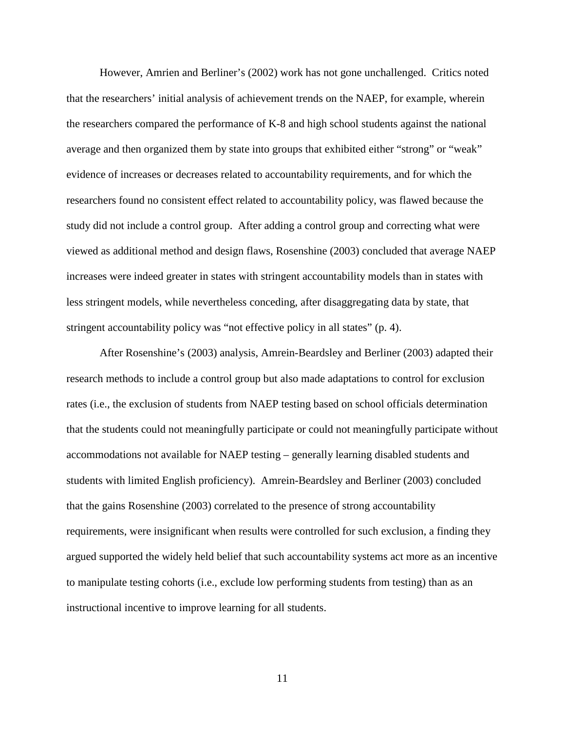However, Amrien and Berliner's (2002) work has not gone unchallenged. Critics noted that the researchers' initial analysis of achievement trends on the NAEP, for example, wherein the researchers compared the performance of K-8 and high school students against the national average and then organized them by state into groups that exhibited either "strong" or "weak" evidence of increases or decreases related to accountability requirements, and for which the researchers found no consistent effect related to accountability policy, was flawed because the study did not include a control group. After adding a control group and correcting what were viewed as additional method and design flaws, Rosenshine (2003) concluded that average NAEP increases were indeed greater in states with stringent accountability models than in states with less stringent models, while nevertheless conceding, after disaggregating data by state, that stringent accountability policy was "not effective policy in all states" (p. 4).

After Rosenshine's (2003) analysis, Amrein-Beardsley and Berliner (2003) adapted their research methods to include a control group but also made adaptations to control for exclusion rates (i.e., the exclusion of students from NAEP testing based on school officials determination that the students could not meaningfully participate or could not meaningfully participate without accommodations not available for NAEP testing – generally learning disabled students and students with limited English proficiency). Amrein-Beardsley and Berliner (2003) concluded that the gains Rosenshine (2003) correlated to the presence of strong accountability requirements, were insignificant when results were controlled for such exclusion, a finding they argued supported the widely held belief that such accountability systems act more as an incentive to manipulate testing cohorts (i.e., exclude low performing students from testing) than as an instructional incentive to improve learning for all students.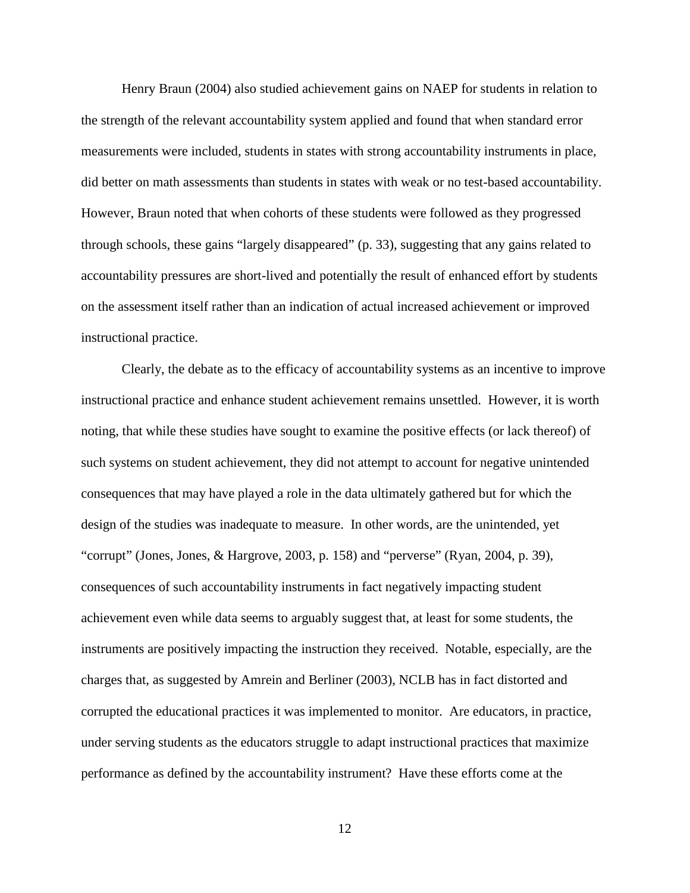Henry Braun (2004) also studied achievement gains on NAEP for students in relation to the strength of the relevant accountability system applied and found that when standard error measurements were included, students in states with strong accountability instruments in place, did better on math assessments than students in states with weak or no test-based accountability. However, Braun noted that when cohorts of these students were followed as they progressed through schools, these gains "largely disappeared" (p. 33), suggesting that any gains related to accountability pressures are short-lived and potentially the result of enhanced effort by students on the assessment itself rather than an indication of actual increased achievement or improved instructional practice.

Clearly, the debate as to the efficacy of accountability systems as an incentive to improve instructional practice and enhance student achievement remains unsettled. However, it is worth noting, that while these studies have sought to examine the positive effects (or lack thereof) of such systems on student achievement, they did not attempt to account for negative unintended consequences that may have played a role in the data ultimately gathered but for which the design of the studies was inadequate to measure. In other words, are the unintended, yet "corrupt" (Jones, Jones, & Hargrove, 2003, p. 158) and "perverse" (Ryan, 2004, p. 39), consequences of such accountability instruments in fact negatively impacting student achievement even while data seems to arguably suggest that, at least for some students, the instruments are positively impacting the instruction they received. Notable, especially, are the charges that, as suggested by Amrein and Berliner (2003), NCLB has in fact distorted and corrupted the educational practices it was implemented to monitor. Are educators, in practice, under serving students as the educators struggle to adapt instructional practices that maximize performance as defined by the accountability instrument? Have these efforts come at the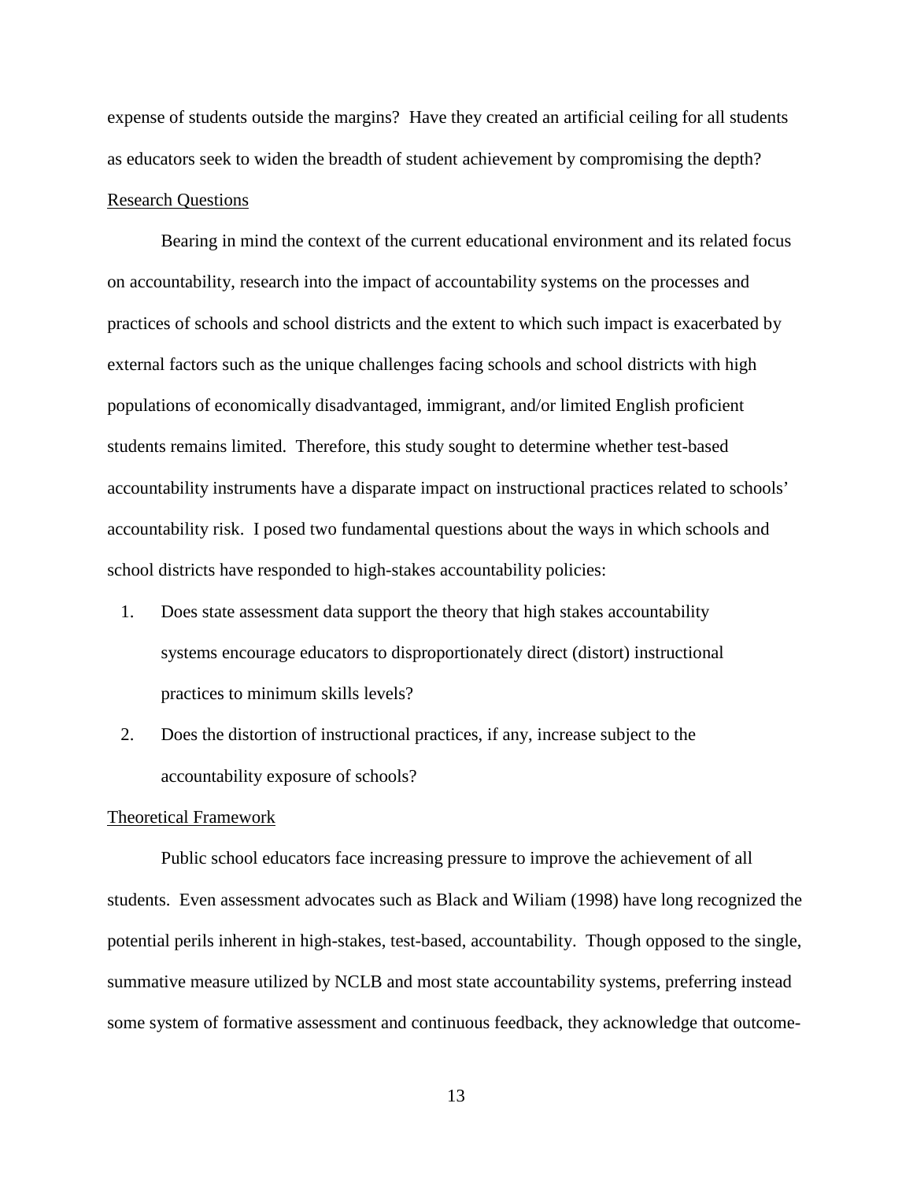expense of students outside the margins? Have they created an artificial ceiling for all students as educators seek to widen the breadth of student achievement by compromising the depth?

## Research Questions

Bearing in mind the context of the current educational environment and its related focus on accountability, research into the impact of accountability systems on the processes and practices of schools and school districts and the extent to which such impact is exacerbated by external factors such as the unique challenges facing schools and school districts with high populations of economically disadvantaged, immigrant, and/or limited English proficient students remains limited. Therefore, this study sought to determine whether test-based accountability instruments have a disparate impact on instructional practices related to schools' accountability risk. I posed two fundamental questions about the ways in which schools and school districts have responded to high-stakes accountability policies:

1. Does state assessment data support the theory that high stakes accountability systems encourage educators to disproportionately direct (distort) instructional practices to minimum skills levels?
2. Does the distortion of instructional practices, if any, increase subject to the accountability exposure of schools?

## Theoretical Framework

Public school educators face increasing pressure to improve the achievement of all students. Even assessment advocates such as Black and Wiliam (1998) have long recognized the potential perils inherent in high-stakes, test-based, accountability. Though opposed to the single, summative measure utilized by NCLB and most state accountability systems, preferring instead some system of formative assessment and continuous feedback, they acknowledge that outcome-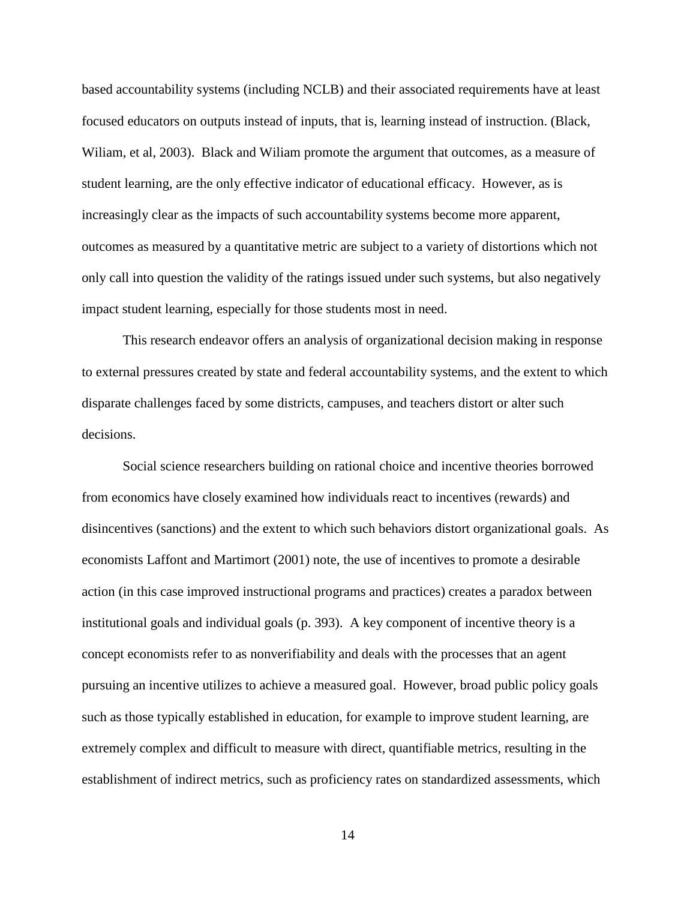based accountability systems (including NCLB) and their associated requirements have at least focused educators on outputs instead of inputs, that is, learning instead of instruction. (Black, Wiliam, et al, 2003). Black and Wiliam promote the argument that outcomes, as a measure of student learning, are the only effective indicator of educational efficacy. However, as is increasingly clear as the impacts of such accountability systems become more apparent, outcomes as measured by a quantitative metric are subject to a variety of distortions which not only call into question the validity of the ratings issued under such systems, but also negatively impact student learning, especially for those students most in need.

This research endeavor offers an analysis of organizational decision making in response to external pressures created by state and federal accountability systems, and the extent to which disparate challenges faced by some districts, campuses, and teachers distort or alter such decisions.

Social science researchers building on rational choice and incentive theories borrowed from economics have closely examined how individuals react to incentives (rewards) and disincentives (sanctions) and the extent to which such behaviors distort organizational goals. As economists Laffont and Martimort (2001) note, the use of incentives to promote a desirable action (in this case improved instructional programs and practices) creates a paradox between institutional goals and individual goals (p. 393). A key component of incentive theory is a concept economists refer to as nonverifiability and deals with the processes that an agent pursuing an incentive utilizes to achieve a measured goal. However, broad public policy goals such as those typically established in education, for example to improve student learning, are extremely complex and difficult to measure with direct, quantifiable metrics, resulting in the establishment of indirect metrics, such as proficiency rates on standardized assessments, which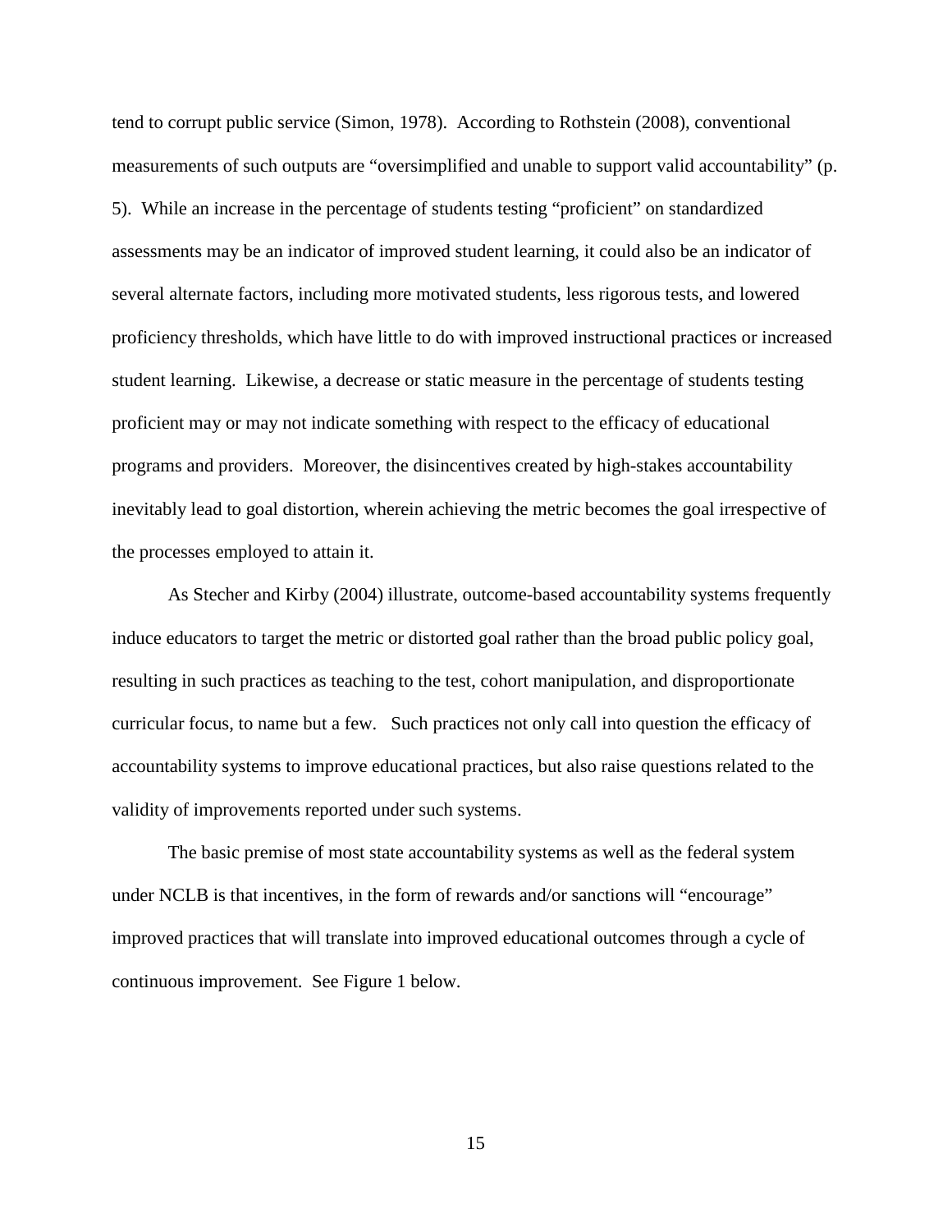tend to corrupt public service (Simon, 1978). According to Rothstein (2008), conventional measurements of such outputs are "oversimplified and unable to support valid accountability" (p. 5). While an increase in the percentage of students testing "proficient" on standardized assessments may be an indicator of improved student learning, it could also be an indicator of several alternate factors, including more motivated students, less rigorous tests, and lowered proficiency thresholds, which have little to do with improved instructional practices or increased student learning. Likewise, a decrease or static measure in the percentage of students testing proficient may or may not indicate something with respect to the efficacy of educational programs and providers. Moreover, the disincentives created by high-stakes accountability inevitably lead to goal distortion, wherein achieving the metric becomes the goal irrespective of the processes employed to attain it.

As Stecher and Kirby (2004) illustrate, outcome-based accountability systems frequently induce educators to target the metric or distorted goal rather than the broad public policy goal, resulting in such practices as teaching to the test, cohort manipulation, and disproportionate curricular focus, to name but a few. Such practices not only call into question the efficacy of accountability systems to improve educational practices, but also raise questions related to the validity of improvements reported under such systems.

The basic premise of most state accountability systems as well as the federal system under NCLB is that incentives, in the form of rewards and/or sanctions will "encourage" improved practices that will translate into improved educational outcomes through a cycle of continuous improvement. See Figure 1 below.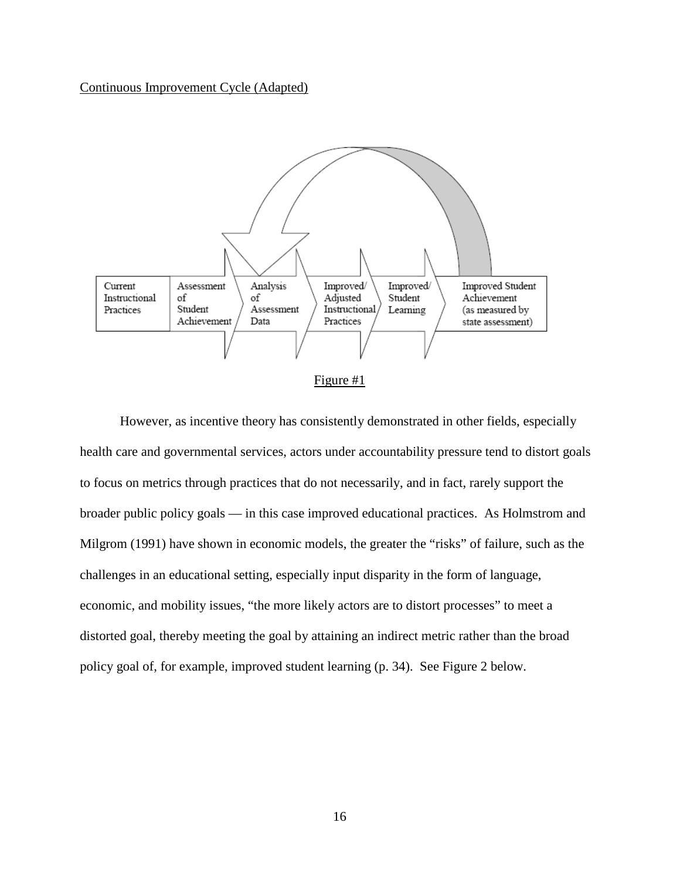Continuous Improvement Cycle (Adapted)

Current Instructional Practices → Assessment of Student Achievement → Analysis of Assessment Data → Improved/ Adjusted Instructional Practices → Improved/ Student Learning → Improved Student Achievement (as measured by state assessment)

Figure #1

However, as incentive theory has consistently demonstrated in other fields, especially health care and governmental services, actors under accountability pressure tend to distort goals to focus on metrics through practices that do not necessarily, and in fact, rarely support the broader public policy goals — in this case improved educational practices. As Holmstrom and Milgrom (1991) have shown in economic models, the greater the "risks" of failure, such as the challenges in an educational setting, especially input disparity in the form of language, economic, and mobility issues, "the more likely actors are to distort processes" to meet a distorted goal, thereby meeting the goal by attaining an indirect metric rather than the broad policy goal of, for example, improved student learning (p. 34). See Figure 2 below.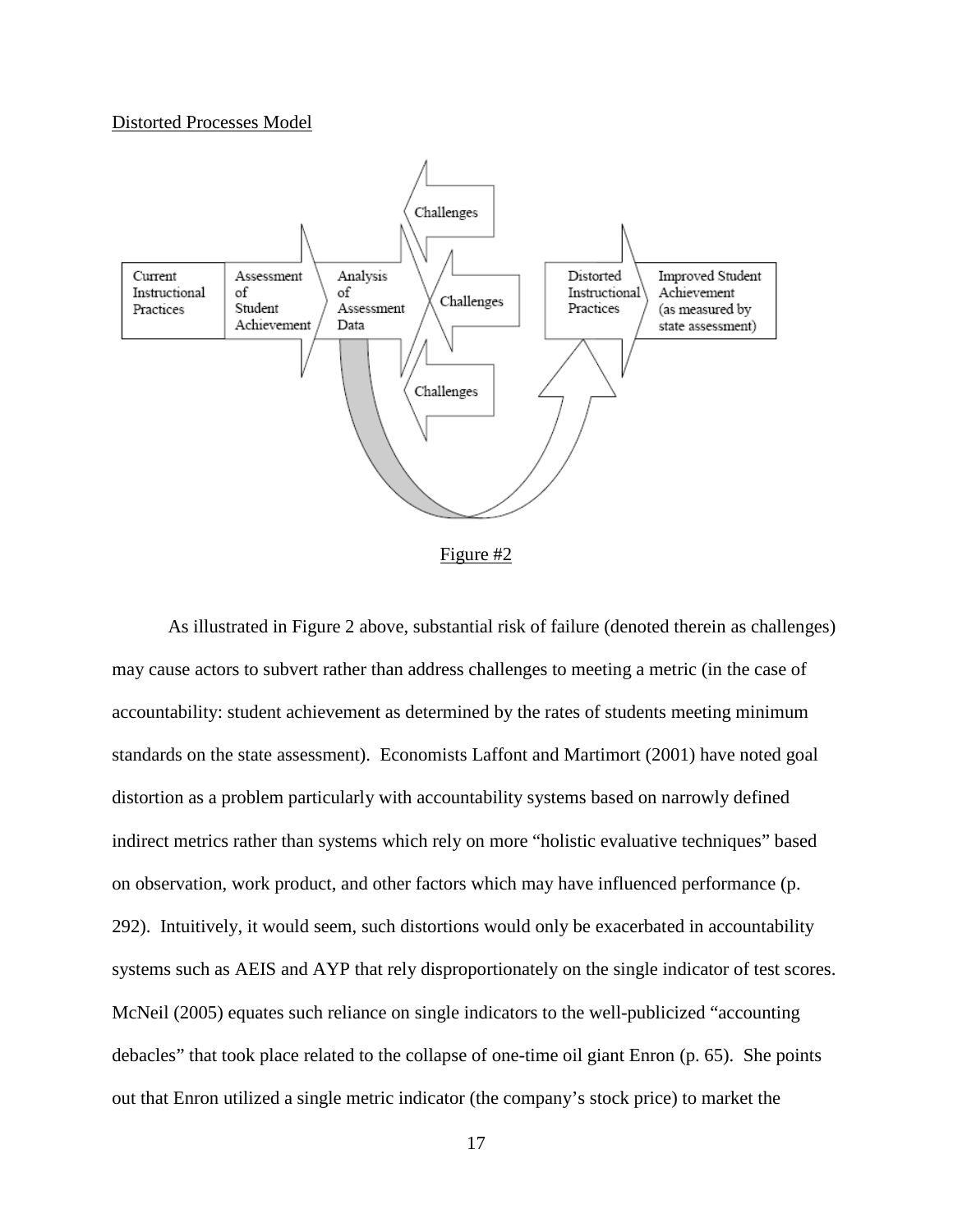Distorted Processes Model

Current Instructional Practices

Assessment of Student Achievement

Analysis of Assessment Data

Challenges

Challenges

Challenges

Distorted Instructional Practices

Improved Student Achievement (as measured by state assessment)

Figure #2

As illustrated in Figure 2 above, substantial risk of failure (denoted therein as challenges) may cause actors to subvert rather than address challenges to meeting a metric (in the case of accountability: student achievement as determined by the rates of students meeting minimum standards on the state assessment). Economists Laffont and Martimort (2001) have noted goal distortion as a problem particularly with accountability systems based on narrowly defined indirect metrics rather than systems which rely on more "holistic evaluative techniques" based on observation, work product, and other factors which may have influenced performance (p. 292). Intuitively, it would seem, such distortions would only be exacerbated in accountability systems such as AEIS and AYP that rely disproportionately on the single indicator of test scores. McNeil (2005) equates such reliance on single indicators to the well-publicized "accounting debacles" that took place related to the collapse of one-time oil giant Enron (p. 65). She points out that Enron utilized a single metric indicator (the company's stock price) to market the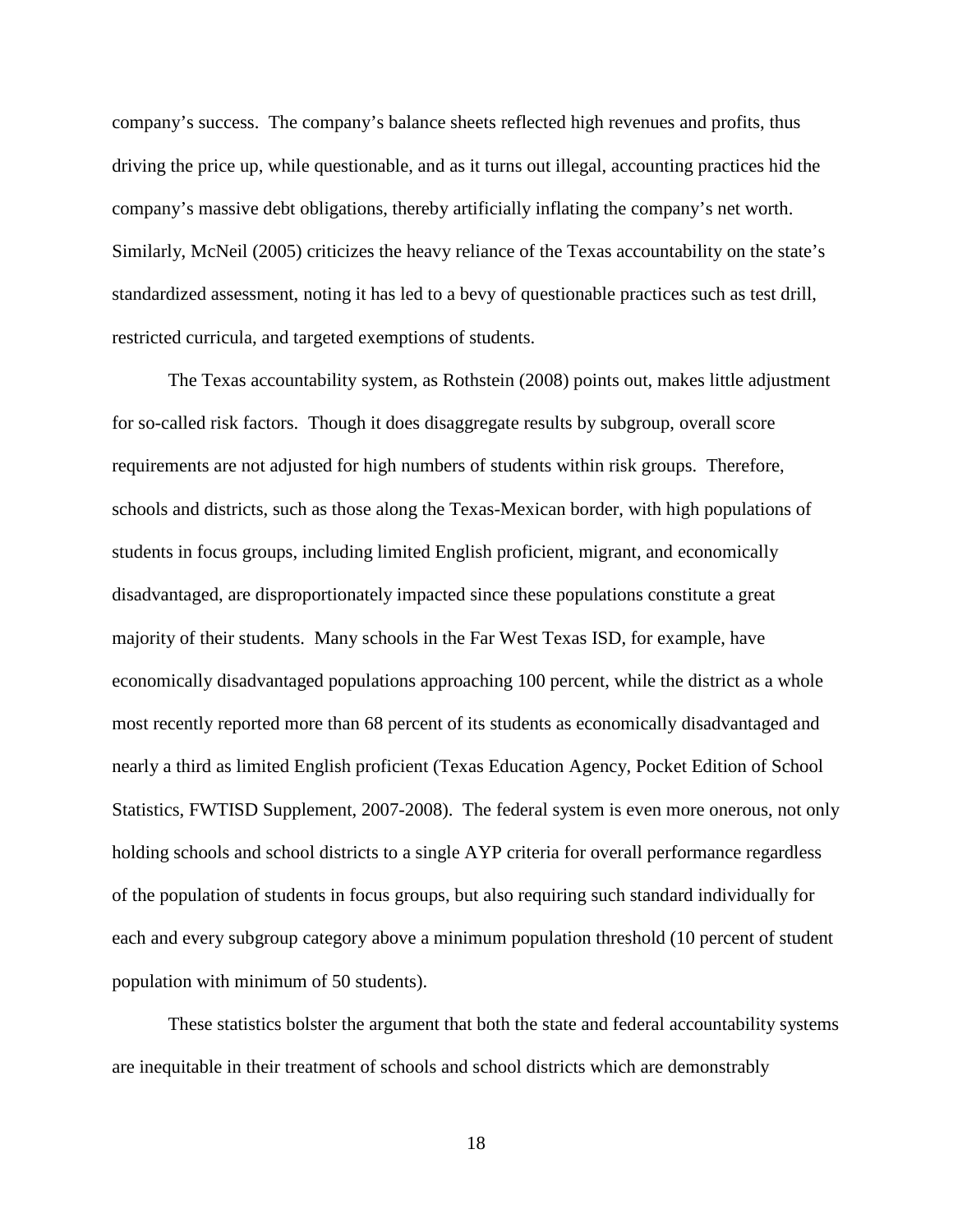company's success. The company's balance sheets reflected high revenues and profits, thus driving the price up, while questionable, and as it turns out illegal, accounting practices hid the company's massive debt obligations, thereby artificially inflating the company's net worth. Similarly, McNeil (2005) criticizes the heavy reliance of the Texas accountability on the state's standardized assessment, noting it has led to a bevy of questionable practices such as test drill, restricted curricula, and targeted exemptions of students.

The Texas accountability system, as Rothstein (2008) points out, makes little adjustment for so-called risk factors. Though it does disaggregate results by subgroup, overall score requirements are not adjusted for high numbers of students within risk groups. Therefore, schools and districts, such as those along the Texas-Mexican border, with high populations of students in focus groups, including limited English proficient, migrant, and economically disadvantaged, are disproportionately impacted since these populations constitute a great majority of their students. Many schools in the Far West Texas ISD, for example, have economically disadvantaged populations approaching 100 percent, while the district as a whole most recently reported more than 68 percent of its students as economically disadvantaged and nearly a third as limited English proficient (Texas Education Agency, Pocket Edition of School Statistics, FWTISD Supplement, 2007-2008). The federal system is even more onerous, not only holding schools and school districts to a single AYP criteria for overall performance regardless of the population of students in focus groups, but also requiring such standard individually for each and every subgroup category above a minimum population threshold (10 percent of student population with minimum of 50 students).

These statistics bolster the argument that both the state and federal accountability systems are inequitable in their treatment of schools and school districts which are demonstrably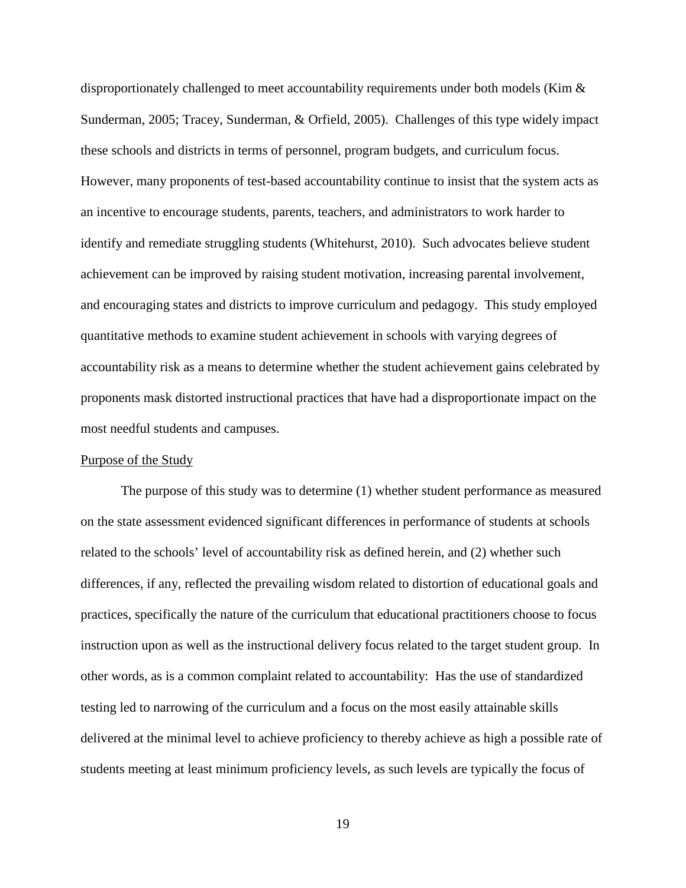disproportionately challenged to meet accountability requirements under both models (Kim & Sunderman, 2005; Tracey, Sunderman, & Orfield, 2005). Challenges of this type widely impact these schools and districts in terms of personnel, program budgets, and curriculum focus. However, many proponents of test-based accountability continue to insist that the system acts as an incentive to encourage students, parents, teachers, and administrators to work harder to identify and remediate struggling students (Whitehurst, 2010). Such advocates believe student achievement can be improved by raising student motivation, increasing parental involvement, and encouraging states and districts to improve curriculum and pedagogy. This study employed quantitative methods to examine student achievement in schools with varying degrees of accountability risk as a means to determine whether the student achievement gains celebrated by proponents mask distorted instructional practices that have had a disproportionate impact on the most needful students and campuses.

## Purpose of the Study

The purpose of this study was to determine (1) whether student performance as measured on the state assessment evidenced significant differences in performance of students at schools related to the schools' level of accountability risk as defined herein, and (2) whether such differences, if any, reflected the prevailing wisdom related to distortion of educational goals and practices, specifically the nature of the curriculum that educational practitioners choose to focus instruction upon as well as the instructional delivery focus related to the target student group. In other words, as is a common complaint related to accountability: Has the use of standardized testing led to narrowing of the curriculum and a focus on the most easily attainable skills delivered at the minimal level to achieve proficiency to thereby achieve as high a possible rate of students meeting at least minimum proficiency levels, as such levels are typically the focus of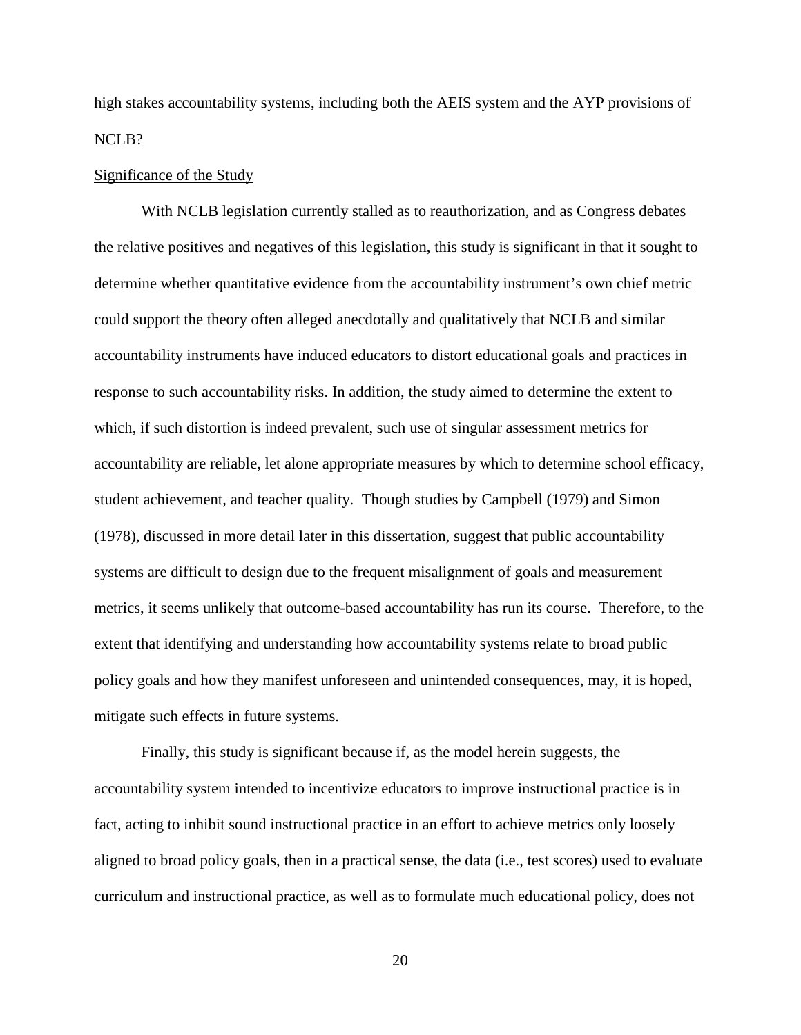high stakes accountability systems, including both the AEIS system and the AYP provisions of NCLB?

Significance of the Study

With NCLB legislation currently stalled as to reauthorization, and as Congress debates the relative positives and negatives of this legislation, this study is significant in that it sought to determine whether quantitative evidence from the accountability instrument's own chief metric could support the theory often alleged anecdotally and qualitatively that NCLB and similar accountability instruments have induced educators to distort educational goals and practices in response to such accountability risks. In addition, the study aimed to determine the extent to which, if such distortion is indeed prevalent, such use of singular assessment metrics for accountability are reliable, let alone appropriate measures by which to determine school efficacy, student achievement, and teacher quality. Though studies by Campbell (1979) and Simon (1978), discussed in more detail later in this dissertation, suggest that public accountability systems are difficult to design due to the frequent misalignment of goals and measurement metrics, it seems unlikely that outcome-based accountability has run its course. Therefore, to the extent that identifying and understanding how accountability systems relate to broad public policy goals and how they manifest unforeseen and unintended consequences, may, it is hoped, mitigate such effects in future systems.

Finally, this study is significant because if, as the model herein suggests, the accountability system intended to incentivize educators to improve instructional practice is in fact, acting to inhibit sound instructional practice in an effort to achieve metrics only loosely aligned to broad policy goals, then in a practical sense, the data (i.e., test scores) used to evaluate curriculum and instructional practice, as well as to formulate much educational policy, does not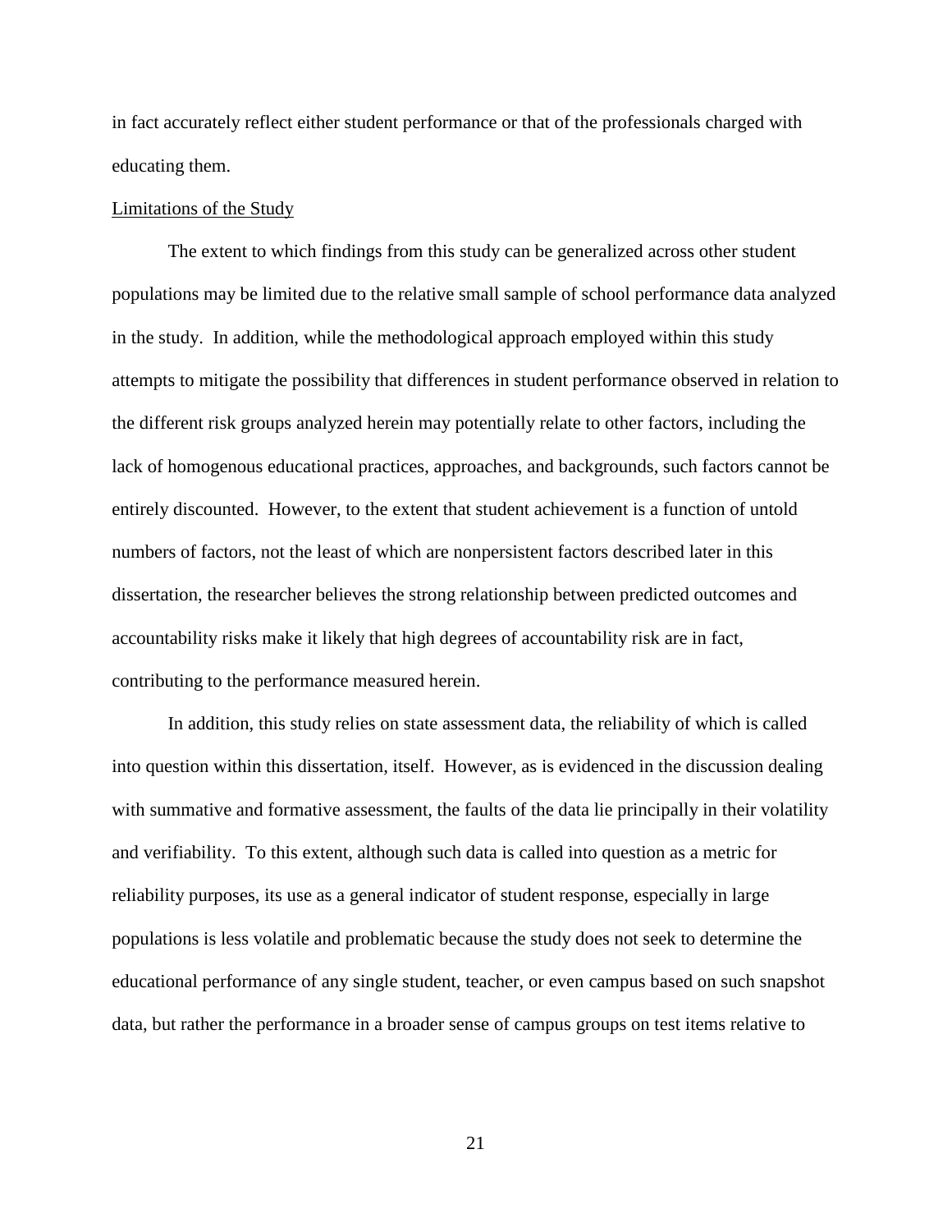in fact accurately reflect either student performance or that of the professionals charged with educating them.

## Limitations of the Study

The extent to which findings from this study can be generalized across other student populations may be limited due to the relative small sample of school performance data analyzed in the study. In addition, while the methodological approach employed within this study attempts to mitigate the possibility that differences in student performance observed in relation to the different risk groups analyzed herein may potentially relate to other factors, including the lack of homogenous educational practices, approaches, and backgrounds, such factors cannot be entirely discounted. However, to the extent that student achievement is a function of untold numbers of factors, not the least of which are nonpersistent factors described later in this dissertation, the researcher believes the strong relationship between predicted outcomes and accountability risks make it likely that high degrees of accountability risk are in fact, contributing to the performance measured herein.

In addition, this study relies on state assessment data, the reliability of which is called into question within this dissertation, itself. However, as is evidenced in the discussion dealing with summative and formative assessment, the faults of the data lie principally in their volatility and verifiability. To this extent, although such data is called into question as a metric for reliability purposes, its use as a general indicator of student response, especially in large populations is less volatile and problematic because the study does not seek to determine the educational performance of any single student, teacher, or even campus based on such snapshot data, but rather the performance in a broader sense of campus groups on test items relative to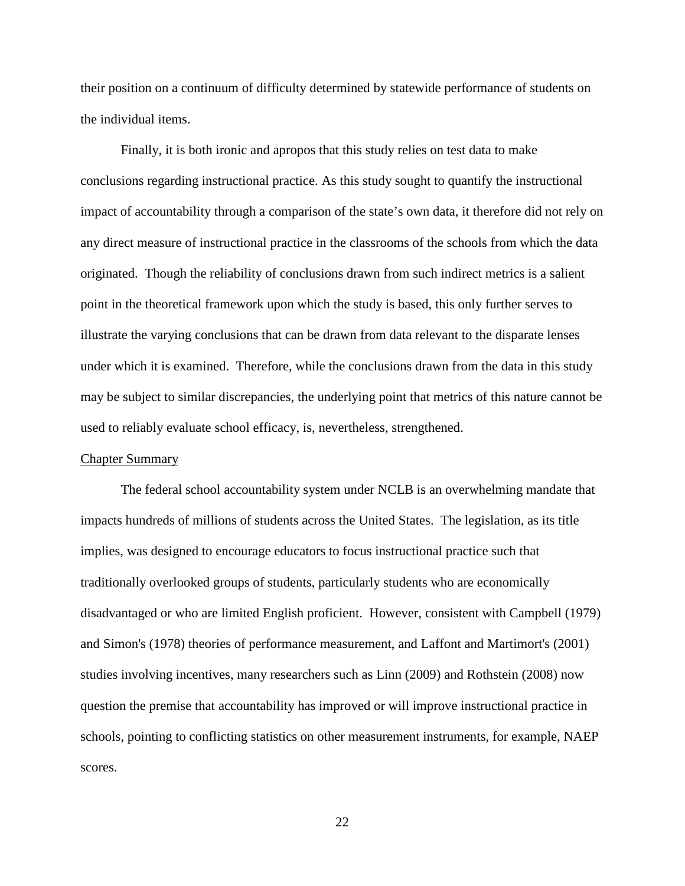their position on a continuum of difficulty determined by statewide performance of students on the individual items.

Finally, it is both ironic and apropos that this study relies on test data to make conclusions regarding instructional practice. As this study sought to quantify the instructional impact of accountability through a comparison of the state's own data, it therefore did not rely on any direct measure of instructional practice in the classrooms of the schools from which the data originated. Though the reliability of conclusions drawn from such indirect metrics is a salient point in the theoretical framework upon which the study is based, this only further serves to illustrate the varying conclusions that can be drawn from data relevant to the disparate lenses under which it is examined. Therefore, while the conclusions drawn from the data in this study may be subject to similar discrepancies, the underlying point that metrics of this nature cannot be used to reliably evaluate school efficacy, is, nevertheless, strengthened.

## Chapter Summary

The federal school accountability system under NCLB is an overwhelming mandate that impacts hundreds of millions of students across the United States. The legislation, as its title implies, was designed to encourage educators to focus instructional practice such that traditionally overlooked groups of students, particularly students who are economically disadvantaged or who are limited English proficient. However, consistent with Campbell (1979) and Simon's (1978) theories of performance measurement, and Laffont and Martimort's (2001) studies involving incentives, many researchers such as Linn (2009) and Rothstein (2008) now question the premise that accountability has improved or will improve instructional practice in schools, pointing to conflicting statistics on other measurement instruments, for example, NAEP scores.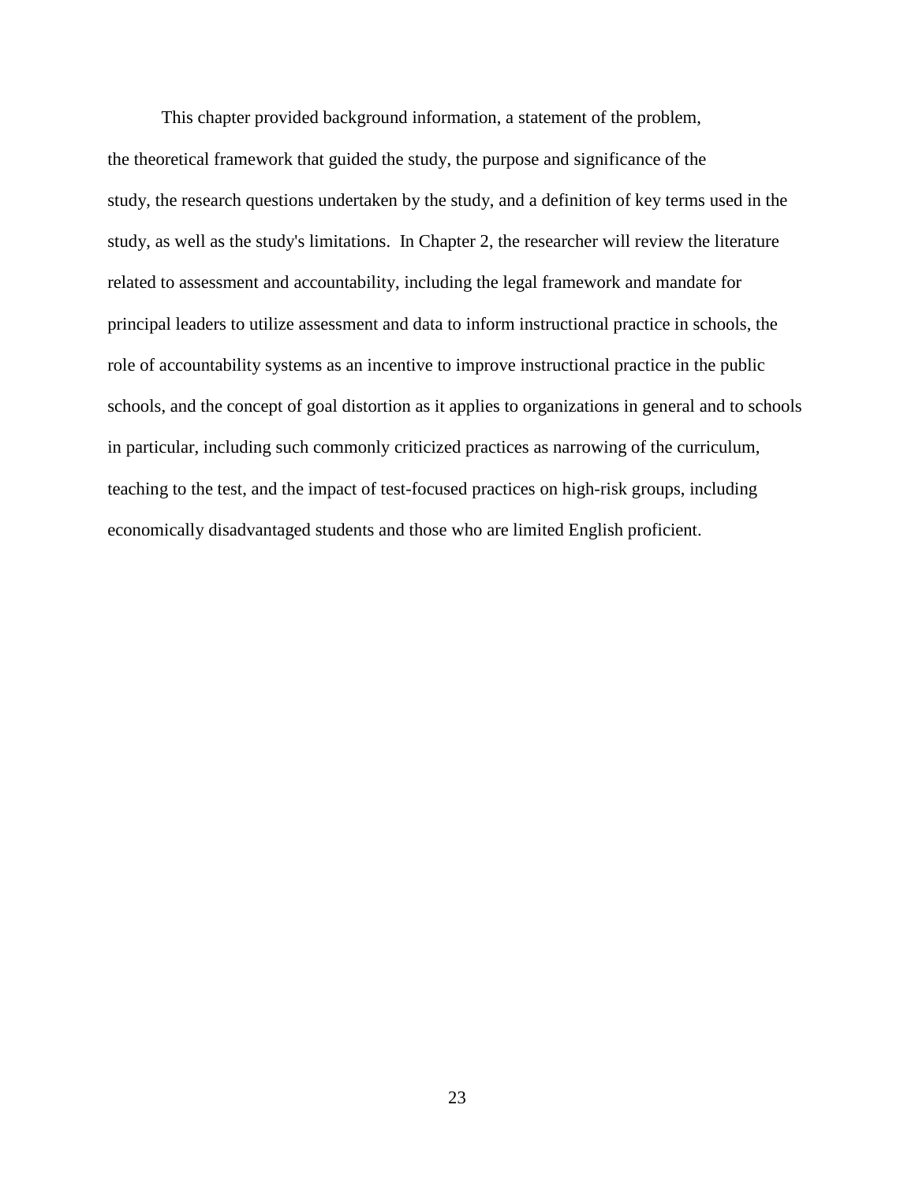This chapter provided background information, a statement of the problem, the theoretical framework that guided the study, the purpose and significance of the study, the research questions undertaken by the study, and a definition of key terms used in the study, as well as the study's limitations. In Chapter 2, the researcher will review the literature related to assessment and accountability, including the legal framework and mandate for principal leaders to utilize assessment and data to inform instructional practice in schools, the role of accountability systems as an incentive to improve instructional practice in the public schools, and the concept of goal distortion as it applies to organizations in general and to schools in particular, including such commonly criticized practices as narrowing of the curriculum, teaching to the test, and the impact of test-focused practices on high-risk groups, including economically disadvantaged students and those who are limited English proficient.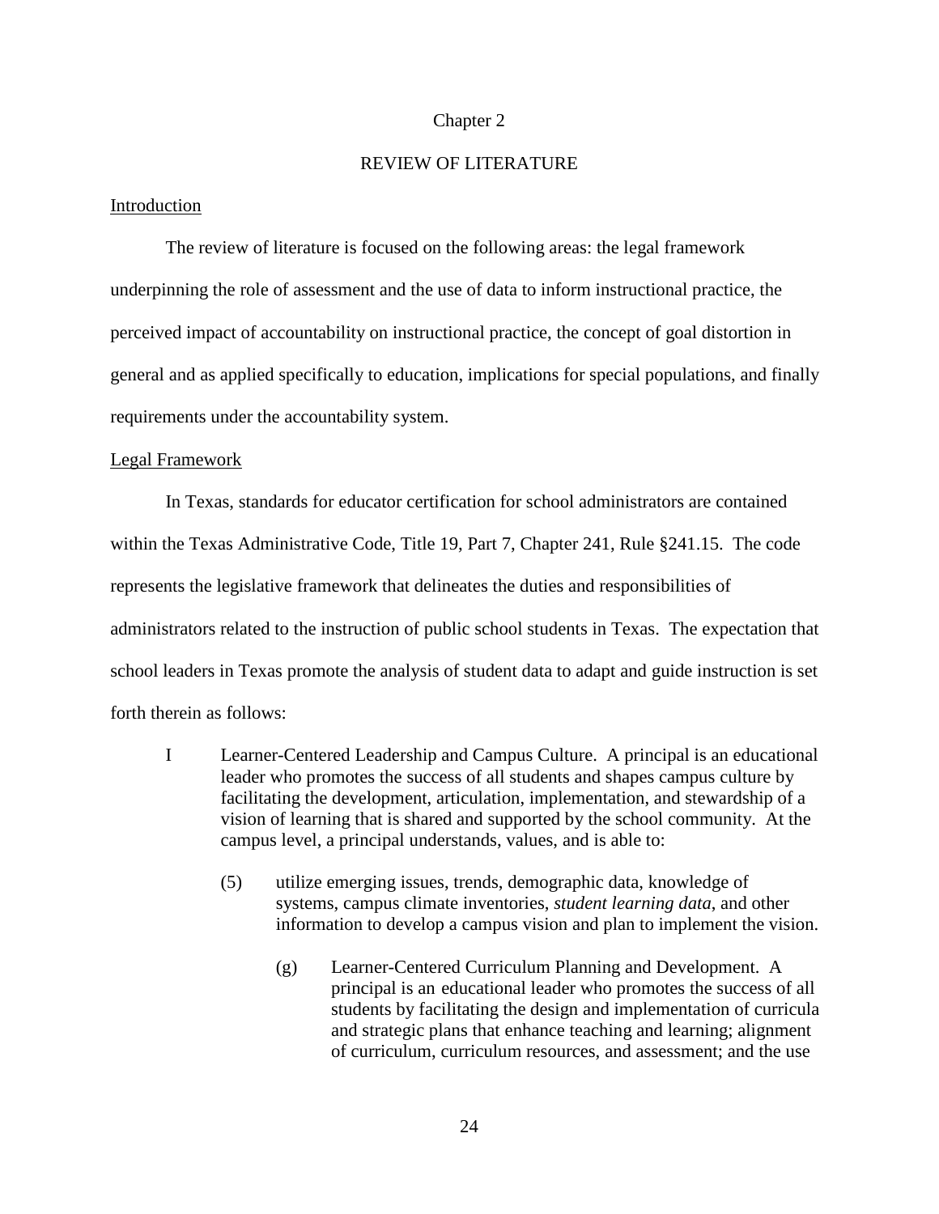# Chapter 2

# REVIEW OF LITERATURE

## Introduction

The review of literature is focused on the following areas: the legal framework underpinning the role of assessment and the use of data to inform instructional practice, the perceived impact of accountability on instructional practice, the concept of goal distortion in general and as applied specifically to education, implications for special populations, and finally requirements under the accountability system.

## Legal Framework

In Texas, standards for educator certification for school administrators are contained within the Texas Administrative Code, Title 19, Part 7, Chapter 241, Rule §241.15. The code represents the legislative framework that delineates the duties and responsibilities of administrators related to the instruction of public school students in Texas. The expectation that school leaders in Texas promote the analysis of student data to adapt and guide instruction is set forth therein as follows:

> I Learner-Centered Leadership and Campus Culture. A principal is an educational leader who promotes the success of all students and shapes campus culture by facilitating the development, articulation, implementation, and stewardship of a vision of learning that is shared and supported by the school community. At the campus level, a principal understands, values, and is able to:
>
> > (5) utilize emerging issues, trends, demographic data, knowledge of systems, campus climate inventories, *student learning data*, and other information to develop a campus vision and plan to implement the vision.
> >
> > > (g) Learner-Centered Curriculum Planning and Development. A principal is an educational leader who promotes the success of all students by facilitating the design and implementation of curricula and strategic plans that enhance teaching and learning; alignment of curriculum, curriculum resources, and assessment; and the use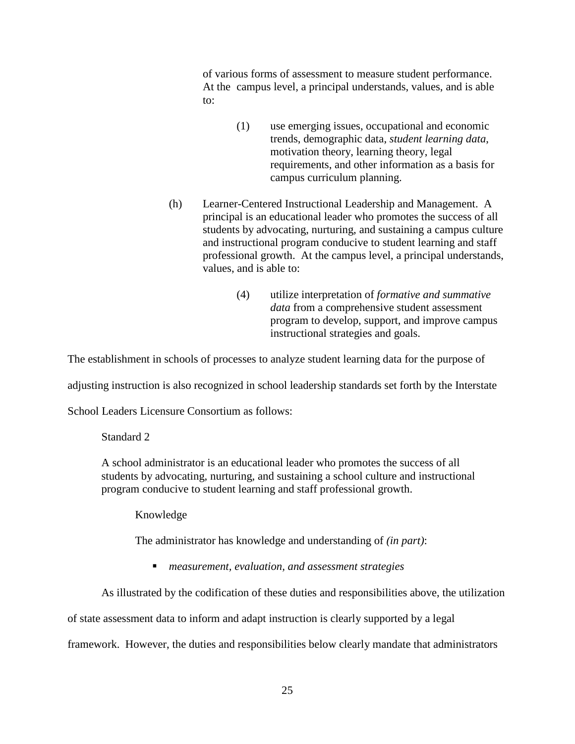of various forms of assessment to measure student performance. At the campus level, a principal understands, values, and is able to:

(1) use emerging issues, occupational and economic trends, demographic data, *student learning data*, motivation theory, learning theory, legal requirements, and other information as a basis for campus curriculum planning.

(h) Learner-Centered Instructional Leadership and Management. A principal is an educational leader who promotes the success of all students by advocating, nurturing, and sustaining a campus culture and instructional program conducive to student learning and staff professional growth. At the campus level, a principal understands, values, and is able to:

(4) utilize interpretation of *formative and summative data* from a comprehensive student assessment program to develop, support, and improve campus instructional strategies and goals.

The establishment in schools of processes to analyze student learning data for the purpose of adjusting instruction is also recognized in school leadership standards set forth by the Interstate School Leaders Licensure Consortium as follows:

Standard 2

A school administrator is an educational leader who promotes the success of all students by advocating, nurturing, and sustaining a school culture and instructional program conducive to student learning and staff professional growth.

Knowledge

The administrator has knowledge and understanding of *(in part)*:

- *measurement, evaluation, and assessment strategies*

As illustrated by the codification of these duties and responsibilities above, the utilization of state assessment data to inform and adapt instruction is clearly supported by a legal framework. However, the duties and responsibilities below clearly mandate that administrators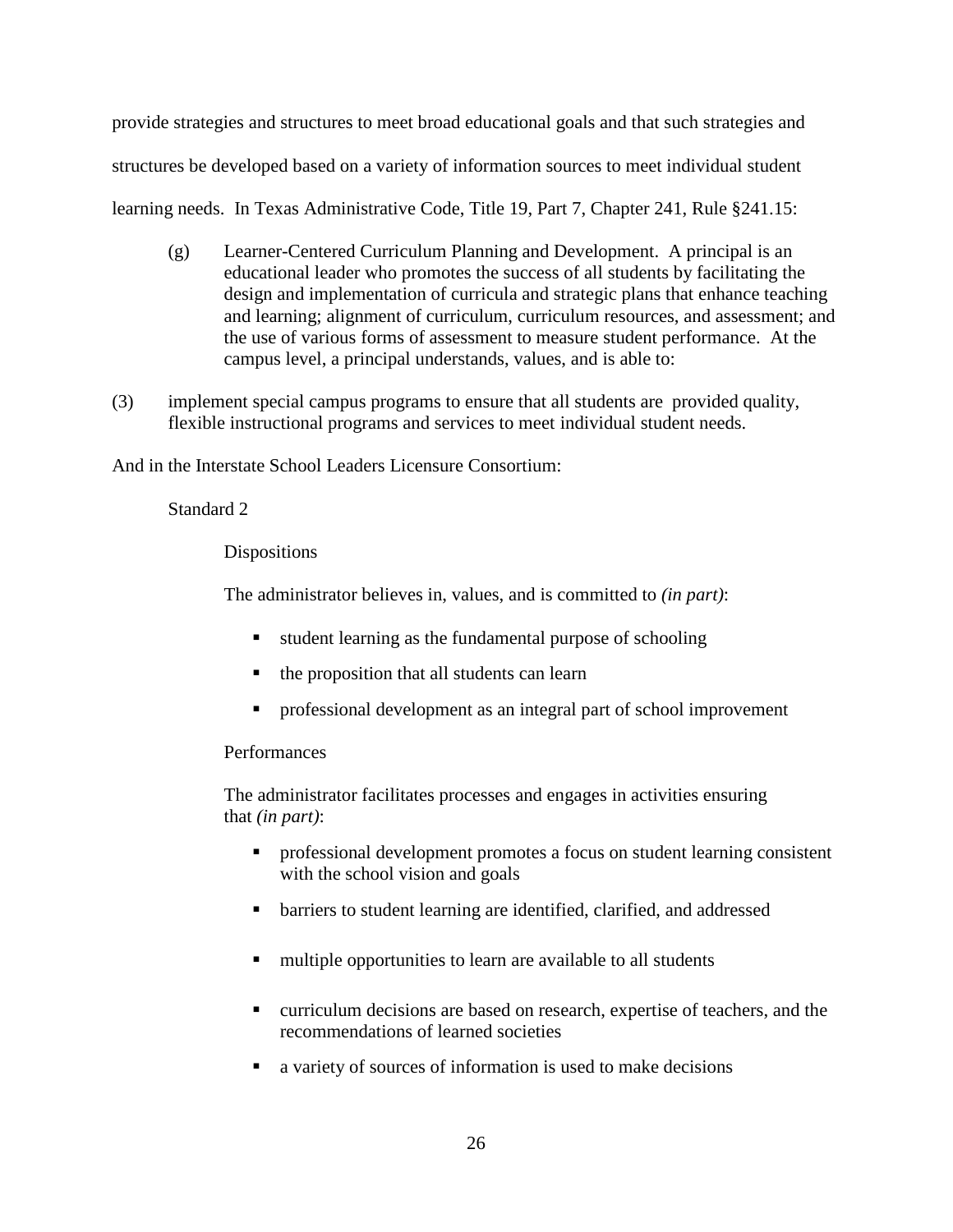provide strategies and structures to meet broad educational goals and that such strategies and structures be developed based on a variety of information sources to meet individual student learning needs. In Texas Administrative Code, Title 19, Part 7, Chapter 241, Rule §241.15:

> (g) Learner-Centered Curriculum Planning and Development. A principal is an educational leader who promotes the success of all students by facilitating the design and implementation of curricula and strategic plans that enhance teaching and learning; alignment of curriculum, curriculum resources, and assessment; and the use of various forms of assessment to measure student performance. At the campus level, a principal understands, values, and is able to:

(3) implement special campus programs to ensure that all students are provided quality, flexible instructional programs and services to meet individual student needs.

And in the Interstate School Leaders Licensure Consortium:

Standard 2

Dispositions

The administrator believes in, values, and is committed to *(in part)*:

- student learning as the fundamental purpose of schooling
- the proposition that all students can learn
- professional development as an integral part of school improvement

Performances

The administrator facilitates processes and engages in activities ensuring that *(in part)*:

- professional development promotes a focus on student learning consistent with the school vision and goals
- barriers to student learning are identified, clarified, and addressed
- multiple opportunities to learn are available to all students
- curriculum decisions are based on research, expertise of teachers, and the recommendations of learned societies
- a variety of sources of information is used to make decisions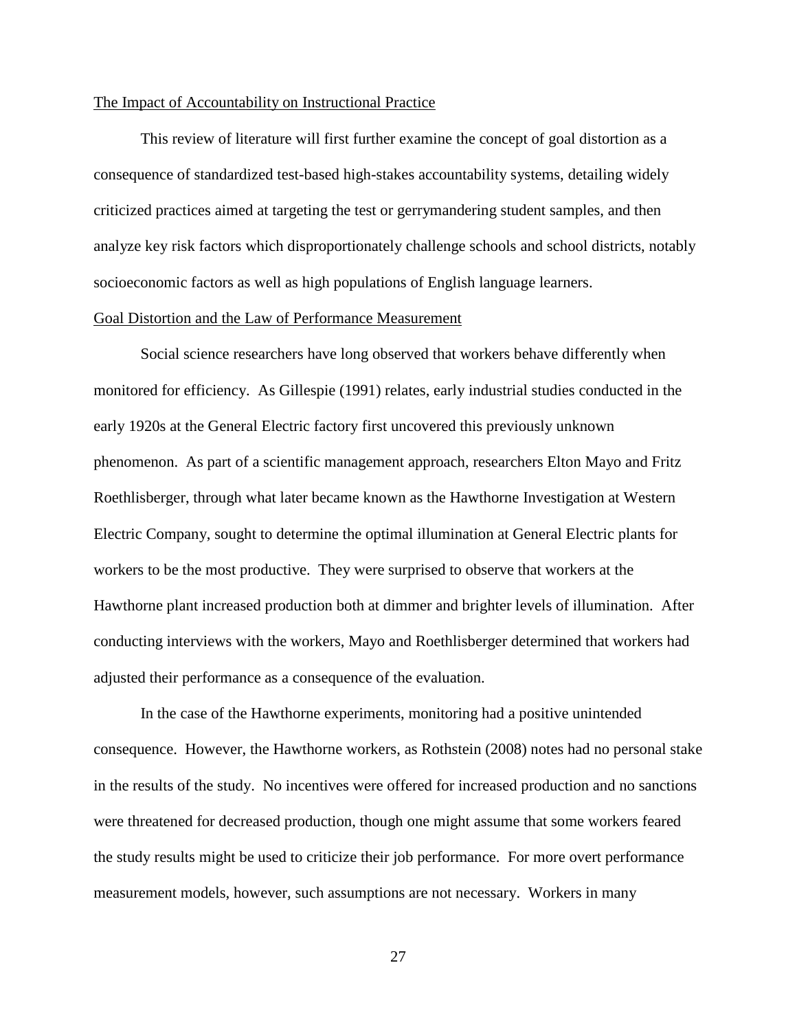## The Impact of Accountability on Instructional Practice

This review of literature will first further examine the concept of goal distortion as a consequence of standardized test-based high-stakes accountability systems, detailing widely criticized practices aimed at targeting the test or gerrymandering student samples, and then analyze key risk factors which disproportionately challenge schools and school districts, notably socioeconomic factors as well as high populations of English language learners.

### Goal Distortion and the Law of Performance Measurement

Social science researchers have long observed that workers behave differently when monitored for efficiency. As Gillespie (1991) relates, early industrial studies conducted in the early 1920s at the General Electric factory first uncovered this previously unknown phenomenon. As part of a scientific management approach, researchers Elton Mayo and Fritz Roethlisberger, through what later became known as the Hawthorne Investigation at Western Electric Company, sought to determine the optimal illumination at General Electric plants for workers to be the most productive. They were surprised to observe that workers at the Hawthorne plant increased production both at dimmer and brighter levels of illumination. After conducting interviews with the workers, Mayo and Roethlisberger determined that workers had adjusted their performance as a consequence of the evaluation.

In the case of the Hawthorne experiments, monitoring had a positive unintended consequence. However, the Hawthorne workers, as Rothstein (2008) notes had no personal stake in the results of the study. No incentives were offered for increased production and no sanctions were threatened for decreased production, though one might assume that some workers feared the study results might be used to criticize their job performance. For more overt performance measurement models, however, such assumptions are not necessary. Workers in many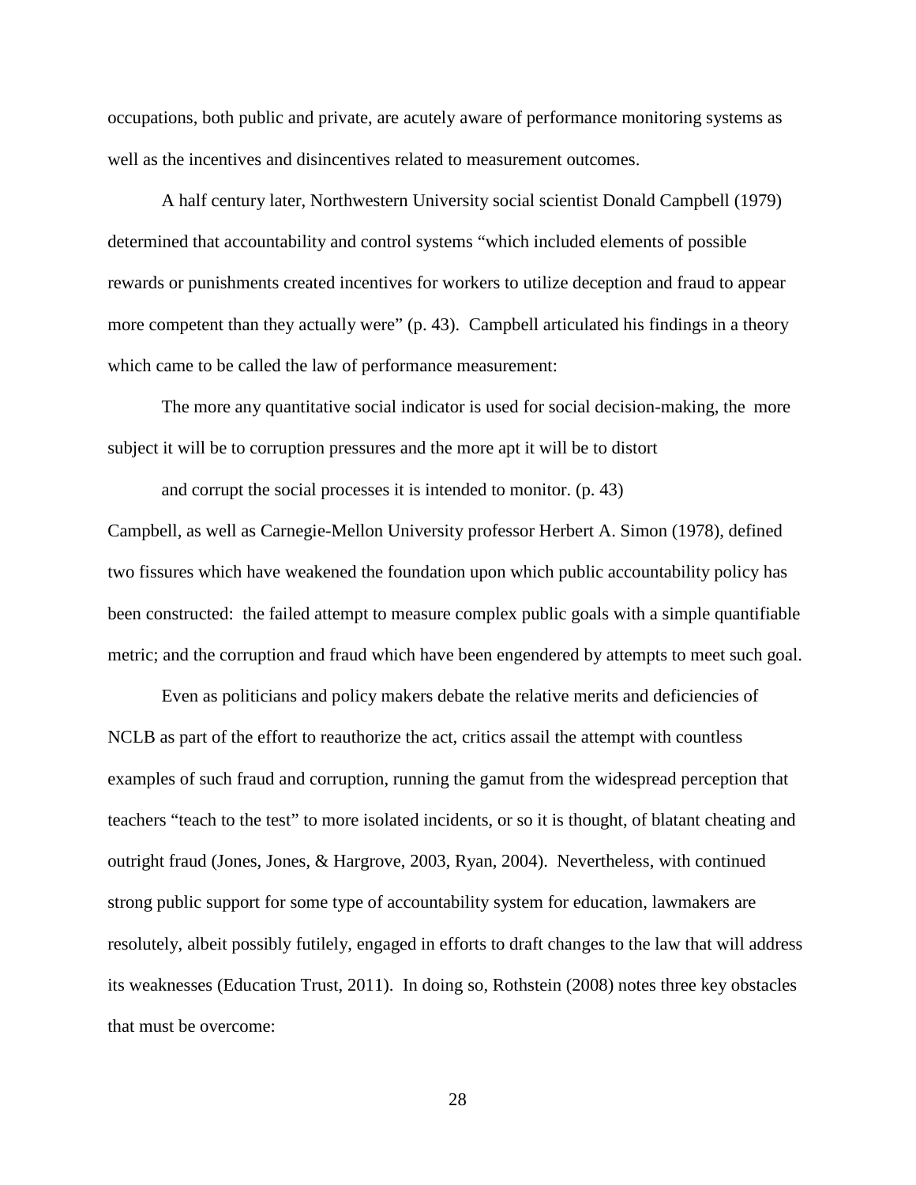occupations, both public and private, are acutely aware of performance monitoring systems as well as the incentives and disincentives related to measurement outcomes.

A half century later, Northwestern University social scientist Donald Campbell (1979) determined that accountability and control systems "which included elements of possible rewards or punishments created incentives for workers to utilize deception and fraud to appear more competent than they actually were" (p. 43). Campbell articulated his findings in a theory which came to be called the law of performance measurement:

> The more any quantitative social indicator is used for social decision-making, the more subject it will be to corruption pressures and the more apt it will be to distort and corrupt the social processes it is intended to monitor. (p. 43)

Campbell, as well as Carnegie-Mellon University professor Herbert A. Simon (1978), defined two fissures which have weakened the foundation upon which public accountability policy has been constructed: the failed attempt to measure complex public goals with a simple quantifiable metric; and the corruption and fraud which have been engendered by attempts to meet such goal.

Even as politicians and policy makers debate the relative merits and deficiencies of NCLB as part of the effort to reauthorize the act, critics assail the attempt with countless examples of such fraud and corruption, running the gamut from the widespread perception that teachers "teach to the test" to more isolated incidents, or so it is thought, of blatant cheating and outright fraud (Jones, Jones, & Hargrove, 2003, Ryan, 2004). Nevertheless, with continued strong public support for some type of accountability system for education, lawmakers are resolutely, albeit possibly futilely, engaged in efforts to draft changes to the law that will address its weaknesses (Education Trust, 2011). In doing so, Rothstein (2008) notes three key obstacles that must be overcome: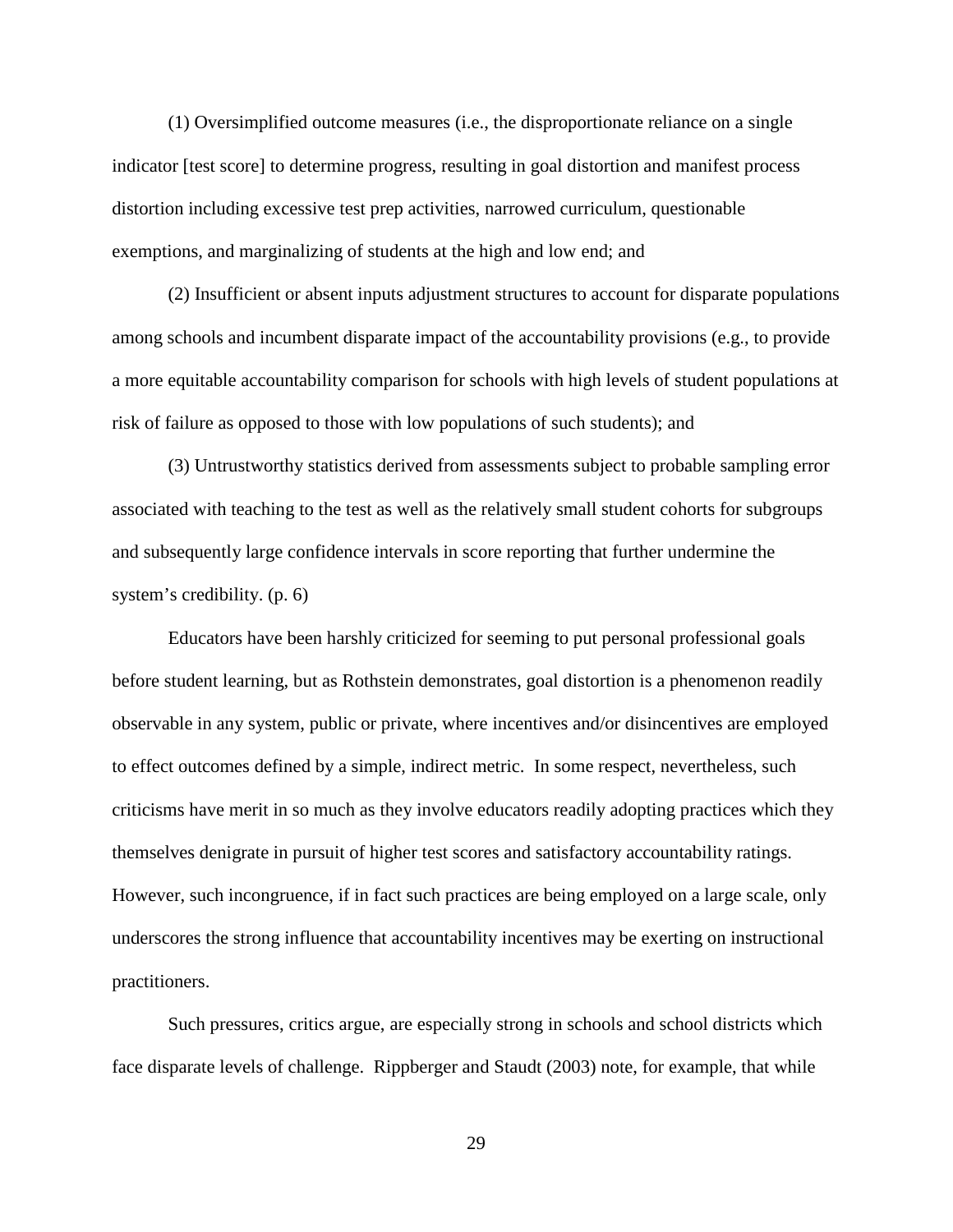(1) Oversimplified outcome measures (i.e., the disproportionate reliance on a single indicator [test score] to determine progress, resulting in goal distortion and manifest process distortion including excessive test prep activities, narrowed curriculum, questionable exemptions, and marginalizing of students at the high and low end; and

(2) Insufficient or absent inputs adjustment structures to account for disparate populations among schools and incumbent disparate impact of the accountability provisions (e.g., to provide a more equitable accountability comparison for schools with high levels of student populations at risk of failure as opposed to those with low populations of such students); and

(3) Untrustworthy statistics derived from assessments subject to probable sampling error associated with teaching to the test as well as the relatively small student cohorts for subgroups and subsequently large confidence intervals in score reporting that further undermine the system's credibility. (p. 6)

Educators have been harshly criticized for seeming to put personal professional goals before student learning, but as Rothstein demonstrates, goal distortion is a phenomenon readily observable in any system, public or private, where incentives and/or disincentives are employed to effect outcomes defined by a simple, indirect metric. In some respect, nevertheless, such criticisms have merit in so much as they involve educators readily adopting practices which they themselves denigrate in pursuit of higher test scores and satisfactory accountability ratings. However, such incongruence, if in fact such practices are being employed on a large scale, only underscores the strong influence that accountability incentives may be exerting on instructional practitioners.

Such pressures, critics argue, are especially strong in schools and school districts which face disparate levels of challenge. Rippberger and Staudt (2003) note, for example, that while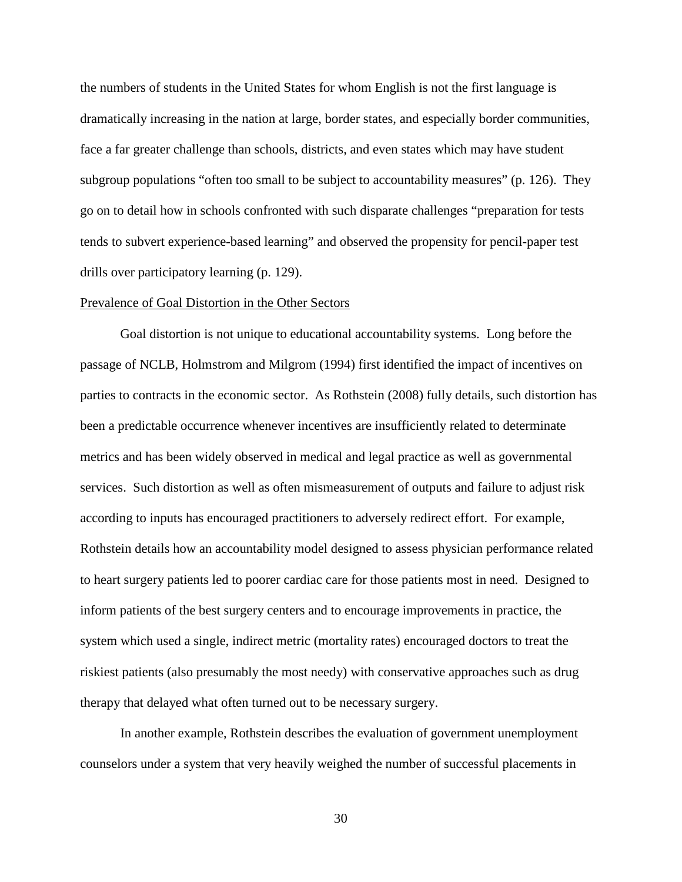the numbers of students in the United States for whom English is not the first language is dramatically increasing in the nation at large, border states, and especially border communities, face a far greater challenge than schools, districts, and even states which may have student subgroup populations "often too small to be subject to accountability measures" (p. 126). They go on to detail how in schools confronted with such disparate challenges "preparation for tests tends to subvert experience-based learning" and observed the propensity for pencil-paper test drills over participatory learning (p. 129).

<u>Prevalence of Goal Distortion in the Other Sectors</u>

Goal distortion is not unique to educational accountability systems. Long before the passage of NCLB, Holmstrom and Milgrom (1994) first identified the impact of incentives on parties to contracts in the economic sector. As Rothstein (2008) fully details, such distortion has been a predictable occurrence whenever incentives are insufficiently related to determinate metrics and has been widely observed in medical and legal practice as well as governmental services. Such distortion as well as often mismeasurement of outputs and failure to adjust risk according to inputs has encouraged practitioners to adversely redirect effort. For example, Rothstein details how an accountability model designed to assess physician performance related to heart surgery patients led to poorer cardiac care for those patients most in need. Designed to inform patients of the best surgery centers and to encourage improvements in practice, the system which used a single, indirect metric (mortality rates) encouraged doctors to treat the riskiest patients (also presumably the most needy) with conservative approaches such as drug therapy that delayed what often turned out to be necessary surgery.

In another example, Rothstein describes the evaluation of government unemployment counselors under a system that very heavily weighed the number of successful placements in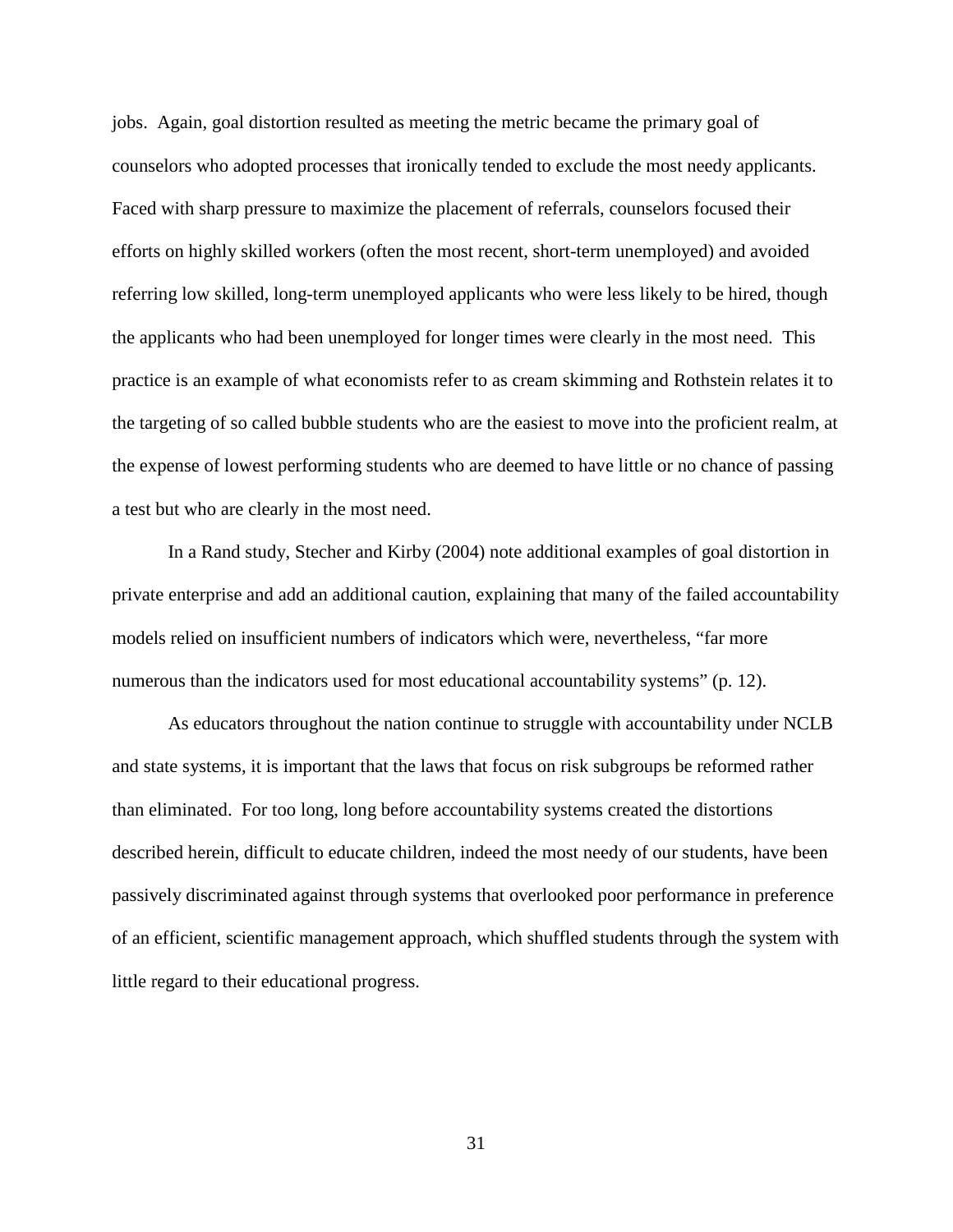jobs. Again, goal distortion resulted as meeting the metric became the primary goal of counselors who adopted processes that ironically tended to exclude the most needy applicants. Faced with sharp pressure to maximize the placement of referrals, counselors focused their efforts on highly skilled workers (often the most recent, short-term unemployed) and avoided referring low skilled, long-term unemployed applicants who were less likely to be hired, though the applicants who had been unemployed for longer times were clearly in the most need. This practice is an example of what economists refer to as cream skimming and Rothstein relates it to the targeting of so called bubble students who are the easiest to move into the proficient realm, at the expense of lowest performing students who are deemed to have little or no chance of passing a test but who are clearly in the most need.

In a Rand study, Stecher and Kirby (2004) note additional examples of goal distortion in private enterprise and add an additional caution, explaining that many of the failed accountability models relied on insufficient numbers of indicators which were, nevertheless, "far more numerous than the indicators used for most educational accountability systems" (p. 12).

As educators throughout the nation continue to struggle with accountability under NCLB and state systems, it is important that the laws that focus on risk subgroups be reformed rather than eliminated. For too long, long before accountability systems created the distortions described herein, difficult to educate children, indeed the most needy of our students, have been passively discriminated against through systems that overlooked poor performance in preference of an efficient, scientific management approach, which shuffled students through the system with little regard to their educational progress.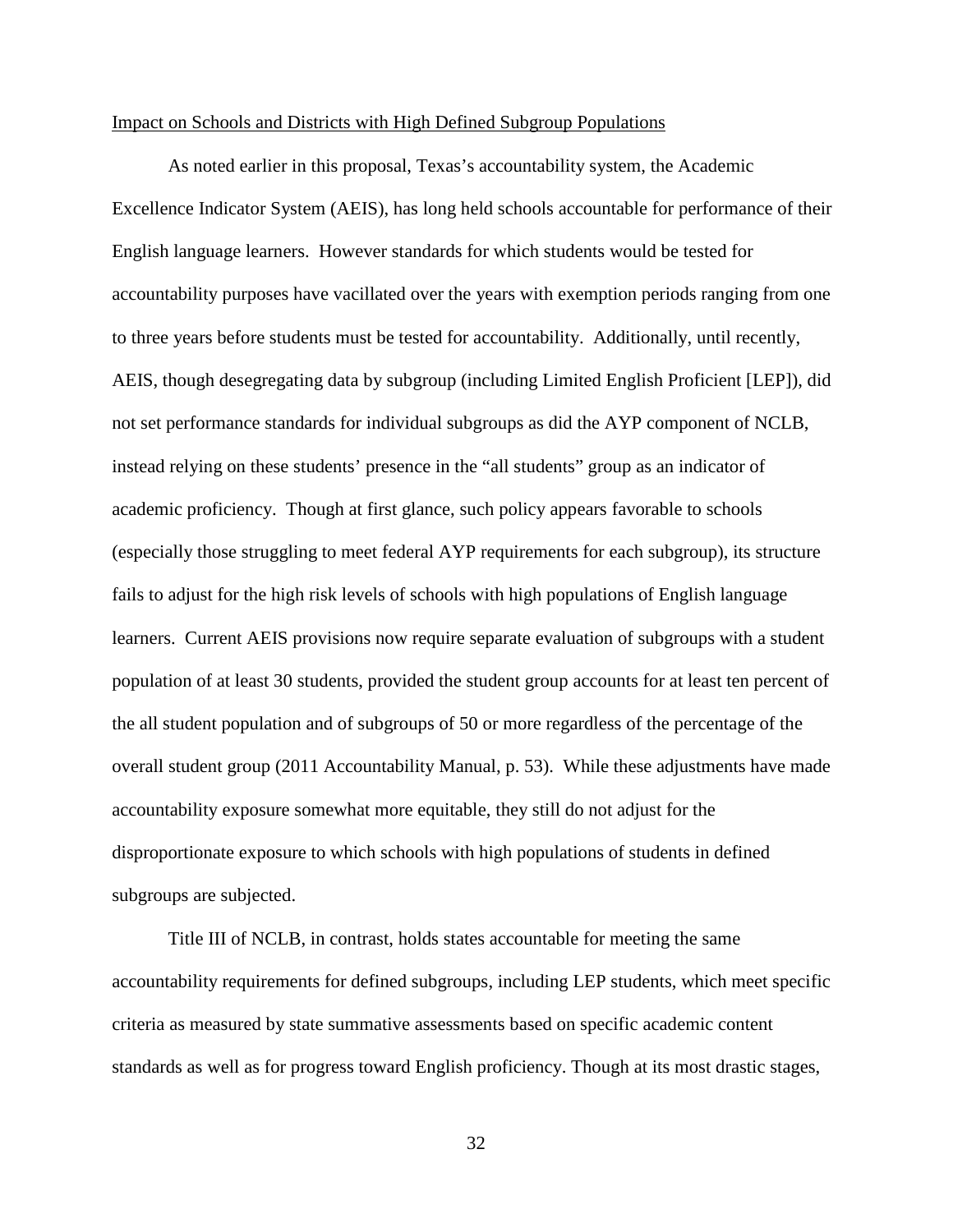Impact on Schools and Districts with High Defined Subgroup Populations

As noted earlier in this proposal, Texas's accountability system, the Academic Excellence Indicator System (AEIS), has long held schools accountable for performance of their English language learners. However standards for which students would be tested for accountability purposes have vacillated over the years with exemption periods ranging from one to three years before students must be tested for accountability. Additionally, until recently, AEIS, though desegregating data by subgroup (including Limited English Proficient [LEP]), did not set performance standards for individual subgroups as did the AYP component of NCLB, instead relying on these students' presence in the "all students" group as an indicator of academic proficiency. Though at first glance, such policy appears favorable to schools (especially those struggling to meet federal AYP requirements for each subgroup), its structure fails to adjust for the high risk levels of schools with high populations of English language learners. Current AEIS provisions now require separate evaluation of subgroups with a student population of at least 30 students, provided the student group accounts for at least ten percent of the all student population and of subgroups of 50 or more regardless of the percentage of the overall student group (2011 Accountability Manual, p. 53). While these adjustments have made accountability exposure somewhat more equitable, they still do not adjust for the disproportionate exposure to which schools with high populations of students in defined subgroups are subjected.

Title III of NCLB, in contrast, holds states accountable for meeting the same accountability requirements for defined subgroups, including LEP students, which meet specific criteria as measured by state summative assessments based on specific academic content standards as well as for progress toward English proficiency. Though at its most drastic stages,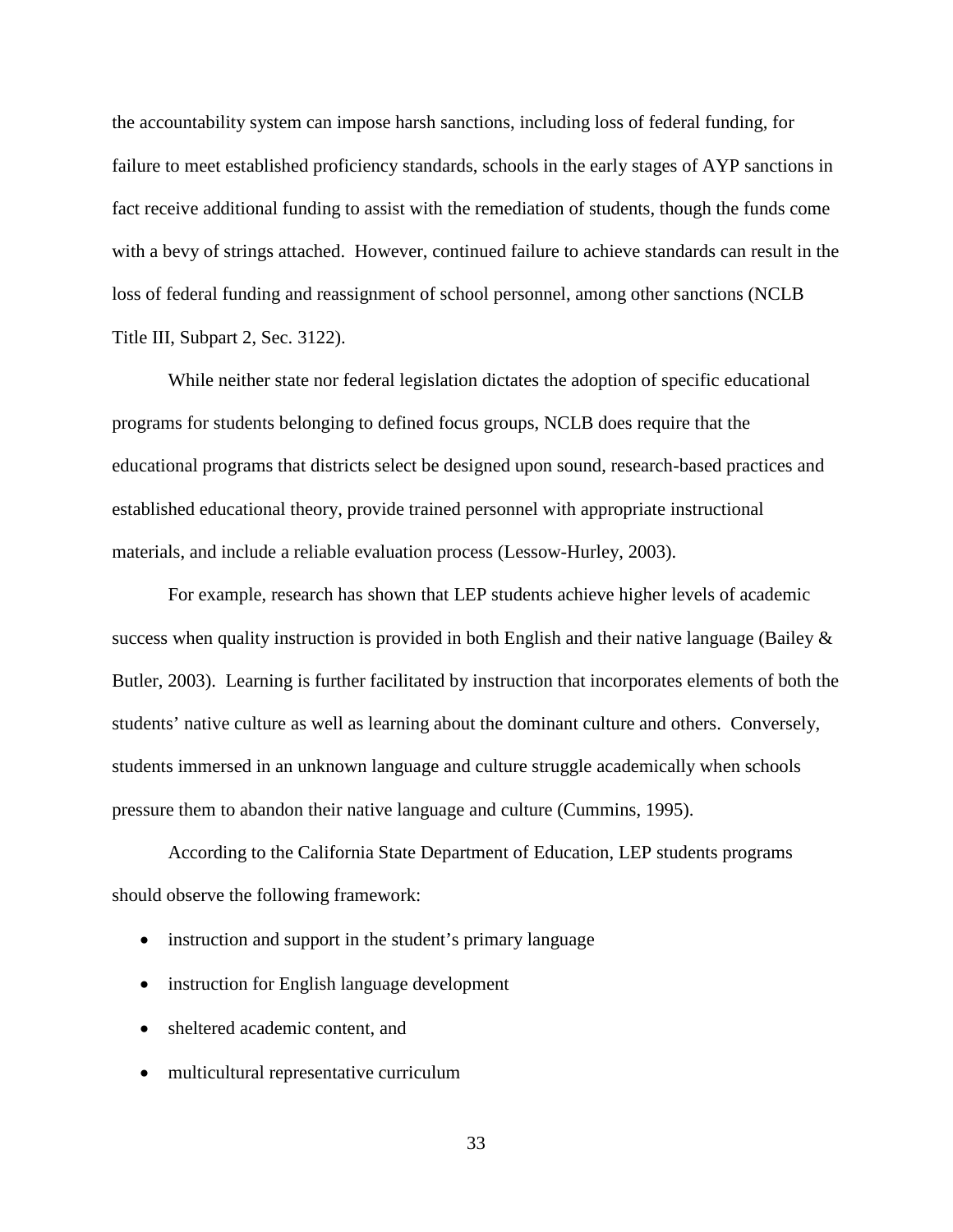the accountability system can impose harsh sanctions, including loss of federal funding, for failure to meet established proficiency standards, schools in the early stages of AYP sanctions in fact receive additional funding to assist with the remediation of students, though the funds come with a bevy of strings attached. However, continued failure to achieve standards can result in the loss of federal funding and reassignment of school personnel, among other sanctions (NCLB Title III, Subpart 2, Sec. 3122).

While neither state nor federal legislation dictates the adoption of specific educational programs for students belonging to defined focus groups, NCLB does require that the educational programs that districts select be designed upon sound, research-based practices and established educational theory, provide trained personnel with appropriate instructional materials, and include a reliable evaluation process (Lessow-Hurley, 2003).

For example, research has shown that LEP students achieve higher levels of academic success when quality instruction is provided in both English and their native language (Bailey & Butler, 2003). Learning is further facilitated by instruction that incorporates elements of both the students' native culture as well as learning about the dominant culture and others. Conversely, students immersed in an unknown language and culture struggle academically when schools pressure them to abandon their native language and culture (Cummins, 1995).

According to the California State Department of Education, LEP students programs should observe the following framework:

- instruction and support in the student's primary language
- instruction for English language development
- sheltered academic content, and
- multicultural representative curriculum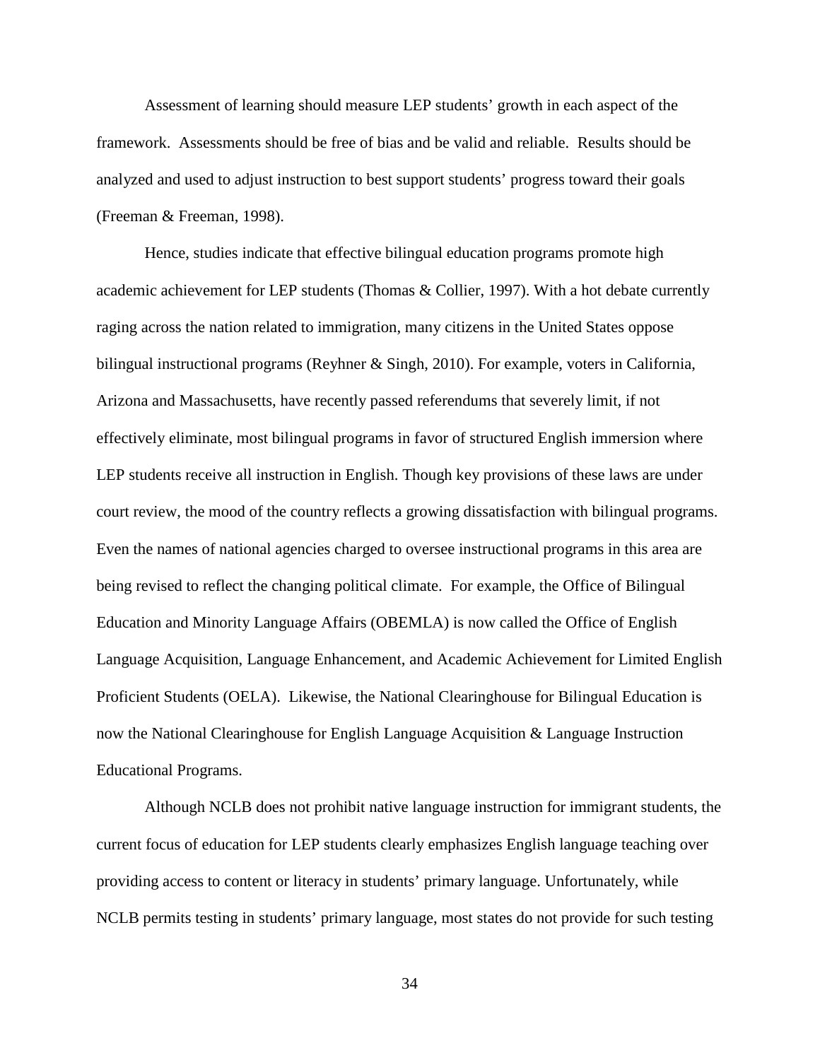Assessment of learning should measure LEP students' growth in each aspect of the framework. Assessments should be free of bias and be valid and reliable. Results should be analyzed and used to adjust instruction to best support students' progress toward their goals (Freeman & Freeman, 1998).

Hence, studies indicate that effective bilingual education programs promote high academic achievement for LEP students (Thomas & Collier, 1997). With a hot debate currently raging across the nation related to immigration, many citizens in the United States oppose bilingual instructional programs (Reyhner & Singh, 2010). For example, voters in California, Arizona and Massachusetts, have recently passed referendums that severely limit, if not effectively eliminate, most bilingual programs in favor of structured English immersion where LEP students receive all instruction in English. Though key provisions of these laws are under court review, the mood of the country reflects a growing dissatisfaction with bilingual programs. Even the names of national agencies charged to oversee instructional programs in this area are being revised to reflect the changing political climate. For example, the Office of Bilingual Education and Minority Language Affairs (OBEMLA) is now called the Office of English Language Acquisition, Language Enhancement, and Academic Achievement for Limited English Proficient Students (OELA). Likewise, the National Clearinghouse for Bilingual Education is now the National Clearinghouse for English Language Acquisition & Language Instruction Educational Programs.

Although NCLB does not prohibit native language instruction for immigrant students, the current focus of education for LEP students clearly emphasizes English language teaching over providing access to content or literacy in students' primary language. Unfortunately, while NCLB permits testing in students' primary language, most states do not provide for such testing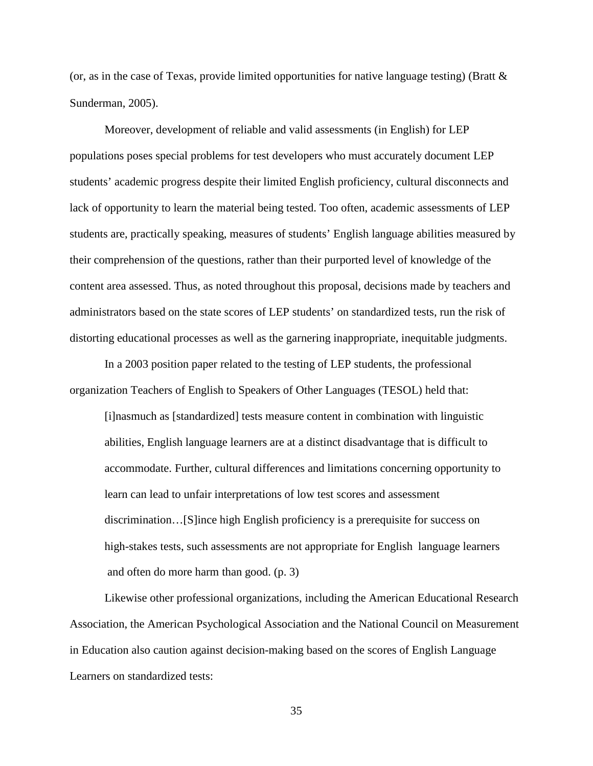(or, as in the case of Texas, provide limited opportunities for native language testing) (Bratt & Sunderman, 2005).

Moreover, development of reliable and valid assessments (in English) for LEP populations poses special problems for test developers who must accurately document LEP students' academic progress despite their limited English proficiency, cultural disconnects and lack of opportunity to learn the material being tested. Too often, academic assessments of LEP students are, practically speaking, measures of students' English language abilities measured by their comprehension of the questions, rather than their purported level of knowledge of the content area assessed. Thus, as noted throughout this proposal, decisions made by teachers and administrators based on the state scores of LEP students' on standardized tests, run the risk of distorting educational processes as well as the garnering inappropriate, inequitable judgments.

In a 2003 position paper related to the testing of LEP students, the professional organization Teachers of English to Speakers of Other Languages (TESOL) held that:

> [i]nasmuch as [standardized] tests measure content in combination with linguistic abilities, English language learners are at a distinct disadvantage that is difficult to accommodate. Further, cultural differences and limitations concerning opportunity to learn can lead to unfair interpretations of low test scores and assessment discrimination…[S]ince high English proficiency is a prerequisite for success on high-stakes tests, such assessments are not appropriate for English language learners and often do more harm than good. (p. 3)

Likewise other professional organizations, including the American Educational Research Association, the American Psychological Association and the National Council on Measurement in Education also caution against decision-making based on the scores of English Language Learners on standardized tests: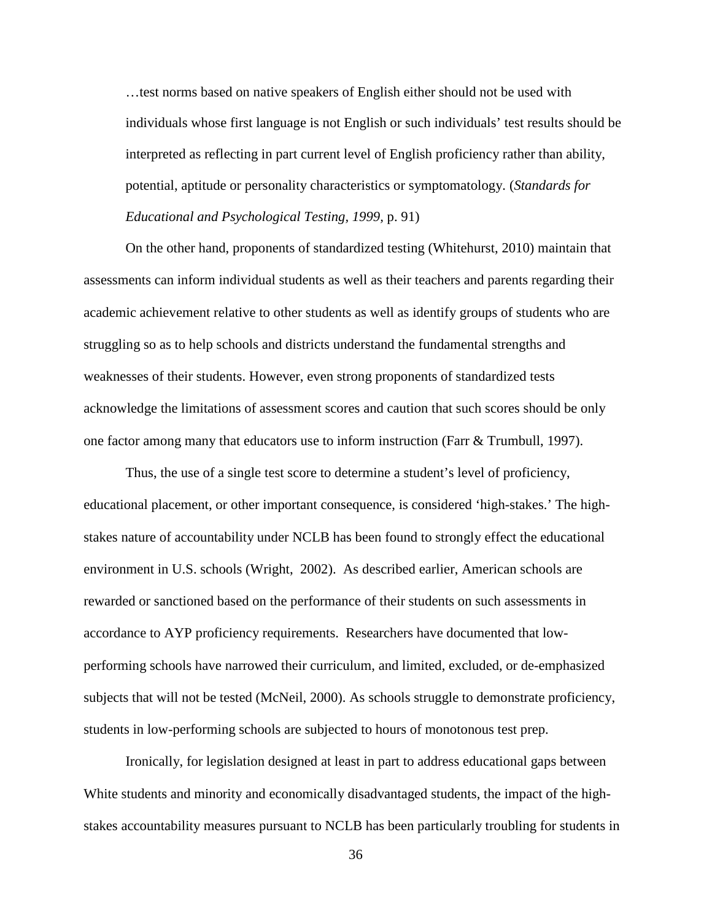> …test norms based on native speakers of English either should not be used with individuals whose first language is not English or such individuals' test results should be interpreted as reflecting in part current level of English proficiency rather than ability, potential, aptitude or personality characteristics or symptomatology. (*Standards for Educational and Psychological Testing, 1999,* p. 91)

On the other hand, proponents of standardized testing (Whitehurst, 2010) maintain that assessments can inform individual students as well as their teachers and parents regarding their academic achievement relative to other students as well as identify groups of students who are struggling so as to help schools and districts understand the fundamental strengths and weaknesses of their students. However, even strong proponents of standardized tests acknowledge the limitations of assessment scores and caution that such scores should be only one factor among many that educators use to inform instruction (Farr & Trumbull, 1997).

Thus, the use of a single test score to determine a student's level of proficiency, educational placement, or other important consequence, is considered 'high-stakes.' The high-stakes nature of accountability under NCLB has been found to strongly effect the educational environment in U.S. schools (Wright, 2002). As described earlier, American schools are rewarded or sanctioned based on the performance of their students on such assessments in accordance to AYP proficiency requirements. Researchers have documented that low-performing schools have narrowed their curriculum, and limited, excluded, or de-emphasized subjects that will not be tested (McNeil, 2000). As schools struggle to demonstrate proficiency, students in low-performing schools are subjected to hours of monotonous test prep.

Ironically, for legislation designed at least in part to address educational gaps between White students and minority and economically disadvantaged students, the impact of the high-stakes accountability measures pursuant to NCLB has been particularly troubling for students in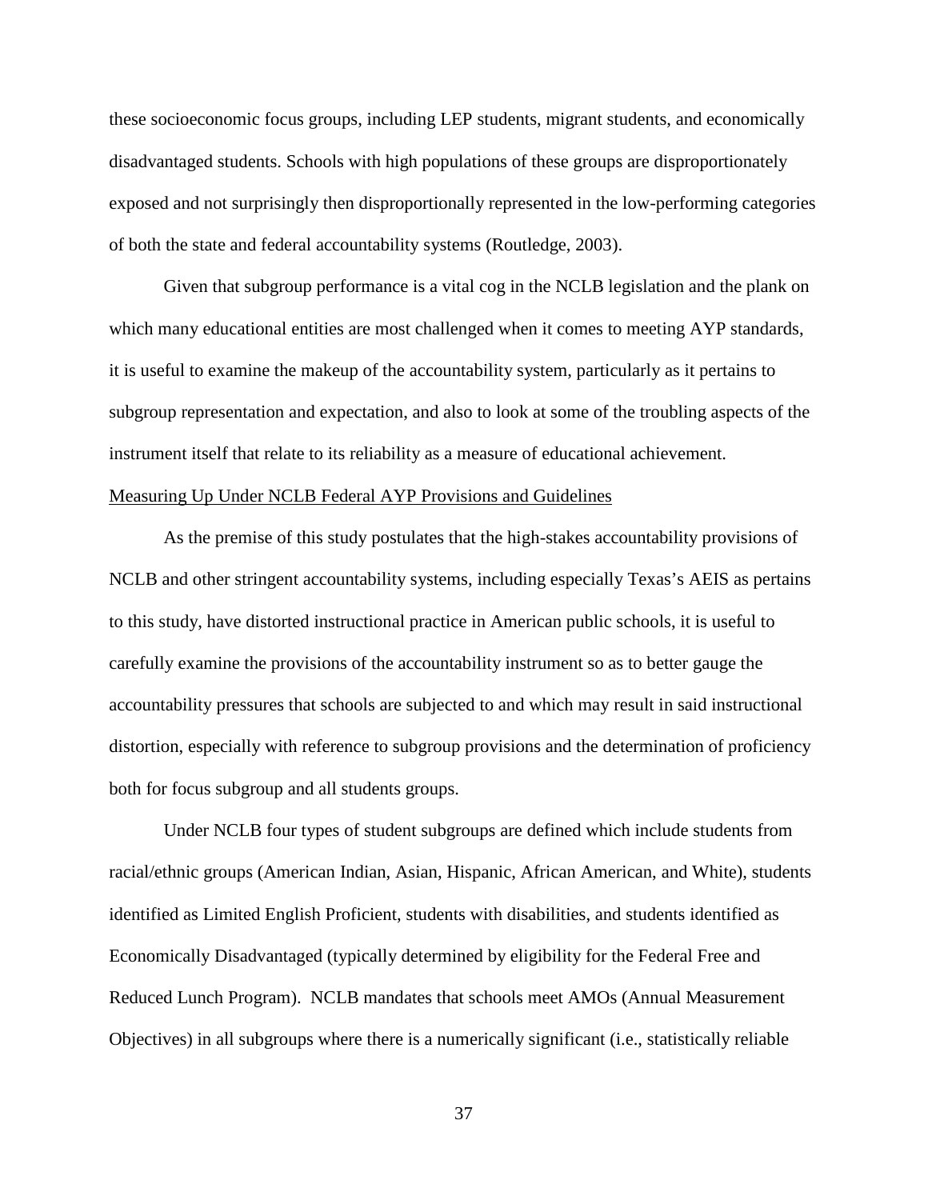these socioeconomic focus groups, including LEP students, migrant students, and economically disadvantaged students. Schools with high populations of these groups are disproportionately exposed and not surprisingly then disproportionally represented in the low-performing categories of both the state and federal accountability systems (Routledge, 2003).

Given that subgroup performance is a vital cog in the NCLB legislation and the plank on which many educational entities are most challenged when it comes to meeting AYP standards, it is useful to examine the makeup of the accountability system, particularly as it pertains to subgroup representation and expectation, and also to look at some of the troubling aspects of the instrument itself that relate to its reliability as a measure of educational achievement.

Measuring Up Under NCLB Federal AYP Provisions and Guidelines

As the premise of this study postulates that the high-stakes accountability provisions of NCLB and other stringent accountability systems, including especially Texas's AEIS as pertains to this study, have distorted instructional practice in American public schools, it is useful to carefully examine the provisions of the accountability instrument so as to better gauge the accountability pressures that schools are subjected to and which may result in said instructional distortion, especially with reference to subgroup provisions and the determination of proficiency both for focus subgroup and all students groups.

Under NCLB four types of student subgroups are defined which include students from racial/ethnic groups (American Indian, Asian, Hispanic, African American, and White), students identified as Limited English Proficient, students with disabilities, and students identified as Economically Disadvantaged (typically determined by eligibility for the Federal Free and Reduced Lunch Program). NCLB mandates that schools meet AMOs (Annual Measurement Objectives) in all subgroups where there is a numerically significant (i.e., statistically reliable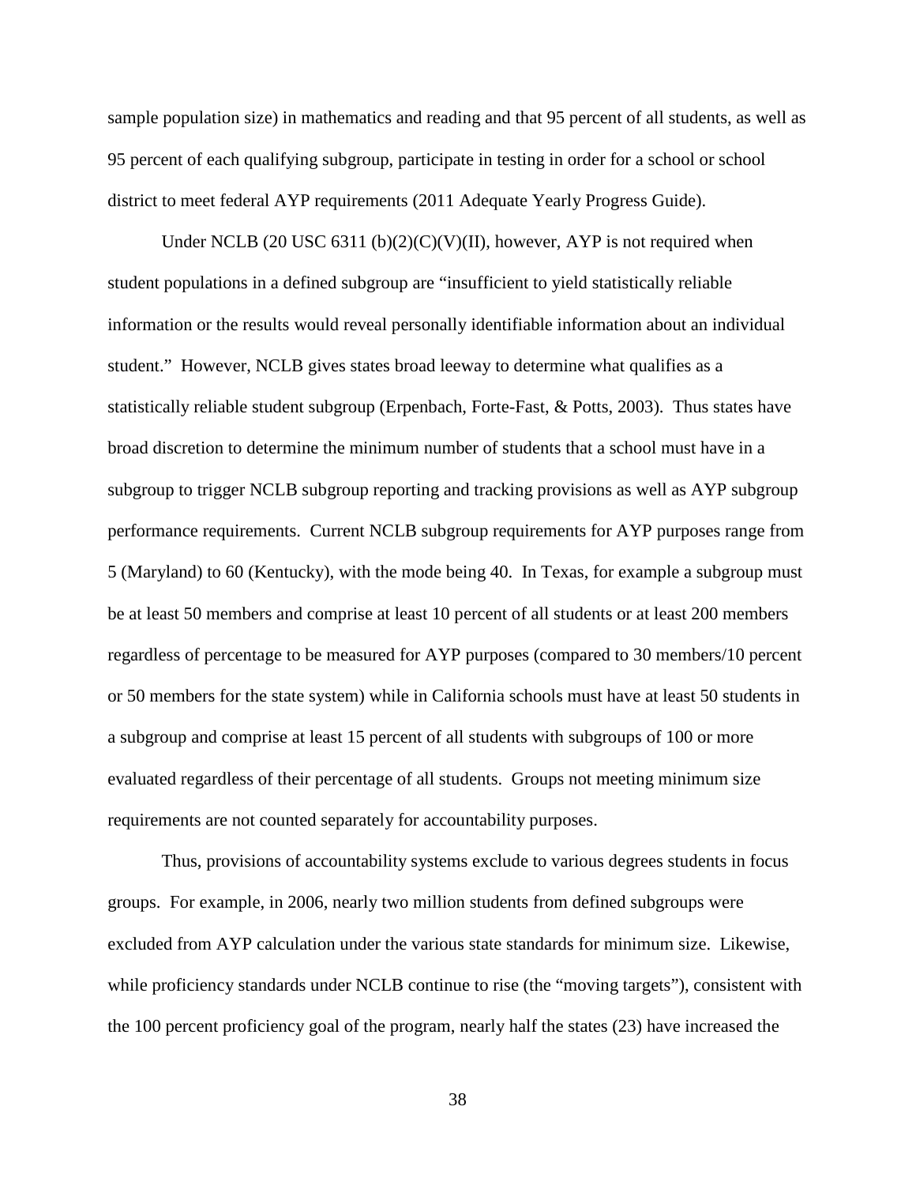sample population size) in mathematics and reading and that 95 percent of all students, as well as 95 percent of each qualifying subgroup, participate in testing in order for a school or school district to meet federal AYP requirements (2011 Adequate Yearly Progress Guide).

Under NCLB (20 USC 6311 (b)(2)(C)(V)(II), however, AYP is not required when student populations in a defined subgroup are "insufficient to yield statistically reliable information or the results would reveal personally identifiable information about an individual student." However, NCLB gives states broad leeway to determine what qualifies as a statistically reliable student subgroup (Erpenbach, Forte-Fast, & Potts, 2003). Thus states have broad discretion to determine the minimum number of students that a school must have in a subgroup to trigger NCLB subgroup reporting and tracking provisions as well as AYP subgroup performance requirements. Current NCLB subgroup requirements for AYP purposes range from 5 (Maryland) to 60 (Kentucky), with the mode being 40. In Texas, for example a subgroup must be at least 50 members and comprise at least 10 percent of all students or at least 200 members regardless of percentage to be measured for AYP purposes (compared to 30 members/10 percent or 50 members for the state system) while in California schools must have at least 50 students in a subgroup and comprise at least 15 percent of all students with subgroups of 100 or more evaluated regardless of their percentage of all students. Groups not meeting minimum size requirements are not counted separately for accountability purposes.

Thus, provisions of accountability systems exclude to various degrees students in focus groups. For example, in 2006, nearly two million students from defined subgroups were excluded from AYP calculation under the various state standards for minimum size. Likewise, while proficiency standards under NCLB continue to rise (the "moving targets"), consistent with the 100 percent proficiency goal of the program, nearly half the states (23) have increased the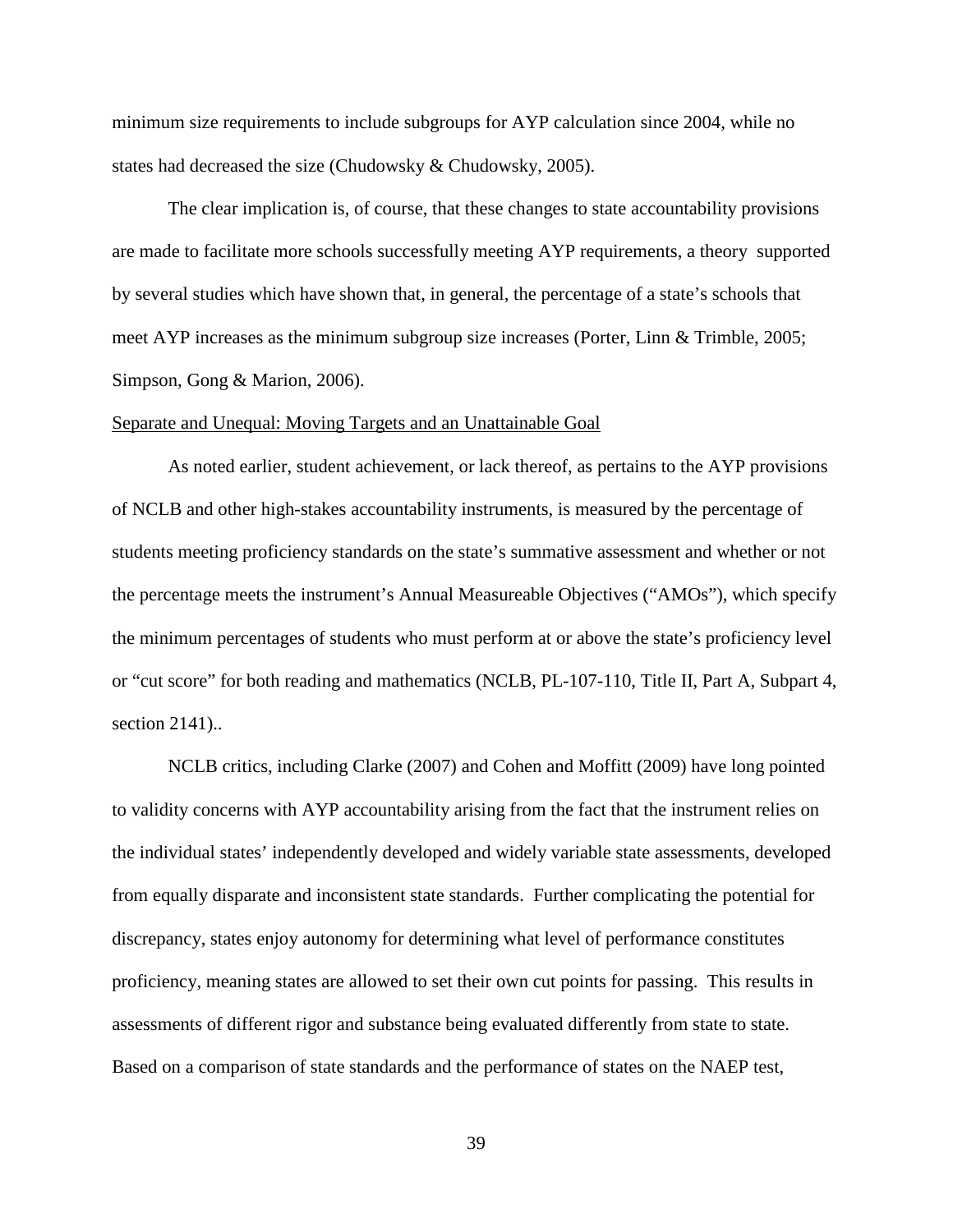minimum size requirements to include subgroups for AYP calculation since 2004, while no states had decreased the size (Chudowsky & Chudowsky, 2005).

The clear implication is, of course, that these changes to state accountability provisions are made to facilitate more schools successfully meeting AYP requirements, a theory supported by several studies which have shown that, in general, the percentage of a state's schools that meet AYP increases as the minimum subgroup size increases (Porter, Linn & Trimble, 2005; Simpson, Gong & Marion, 2006).

Separate and Unequal: Moving Targets and an Unattainable Goal

As noted earlier, student achievement, or lack thereof, as pertains to the AYP provisions of NCLB and other high-stakes accountability instruments, is measured by the percentage of students meeting proficiency standards on the state's summative assessment and whether or not the percentage meets the instrument's Annual Measureable Objectives ("AMOs"), which specify the minimum percentages of students who must perform at or above the state's proficiency level or "cut score" for both reading and mathematics (NCLB, PL-107-110, Title II, Part A, Subpart 4, section 2141)..

NCLB critics, including Clarke (2007) and Cohen and Moffitt (2009) have long pointed to validity concerns with AYP accountability arising from the fact that the instrument relies on the individual states' independently developed and widely variable state assessments, developed from equally disparate and inconsistent state standards. Further complicating the potential for discrepancy, states enjoy autonomy for determining what level of performance constitutes proficiency, meaning states are allowed to set their own cut points for passing. This results in assessments of different rigor and substance being evaluated differently from state to state. Based on a comparison of state standards and the performance of states on the NAEP test,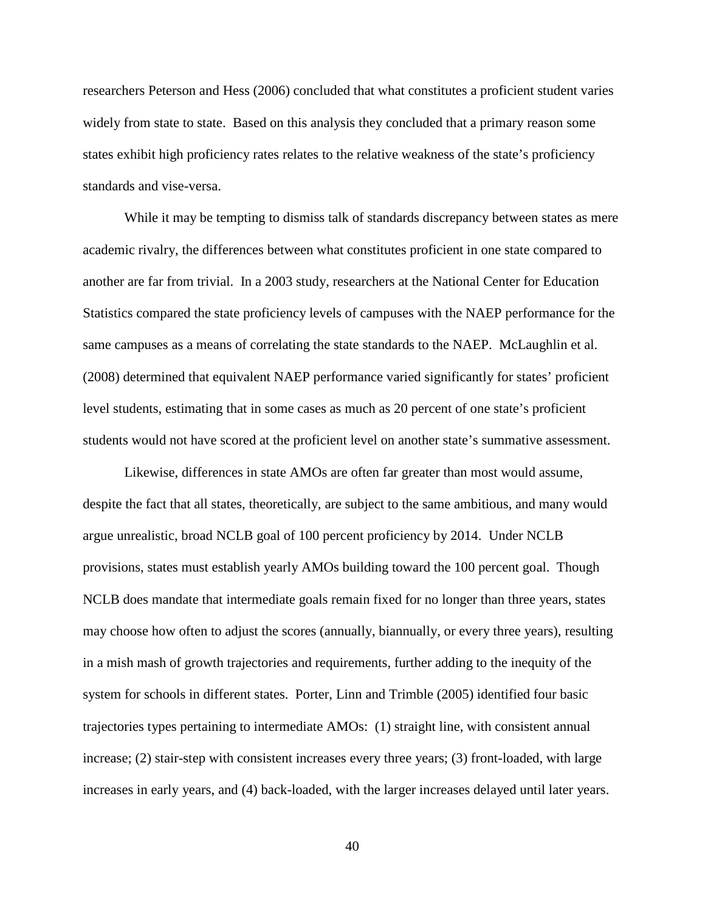researchers Peterson and Hess (2006) concluded that what constitutes a proficient student varies widely from state to state. Based on this analysis they concluded that a primary reason some states exhibit high proficiency rates relates to the relative weakness of the state's proficiency standards and vise-versa.

While it may be tempting to dismiss talk of standards discrepancy between states as mere academic rivalry, the differences between what constitutes proficient in one state compared to another are far from trivial. In a 2003 study, researchers at the National Center for Education Statistics compared the state proficiency levels of campuses with the NAEP performance for the same campuses as a means of correlating the state standards to the NAEP. McLaughlin et al. (2008) determined that equivalent NAEP performance varied significantly for states' proficient level students, estimating that in some cases as much as 20 percent of one state's proficient students would not have scored at the proficient level on another state's summative assessment.

Likewise, differences in state AMOs are often far greater than most would assume, despite the fact that all states, theoretically, are subject to the same ambitious, and many would argue unrealistic, broad NCLB goal of 100 percent proficiency by 2014. Under NCLB provisions, states must establish yearly AMOs building toward the 100 percent goal. Though NCLB does mandate that intermediate goals remain fixed for no longer than three years, states may choose how often to adjust the scores (annually, biannually, or every three years), resulting in a mish mash of growth trajectories and requirements, further adding to the inequity of the system for schools in different states. Porter, Linn and Trimble (2005) identified four basic trajectories types pertaining to intermediate AMOs: (1) straight line, with consistent annual increase; (2) stair-step with consistent increases every three years; (3) front-loaded, with large increases in early years, and (4) back-loaded, with the larger increases delayed until later years.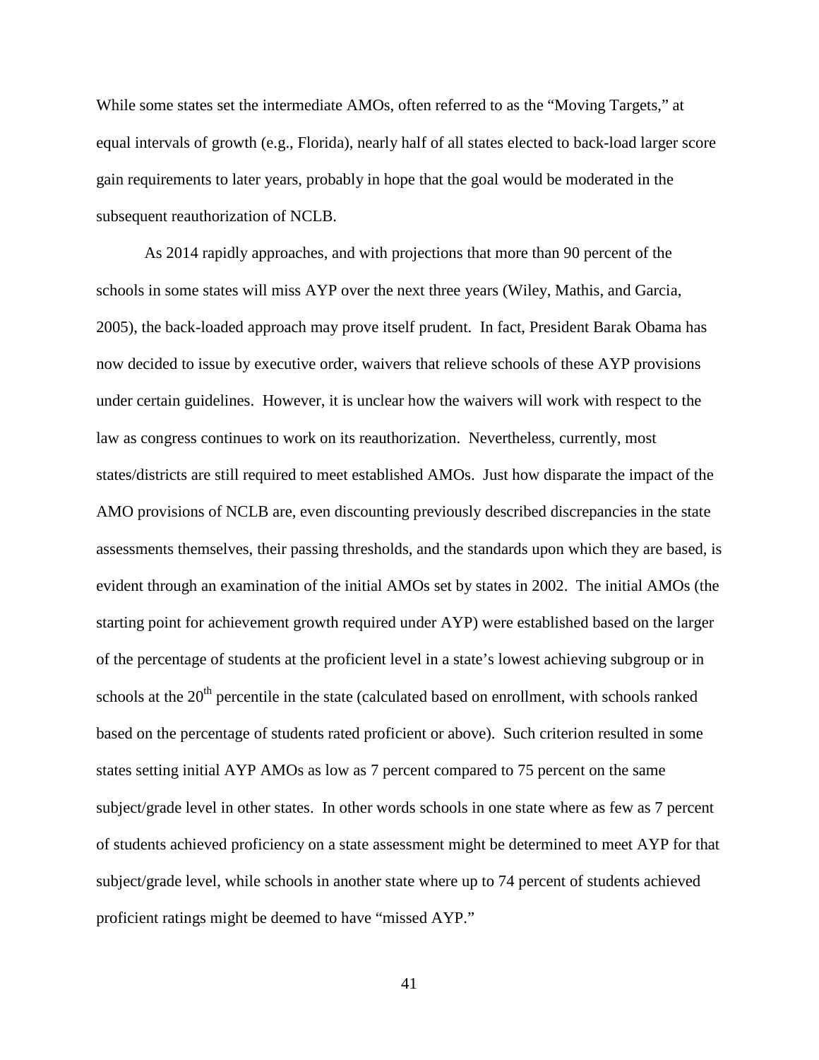While some states set the intermediate AMOs, often referred to as the "Moving Targets," at equal intervals of growth (e.g., Florida), nearly half of all states elected to back-load larger score gain requirements to later years, probably in hope that the goal would be moderated in the subsequent reauthorization of NCLB.

As 2014 rapidly approaches, and with projections that more than 90 percent of the schools in some states will miss AYP over the next three years (Wiley, Mathis, and Garcia, 2005), the back-loaded approach may prove itself prudent. In fact, President Barak Obama has now decided to issue by executive order, waivers that relieve schools of these AYP provisions under certain guidelines. However, it is unclear how the waivers will work with respect to the law as congress continues to work on its reauthorization. Nevertheless, currently, most states/districts are still required to meet established AMOs. Just how disparate the impact of the AMO provisions of NCLB are, even discounting previously described discrepancies in the state assessments themselves, their passing thresholds, and the standards upon which they are based, is evident through an examination of the initial AMOs set by states in 2002. The initial AMOs (the starting point for achievement growth required under AYP) were established based on the larger of the percentage of students at the proficient level in a state's lowest achieving subgroup or in schools at the 20th percentile in the state (calculated based on enrollment, with schools ranked based on the percentage of students rated proficient or above). Such criterion resulted in some states setting initial AYP AMOs as low as 7 percent compared to 75 percent on the same subject/grade level in other states. In other words schools in one state where as few as 7 percent of students achieved proficiency on a state assessment might be determined to meet AYP for that subject/grade level, while schools in another state where up to 74 percent of students achieved proficient ratings might be deemed to have "missed AYP."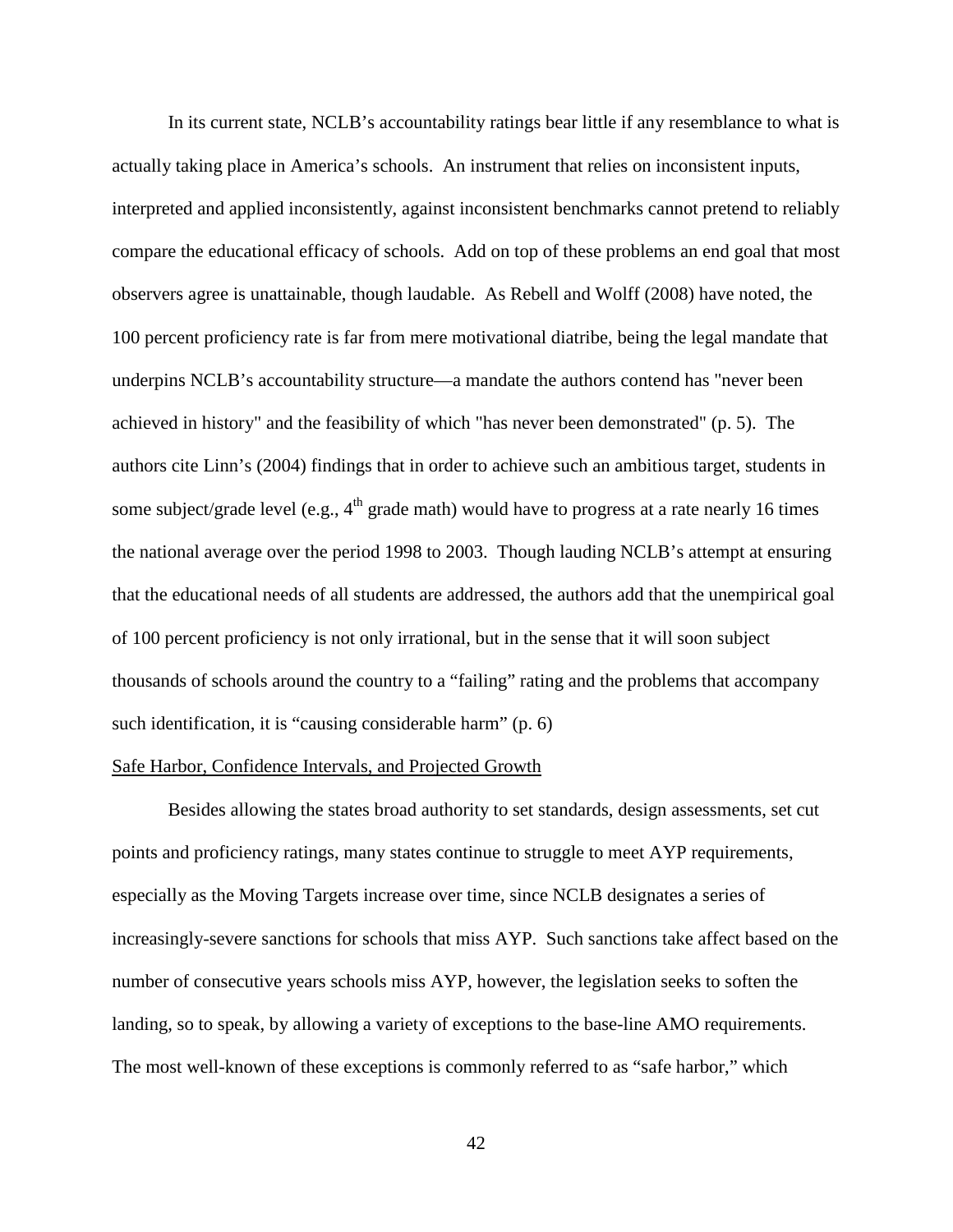In its current state, NCLB's accountability ratings bear little if any resemblance to what is actually taking place in America's schools. An instrument that relies on inconsistent inputs, interpreted and applied inconsistently, against inconsistent benchmarks cannot pretend to reliably compare the educational efficacy of schools. Add on top of these problems an end goal that most observers agree is unattainable, though laudable. As Rebell and Wolff (2008) have noted, the 100 percent proficiency rate is far from mere motivational diatribe, being the legal mandate that underpins NCLB's accountability structure—a mandate the authors contend has "never been achieved in history" and the feasibility of which "has never been demonstrated" (p. 5). The authors cite Linn's (2004) findings that in order to achieve such an ambitious target, students in some subject/grade level (e.g., 4th grade math) would have to progress at a rate nearly 16 times the national average over the period 1998 to 2003. Though lauding NCLB's attempt at ensuring that the educational needs of all students are addressed, the authors add that the unempirical goal of 100 percent proficiency is not only irrational, but in the sense that it will soon subject thousands of schools around the country to a "failing" rating and the problems that accompany such identification, it is "causing considerable harm" (p. 6)

Safe Harbor, Confidence Intervals, and Projected Growth

Besides allowing the states broad authority to set standards, design assessments, set cut points and proficiency ratings, many states continue to struggle to meet AYP requirements, especially as the Moving Targets increase over time, since NCLB designates a series of increasingly-severe sanctions for schools that miss AYP. Such sanctions take affect based on the number of consecutive years schools miss AYP, however, the legislation seeks to soften the landing, so to speak, by allowing a variety of exceptions to the base-line AMO requirements. The most well-known of these exceptions is commonly referred to as "safe harbor," which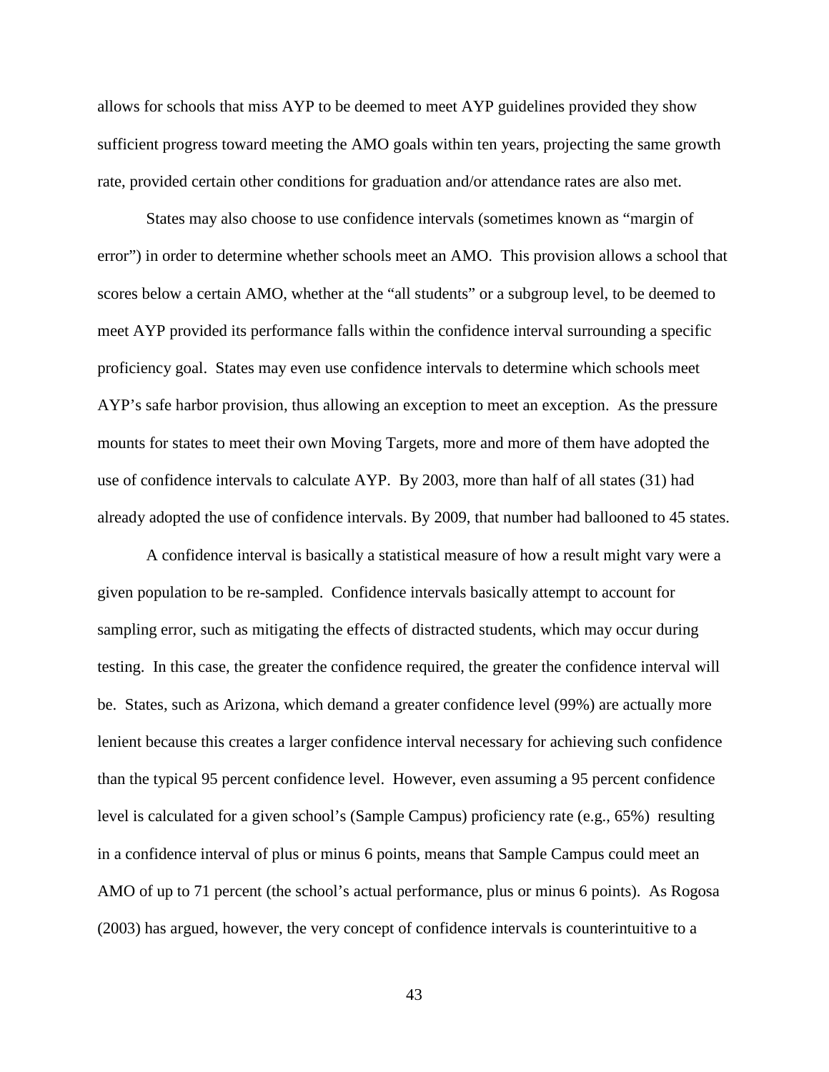allows for schools that miss AYP to be deemed to meet AYP guidelines provided they show sufficient progress toward meeting the AMO goals within ten years, projecting the same growth rate, provided certain other conditions for graduation and/or attendance rates are also met.

States may also choose to use confidence intervals (sometimes known as "margin of error") in order to determine whether schools meet an AMO. This provision allows a school that scores below a certain AMO, whether at the "all students" or a subgroup level, to be deemed to meet AYP provided its performance falls within the confidence interval surrounding a specific proficiency goal. States may even use confidence intervals to determine which schools meet AYP's safe harbor provision, thus allowing an exception to meet an exception. As the pressure mounts for states to meet their own Moving Targets, more and more of them have adopted the use of confidence intervals to calculate AYP. By 2003, more than half of all states (31) had already adopted the use of confidence intervals. By 2009, that number had ballooned to 45 states.

A confidence interval is basically a statistical measure of how a result might vary were a given population to be re-sampled. Confidence intervals basically attempt to account for sampling error, such as mitigating the effects of distracted students, which may occur during testing. In this case, the greater the confidence required, the greater the confidence interval will be. States, such as Arizona, which demand a greater confidence level (99%) are actually more lenient because this creates a larger confidence interval necessary for achieving such confidence than the typical 95 percent confidence level. However, even assuming a 95 percent confidence level is calculated for a given school's (Sample Campus) proficiency rate (e.g., 65%) resulting in a confidence interval of plus or minus 6 points, means that Sample Campus could meet an AMO of up to 71 percent (the school's actual performance, plus or minus 6 points). As Rogosa (2003) has argued, however, the very concept of confidence intervals is counterintuitive to a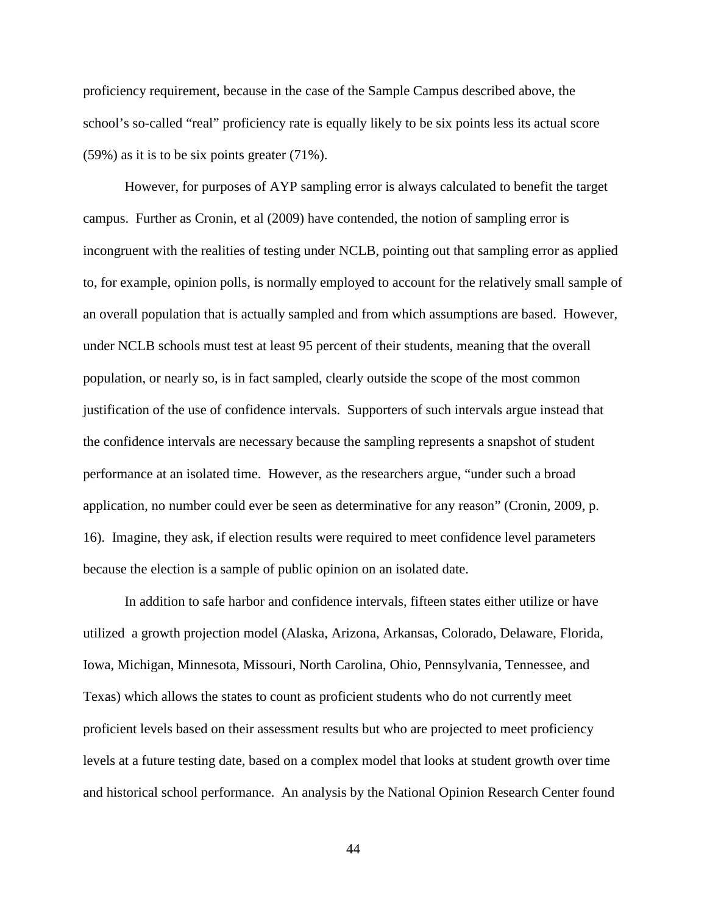proficiency requirement, because in the case of the Sample Campus described above, the school's so-called "real" proficiency rate is equally likely to be six points less its actual score (59%) as it is to be six points greater (71%).

However, for purposes of AYP sampling error is always calculated to benefit the target campus. Further as Cronin, et al (2009) have contended, the notion of sampling error is incongruent with the realities of testing under NCLB, pointing out that sampling error as applied to, for example, opinion polls, is normally employed to account for the relatively small sample of an overall population that is actually sampled and from which assumptions are based. However, under NCLB schools must test at least 95 percent of their students, meaning that the overall population, or nearly so, is in fact sampled, clearly outside the scope of the most common justification of the use of confidence intervals. Supporters of such intervals argue instead that the confidence intervals are necessary because the sampling represents a snapshot of student performance at an isolated time. However, as the researchers argue, "under such a broad application, no number could ever be seen as determinative for any reason" (Cronin, 2009, p. 16). Imagine, they ask, if election results were required to meet confidence level parameters because the election is a sample of public opinion on an isolated date.

In addition to safe harbor and confidence intervals, fifteen states either utilize or have utilized a growth projection model (Alaska, Arizona, Arkansas, Colorado, Delaware, Florida, Iowa, Michigan, Minnesota, Missouri, North Carolina, Ohio, Pennsylvania, Tennessee, and Texas) which allows the states to count as proficient students who do not currently meet proficient levels based on their assessment results but who are projected to meet proficiency levels at a future testing date, based on a complex model that looks at student growth over time and historical school performance. An analysis by the National Opinion Research Center found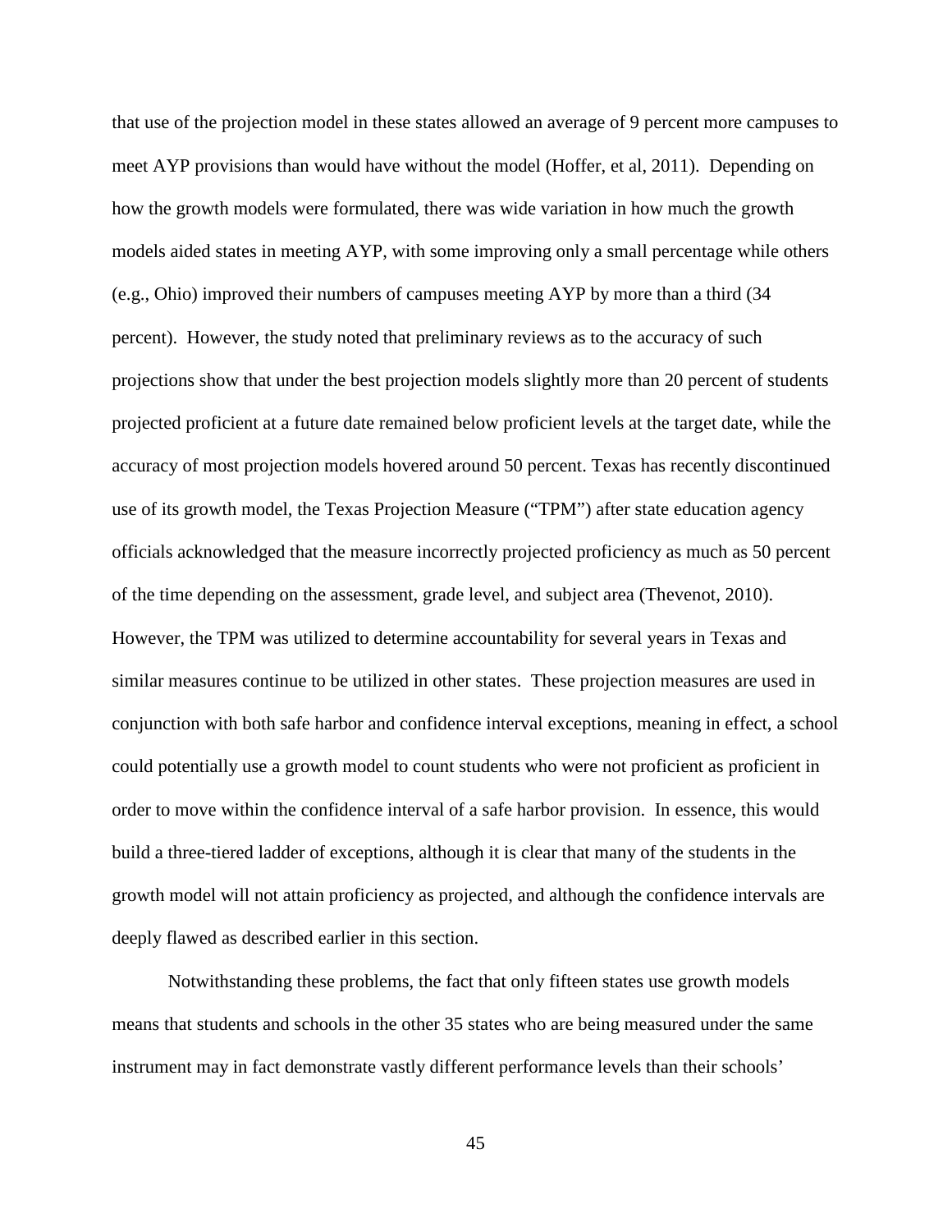that use of the projection model in these states allowed an average of 9 percent more campuses to meet AYP provisions than would have without the model (Hoffer, et al, 2011). Depending on how the growth models were formulated, there was wide variation in how much the growth models aided states in meeting AYP, with some improving only a small percentage while others (e.g., Ohio) improved their numbers of campuses meeting AYP by more than a third (34 percent). However, the study noted that preliminary reviews as to the accuracy of such projections show that under the best projection models slightly more than 20 percent of students projected proficient at a future date remained below proficient levels at the target date, while the accuracy of most projection models hovered around 50 percent. Texas has recently discontinued use of its growth model, the Texas Projection Measure ("TPM") after state education agency officials acknowledged that the measure incorrectly projected proficiency as much as 50 percent of the time depending on the assessment, grade level, and subject area (Thevenot, 2010). However, the TPM was utilized to determine accountability for several years in Texas and similar measures continue to be utilized in other states. These projection measures are used in conjunction with both safe harbor and confidence interval exceptions, meaning in effect, a school could potentially use a growth model to count students who were not proficient as proficient in order to move within the confidence interval of a safe harbor provision. In essence, this would build a three-tiered ladder of exceptions, although it is clear that many of the students in the growth model will not attain proficiency as projected, and although the confidence intervals are deeply flawed as described earlier in this section.

Notwithstanding these problems, the fact that only fifteen states use growth models means that students and schools in the other 35 states who are being measured under the same instrument may in fact demonstrate vastly different performance levels than their schools'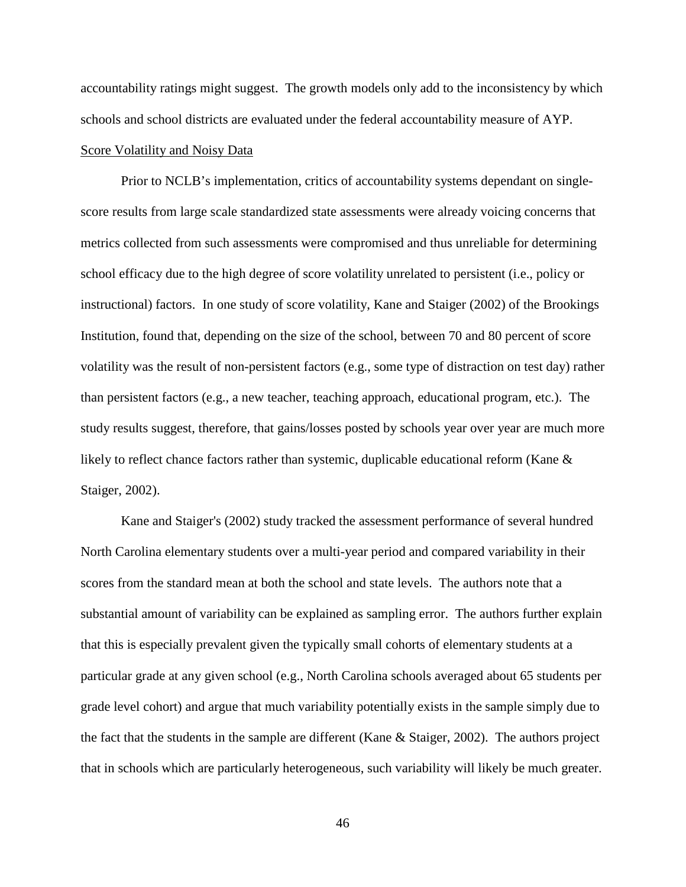accountability ratings might suggest. The growth models only add to the inconsistency by which schools and school districts are evaluated under the federal accountability measure of AYP.

### Score Volatility and Noisy Data

Prior to NCLB's implementation, critics of accountability systems dependant on single-score results from large scale standardized state assessments were already voicing concerns that metrics collected from such assessments were compromised and thus unreliable for determining school efficacy due to the high degree of score volatility unrelated to persistent (i.e., policy or instructional) factors. In one study of score volatility, Kane and Staiger (2002) of the Brookings Institution, found that, depending on the size of the school, between 70 and 80 percent of score volatility was the result of non-persistent factors (e.g., some type of distraction on test day) rather than persistent factors (e.g., a new teacher, teaching approach, educational program, etc.). The study results suggest, therefore, that gains/losses posted by schools year over year are much more likely to reflect chance factors rather than systemic, duplicable educational reform (Kane & Staiger, 2002).

Kane and Staiger's (2002) study tracked the assessment performance of several hundred North Carolina elementary students over a multi-year period and compared variability in their scores from the standard mean at both the school and state levels. The authors note that a substantial amount of variability can be explained as sampling error. The authors further explain that this is especially prevalent given the typically small cohorts of elementary students at a particular grade at any given school (e.g., North Carolina schools averaged about 65 students per grade level cohort) and argue that much variability potentially exists in the sample simply due to the fact that the students in the sample are different (Kane & Staiger, 2002). The authors project that in schools which are particularly heterogeneous, such variability will likely be much greater.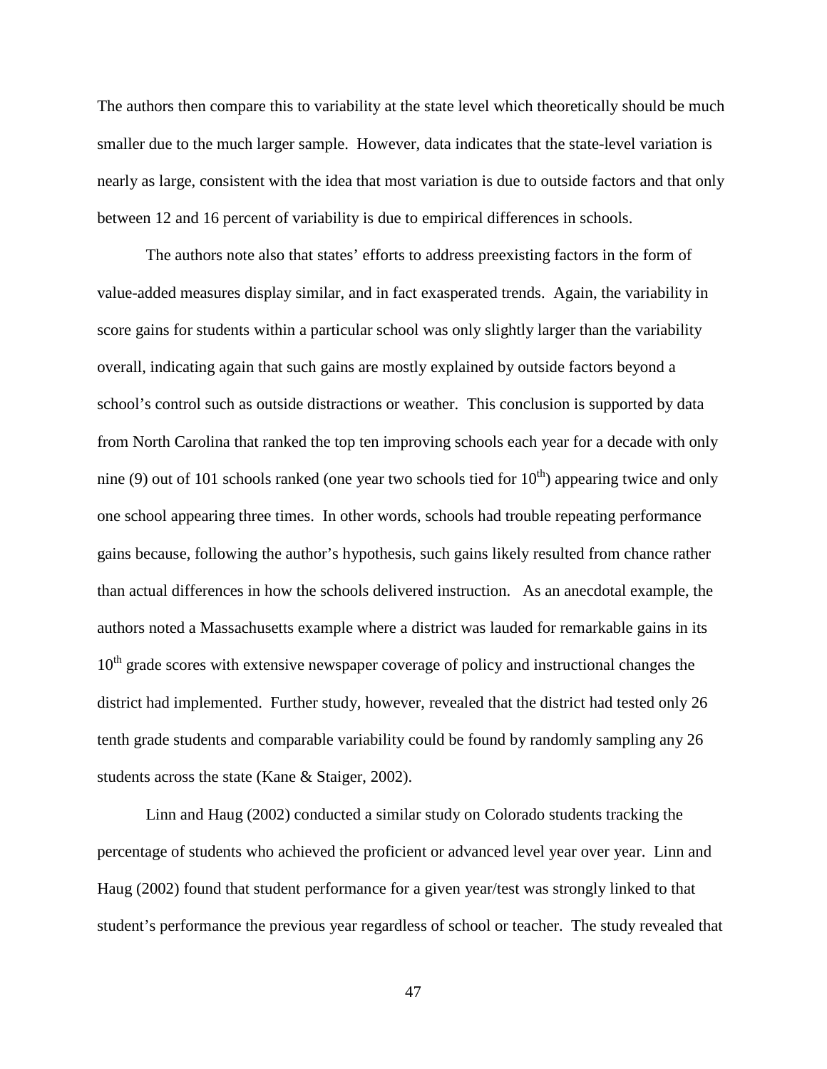The authors then compare this to variability at the state level which theoretically should be much smaller due to the much larger sample. However, data indicates that the state-level variation is nearly as large, consistent with the idea that most variation is due to outside factors and that only between 12 and 16 percent of variability is due to empirical differences in schools.

The authors note also that states' efforts to address preexisting factors in the form of value-added measures display similar, and in fact exasperated trends. Again, the variability in score gains for students within a particular school was only slightly larger than the variability overall, indicating again that such gains are mostly explained by outside factors beyond a school's control such as outside distractions or weather. This conclusion is supported by data from North Carolina that ranked the top ten improving schools each year for a decade with only nine (9) out of 101 schools ranked (one year two schools tied for 10th) appearing twice and only one school appearing three times. In other words, schools had trouble repeating performance gains because, following the author's hypothesis, such gains likely resulted from chance rather than actual differences in how the schools delivered instruction. As an anecdotal example, the authors noted a Massachusetts example where a district was lauded for remarkable gains in its 10th grade scores with extensive newspaper coverage of policy and instructional changes the district had implemented. Further study, however, revealed that the district had tested only 26 tenth grade students and comparable variability could be found by randomly sampling any 26 students across the state (Kane & Staiger, 2002).

Linn and Haug (2002) conducted a similar study on Colorado students tracking the percentage of students who achieved the proficient or advanced level year over year. Linn and Haug (2002) found that student performance for a given year/test was strongly linked to that student's performance the previous year regardless of school or teacher. The study revealed that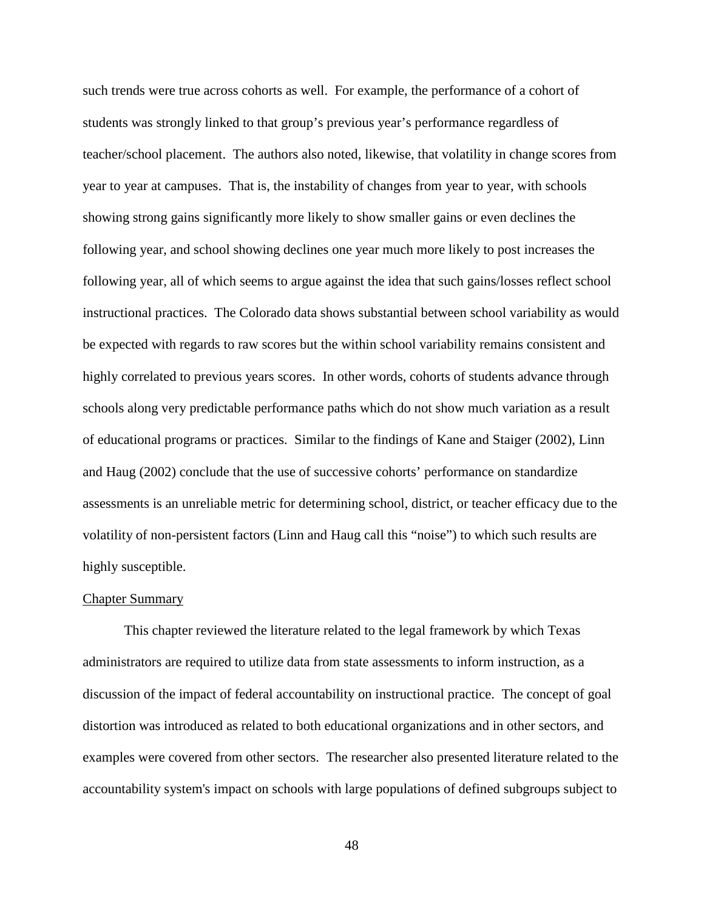such trends were true across cohorts as well. For example, the performance of a cohort of students was strongly linked to that group's previous year's performance regardless of teacher/school placement. The authors also noted, likewise, that volatility in change scores from year to year at campuses. That is, the instability of changes from year to year, with schools showing strong gains significantly more likely to show smaller gains or even declines the following year, and school showing declines one year much more likely to post increases the following year, all of which seems to argue against the idea that such gains/losses reflect school instructional practices. The Colorado data shows substantial between school variability as would be expected with regards to raw scores but the within school variability remains consistent and highly correlated to previous years scores. In other words, cohorts of students advance through schools along very predictable performance paths which do not show much variation as a result of educational programs or practices. Similar to the findings of Kane and Staiger (2002), Linn and Haug (2002) conclude that the use of successive cohorts' performance on standardize assessments is an unreliable metric for determining school, district, or teacher efficacy due to the volatility of non-persistent factors (Linn and Haug call this "noise") to which such results are highly susceptible.

Chapter Summary

This chapter reviewed the literature related to the legal framework by which Texas administrators are required to utilize data from state assessments to inform instruction, as a discussion of the impact of federal accountability on instructional practice. The concept of goal distortion was introduced as related to both educational organizations and in other sectors, and examples were covered from other sectors. The researcher also presented literature related to the accountability system's impact on schools with large populations of defined subgroups subject to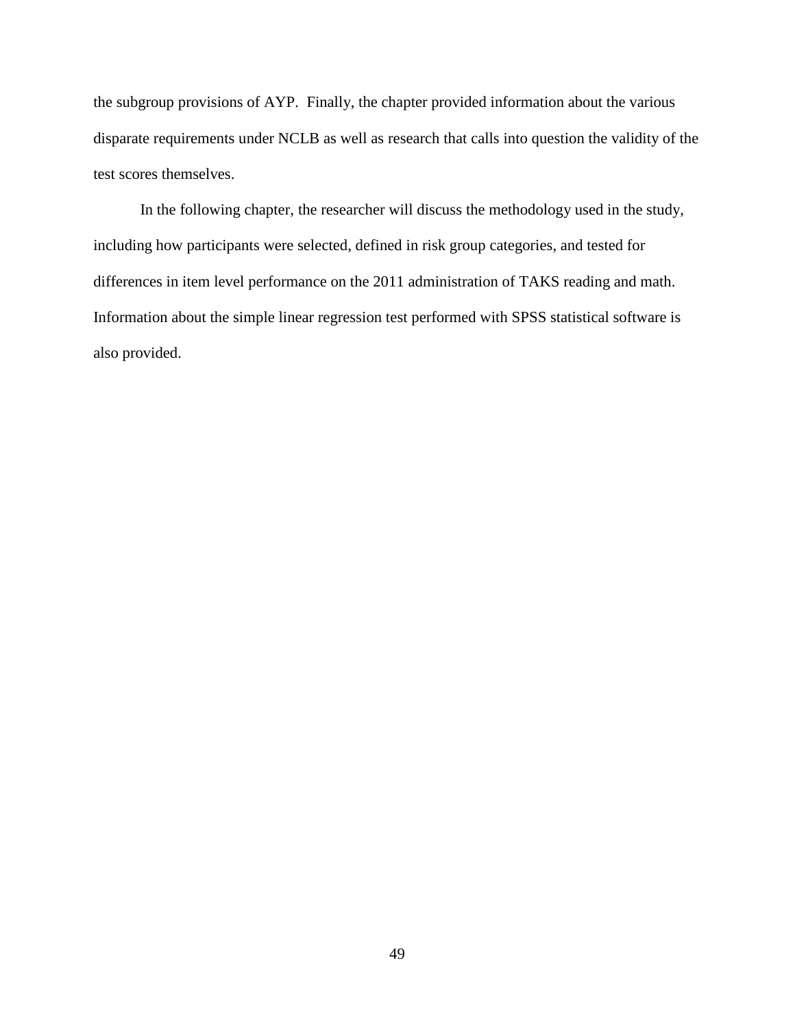the subgroup provisions of AYP.  Finally, the chapter provided information about the various disparate requirements under NCLB as well as research that calls into question the validity of the test scores themselves.

In the following chapter, the researcher will discuss the methodology used in the study, including how participants were selected, defined in risk group categories, and tested for differences in item level performance on the 2011 administration of TAKS reading and math. Information about the simple linear regression test performed with SPSS statistical software is also provided.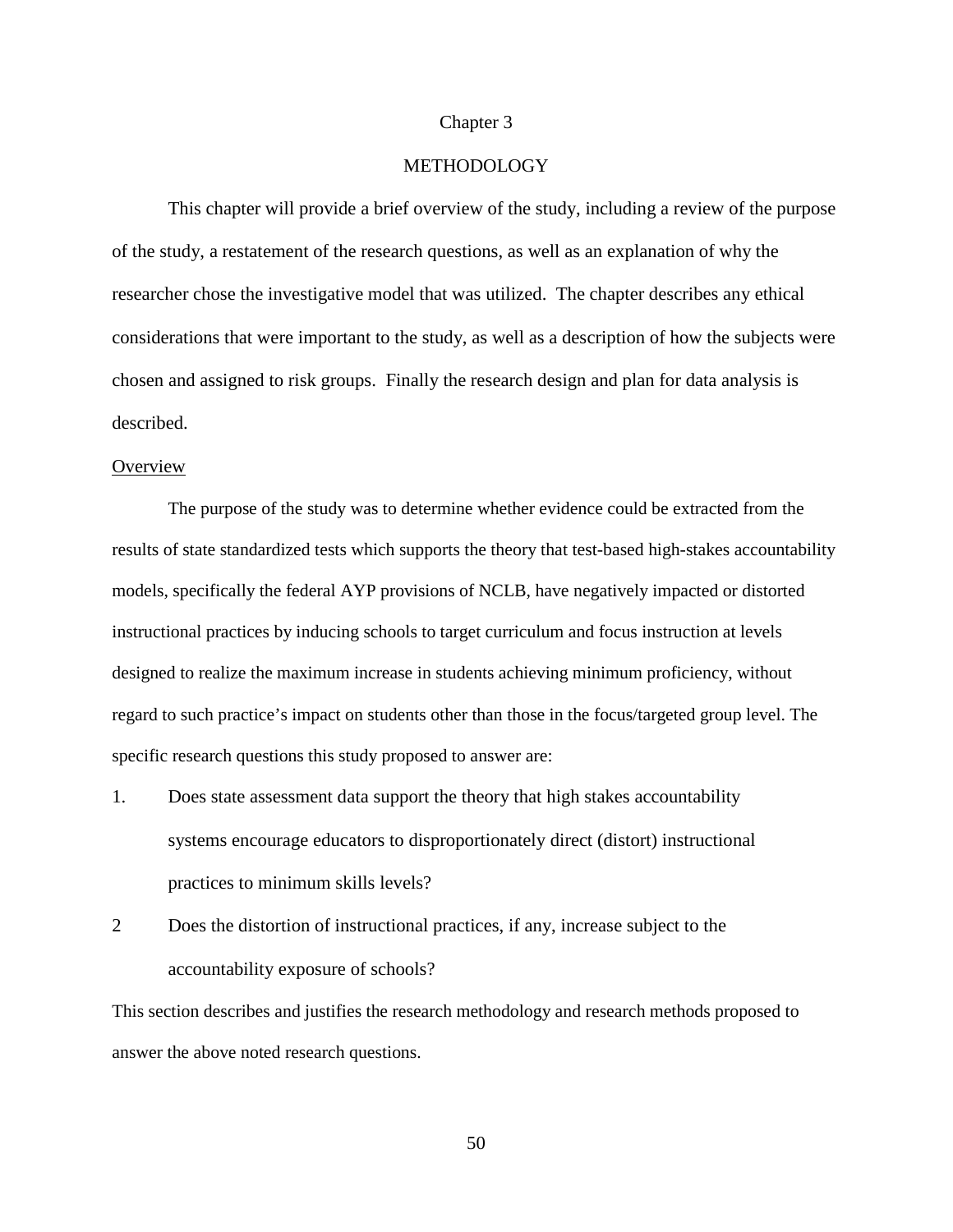# Chapter 3

# METHODOLOGY

This chapter will provide a brief overview of the study, including a review of the purpose of the study, a restatement of the research questions, as well as an explanation of why the researcher chose the investigative model that was utilized. The chapter describes any ethical considerations that were important to the study, as well as a description of how the subjects were chosen and assigned to risk groups. Finally the research design and plan for data analysis is described.

## Overview

The purpose of the study was to determine whether evidence could be extracted from the results of state standardized tests which supports the theory that test-based high-stakes accountability models, specifically the federal AYP provisions of NCLB, have negatively impacted or distorted instructional practices by inducing schools to target curriculum and focus instruction at levels designed to realize the maximum increase in students achieving minimum proficiency, without regard to such practice's impact on students other than those in the focus/targeted group level. The specific research questions this study proposed to answer are:

1. Does state assessment data support the theory that high stakes accountability systems encourage educators to disproportionately direct (distort) instructional practices to minimum skills levels?

2 Does the distortion of instructional practices, if any, increase subject to the accountability exposure of schools?

This section describes and justifies the research methodology and research methods proposed to answer the above noted research questions.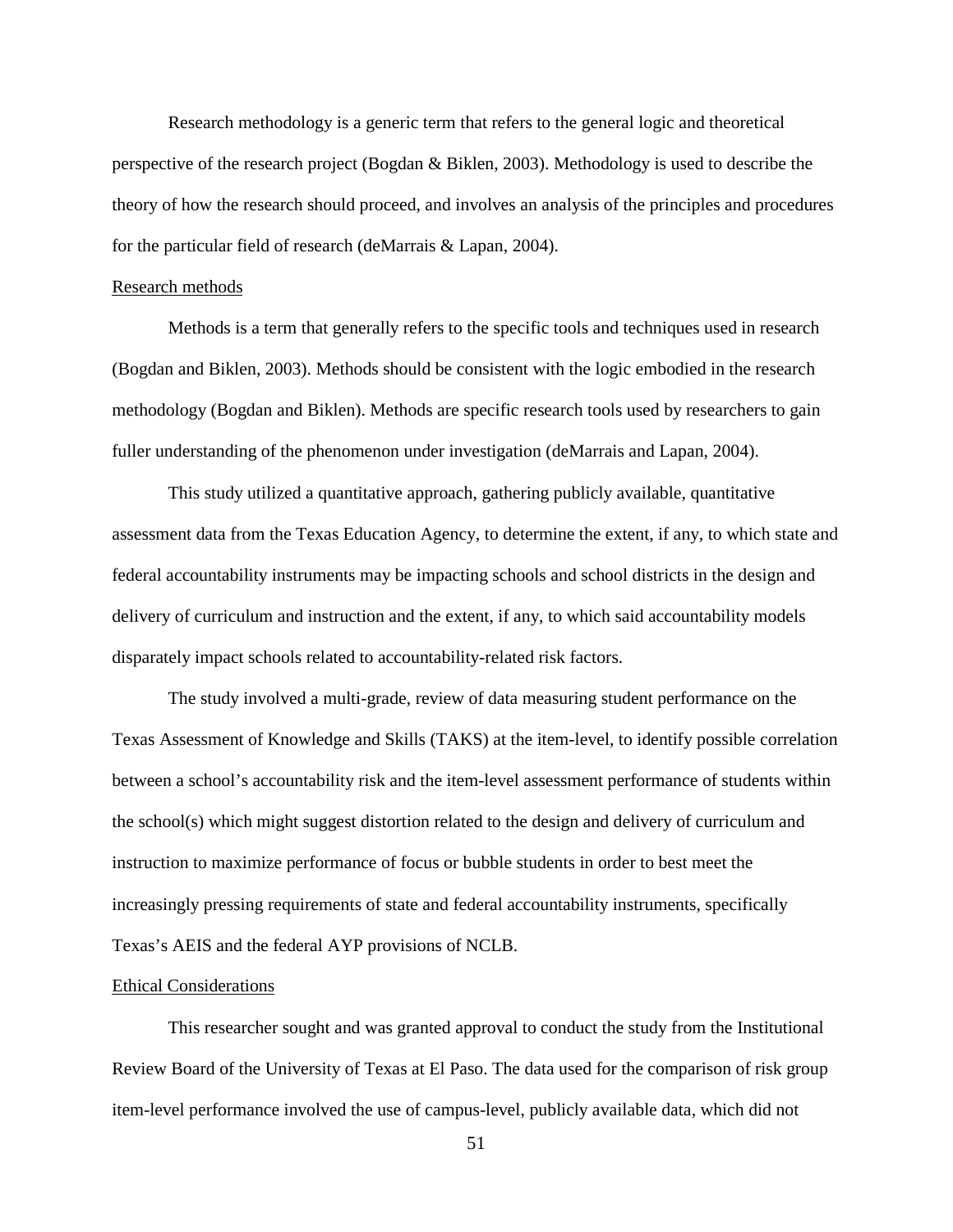Research methodology is a generic term that refers to the general logic and theoretical perspective of the research project (Bogdan & Biklen, 2003). Methodology is used to describe the theory of how the research should proceed, and involves an analysis of the principles and procedures for the particular field of research (deMarrais & Lapan, 2004).

### Research methods

Methods is a term that generally refers to the specific tools and techniques used in research (Bogdan and Biklen, 2003). Methods should be consistent with the logic embodied in the research methodology (Bogdan and Biklen). Methods are specific research tools used by researchers to gain fuller understanding of the phenomenon under investigation (deMarrais and Lapan, 2004).

This study utilized a quantitative approach, gathering publicly available, quantitative assessment data from the Texas Education Agency, to determine the extent, if any, to which state and federal accountability instruments may be impacting schools and school districts in the design and delivery of curriculum and instruction and the extent, if any, to which said accountability models disparately impact schools related to accountability-related risk factors.

The study involved a multi-grade, review of data measuring student performance on the Texas Assessment of Knowledge and Skills (TAKS) at the item-level, to identify possible correlation between a school's accountability risk and the item-level assessment performance of students within the school(s) which might suggest distortion related to the design and delivery of curriculum and instruction to maximize performance of focus or bubble students in order to best meet the increasingly pressing requirements of state and federal accountability instruments, specifically Texas's AEIS and the federal AYP provisions of NCLB.

### Ethical Considerations

This researcher sought and was granted approval to conduct the study from the Institutional Review Board of the University of Texas at El Paso. The data used for the comparison of risk group item-level performance involved the use of campus-level, publicly available data, which did not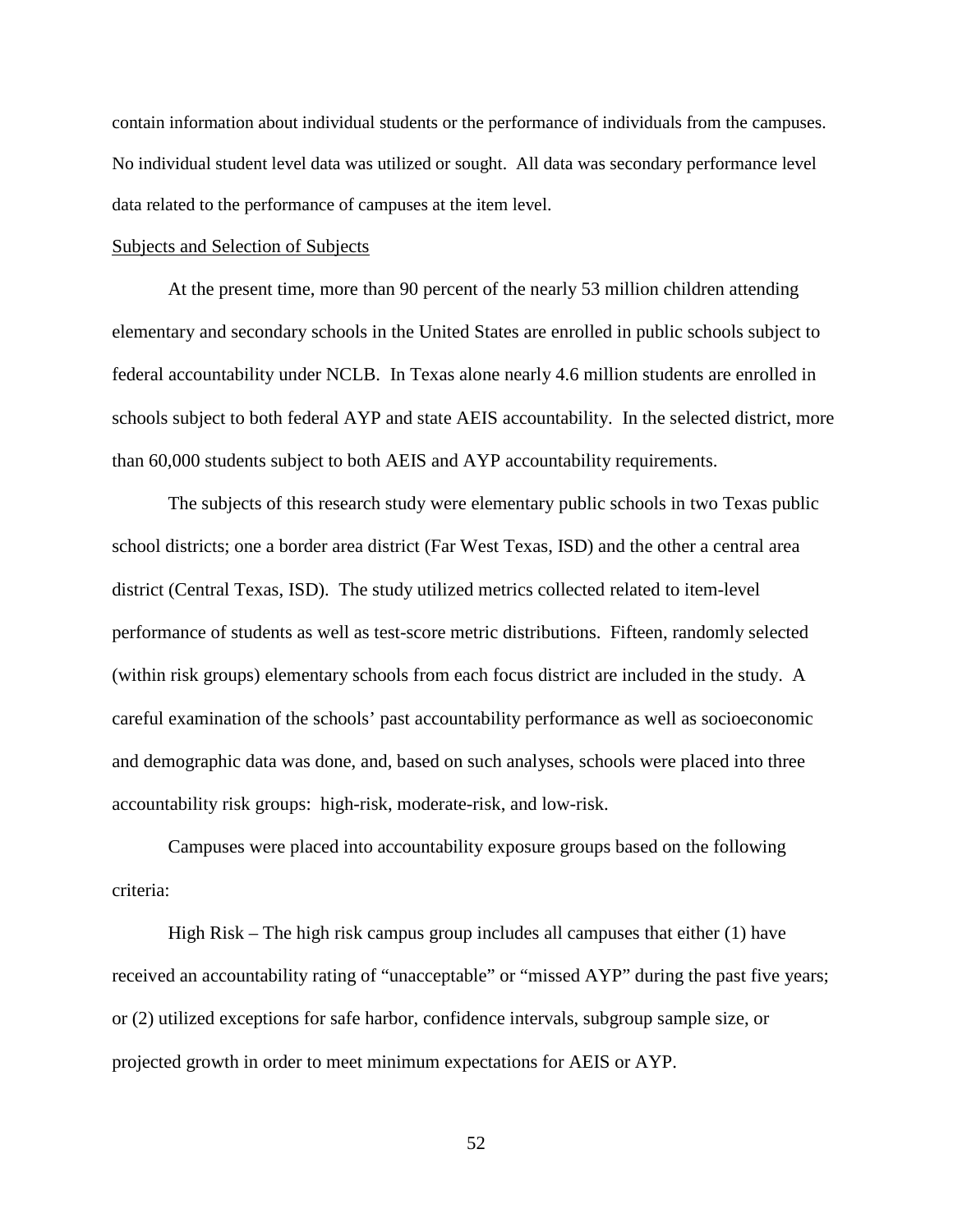contain information about individual students or the performance of individuals from the campuses. No individual student level data was utilized or sought. All data was secondary performance level data related to the performance of campuses at the item level.

<u>Subjects and Selection of Subjects</u>

At the present time, more than 90 percent of the nearly 53 million children attending elementary and secondary schools in the United States are enrolled in public schools subject to federal accountability under NCLB. In Texas alone nearly 4.6 million students are enrolled in schools subject to both federal AYP and state AEIS accountability. In the selected district, more than 60,000 students subject to both AEIS and AYP accountability requirements.

The subjects of this research study were elementary public schools in two Texas public school districts; one a border area district (Far West Texas, ISD) and the other a central area district (Central Texas, ISD). The study utilized metrics collected related to item-level performance of students as well as test-score metric distributions. Fifteen, randomly selected (within risk groups) elementary schools from each focus district are included in the study. A careful examination of the schools' past accountability performance as well as socioeconomic and demographic data was done, and, based on such analyses, schools were placed into three accountability risk groups: high-risk, moderate-risk, and low-risk.

Campuses were placed into accountability exposure groups based on the following criteria:

High Risk – The high risk campus group includes all campuses that either (1) have received an accountability rating of "unacceptable" or "missed AYP" during the past five years; or (2) utilized exceptions for safe harbor, confidence intervals, subgroup sample size, or projected growth in order to meet minimum expectations for AEIS or AYP.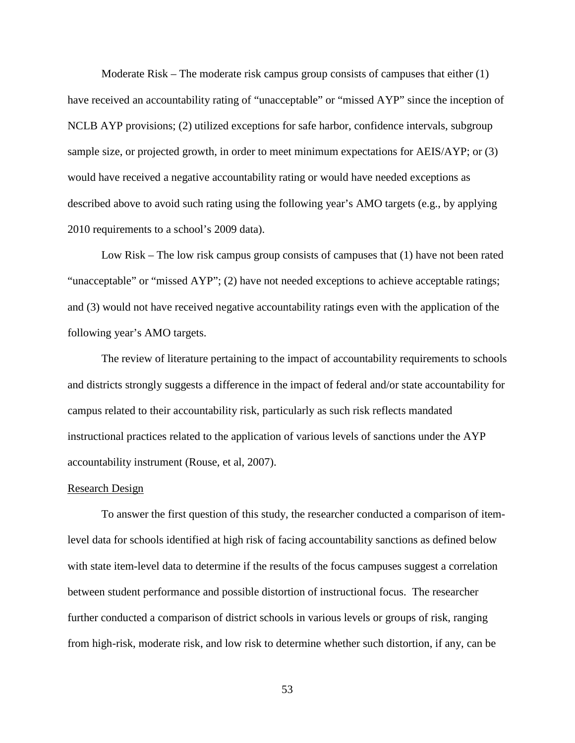Moderate Risk – The moderate risk campus group consists of campuses that either (1) have received an accountability rating of "unacceptable" or "missed AYP" since the inception of NCLB AYP provisions; (2) utilized exceptions for safe harbor, confidence intervals, subgroup sample size, or projected growth, in order to meet minimum expectations for AEIS/AYP; or (3) would have received a negative accountability rating or would have needed exceptions as described above to avoid such rating using the following year's AMO targets (e.g., by applying 2010 requirements to a school's 2009 data).

Low Risk – The low risk campus group consists of campuses that (1) have not been rated "unacceptable" or "missed AYP"; (2) have not needed exceptions to achieve acceptable ratings; and (3) would not have received negative accountability ratings even with the application of the following year's AMO targets.

The review of literature pertaining to the impact of accountability requirements to schools and districts strongly suggests a difference in the impact of federal and/or state accountability for campus related to their accountability risk, particularly as such risk reflects mandated instructional practices related to the application of various levels of sanctions under the AYP accountability instrument (Rouse, et al, 2007).

## Research Design

To answer the first question of this study, the researcher conducted a comparison of item-level data for schools identified at high risk of facing accountability sanctions as defined below with state item-level data to determine if the results of the focus campuses suggest a correlation between student performance and possible distortion of instructional focus. The researcher further conducted a comparison of district schools in various levels or groups of risk, ranging from high-risk, moderate risk, and low risk to determine whether such distortion, if any, can be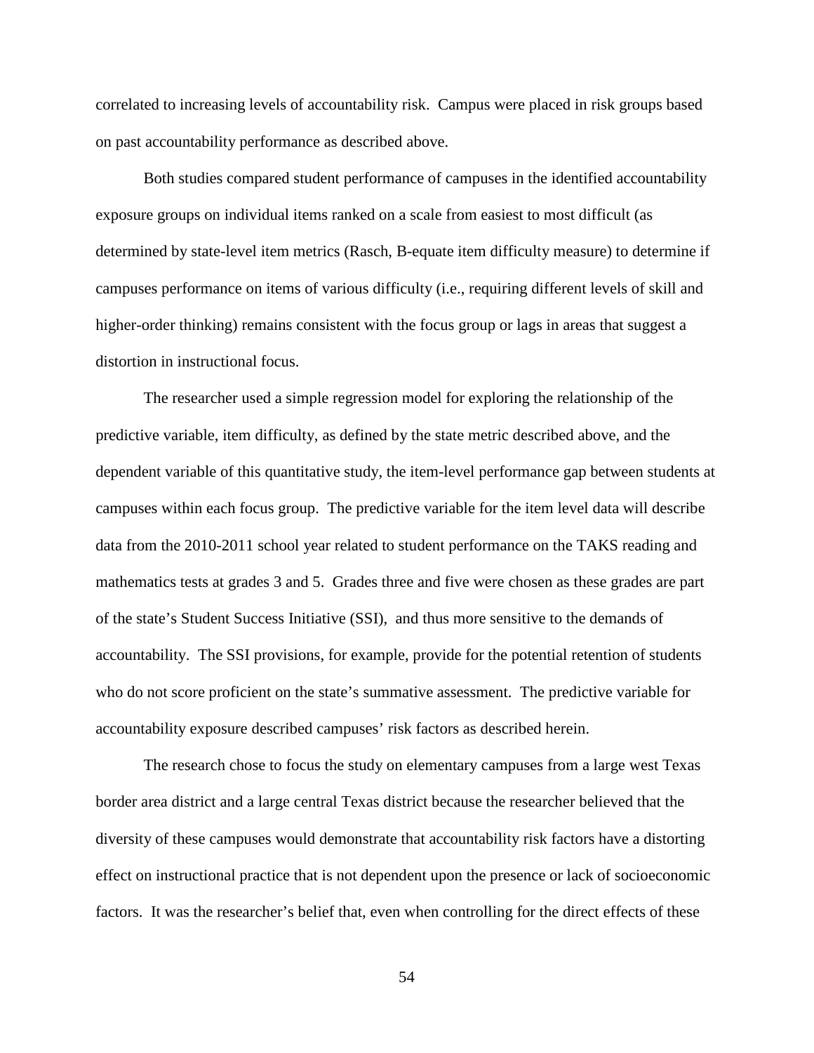correlated to increasing levels of accountability risk. Campus were placed in risk groups based on past accountability performance as described above.

Both studies compared student performance of campuses in the identified accountability exposure groups on individual items ranked on a scale from easiest to most difficult (as determined by state-level item metrics (Rasch, B-equate item difficulty measure) to determine if campuses performance on items of various difficulty (i.e., requiring different levels of skill and higher-order thinking) remains consistent with the focus group or lags in areas that suggest a distortion in instructional focus.

The researcher used a simple regression model for exploring the relationship of the predictive variable, item difficulty, as defined by the state metric described above, and the dependent variable of this quantitative study, the item-level performance gap between students at campuses within each focus group. The predictive variable for the item level data will describe data from the 2010-2011 school year related to student performance on the TAKS reading and mathematics tests at grades 3 and 5. Grades three and five were chosen as these grades are part of the state's Student Success Initiative (SSI), and thus more sensitive to the demands of accountability. The SSI provisions, for example, provide for the potential retention of students who do not score proficient on the state's summative assessment. The predictive variable for accountability exposure described campuses' risk factors as described herein.

The research chose to focus the study on elementary campuses from a large west Texas border area district and a large central Texas district because the researcher believed that the diversity of these campuses would demonstrate that accountability risk factors have a distorting effect on instructional practice that is not dependent upon the presence or lack of socioeconomic factors. It was the researcher's belief that, even when controlling for the direct effects of these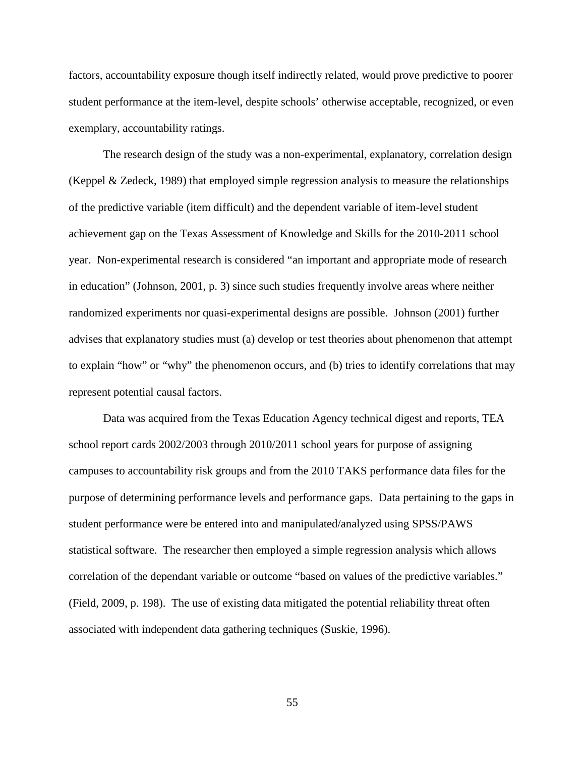factors, accountability exposure though itself indirectly related, would prove predictive to poorer student performance at the item-level, despite schools' otherwise acceptable, recognized, or even exemplary, accountability ratings.

The research design of the study was a non-experimental, explanatory, correlation design (Keppel & Zedeck, 1989) that employed simple regression analysis to measure the relationships of the predictive variable (item difficult) and the dependent variable of item-level student achievement gap on the Texas Assessment of Knowledge and Skills for the 2010-2011 school year. Non-experimental research is considered "an important and appropriate mode of research in education" (Johnson, 2001, p. 3) since such studies frequently involve areas where neither randomized experiments nor quasi-experimental designs are possible. Johnson (2001) further advises that explanatory studies must (a) develop or test theories about phenomenon that attempt to explain "how" or "why" the phenomenon occurs, and (b) tries to identify correlations that may represent potential causal factors.

Data was acquired from the Texas Education Agency technical digest and reports, TEA school report cards 2002/2003 through 2010/2011 school years for purpose of assigning campuses to accountability risk groups and from the 2010 TAKS performance data files for the purpose of determining performance levels and performance gaps. Data pertaining to the gaps in student performance were be entered into and manipulated/analyzed using SPSS/PAWS statistical software. The researcher then employed a simple regression analysis which allows correlation of the dependant variable or outcome "based on values of the predictive variables." (Field, 2009, p. 198). The use of existing data mitigated the potential reliability threat often associated with independent data gathering techniques (Suskie, 1996).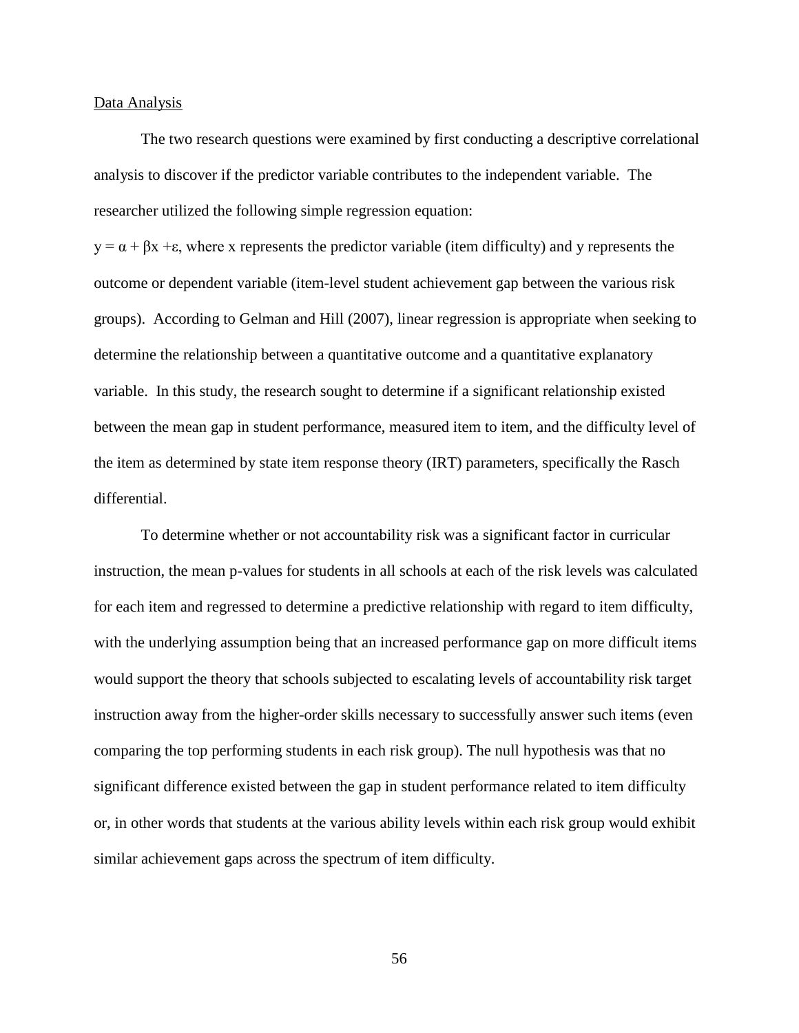<u>Data Analysis</u>

The two research questions were examined by first conducting a descriptive correlational analysis to discover if the predictor variable contributes to the independent variable. The researcher utilized the following simple regression equation:

$y = \alpha + \beta x + \varepsilon$, where x represents the predictor variable (item difficulty) and y represents the outcome or dependent variable (item-level student achievement gap between the various risk groups). According to Gelman and Hill (2007), linear regression is appropriate when seeking to determine the relationship between a quantitative outcome and a quantitative explanatory variable. In this study, the research sought to determine if a significant relationship existed between the mean gap in student performance, measured item to item, and the difficulty level of the item as determined by state item response theory (IRT) parameters, specifically the Rasch differential.

To determine whether or not accountability risk was a significant factor in curricular instruction, the mean p-values for students in all schools at each of the risk levels was calculated for each item and regressed to determine a predictive relationship with regard to item difficulty, with the underlying assumption being that an increased performance gap on more difficult items would support the theory that schools subjected to escalating levels of accountability risk target instruction away from the higher-order skills necessary to successfully answer such items (even comparing the top performing students in each risk group). The null hypothesis was that no significant difference existed between the gap in student performance related to item difficulty or, in other words that students at the various ability levels within each risk group would exhibit similar achievement gaps across the spectrum of item difficulty.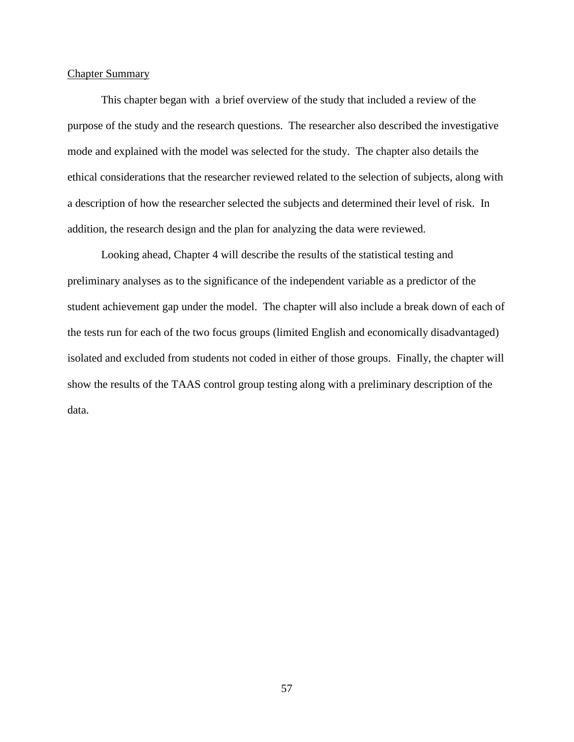<u>Chapter Summary</u>

This chapter began with a brief overview of the study that included a review of the purpose of the study and the research questions. The researcher also described the investigative mode and explained with the model was selected for the study. The chapter also details the ethical considerations that the researcher reviewed related to the selection of subjects, along with a description of how the researcher selected the subjects and determined their level of risk. In addition, the research design and the plan for analyzing the data were reviewed.

Looking ahead, Chapter 4 will describe the results of the statistical testing and preliminary analyses as to the significance of the independent variable as a predictor of the student achievement gap under the model. The chapter will also include a break down of each of the tests run for each of the two focus groups (limited English and economically disadvantaged) isolated and excluded from students not coded in either of those groups. Finally, the chapter will show the results of the TAAS control group testing along with a preliminary description of the data.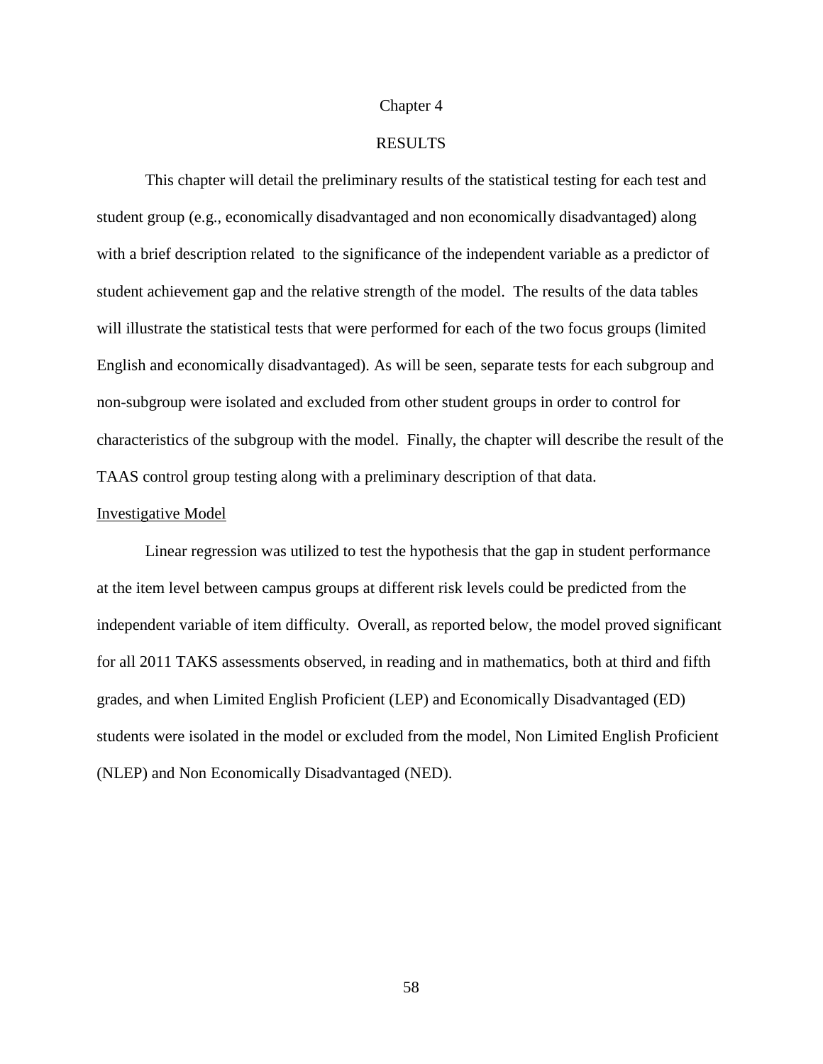# Chapter 4

# RESULTS

This chapter will detail the preliminary results of the statistical testing for each test and student group (e.g., economically disadvantaged and non economically disadvantaged) along with a brief description related to the significance of the independent variable as a predictor of student achievement gap and the relative strength of the model. The results of the data tables will illustrate the statistical tests that were performed for each of the two focus groups (limited English and economically disadvantaged). As will be seen, separate tests for each subgroup and non-subgroup were isolated and excluded from other student groups in order to control for characteristics of the subgroup with the model. Finally, the chapter will describe the result of the TAAS control group testing along with a preliminary description of that data.

## Investigative Model

Linear regression was utilized to test the hypothesis that the gap in student performance at the item level between campus groups at different risk levels could be predicted from the independent variable of item difficulty. Overall, as reported below, the model proved significant for all 2011 TAKS assessments observed, in reading and in mathematics, both at third and fifth grades, and when Limited English Proficient (LEP) and Economically Disadvantaged (ED) students were isolated in the model or excluded from the model, Non Limited English Proficient (NLEP) and Non Economically Disadvantaged (NED).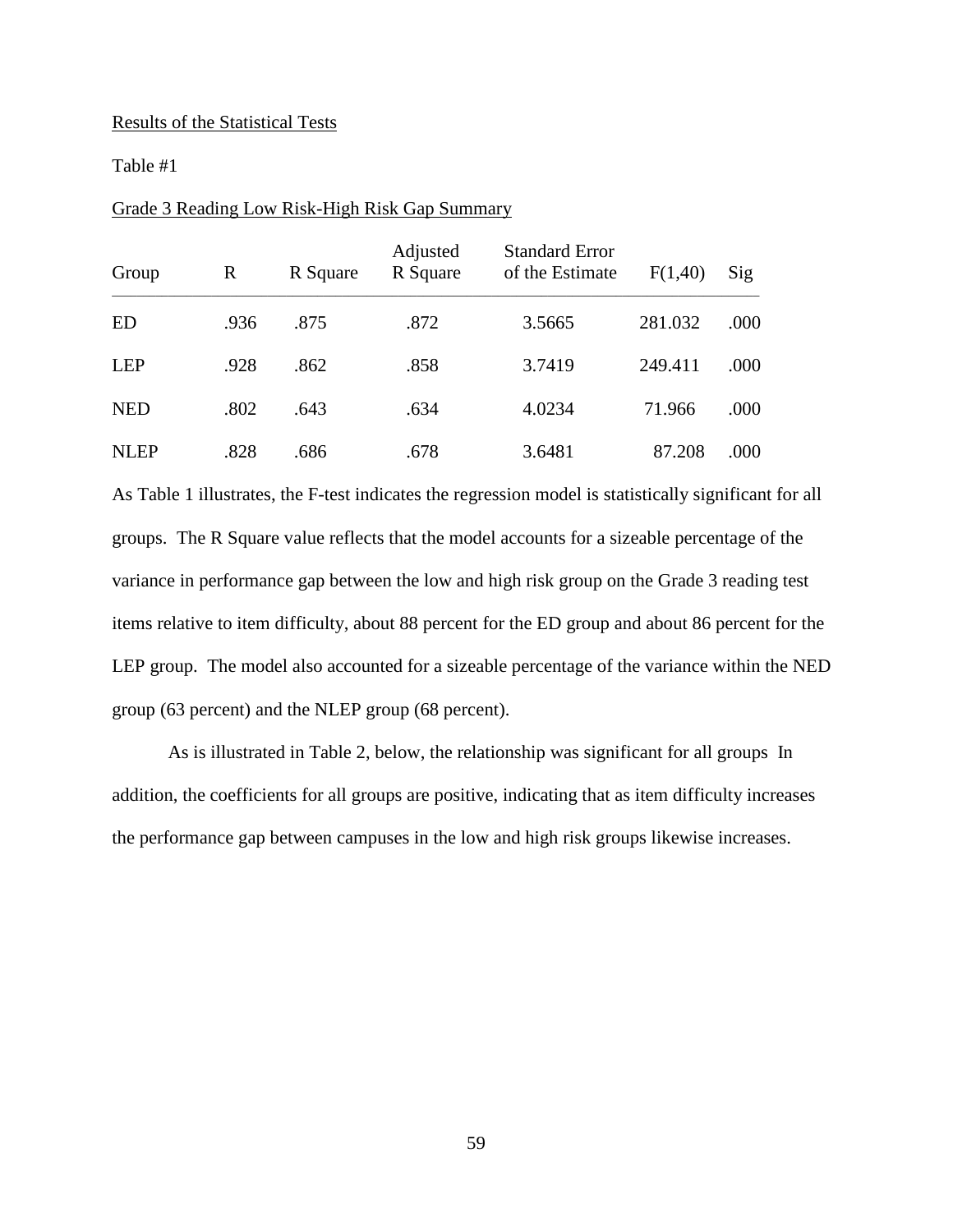Results of the Statistical Tests

Table #1

Grade 3 Reading Low Risk-High Risk Gap Summary

| Group | R | R Square | Adjusted R Square | Standard Error of the Estimate | F(1,40) | Sig |
|---|---|---|---|---|---|---|
| ED | .936 | .875 | .872 | 3.5665 | 281.032 | .000 |
| LEP | .928 | .862 | .858 | 3.7419 | 249.411 | .000 |
| NED | .802 | .643 | .634 | 4.0234 | 71.966 | .000 |
| NLEP | .828 | .686 | .678 | 3.6481 | 87.208 | .000 |

As Table 1 illustrates, the F-test indicates the regression model is statistically significant for all groups. The R Square value reflects that the model accounts for a sizeable percentage of the variance in performance gap between the low and high risk group on the Grade 3 reading test items relative to item difficulty, about 88 percent for the ED group and about 86 percent for the LEP group. The model also accounted for a sizeable percentage of the variance within the NED group (63 percent) and the NLEP group (68 percent).

As is illustrated in Table 2, below, the relationship was significant for all groups In addition, the coefficients for all groups are positive, indicating that as item difficulty increases the performance gap between campuses in the low and high risk groups likewise increases.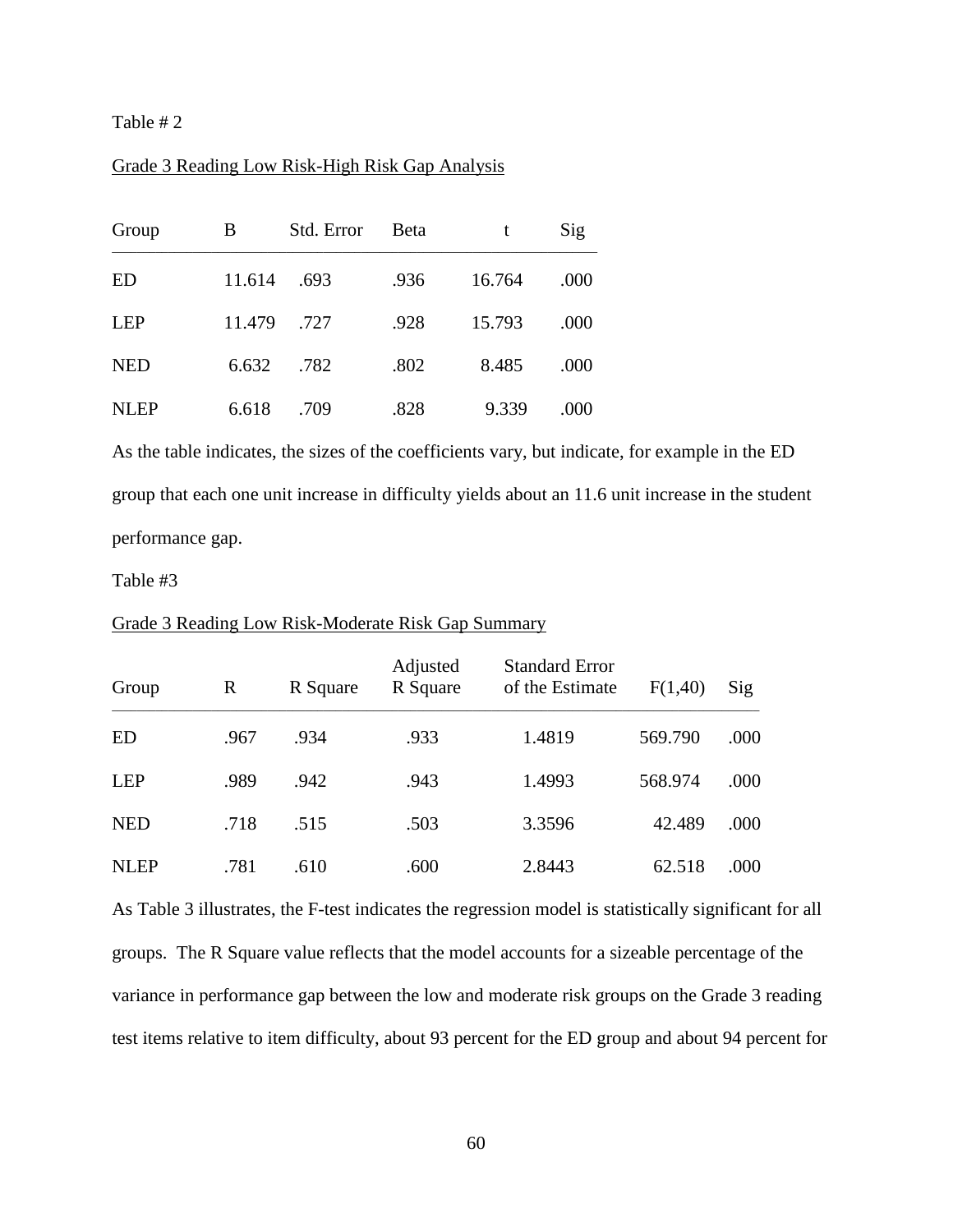Table # 2

Grade 3 Reading Low Risk-High Risk Gap Analysis

| Group | B | Std. Error | Beta | t | Sig |
|---|---|---|---|---|---|
| ED | 11.614 | .693 | .936 | 16.764 | .000 |
| LEP | 11.479 | .727 | .928 | 15.793 | .000 |
| NED | 6.632 | .782 | .802 | 8.485 | .000 |
| NLEP | 6.618 | .709 | .828 | 9.339 | .000 |

As the table indicates, the sizes of the coefficients vary, but indicate, for example in the ED group that each one unit increase in difficulty yields about an 11.6 unit increase in the student performance gap.

Table #3

Grade 3 Reading Low Risk-Moderate Risk Gap Summary

| Group | R | R Square | Adjusted R Square | Standard Error of the Estimate | F(1,40) | Sig |
|---|---|---|---|---|---|---|
| ED | .967 | .934 | .933 | 1.4819 | 569.790 | .000 |
| LEP | .989 | .942 | .943 | 1.4993 | 568.974 | .000 |
| NED | .718 | .515 | .503 | 3.3596 | 42.489 | .000 |
| NLEP | .781 | .610 | .600 | 2.8443 | 62.518 | .000 |

As Table 3 illustrates, the F-test indicates the regression model is statistically significant for all groups. The R Square value reflects that the model accounts for a sizeable percentage of the variance in performance gap between the low and moderate risk groups on the Grade 3 reading test items relative to item difficulty, about 93 percent for the ED group and about 94 percent for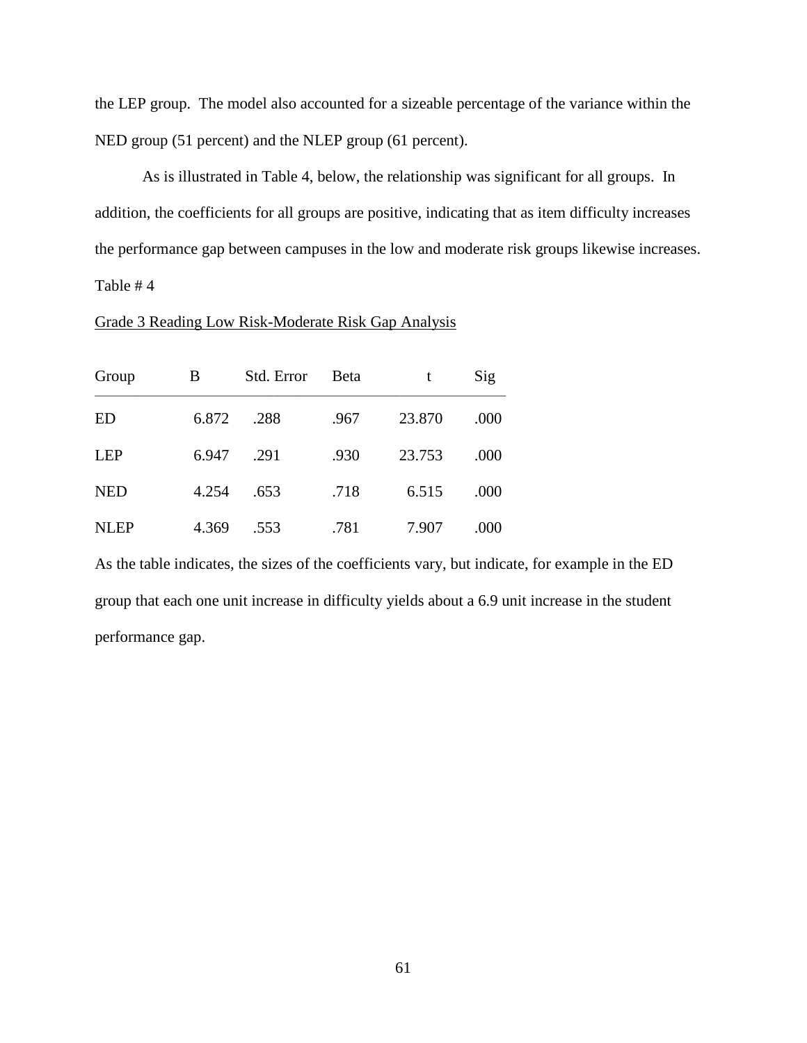the LEP group. The model also accounted for a sizeable percentage of the variance within the NED group (51 percent) and the NLEP group (61 percent).

As is illustrated in Table 4, below, the relationship was significant for all groups. In addition, the coefficients for all groups are positive, indicating that as item difficulty increases the performance gap between campuses in the low and moderate risk groups likewise increases.

Table # 4

Grade 3 Reading Low Risk-Moderate Risk Gap Analysis

| Group | B | Std. Error | Beta | t | Sig |
|---|---|---|---|---|---|
| ED | 6.872 | .288 | .967 | 23.870 | .000 |
| LEP | 6.947 | .291 | .930 | 23.753 | .000 |
| NED | 4.254 | .653 | .718 | 6.515 | .000 |
| NLEP | 4.369 | .553 | .781 | 7.907 | .000 |

As the table indicates, the sizes of the coefficients vary, but indicate, for example in the ED group that each one unit increase in difficulty yields about a 6.9 unit increase in the student performance gap.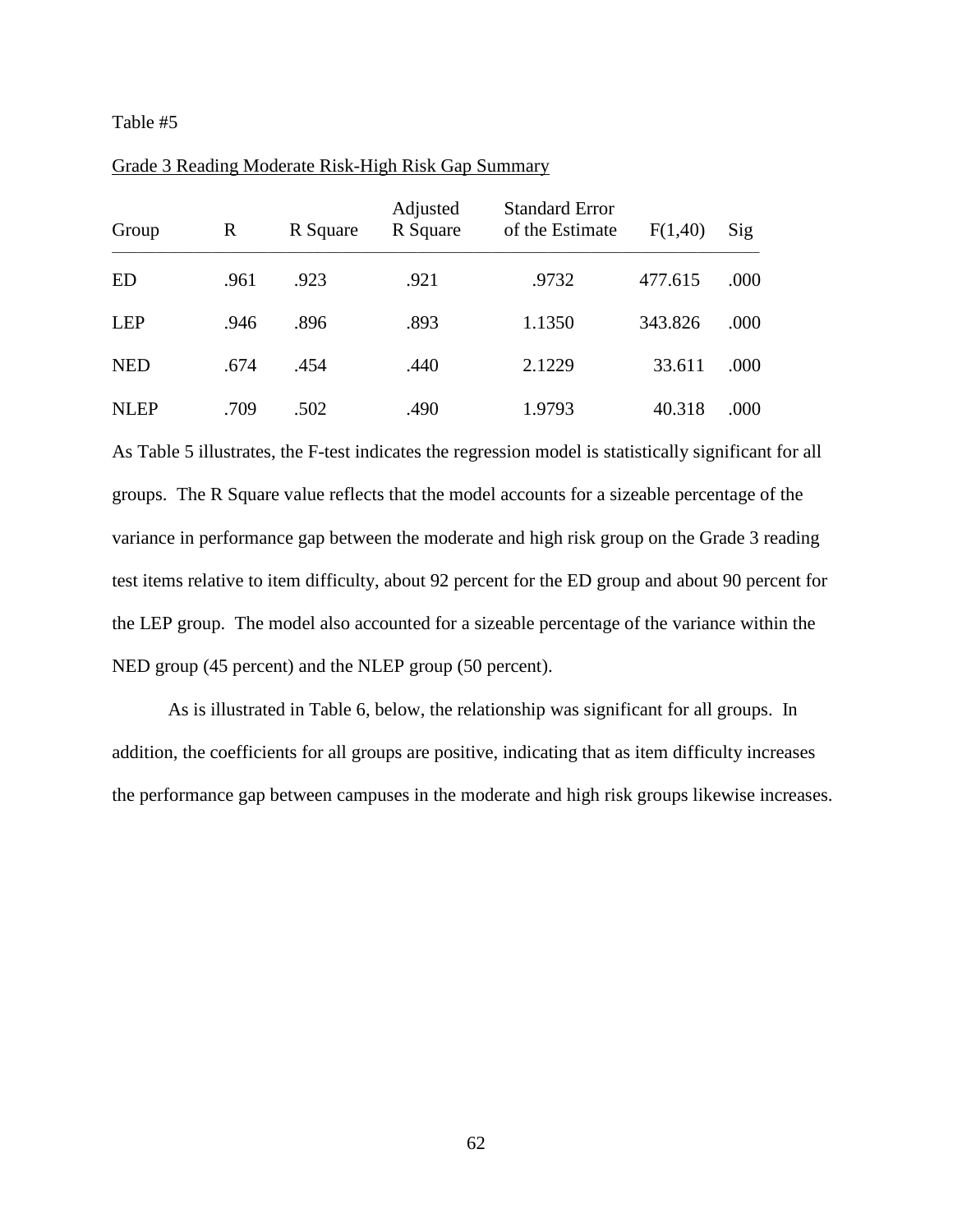Table #5

Grade 3 Reading Moderate Risk-High Risk Gap Summary

| Group | R | R Square | Adjusted R Square | Standard Error of the Estimate | F(1,40) | Sig |
|---|---|---|---|---|---|---|
| ED | .961 | .923 | .921 | .9732 | 477.615 | .000 |
| LEP | .946 | .896 | .893 | 1.1350 | 343.826 | .000 |
| NED | .674 | .454 | .440 | 2.1229 | 33.611 | .000 |
| NLEP | .709 | .502 | .490 | 1.9793 | 40.318 | .000 |

As Table 5 illustrates, the F-test indicates the regression model is statistically significant for all groups. The R Square value reflects that the model accounts for a sizeable percentage of the variance in performance gap between the moderate and high risk group on the Grade 3 reading test items relative to item difficulty, about 92 percent for the ED group and about 90 percent for the LEP group. The model also accounted for a sizeable percentage of the variance within the NED group (45 percent) and the NLEP group (50 percent).

As is illustrated in Table 6, below, the relationship was significant for all groups. In addition, the coefficients for all groups are positive, indicating that as item difficulty increases the performance gap between campuses in the moderate and high risk groups likewise increases.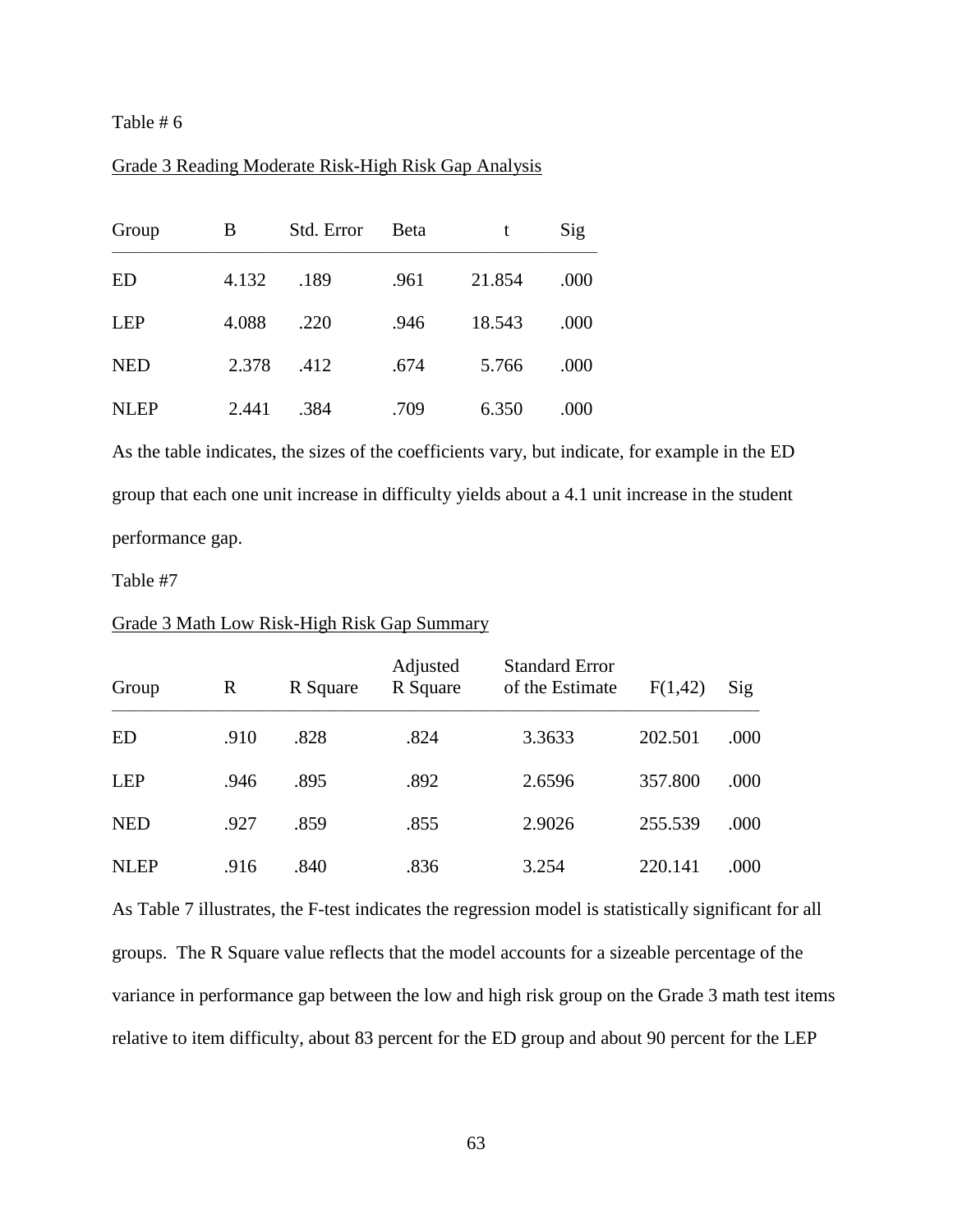Table # 6

Grade 3 Reading Moderate Risk-High Risk Gap Analysis

| Group | B | Std. Error | Beta | t | Sig |
|---|---|---|---|---|---|
| ED | 4.132 | .189 | .961 | 21.854 | .000 |
| LEP | 4.088 | .220 | .946 | 18.543 | .000 |
| NED | 2.378 | .412 | .674 | 5.766 | .000 |
| NLEP | 2.441 | .384 | .709 | 6.350 | .000 |

As the table indicates, the sizes of the coefficients vary, but indicate, for example in the ED group that each one unit increase in difficulty yields about a 4.1 unit increase in the student performance gap.

Table #7

Grade 3 Math Low Risk-High Risk Gap Summary

| Group | R | R Square | Adjusted R Square | Standard Error of the Estimate | F(1,42) | Sig |
|---|---|---|---|---|---|---|
| ED | .910 | .828 | .824 | 3.3633 | 202.501 | .000 |
| LEP | .946 | .895 | .892 | 2.6596 | 357.800 | .000 |
| NED | .927 | .859 | .855 | 2.9026 | 255.539 | .000 |
| NLEP | .916 | .840 | .836 | 3.254 | 220.141 | .000 |

As Table 7 illustrates, the F-test indicates the regression model is statistically significant for all groups. The R Square value reflects that the model accounts for a sizeable percentage of the variance in performance gap between the low and high risk group on the Grade 3 math test items relative to item difficulty, about 83 percent for the ED group and about 90 percent for the LEP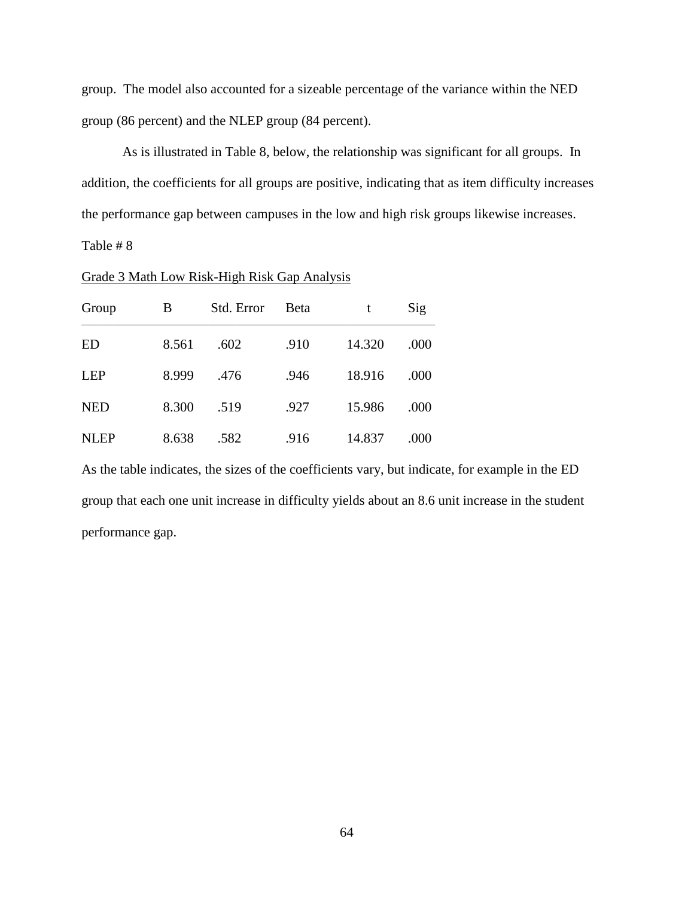group. The model also accounted for a sizeable percentage of the variance within the NED group (86 percent) and the NLEP group (84 percent).

As is illustrated in Table 8, below, the relationship was significant for all groups. In addition, the coefficients for all groups are positive, indicating that as item difficulty increases the performance gap between campuses in the low and high risk groups likewise increases.

Table # 8

Grade 3 Math Low Risk-High Risk Gap Analysis

| Group | B | Std. Error | Beta | t | Sig |
|---|---|---|---|---|---|
| ED | 8.561 | .602 | .910 | 14.320 | .000 |
| LEP | 8.999 | .476 | .946 | 18.916 | .000 |
| NED | 8.300 | .519 | .927 | 15.986 | .000 |
| NLEP | 8.638 | .582 | .916 | 14.837 | .000 |

As the table indicates, the sizes of the coefficients vary, but indicate, for example in the ED group that each one unit increase in difficulty yields about an 8.6 unit increase in the student performance gap.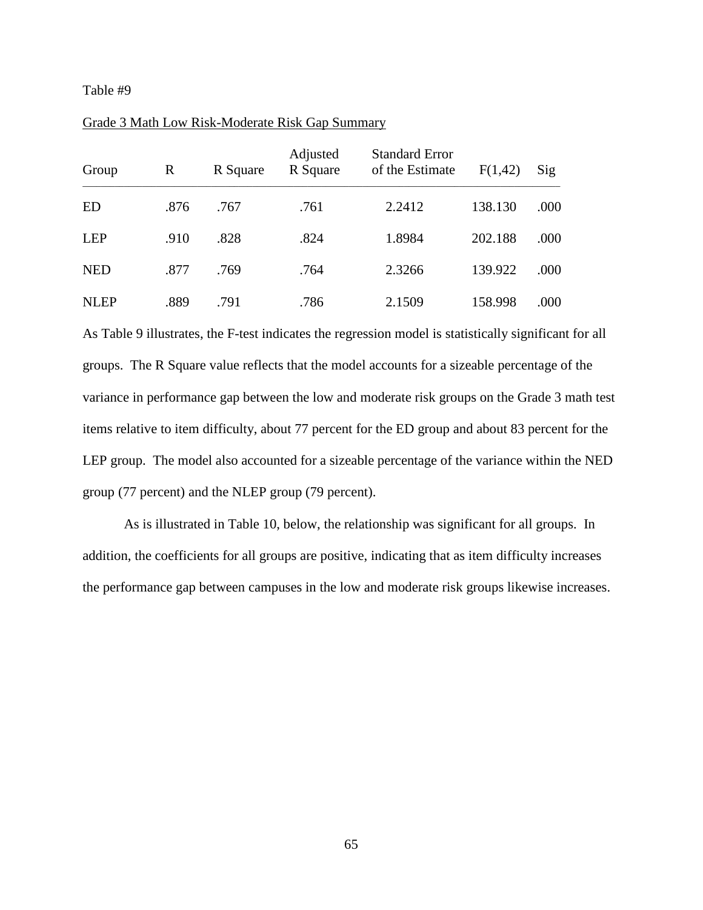Table #9

Grade 3 Math Low Risk-Moderate Risk Gap Summary

| Group | R | R Square | Adjusted R Square | Standard Error of the Estimate | F(1,42) | Sig |
|---|---|---|---|---|---|---|
| ED | .876 | .767 | .761 | 2.2412 | 138.130 | .000 |
| LEP | .910 | .828 | .824 | 1.8984 | 202.188 | .000 |
| NED | .877 | .769 | .764 | 2.3266 | 139.922 | .000 |
| NLEP | .889 | .791 | .786 | 2.1509 | 158.998 | .000 |

As Table 9 illustrates, the F-test indicates the regression model is statistically significant for all groups. The R Square value reflects that the model accounts for a sizeable percentage of the variance in performance gap between the low and moderate risk groups on the Grade 3 math test items relative to item difficulty, about 77 percent for the ED group and about 83 percent for the LEP group. The model also accounted for a sizeable percentage of the variance within the NED group (77 percent) and the NLEP group (79 percent).

As is illustrated in Table 10, below, the relationship was significant for all groups. In addition, the coefficients for all groups are positive, indicating that as item difficulty increases the performance gap between campuses in the low and moderate risk groups likewise increases.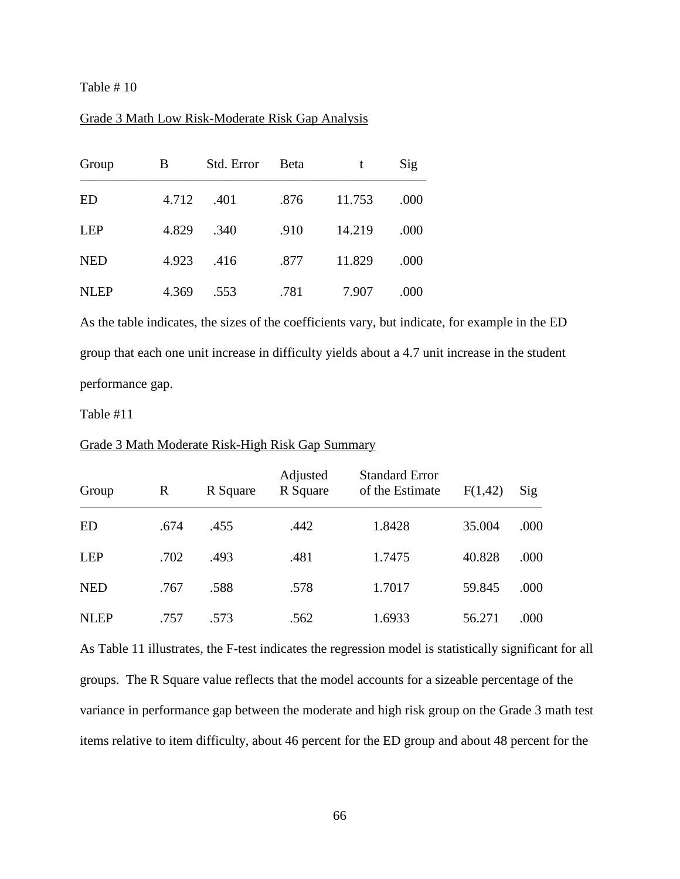Table # 10

Grade 3 Math Low Risk-Moderate Risk Gap Analysis

| Group | B | Std. Error | Beta | t | Sig |
|---|---|---|---|---|---|
| ED | 4.712 | .401 | .876 | 11.753 | .000 |
| LEP | 4.829 | .340 | .910 | 14.219 | .000 |
| NED | 4.923 | .416 | .877 | 11.829 | .000 |
| NLEP | 4.369 | .553 | .781 | 7.907 | .000 |

As the table indicates, the sizes of the coefficients vary, but indicate, for example in the ED group that each one unit increase in difficulty yields about a 4.7 unit increase in the student performance gap.

Table #11

Grade 3 Math Moderate Risk-High Risk Gap Summary

| Group | R | R Square | Adjusted R Square | Standard Error of the Estimate | F(1,42) | Sig |
|---|---|---|---|---|---|---|
| ED | .674 | .455 | .442 | 1.8428 | 35.004 | .000 |
| LEP | .702 | .493 | .481 | 1.7475 | 40.828 | .000 |
| NED | .767 | .588 | .578 | 1.7017 | 59.845 | .000 |
| NLEP | .757 | .573 | .562 | 1.6933 | 56.271 | .000 |

As Table 11 illustrates, the F-test indicates the regression model is statistically significant for all groups. The R Square value reflects that the model accounts for a sizeable percentage of the variance in performance gap between the moderate and high risk group on the Grade 3 math test items relative to item difficulty, about 46 percent for the ED group and about 48 percent for the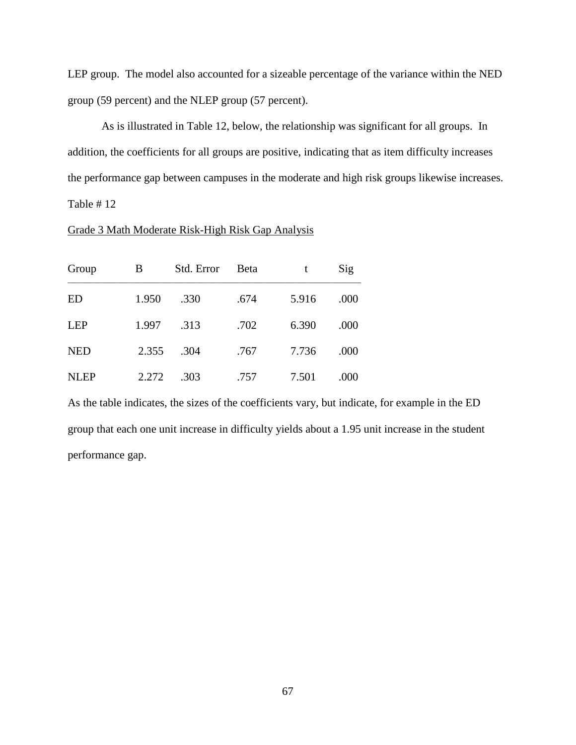LEP group. The model also accounted for a sizeable percentage of the variance within the NED group (59 percent) and the NLEP group (57 percent).

As is illustrated in Table 12, below, the relationship was significant for all groups. In addition, the coefficients for all groups are positive, indicating that as item difficulty increases the performance gap between campuses in the moderate and high risk groups likewise increases.

Table # 12

Grade 3 Math Moderate Risk-High Risk Gap Analysis

| Group | B | Std. Error | Beta | t | Sig |
|---|---|---|---|---|---|
| ED | 1.950 | .330 | .674 | 5.916 | .000 |
| LEP | 1.997 | .313 | .702 | 6.390 | .000 |
| NED | 2.355 | .304 | .767 | 7.736 | .000 |
| NLEP | 2.272 | .303 | .757 | 7.501 | .000 |

As the table indicates, the sizes of the coefficients vary, but indicate, for example in the ED group that each one unit increase in difficulty yields about a 1.95 unit increase in the student performance gap.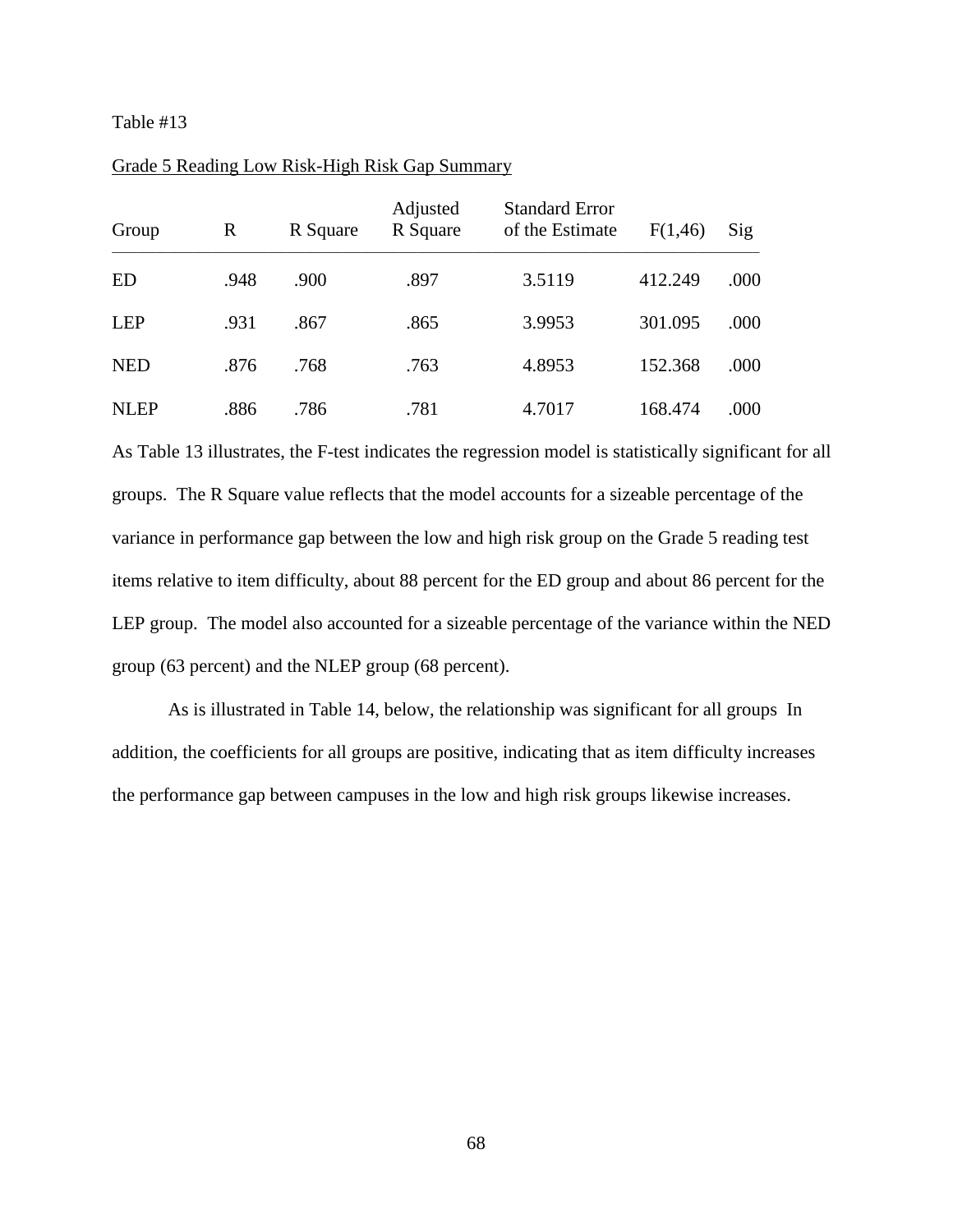Table #13

Grade 5 Reading Low Risk-High Risk Gap Summary

| Group | R | R Square | Adjusted R Square | Standard Error of the Estimate | F(1,46) | Sig |
|---|---|---|---|---|---|---|
| ED | .948 | .900 | .897 | 3.5119 | 412.249 | .000 |
| LEP | .931 | .867 | .865 | 3.9953 | 301.095 | .000 |
| NED | .876 | .768 | .763 | 4.8953 | 152.368 | .000 |
| NLEP | .886 | .786 | .781 | 4.7017 | 168.474 | .000 |

As Table 13 illustrates, the F-test indicates the regression model is statistically significant for all groups. The R Square value reflects that the model accounts for a sizeable percentage of the variance in performance gap between the low and high risk group on the Grade 5 reading test items relative to item difficulty, about 88 percent for the ED group and about 86 percent for the LEP group. The model also accounted for a sizeable percentage of the variance within the NED group (63 percent) and the NLEP group (68 percent).

As is illustrated in Table 14, below, the relationship was significant for all groups In addition, the coefficients for all groups are positive, indicating that as item difficulty increases the performance gap between campuses in the low and high risk groups likewise increases.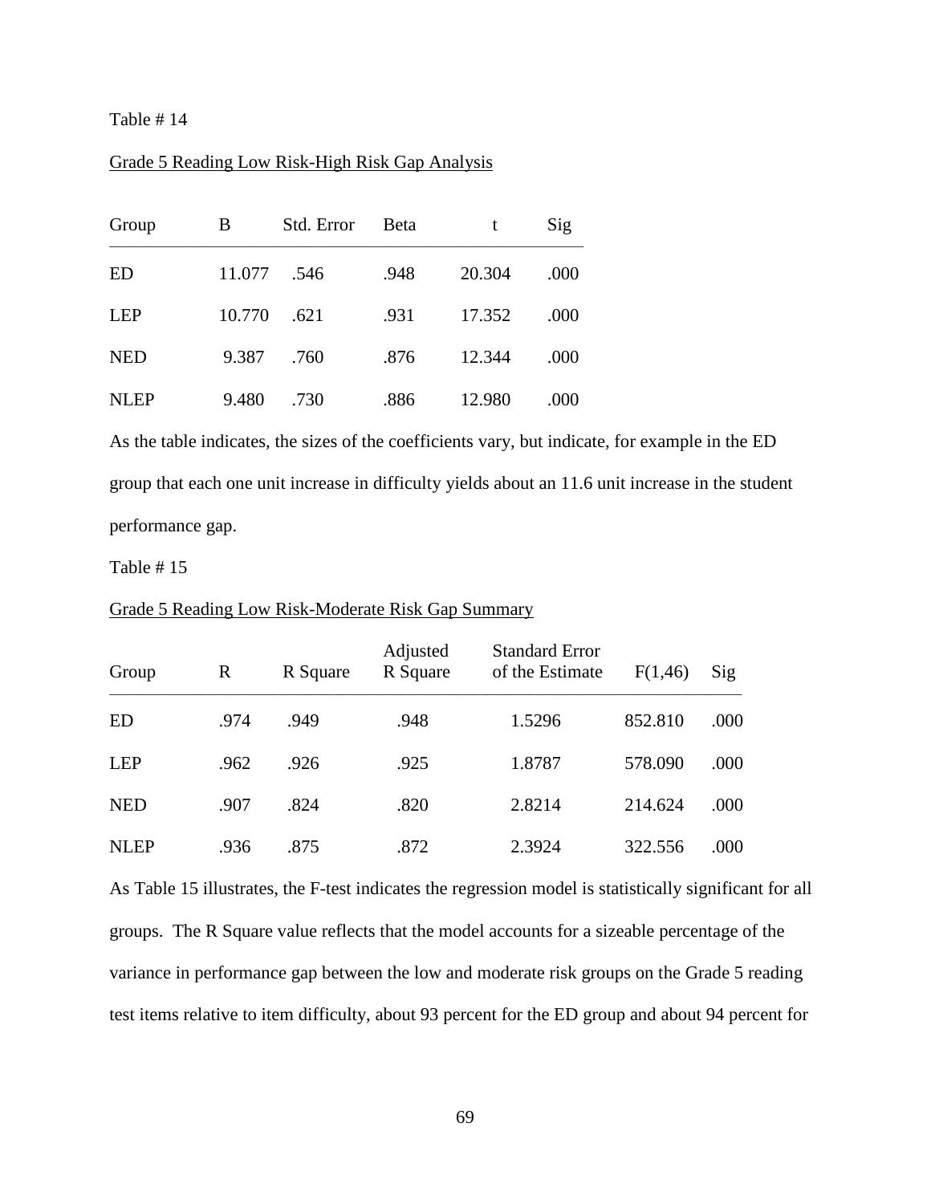Table # 14

<u>Grade 5 Reading Low Risk-High Risk Gap Analysis</u>

| Group | B | Std. Error | Beta | t | Sig |
|---|---|---|---|---|---|
| ED | 11.077 | .546 | .948 | 20.304 | .000 |
| LEP | 10.770 | .621 | .931 | 17.352 | .000 |
| NED | 9.387 | .760 | .876 | 12.344 | .000 |
| NLEP | 9.480 | .730 | .886 | 12.980 | .000 |

As the table indicates, the sizes of the coefficients vary, but indicate, for example in the ED group that each one unit increase in difficulty yields about an 11.6 unit increase in the student performance gap.

Table # 15

<u>Grade 5 Reading Low Risk-Moderate Risk Gap Summary</u>

| Group | R | R Square | Adjusted R Square | Standard Error of the Estimate | F(1,46) | Sig |
|---|---|---|---|---|---|---|
| ED | .974 | .949 | .948 | 1.5296 | 852.810 | .000 |
| LEP | .962 | .926 | .925 | 1.8787 | 578.090 | .000 |
| NED | .907 | .824 | .820 | 2.8214 | 214.624 | .000 |
| NLEP | .936 | .875 | .872 | 2.3924 | 322.556 | .000 |

As Table 15 illustrates, the F-test indicates the regression model is statistically significant for all groups. The R Square value reflects that the model accounts for a sizeable percentage of the variance in performance gap between the low and moderate risk groups on the Grade 5 reading test items relative to item difficulty, about 93 percent for the ED group and about 94 percent for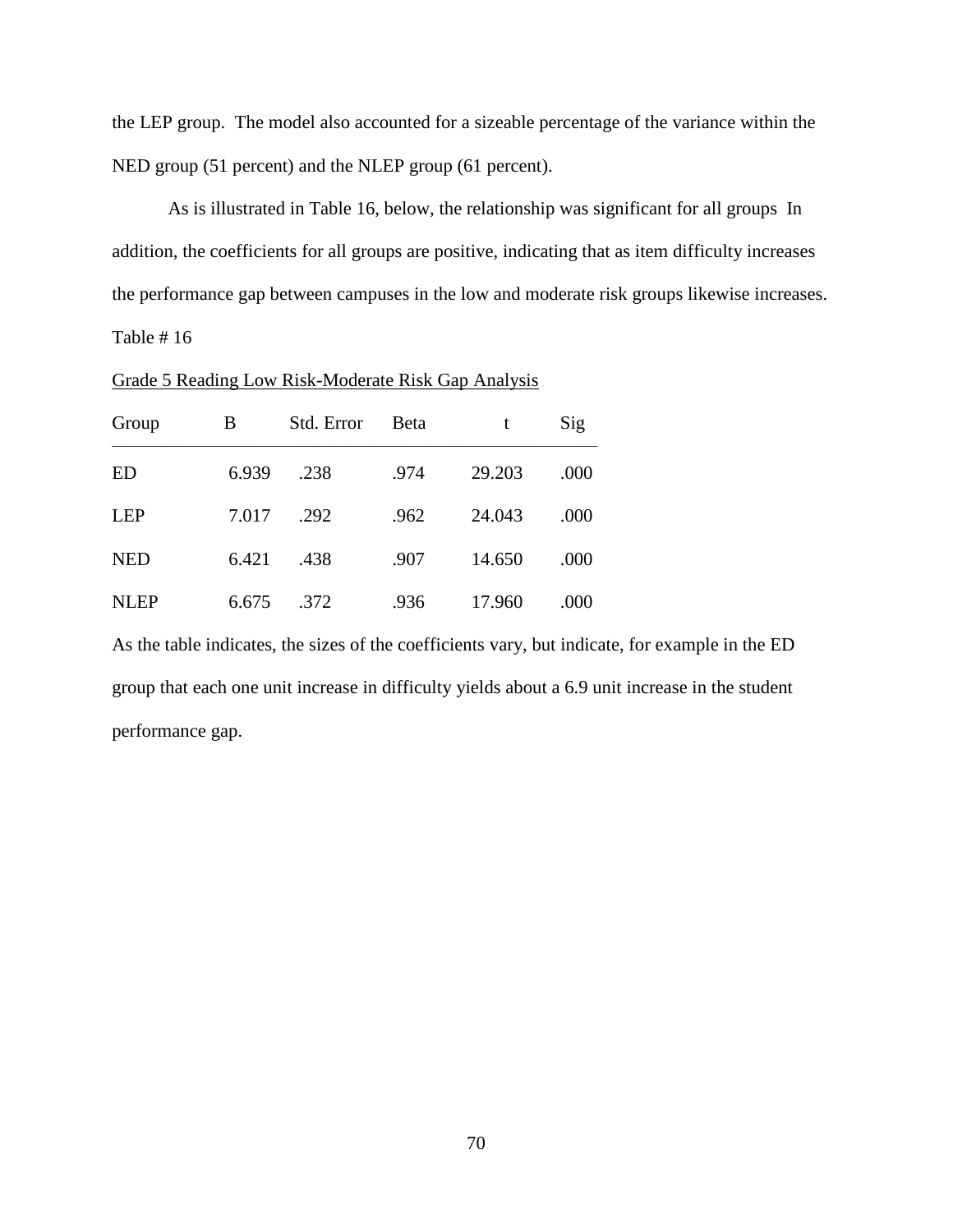the LEP group. The model also accounted for a sizeable percentage of the variance within the NED group (51 percent) and the NLEP group (61 percent).

As is illustrated in Table 16, below, the relationship was significant for all groups In addition, the coefficients for all groups are positive, indicating that as item difficulty increases the performance gap between campuses in the low and moderate risk groups likewise increases.

Table # 16

Grade 5 Reading Low Risk-Moderate Risk Gap Analysis

| Group | B | Std. Error | Beta | t | Sig |
|---|---|---|---|---|---|
| ED | 6.939 | .238 | .974 | 29.203 | .000 |
| LEP | 7.017 | .292 | .962 | 24.043 | .000 |
| NED | 6.421 | .438 | .907 | 14.650 | .000 |
| NLEP | 6.675 | .372 | .936 | 17.960 | .000 |

As the table indicates, the sizes of the coefficients vary, but indicate, for example in the ED group that each one unit increase in difficulty yields about a 6.9 unit increase in the student performance gap.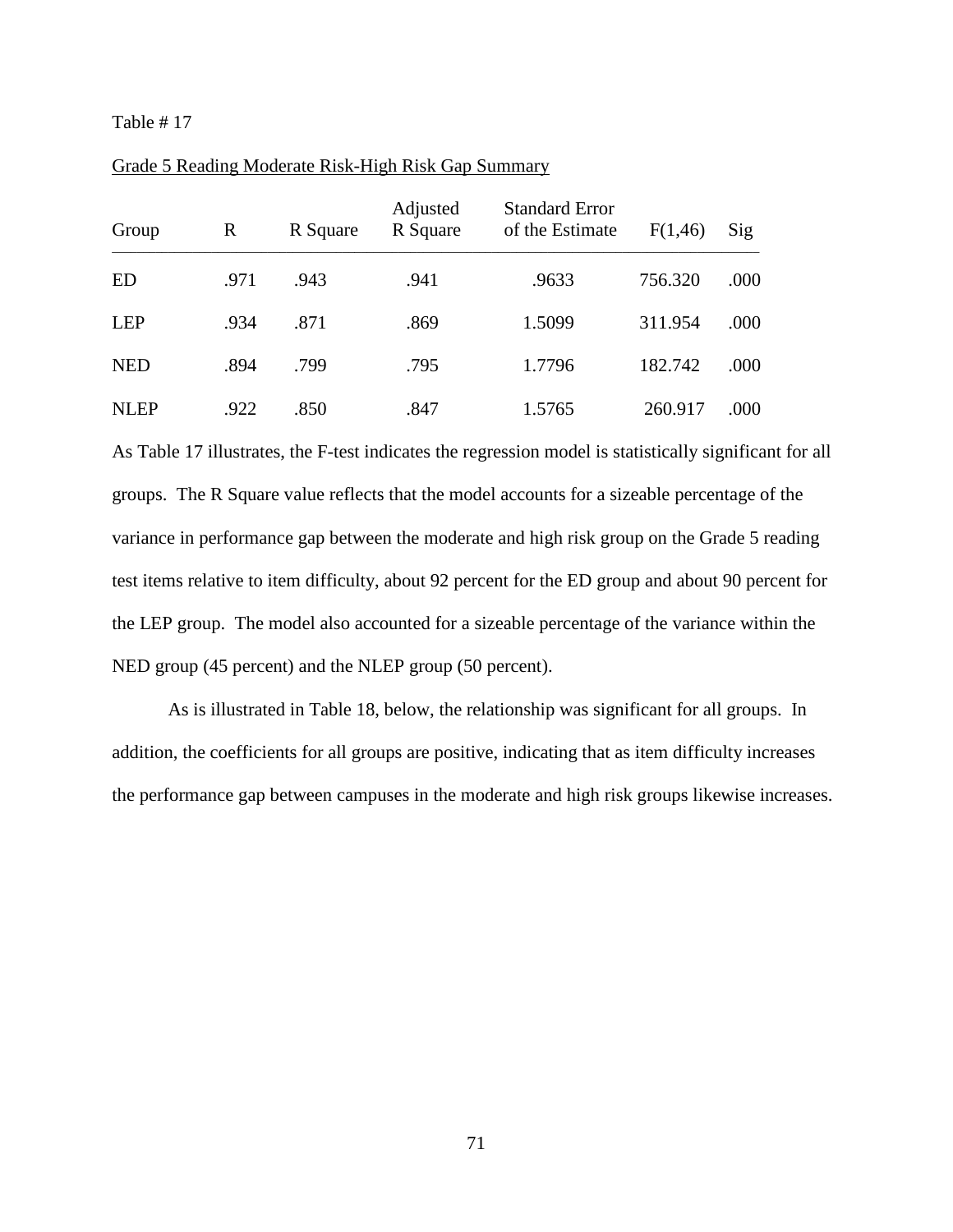Table # 17

Grade 5 Reading Moderate Risk-High Risk Gap Summary

| Group | R | R Square | Adjusted R Square | Standard Error of the Estimate | F(1,46) | Sig |
|---|---|---|---|---|---|---|
| ED | .971 | .943 | .941 | .9633 | 756.320 | .000 |
| LEP | .934 | .871 | .869 | 1.5099 | 311.954 | .000 |
| NED | .894 | .799 | .795 | 1.7796 | 182.742 | .000 |
| NLEP | .922 | .850 | .847 | 1.5765 | 260.917 | .000 |

As Table 17 illustrates, the F-test indicates the regression model is statistically significant for all groups. The R Square value reflects that the model accounts for a sizeable percentage of the variance in performance gap between the moderate and high risk group on the Grade 5 reading test items relative to item difficulty, about 92 percent for the ED group and about 90 percent for the LEP group. The model also accounted for a sizeable percentage of the variance within the NED group (45 percent) and the NLEP group (50 percent).

As is illustrated in Table 18, below, the relationship was significant for all groups. In addition, the coefficients for all groups are positive, indicating that as item difficulty increases the performance gap between campuses in the moderate and high risk groups likewise increases.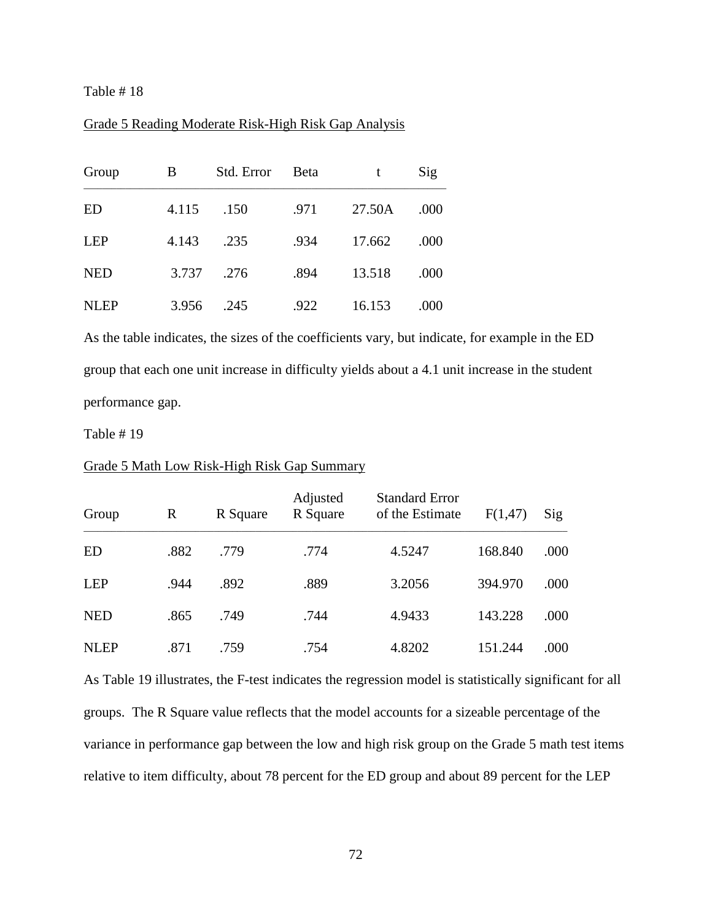Table # 18

<u>Grade 5 Reading Moderate Risk-High Risk Gap Analysis</u>

| Group | B | Std. Error | Beta | t | Sig |
|---|---|---|---|---|---|
| ED | 4.115 | .150 | .971 | 27.50A | .000 |
| LEP | 4.143 | .235 | .934 | 17.662 | .000 |
| NED | 3.737 | .276 | .894 | 13.518 | .000 |
| NLEP | 3.956 | .245 | .922 | 16.153 | .000 |

As the table indicates, the sizes of the coefficients vary, but indicate, for example in the ED group that each one unit increase in difficulty yields about a 4.1 unit increase in the student performance gap.

Table # 19

<u>Grade 5 Math Low Risk-High Risk Gap Summary</u>

| Group | R | R Square | Adjusted R Square | Standard Error of the Estimate | F(1,47) | Sig |
|---|---|---|---|---|---|---|
| ED | .882 | .779 | .774 | 4.5247 | 168.840 | .000 |
| LEP | .944 | .892 | .889 | 3.2056 | 394.970 | .000 |
| NED | .865 | .749 | .744 | 4.9433 | 143.228 | .000 |
| NLEP | .871 | .759 | .754 | 4.8202 | 151.244 | .000 |

As Table 19 illustrates, the F-test indicates the regression model is statistically significant for all groups. The R Square value reflects that the model accounts for a sizeable percentage of the variance in performance gap between the low and high risk group on the Grade 5 math test items relative to item difficulty, about 78 percent for the ED group and about 89 percent for the LEP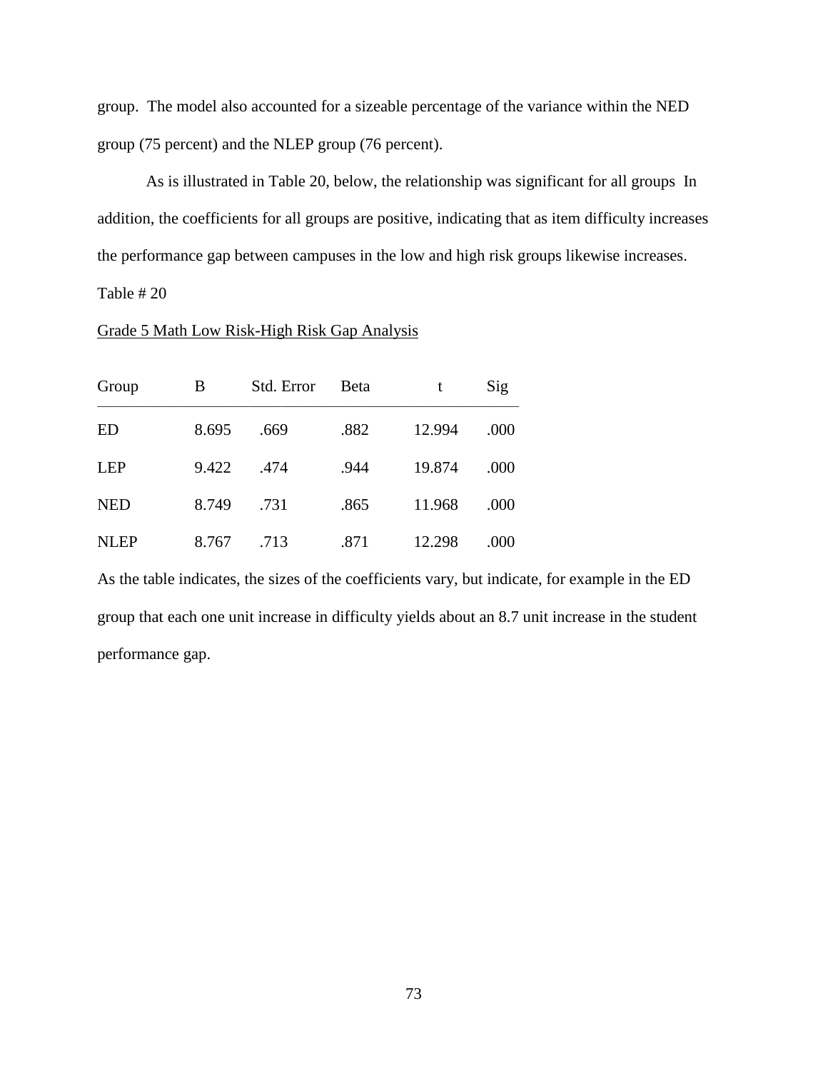group. The model also accounted for a sizeable percentage of the variance within the NED group (75 percent) and the NLEP group (76 percent).

As is illustrated in Table 20, below, the relationship was significant for all groups In addition, the coefficients for all groups are positive, indicating that as item difficulty increases the performance gap between campuses in the low and high risk groups likewise increases.

Table # 20

Grade 5 Math Low Risk-High Risk Gap Analysis

| Group | B | Std. Error | Beta | t | Sig |
|---|---|---|---|---|---|
| ED | 8.695 | .669 | .882 | 12.994 | .000 |
| LEP | 9.422 | .474 | .944 | 19.874 | .000 |
| NED | 8.749 | .731 | .865 | 11.968 | .000 |
| NLEP | 8.767 | .713 | .871 | 12.298 | .000 |

As the table indicates, the sizes of the coefficients vary, but indicate, for example in the ED group that each one unit increase in difficulty yields about an 8.7 unit increase in the student performance gap.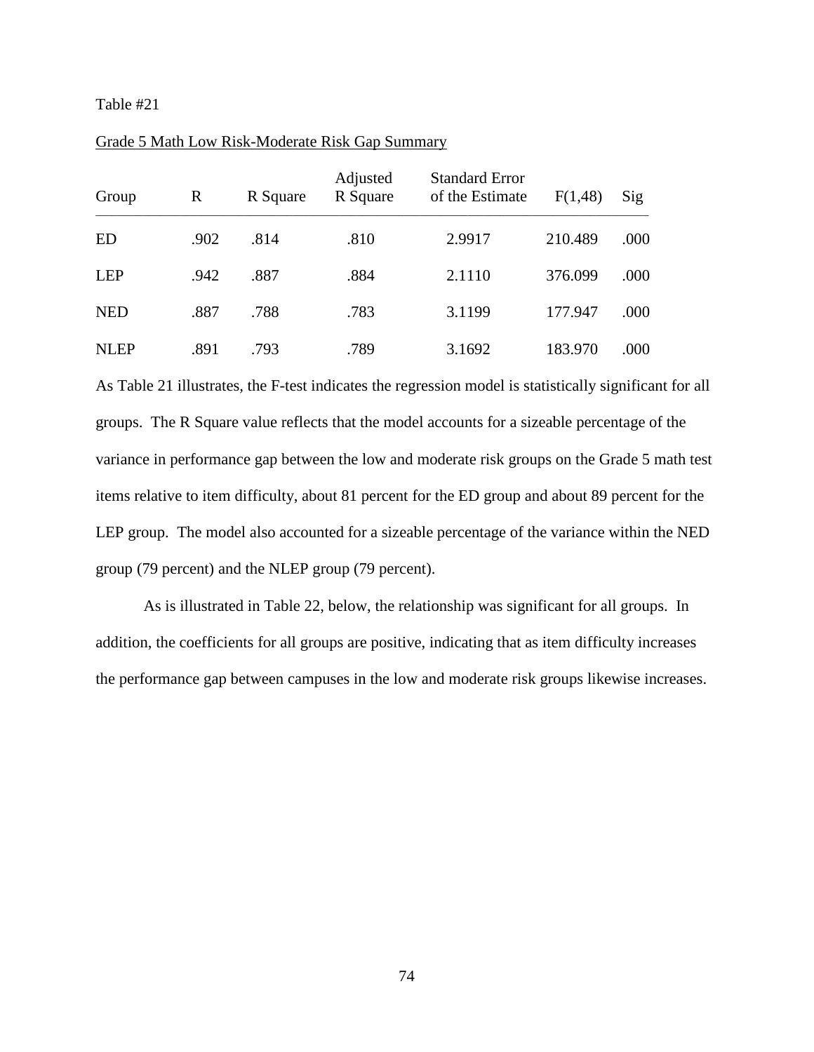Table #21

Grade 5 Math Low Risk-Moderate Risk Gap Summary

| Group | R | R Square | Adjusted R Square | Standard Error of the Estimate | F(1,48) | Sig |
|---|---|---|---|---|---|---|
| ED | .902 | .814 | .810 | 2.9917 | 210.489 | .000 |
| LEP | .942 | .887 | .884 | 2.1110 | 376.099 | .000 |
| NED | .887 | .788 | .783 | 3.1199 | 177.947 | .000 |
| NLEP | .891 | .793 | .789 | 3.1692 | 183.970 | .000 |

As Table 21 illustrates, the F-test indicates the regression model is statistically significant for all groups. The R Square value reflects that the model accounts for a sizeable percentage of the variance in performance gap between the low and moderate risk groups on the Grade 5 math test items relative to item difficulty, about 81 percent for the ED group and about 89 percent for the LEP group. The model also accounted for a sizeable percentage of the variance within the NED group (79 percent) and the NLEP group (79 percent).

As is illustrated in Table 22, below, the relationship was significant for all groups. In addition, the coefficients for all groups are positive, indicating that as item difficulty increases the performance gap between campuses in the low and moderate risk groups likewise increases.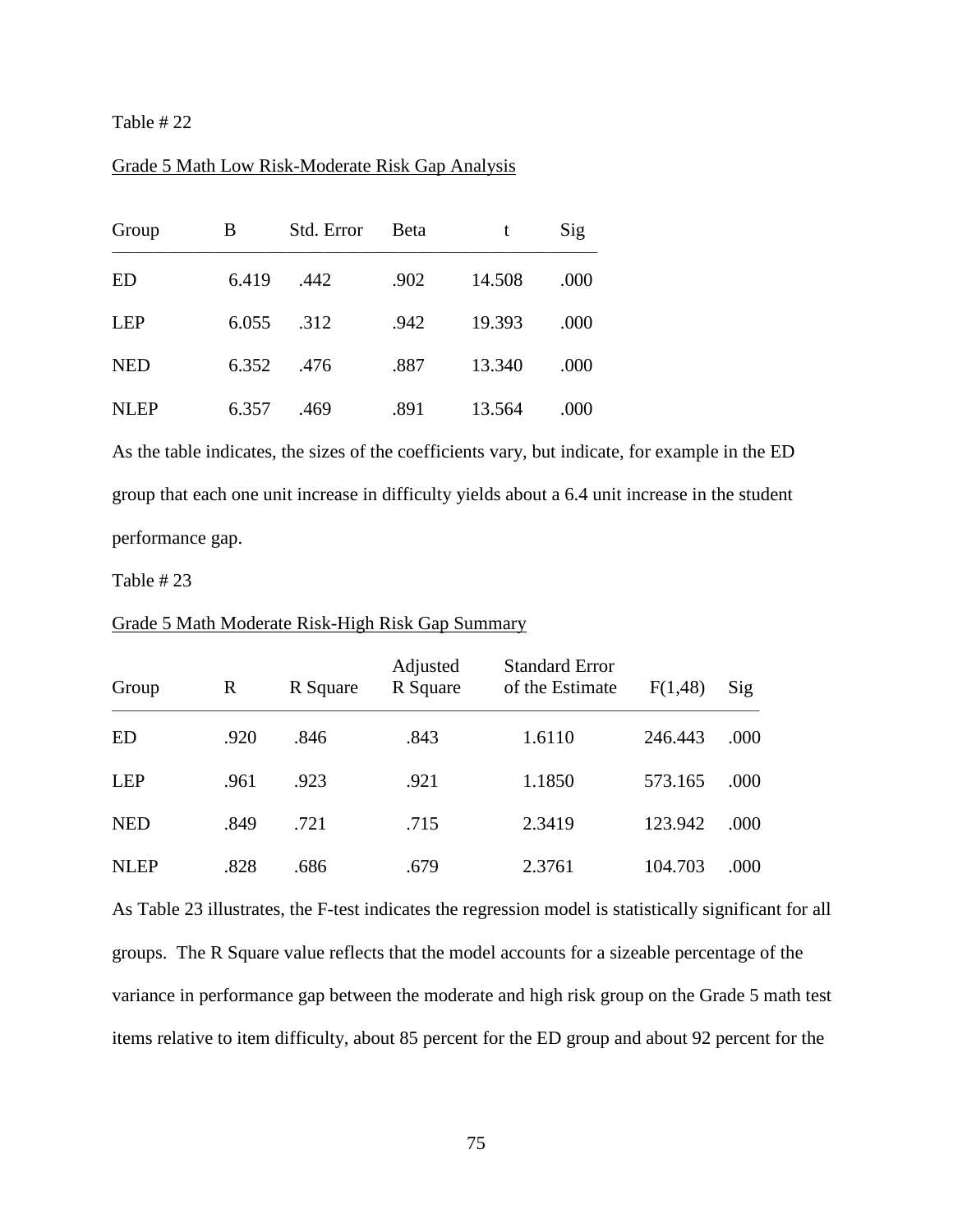Table # 22

<u>Grade 5 Math Low Risk-Moderate Risk Gap Analysis</u>

| Group | B | Std. Error | Beta | t | Sig |
|---|---|---|---|---|---|
| ED | 6.419 | .442 | .902 | 14.508 | .000 |
| LEP | 6.055 | .312 | .942 | 19.393 | .000 |
| NED | 6.352 | .476 | .887 | 13.340 | .000 |
| NLEP | 6.357 | .469 | .891 | 13.564 | .000 |

As the table indicates, the sizes of the coefficients vary, but indicate, for example in the ED group that each one unit increase in difficulty yields about a 6.4 unit increase in the student performance gap.

Table # 23

<u>Grade 5 Math Moderate Risk-High Risk Gap Summary</u>

| Group | R | R Square | Adjusted R Square | Standard Error of the Estimate | F(1,48) | Sig |
|---|---|---|---|---|---|---|
| ED | .920 | .846 | .843 | 1.6110 | 246.443 | .000 |
| LEP | .961 | .923 | .921 | 1.1850 | 573.165 | .000 |
| NED | .849 | .721 | .715 | 2.3419 | 123.942 | .000 |
| NLEP | .828 | .686 | .679 | 2.3761 | 104.703 | .000 |

As Table 23 illustrates, the F-test indicates the regression model is statistically significant for all groups. The R Square value reflects that the model accounts for a sizeable percentage of the variance in performance gap between the moderate and high risk group on the Grade 5 math test items relative to item difficulty, about 85 percent for the ED group and about 92 percent for the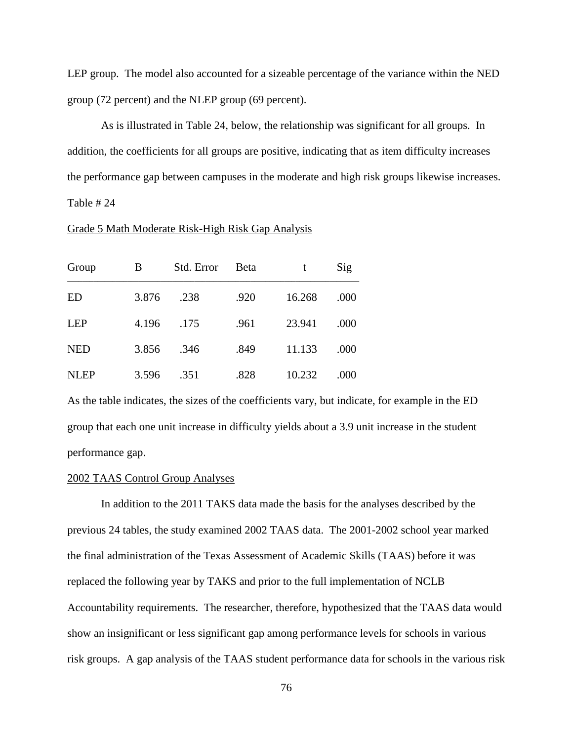LEP group. The model also accounted for a sizeable percentage of the variance within the NED group (72 percent) and the NLEP group (69 percent).

As is illustrated in Table 24, below, the relationship was significant for all groups. In addition, the coefficients for all groups are positive, indicating that as item difficulty increases the performance gap between campuses in the moderate and high risk groups likewise increases.

Table # 24

Grade 5 Math Moderate Risk-High Risk Gap Analysis

| Group | B | Std. Error | Beta | t | Sig |
|---|---|---|---|---|---|
| ED | 3.876 | .238 | .920 | 16.268 | .000 |
| LEP | 4.196 | .175 | .961 | 23.941 | .000 |
| NED | 3.856 | .346 | .849 | 11.133 | .000 |
| NLEP | 3.596 | .351 | .828 | 10.232 | .000 |

As the table indicates, the sizes of the coefficients vary, but indicate, for example in the ED group that each one unit increase in difficulty yields about a 3.9 unit increase in the student performance gap.

2002 TAAS Control Group Analyses

In addition to the 2011 TAKS data made the basis for the analyses described by the previous 24 tables, the study examined 2002 TAAS data. The 2001-2002 school year marked the final administration of the Texas Assessment of Academic Skills (TAAS) before it was replaced the following year by TAKS and prior to the full implementation of NCLB Accountability requirements. The researcher, therefore, hypothesized that the TAAS data would show an insignificant or less significant gap among performance levels for schools in various risk groups. A gap analysis of the TAAS student performance data for schools in the various risk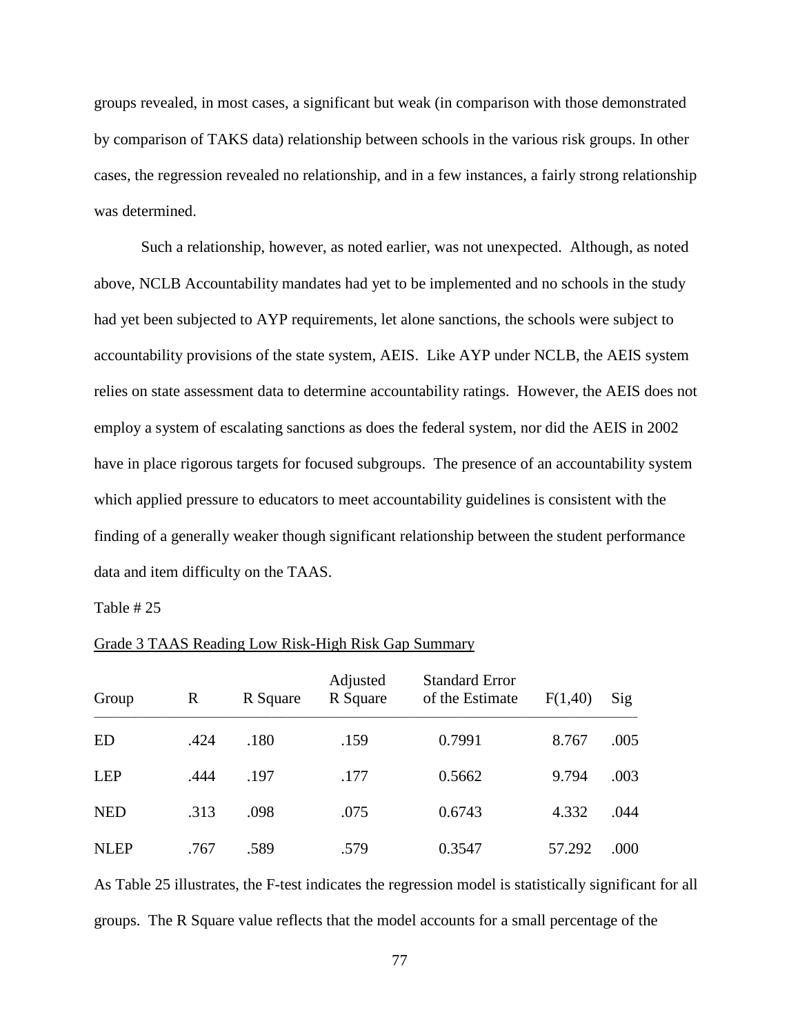groups revealed, in most cases, a significant but weak (in comparison with those demonstrated by comparison of TAKS data) relationship between schools in the various risk groups. In other cases, the regression revealed no relationship, and in a few instances, a fairly strong relationship was determined.

Such a relationship, however, as noted earlier, was not unexpected. Although, as noted above, NCLB Accountability mandates had yet to be implemented and no schools in the study had yet been subjected to AYP requirements, let alone sanctions, the schools were subject to accountability provisions of the state system, AEIS. Like AYP under NCLB, the AEIS system relies on state assessment data to determine accountability ratings. However, the AEIS does not employ a system of escalating sanctions as does the federal system, nor did the AEIS in 2002 have in place rigorous targets for focused subgroups. The presence of an accountability system which applied pressure to educators to meet accountability guidelines is consistent with the finding of a generally weaker though significant relationship between the student performance data and item difficulty on the TAAS.

Table # 25

Grade 3 TAAS Reading Low Risk-High Risk Gap Summary

| Group | R | R Square | Adjusted R Square | Standard Error of the Estimate | F(1,40) | Sig |
|---|---|---|---|---|---|---|
| ED | .424 | .180 | .159 | 0.7991 | 8.767 | .005 |
| LEP | .444 | .197 | .177 | 0.5662 | 9.794 | .003 |
| NED | .313 | .098 | .075 | 0.6743 | 4.332 | .044 |
| NLEP | .767 | .589 | .579 | 0.3547 | 57.292 | .000 |

As Table 25 illustrates, the F-test indicates the regression model is statistically significant for all groups. The R Square value reflects that the model accounts for a small percentage of the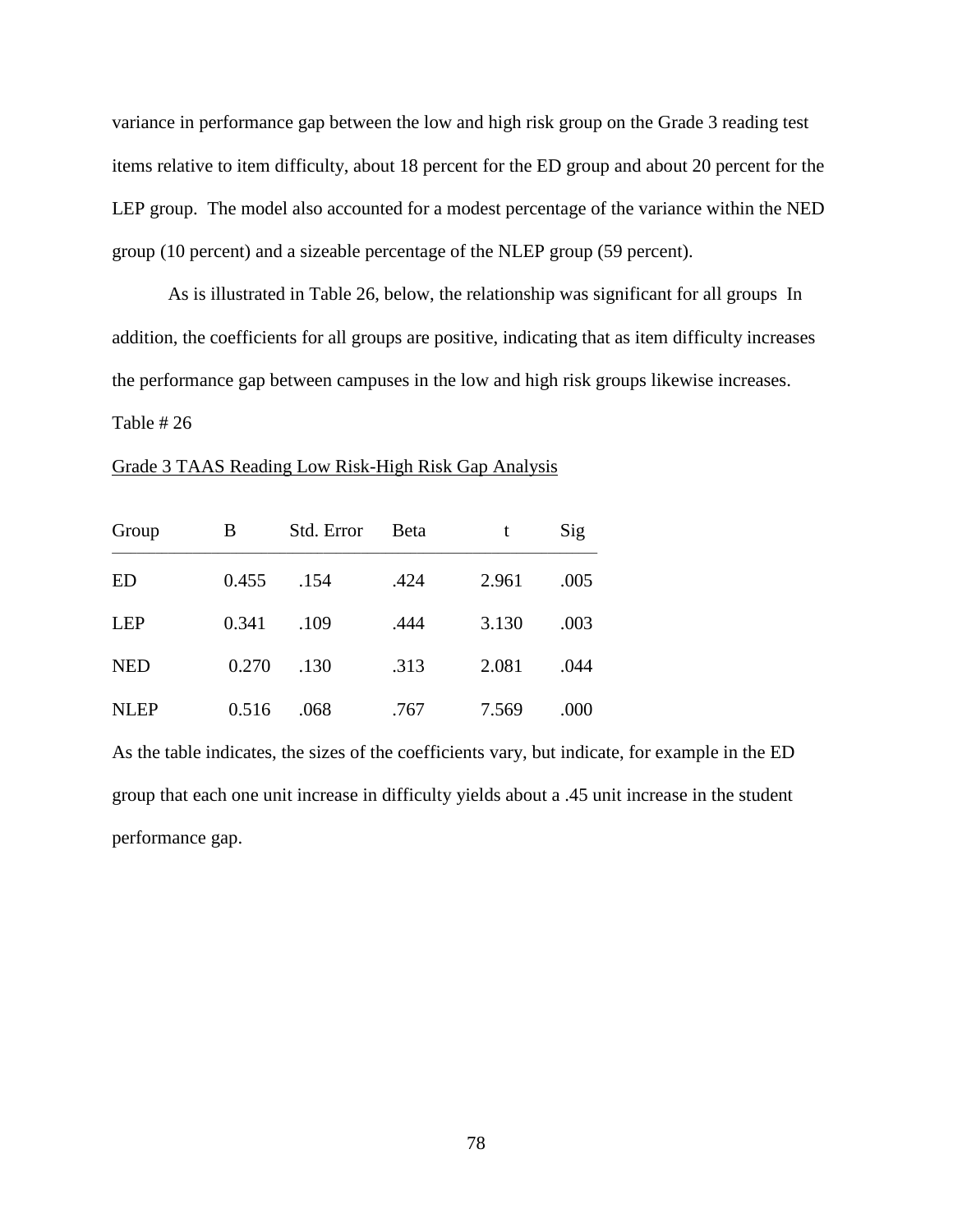variance in performance gap between the low and high risk group on the Grade 3 reading test items relative to item difficulty, about 18 percent for the ED group and about 20 percent for the LEP group. The model also accounted for a modest percentage of the variance within the NED group (10 percent) and a sizeable percentage of the NLEP group (59 percent).

As is illustrated in Table 26, below, the relationship was significant for all groups In addition, the coefficients for all groups are positive, indicating that as item difficulty increases the performance gap between campuses in the low and high risk groups likewise increases.

Table # 26

Grade 3 TAAS Reading Low Risk-High Risk Gap Analysis

| Group | B | Std. Error | Beta | t | Sig |
|---|---|---|---|---|---|
| ED | 0.455 | .154 | .424 | 2.961 | .005 |
| LEP | 0.341 | .109 | .444 | 3.130 | .003 |
| NED | 0.270 | .130 | .313 | 2.081 | .044 |
| NLEP | 0.516 | .068 | .767 | 7.569 | .000 |

As the table indicates, the sizes of the coefficients vary, but indicate, for example in the ED group that each one unit increase in difficulty yields about a .45 unit increase in the student performance gap.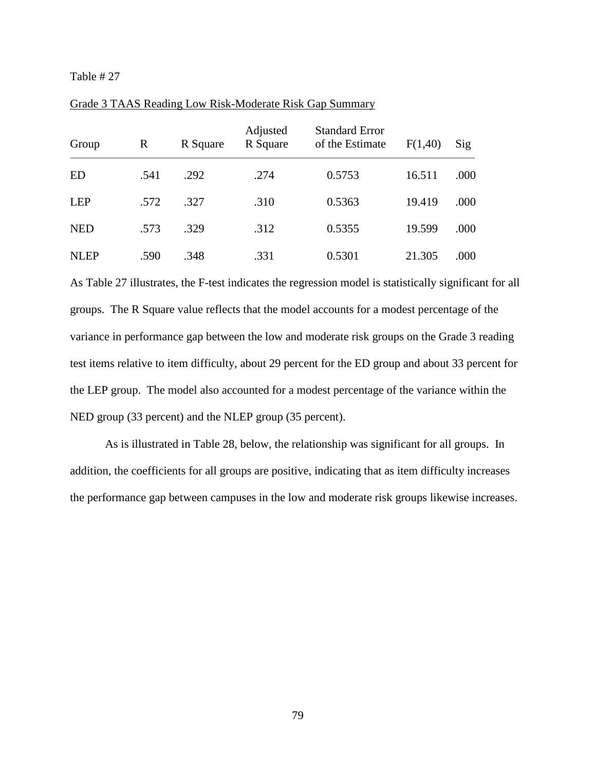Table # 27

Grade 3 TAAS Reading Low Risk-Moderate Risk Gap Summary

| Group | R | R Square | Adjusted R Square | Standard Error of the Estimate | F(1,40) | Sig |
|---|---|---|---|---|---|---|
| ED | .541 | .292 | .274 | 0.5753 | 16.511 | .000 |
| LEP | .572 | .327 | .310 | 0.5363 | 19.419 | .000 |
| NED | .573 | .329 | .312 | 0.5355 | 19.599 | .000 |
| NLEP | .590 | .348 | .331 | 0.5301 | 21.305 | .000 |

As Table 27 illustrates, the F-test indicates the regression model is statistically significant for all groups. The R Square value reflects that the model accounts for a modest percentage of the variance in performance gap between the low and moderate risk groups on the Grade 3 reading test items relative to item difficulty, about 29 percent for the ED group and about 33 percent for the LEP group. The model also accounted for a modest percentage of the variance within the NED group (33 percent) and the NLEP group (35 percent).

As is illustrated in Table 28, below, the relationship was significant for all groups. In addition, the coefficients for all groups are positive, indicating that as item difficulty increases the performance gap between campuses in the low and moderate risk groups likewise increases.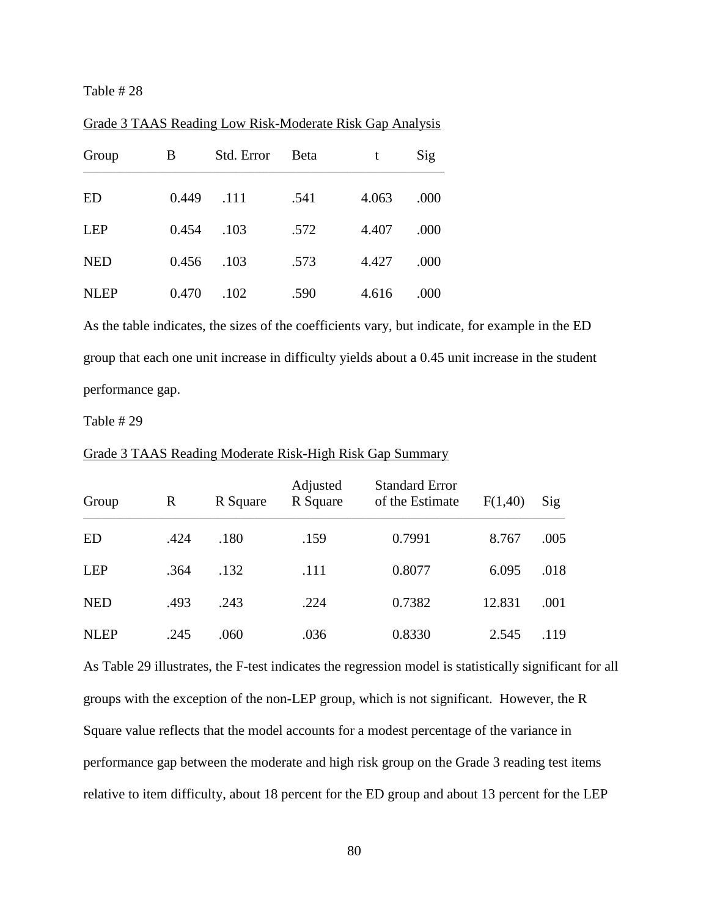Table # 28

Grade 3 TAAS Reading Low Risk-Moderate Risk Gap Analysis

| Group | B | Std. Error | Beta | t | Sig |
|---|---|---|---|---|---|
| ED | 0.449 | .111 | .541 | 4.063 | .000 |
| LEP | 0.454 | .103 | .572 | 4.407 | .000 |
| NED | 0.456 | .103 | .573 | 4.427 | .000 |
| NLEP | 0.470 | .102 | .590 | 4.616 | .000 |

As the table indicates, the sizes of the coefficients vary, but indicate, for example in the ED group that each one unit increase in difficulty yields about a 0.45 unit increase in the student performance gap.

Table # 29

Grade 3 TAAS Reading Moderate Risk-High Risk Gap Summary

| Group | R | R Square | Adjusted R Square | Standard Error of the Estimate | F(1,40) | Sig |
|---|---|---|---|---|---|---|
| ED | .424 | .180 | .159 | 0.7991 | 8.767 | .005 |
| LEP | .364 | .132 | .111 | 0.8077 | 6.095 | .018 |
| NED | .493 | .243 | .224 | 0.7382 | 12.831 | .001 |
| NLEP | .245 | .060 | .036 | 0.8330 | 2.545 | .119 |

As Table 29 illustrates, the F-test indicates the regression model is statistically significant for all groups with the exception of the non-LEP group, which is not significant. However, the R Square value reflects that the model accounts for a modest percentage of the variance in performance gap between the moderate and high risk group on the Grade 3 reading test items relative to item difficulty, about 18 percent for the ED group and about 13 percent for the LEP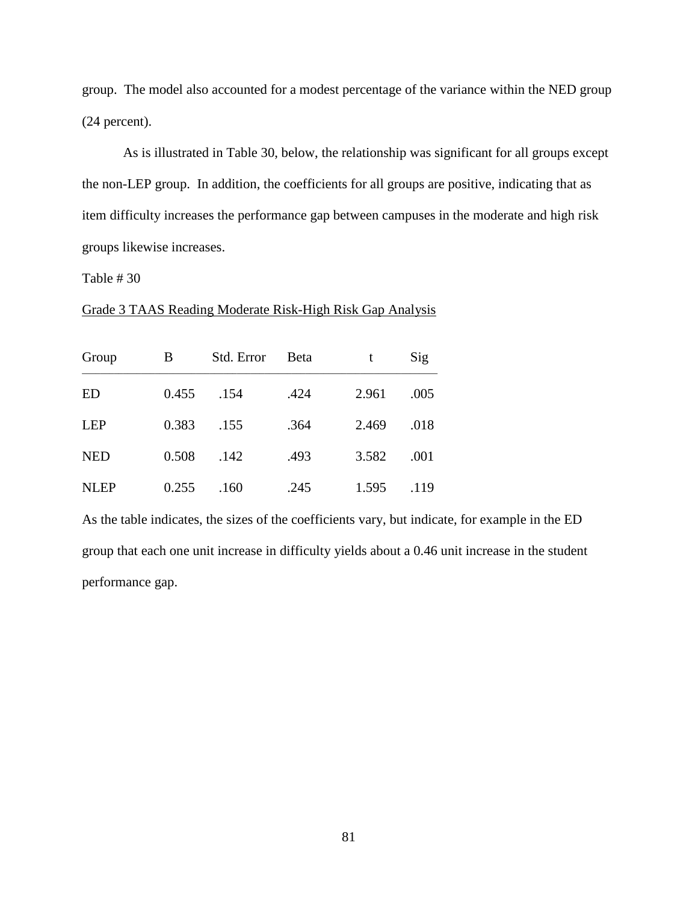group. The model also accounted for a modest percentage of the variance within the NED group (24 percent).

As is illustrated in Table 30, below, the relationship was significant for all groups except the non-LEP group. In addition, the coefficients for all groups are positive, indicating that as item difficulty increases the performance gap between campuses in the moderate and high risk groups likewise increases.

Table # 30

Grade 3 TAAS Reading Moderate Risk-High Risk Gap Analysis

| Group | B | Std. Error | Beta | t | Sig |
|---|---|---|---|---|---|
| ED | 0.455 | .154 | .424 | 2.961 | .005 |
| LEP | 0.383 | .155 | .364 | 2.469 | .018 |
| NED | 0.508 | .142 | .493 | 3.582 | .001 |
| NLEP | 0.255 | .160 | .245 | 1.595 | .119 |

As the table indicates, the sizes of the coefficients vary, but indicate, for example in the ED group that each one unit increase in difficulty yields about a 0.46 unit increase in the student performance gap.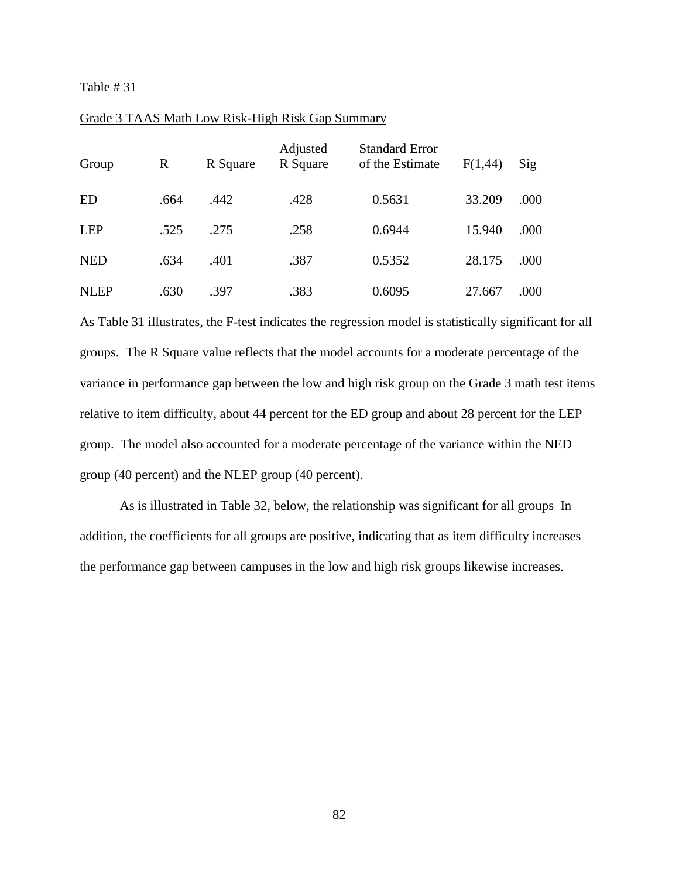Table # 31

Grade 3 TAAS Math Low Risk-High Risk Gap Summary

| Group | R | R Square | Adjusted R Square | Standard Error of the Estimate | F(1,44) | Sig |
|---|---|---|---|---|---|---|
| ED | .664 | .442 | .428 | 0.5631 | 33.209 | .000 |
| LEP | .525 | .275 | .258 | 0.6944 | 15.940 | .000 |
| NED | .634 | .401 | .387 | 0.5352 | 28.175 | .000 |
| NLEP | .630 | .397 | .383 | 0.6095 | 27.667 | .000 |

As Table 31 illustrates, the F-test indicates the regression model is statistically significant for all groups. The R Square value reflects that the model accounts for a moderate percentage of the variance in performance gap between the low and high risk group on the Grade 3 math test items relative to item difficulty, about 44 percent for the ED group and about 28 percent for the LEP group. The model also accounted for a moderate percentage of the variance within the NED group (40 percent) and the NLEP group (40 percent).

As is illustrated in Table 32, below, the relationship was significant for all groups In addition, the coefficients for all groups are positive, indicating that as item difficulty increases the performance gap between campuses in the low and high risk groups likewise increases.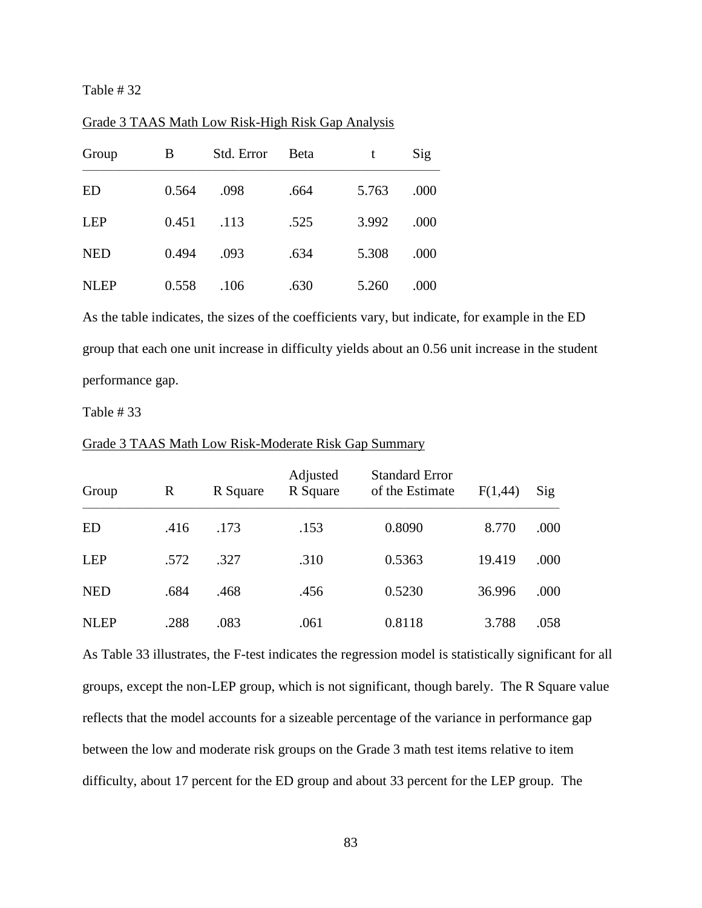Table # 32

Grade 3 TAAS Math Low Risk-High Risk Gap Analysis

| Group | B | Std. Error | Beta | t | Sig |
|---|---|---|---|---|---|
| ED | 0.564 | .098 | .664 | 5.763 | .000 |
| LEP | 0.451 | .113 | .525 | 3.992 | .000 |
| NED | 0.494 | .093 | .634 | 5.308 | .000 |
| NLEP | 0.558 | .106 | .630 | 5.260 | .000 |

As the table indicates, the sizes of the coefficients vary, but indicate, for example in the ED group that each one unit increase in difficulty yields about an 0.56 unit increase in the student performance gap.

Table # 33

Grade 3 TAAS Math Low Risk-Moderate Risk Gap Summary

| Group | R | R Square | Adjusted R Square | Standard Error of the Estimate | F(1,44) | Sig |
|---|---|---|---|---|---|---|
| ED | .416 | .173 | .153 | 0.8090 | 8.770 | .000 |
| LEP | .572 | .327 | .310 | 0.5363 | 19.419 | .000 |
| NED | .684 | .468 | .456 | 0.5230 | 36.996 | .000 |
| NLEP | .288 | .083 | .061 | 0.8118 | 3.788 | .058 |

As Table 33 illustrates, the F-test indicates the regression model is statistically significant for all groups, except the non-LEP group, which is not significant, though barely. The R Square value reflects that the model accounts for a sizeable percentage of the variance in performance gap between the low and moderate risk groups on the Grade 3 math test items relative to item difficulty, about 17 percent for the ED group and about 33 percent for the LEP group. The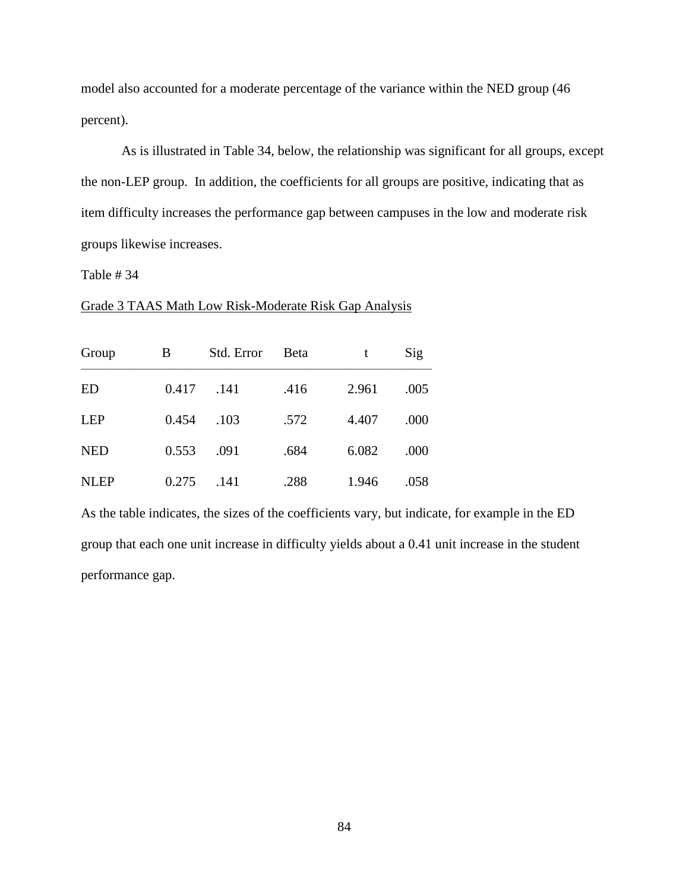model also accounted for a moderate percentage of the variance within the NED group (46 percent).

As is illustrated in Table 34, below, the relationship was significant for all groups, except the non-LEP group. In addition, the coefficients for all groups are positive, indicating that as item difficulty increases the performance gap between campuses in the low and moderate risk groups likewise increases.

Table # 34

Grade 3 TAAS Math Low Risk-Moderate Risk Gap Analysis

| Group | B | Std. Error | Beta | t | Sig |
|---|---|---|---|---|---|
| ED | 0.417 | .141 | .416 | 2.961 | .005 |
| LEP | 0.454 | .103 | .572 | 4.407 | .000 |
| NED | 0.553 | .091 | .684 | 6.082 | .000 |
| NLEP | 0.275 | .141 | .288 | 1.946 | .058 |

As the table indicates, the sizes of the coefficients vary, but indicate, for example in the ED group that each one unit increase in difficulty yields about a 0.41 unit increase in the student performance gap.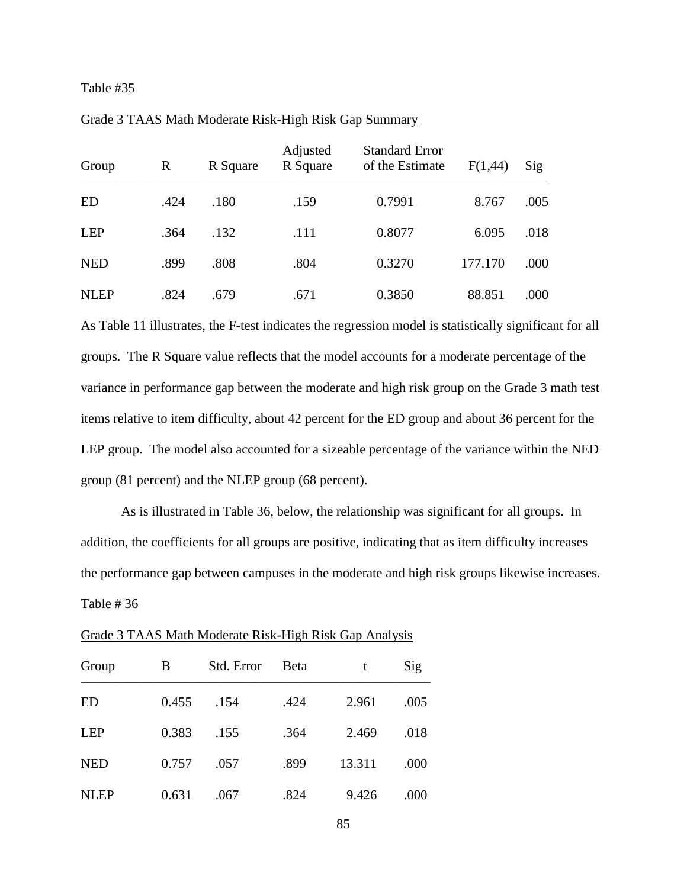Table #35

Grade 3 TAAS Math Moderate Risk-High Risk Gap Summary

| Group | R | R Square | Adjusted R Square | Standard Error of the Estimate | F(1,44) | Sig |
|---|---|---|---|---|---|---|
| ED | .424 | .180 | .159 | 0.7991 | 8.767 | .005 |
| LEP | .364 | .132 | .111 | 0.8077 | 6.095 | .018 |
| NED | .899 | .808 | .804 | 0.3270 | 177.170 | .000 |
| NLEP | .824 | .679 | .671 | 0.3850 | 88.851 | .000 |

As Table 11 illustrates, the F-test indicates the regression model is statistically significant for all groups. The R Square value reflects that the model accounts for a moderate percentage of the variance in performance gap between the moderate and high risk group on the Grade 3 math test items relative to item difficulty, about 42 percent for the ED group and about 36 percent for the LEP group. The model also accounted for a sizeable percentage of the variance within the NED group (81 percent) and the NLEP group (68 percent).

As is illustrated in Table 36, below, the relationship was significant for all groups. In addition, the coefficients for all groups are positive, indicating that as item difficulty increases the performance gap between campuses in the moderate and high risk groups likewise increases.

Table # 36

Grade 3 TAAS Math Moderate Risk-High Risk Gap Analysis

| Group | B | Std. Error | Beta | t | Sig |
|---|---|---|---|---|---|
| ED | 0.455 | .154 | .424 | 2.961 | .005 |
| LEP | 0.383 | .155 | .364 | 2.469 | .018 |
| NED | 0.757 | .057 | .899 | 13.311 | .000 |
| NLEP | 0.631 | .067 | .824 | 9.426 | .000 |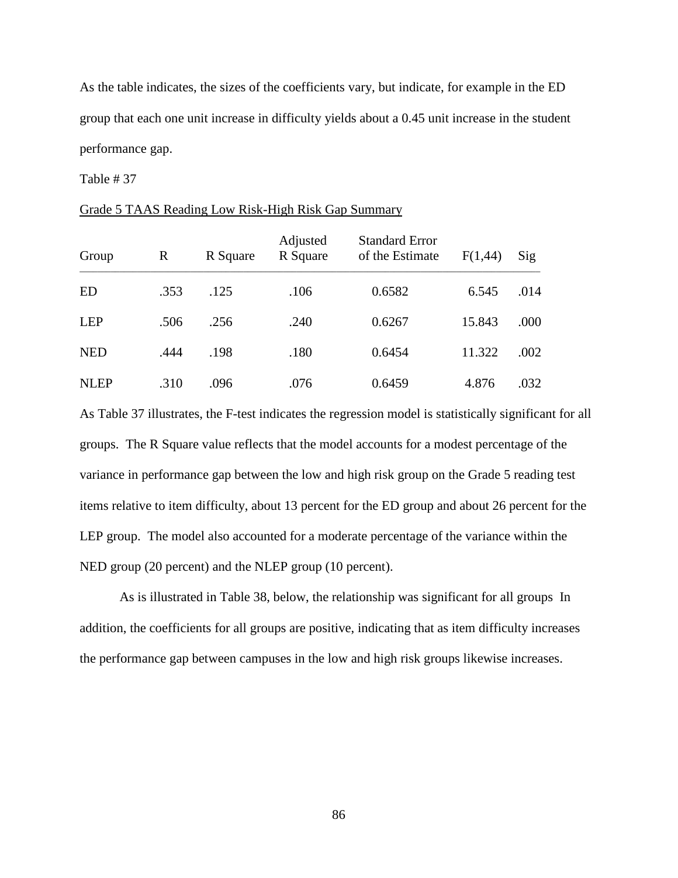As the table indicates, the sizes of the coefficients vary, but indicate, for example in the ED group that each one unit increase in difficulty yields about a 0.45 unit increase in the student performance gap.

Table # 37

Grade 5 TAAS Reading Low Risk-High Risk Gap Summary

| Group | R | R Square | Adjusted R Square | Standard Error of the Estimate | F(1,44) | Sig |
|---|---|---|---|---|---|---|
| ED | .353 | .125 | .106 | 0.6582 | 6.545 | .014 |
| LEP | .506 | .256 | .240 | 0.6267 | 15.843 | .000 |
| NED | .444 | .198 | .180 | 0.6454 | 11.322 | .002 |
| NLEP | .310 | .096 | .076 | 0.6459 | 4.876 | .032 |

As Table 37 illustrates, the F-test indicates the regression model is statistically significant for all groups. The R Square value reflects that the model accounts for a modest percentage of the variance in performance gap between the low and high risk group on the Grade 5 reading test items relative to item difficulty, about 13 percent for the ED group and about 26 percent for the LEP group. The model also accounted for a moderate percentage of the variance within the NED group (20 percent) and the NLEP group (10 percent).

As is illustrated in Table 38, below, the relationship was significant for all groups In addition, the coefficients for all groups are positive, indicating that as item difficulty increases the performance gap between campuses in the low and high risk groups likewise increases.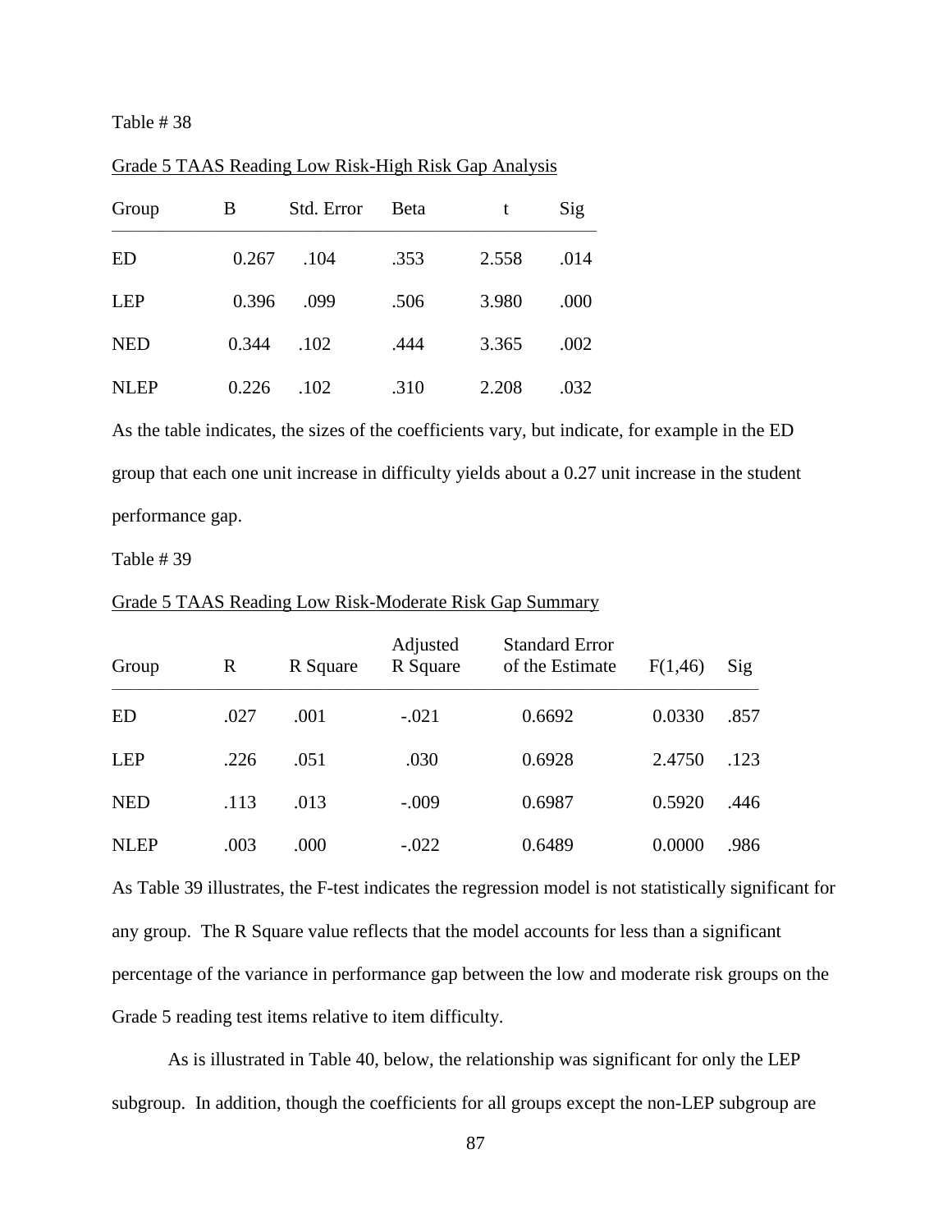Table # 38

Grade 5 TAAS Reading Low Risk-High Risk Gap Analysis

| Group | B | Std. Error | Beta | t | Sig |
|---|---|---|---|---|---|
| ED | 0.267 | .104 | .353 | 2.558 | .014 |
| LEP | 0.396 | .099 | .506 | 3.980 | .000 |
| NED | 0.344 | .102 | .444 | 3.365 | .002 |
| NLEP | 0.226 | .102 | .310 | 2.208 | .032 |

As the table indicates, the sizes of the coefficients vary, but indicate, for example in the ED group that each one unit increase in difficulty yields about a 0.27 unit increase in the student performance gap.

Table # 39

Grade 5 TAAS Reading Low Risk-Moderate Risk Gap Summary

| Group | R | R Square | Adjusted R Square | Standard Error of the Estimate | F(1,46) | Sig |
|---|---|---|---|---|---|---|
| ED | .027 | .001 | -.021 | 0.6692 | 0.0330 | .857 |
| LEP | .226 | .051 | .030 | 0.6928 | 2.4750 | .123 |
| NED | .113 | .013 | -.009 | 0.6987 | 0.5920 | .446 |
| NLEP | .003 | .000 | -.022 | 0.6489 | 0.0000 | .986 |

As Table 39 illustrates, the F-test indicates the regression model is not statistically significant for any group. The R Square value reflects that the model accounts for less than a significant percentage of the variance in performance gap between the low and moderate risk groups on the Grade 5 reading test items relative to item difficulty.

As is illustrated in Table 40, below, the relationship was significant for only the LEP subgroup. In addition, though the coefficients for all groups except the non-LEP subgroup are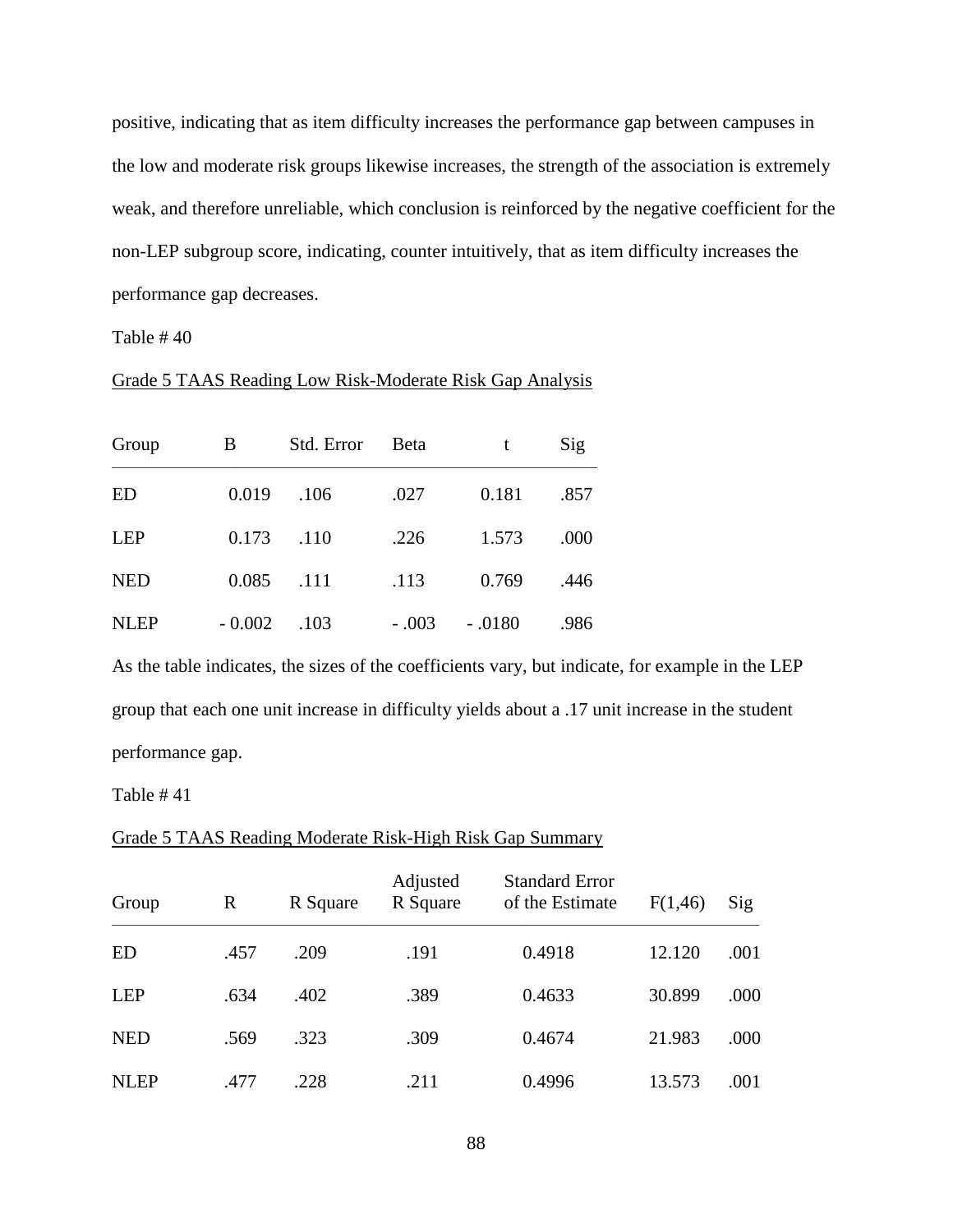positive, indicating that as item difficulty increases the performance gap between campuses in the low and moderate risk groups likewise increases, the strength of the association is extremely weak, and therefore unreliable, which conclusion is reinforced by the negative coefficient for the non-LEP subgroup score, indicating, counter intuitively, that as item difficulty increases the performance gap decreases.

Table # 40

Grade 5 TAAS Reading Low Risk-Moderate Risk Gap Analysis

| Group | B | Std. Error | Beta | t | Sig |
|---|---|---|---|---|---|
| ED | 0.019 | .106 | .027 | 0.181 | .857 |
| LEP | 0.173 | .110 | .226 | 1.573 | .000 |
| NED | 0.085 | .111 | .113 | 0.769 | .446 |
| NLEP | - 0.002 | .103 | - .003 | - .0180 | .986 |

As the table indicates, the sizes of the coefficients vary, but indicate, for example in the LEP group that each one unit increase in difficulty yields about a .17 unit increase in the student performance gap.

Table # 41

Grade 5 TAAS Reading Moderate Risk-High Risk Gap Summary

| Group | R | R Square | Adjusted R Square | Standard Error of the Estimate | F(1,46) | Sig |
|---|---|---|---|---|---|---|
| ED | .457 | .209 | .191 | 0.4918 | 12.120 | .001 |
| LEP | .634 | .402 | .389 | 0.4633 | 30.899 | .000 |
| NED | .569 | .323 | .309 | 0.4674 | 21.983 | .000 |
| NLEP | .477 | .228 | .211 | 0.4996 | 13.573 | .001 |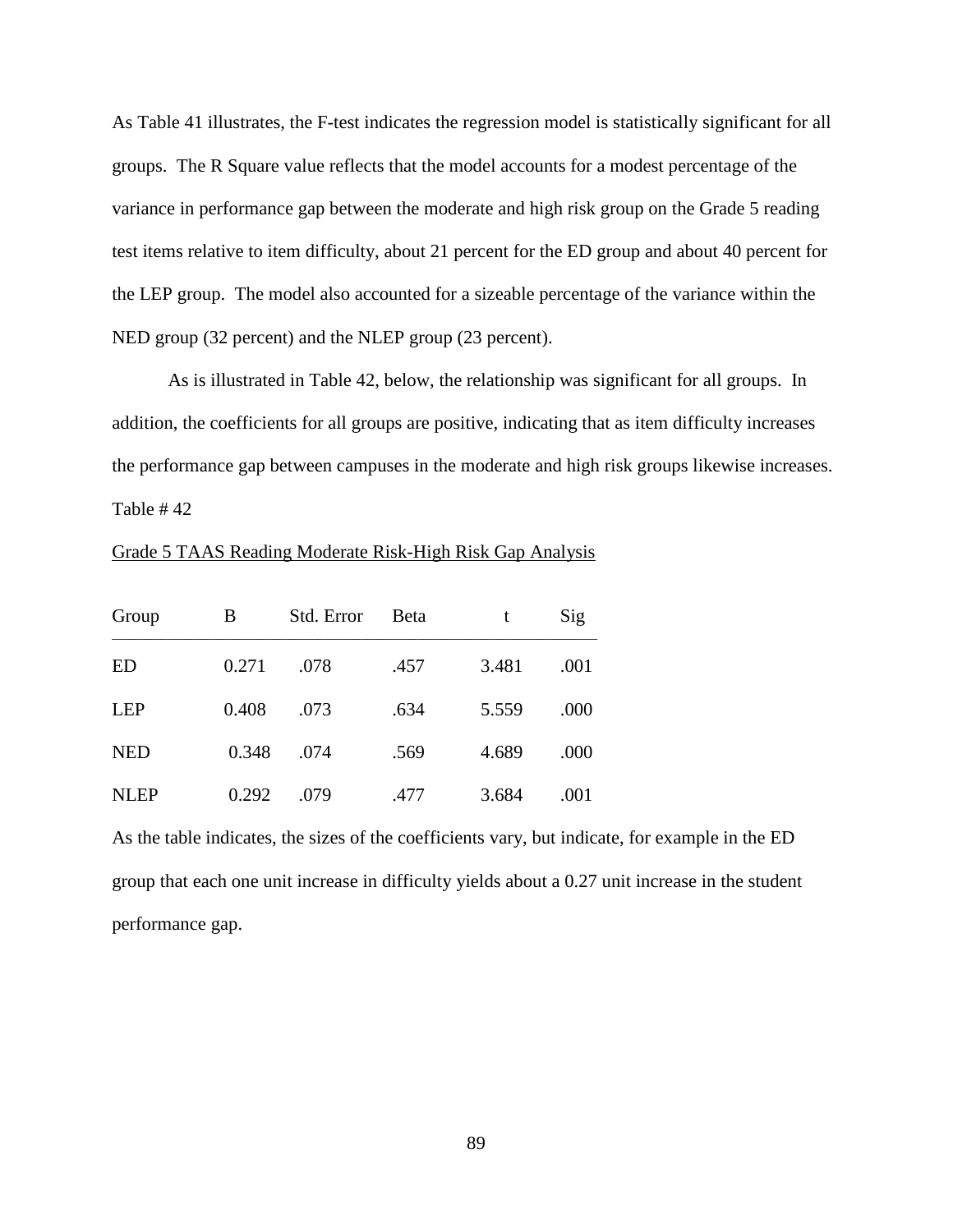As Table 41 illustrates, the F-test indicates the regression model is statistically significant for all groups. The R Square value reflects that the model accounts for a modest percentage of the variance in performance gap between the moderate and high risk group on the Grade 5 reading test items relative to item difficulty, about 21 percent for the ED group and about 40 percent for the LEP group. The model also accounted for a sizeable percentage of the variance within the NED group (32 percent) and the NLEP group (23 percent).

As is illustrated in Table 42, below, the relationship was significant for all groups. In addition, the coefficients for all groups are positive, indicating that as item difficulty increases the performance gap between campuses in the moderate and high risk groups likewise increases.

Table # 42

Grade 5 TAAS Reading Moderate Risk-High Risk Gap Analysis

| Group | B | Std. Error | Beta | t | Sig |
|---|---|---|---|---|---|
| ED | 0.271 | .078 | .457 | 3.481 | .001 |
| LEP | 0.408 | .073 | .634 | 5.559 | .000 |
| NED | 0.348 | .074 | .569 | 4.689 | .000 |
| NLEP | 0.292 | .079 | .477 | 3.684 | .001 |

As the table indicates, the sizes of the coefficients vary, but indicate, for example in the ED group that each one unit increase in difficulty yields about a 0.27 unit increase in the student performance gap.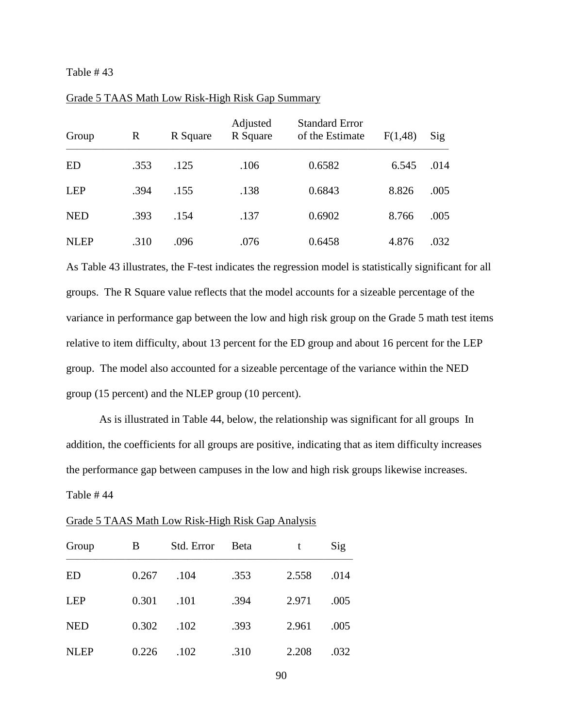Table # 43

Grade 5 TAAS Math Low Risk-High Risk Gap Summary

| Group | R | R Square | Adjusted R Square | Standard Error of the Estimate | F(1,48) | Sig |
|---|---|---|---|---|---|---|
| ED | .353 | .125 | .106 | 0.6582 | 6.545 | .014 |
| LEP | .394 | .155 | .138 | 0.6843 | 8.826 | .005 |
| NED | .393 | .154 | .137 | 0.6902 | 8.766 | .005 |
| NLEP | .310 | .096 | .076 | 0.6458 | 4.876 | .032 |

As Table 43 illustrates, the F-test indicates the regression model is statistically significant for all groups. The R Square value reflects that the model accounts for a sizeable percentage of the variance in performance gap between the low and high risk group on the Grade 5 math test items relative to item difficulty, about 13 percent for the ED group and about 16 percent for the LEP group. The model also accounted for a sizeable percentage of the variance within the NED group (15 percent) and the NLEP group (10 percent).

As is illustrated in Table 44, below, the relationship was significant for all groups In addition, the coefficients for all groups are positive, indicating that as item difficulty increases the performance gap between campuses in the low and high risk groups likewise increases.

Table # 44

Grade 5 TAAS Math Low Risk-High Risk Gap Analysis

| Group | B | Std. Error | Beta | t | Sig |
|---|---|---|---|---|---|
| ED | 0.267 | .104 | .353 | 2.558 | .014 |
| LEP | 0.301 | .101 | .394 | 2.971 | .005 |
| NED | 0.302 | .102 | .393 | 2.961 | .005 |
| NLEP | 0.226 | .102 | .310 | 2.208 | .032 |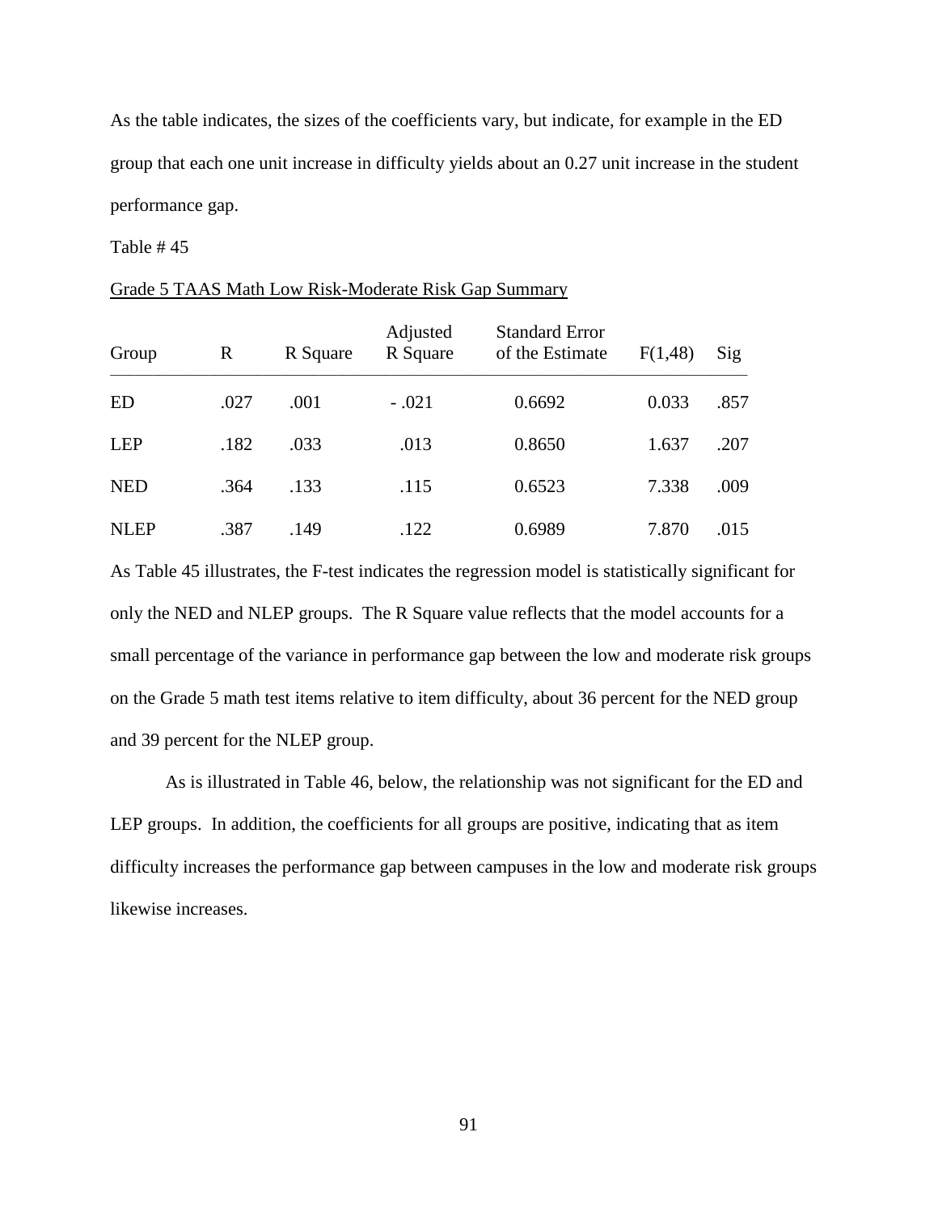As the table indicates, the sizes of the coefficients vary, but indicate, for example in the ED group that each one unit increase in difficulty yields about an 0.27 unit increase in the student performance gap.

Table # 45

Grade 5 TAAS Math Low Risk-Moderate Risk Gap Summary

| Group | R | R Square | Adjusted R Square | Standard Error of the Estimate | F(1,48) | Sig |
|---|---|---|---|---|---|---|
| ED | .027 | .001 | - .021 | 0.6692 | 0.033 | .857 |
| LEP | .182 | .033 | .013 | 0.8650 | 1.637 | .207 |
| NED | .364 | .133 | .115 | 0.6523 | 7.338 | .009 |
| NLEP | .387 | .149 | .122 | 0.6989 | 7.870 | .015 |

As Table 45 illustrates, the F-test indicates the regression model is statistically significant for only the NED and NLEP groups. The R Square value reflects that the model accounts for a small percentage of the variance in performance gap between the low and moderate risk groups on the Grade 5 math test items relative to item difficulty, about 36 percent for the NED group and 39 percent for the NLEP group.

As is illustrated in Table 46, below, the relationship was not significant for the ED and LEP groups. In addition, the coefficients for all groups are positive, indicating that as item difficulty increases the performance gap between campuses in the low and moderate risk groups likewise increases.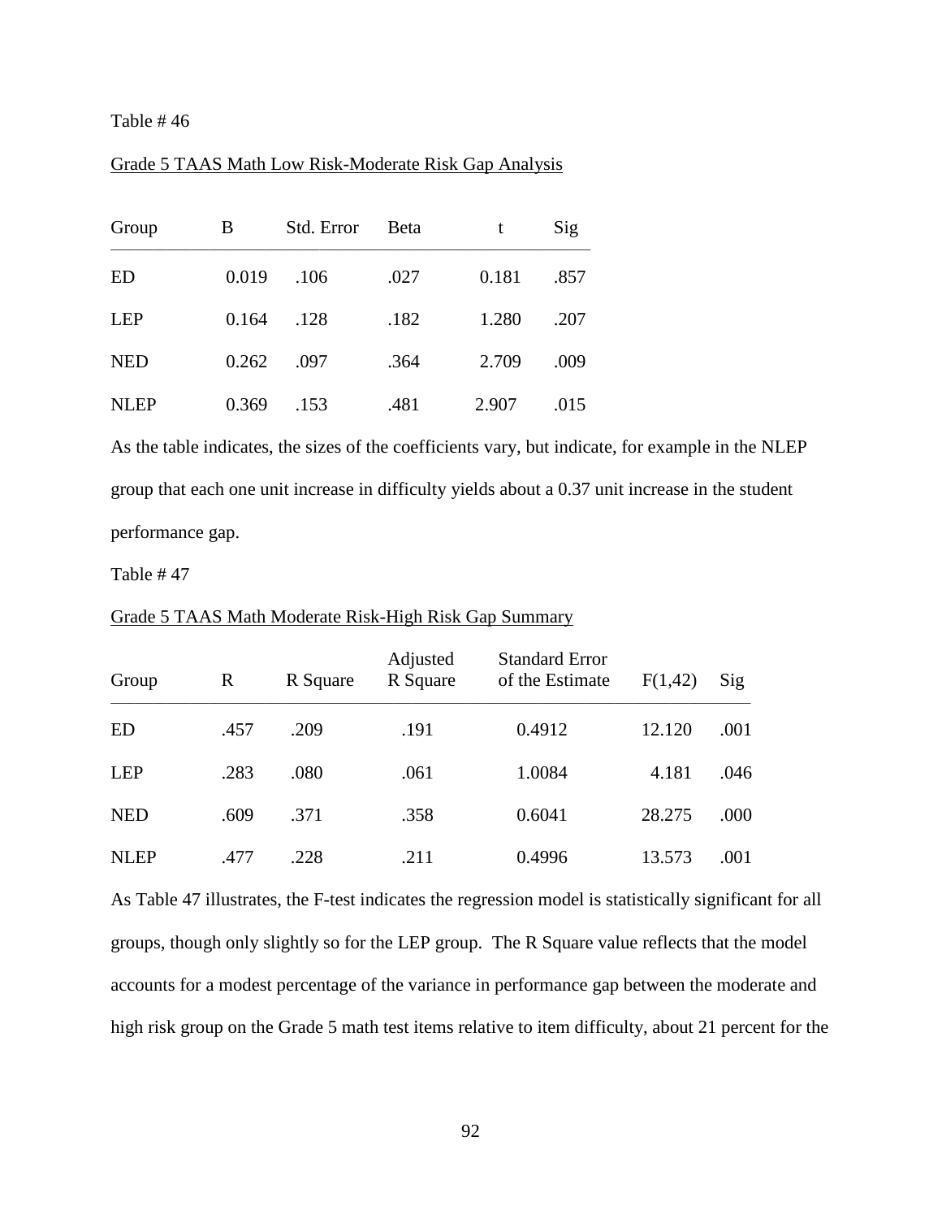Table # 46

Grade 5 TAAS Math Low Risk-Moderate Risk Gap Analysis

| Group | B | Std. Error | Beta | t | Sig |
|---|---|---|---|---|---|
| ED | 0.019 | .106 | .027 | 0.181 | .857 |
| LEP | 0.164 | .128 | .182 | 1.280 | .207 |
| NED | 0.262 | .097 | .364 | 2.709 | .009 |
| NLEP | 0.369 | .153 | .481 | 2.907 | .015 |

As the table indicates, the sizes of the coefficients vary, but indicate, for example in the NLEP group that each one unit increase in difficulty yields about a 0.37 unit increase in the student performance gap.

Table # 47

Grade 5 TAAS Math Moderate Risk-High Risk Gap Summary

| Group | R | R Square | Adjusted R Square | Standard Error of the Estimate | F(1,42) | Sig |
|---|---|---|---|---|---|---|
| ED | .457 | .209 | .191 | 0.4912 | 12.120 | .001 |
| LEP | .283 | .080 | .061 | 1.0084 | 4.181 | .046 |
| NED | .609 | .371 | .358 | 0.6041 | 28.275 | .000 |
| NLEP | .477 | .228 | .211 | 0.4996 | 13.573 | .001 |

As Table 47 illustrates, the F-test indicates the regression model is statistically significant for all groups, though only slightly so for the LEP group. The R Square value reflects that the model accounts for a modest percentage of the variance in performance gap between the moderate and high risk group on the Grade 5 math test items relative to item difficulty, about 21 percent for the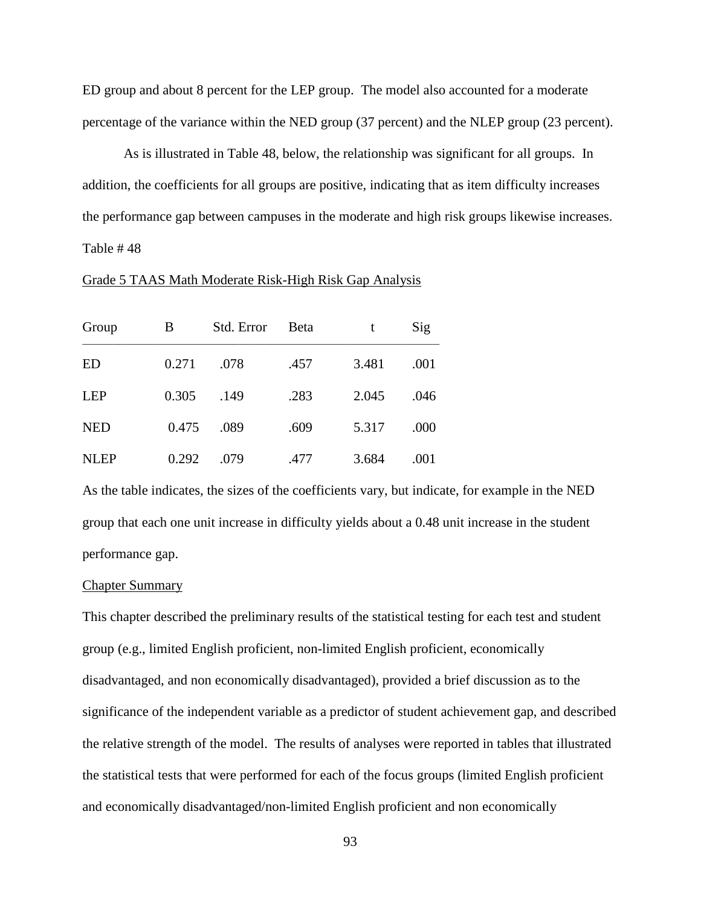ED group and about 8 percent for the LEP group. The model also accounted for a moderate percentage of the variance within the NED group (37 percent) and the NLEP group (23 percent).

As is illustrated in Table 48, below, the relationship was significant for all groups. In addition, the coefficients for all groups are positive, indicating that as item difficulty increases the performance gap between campuses in the moderate and high risk groups likewise increases.

Table # 48

Grade 5 TAAS Math Moderate Risk-High Risk Gap Analysis

| Group | B | Std. Error | Beta | t | Sig |
|---|---|---|---|---|---|
| ED | 0.271 | .078 | .457 | 3.481 | .001 |
| LEP | 0.305 | .149 | .283 | 2.045 | .046 |
| NED | 0.475 | .089 | .609 | 5.317 | .000 |
| NLEP | 0.292 | .079 | .477 | 3.684 | .001 |

As the table indicates, the sizes of the coefficients vary, but indicate, for example in the NED group that each one unit increase in difficulty yields about a 0.48 unit increase in the student performance gap.

## Chapter Summary

This chapter described the preliminary results of the statistical testing for each test and student group (e.g., limited English proficient, non-limited English proficient, economically disadvantaged, and non economically disadvantaged), provided a brief discussion as to the significance of the independent variable as a predictor of student achievement gap, and described the relative strength of the model. The results of analyses were reported in tables that illustrated the statistical tests that were performed for each of the focus groups (limited English proficient and economically disadvantaged/non-limited English proficient and non economically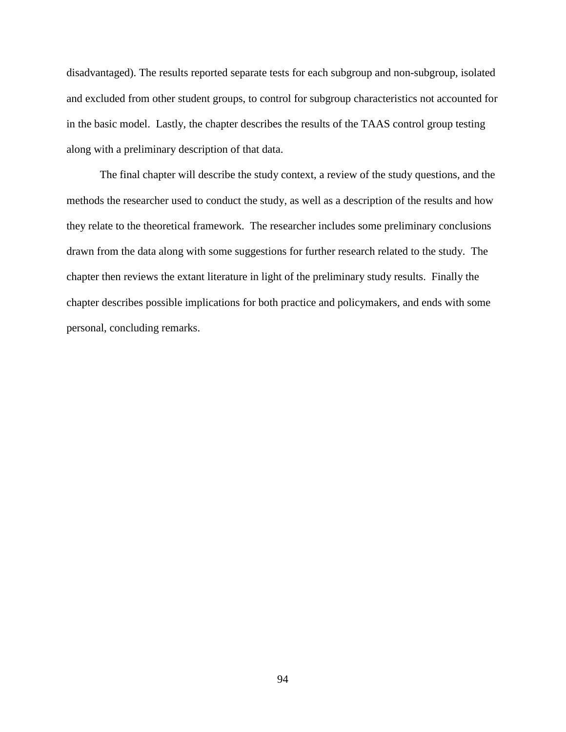disadvantaged). The results reported separate tests for each subgroup and non-subgroup, isolated and excluded from other student groups, to control for subgroup characteristics not accounted for in the basic model. Lastly, the chapter describes the results of the TAAS control group testing along with a preliminary description of that data.

The final chapter will describe the study context, a review of the study questions, and the methods the researcher used to conduct the study, as well as a description of the results and how they relate to the theoretical framework. The researcher includes some preliminary conclusions drawn from the data along with some suggestions for further research related to the study. The chapter then reviews the extant literature in light of the preliminary study results. Finally the chapter describes possible implications for both practice and policymakers, and ends with some personal, concluding remarks.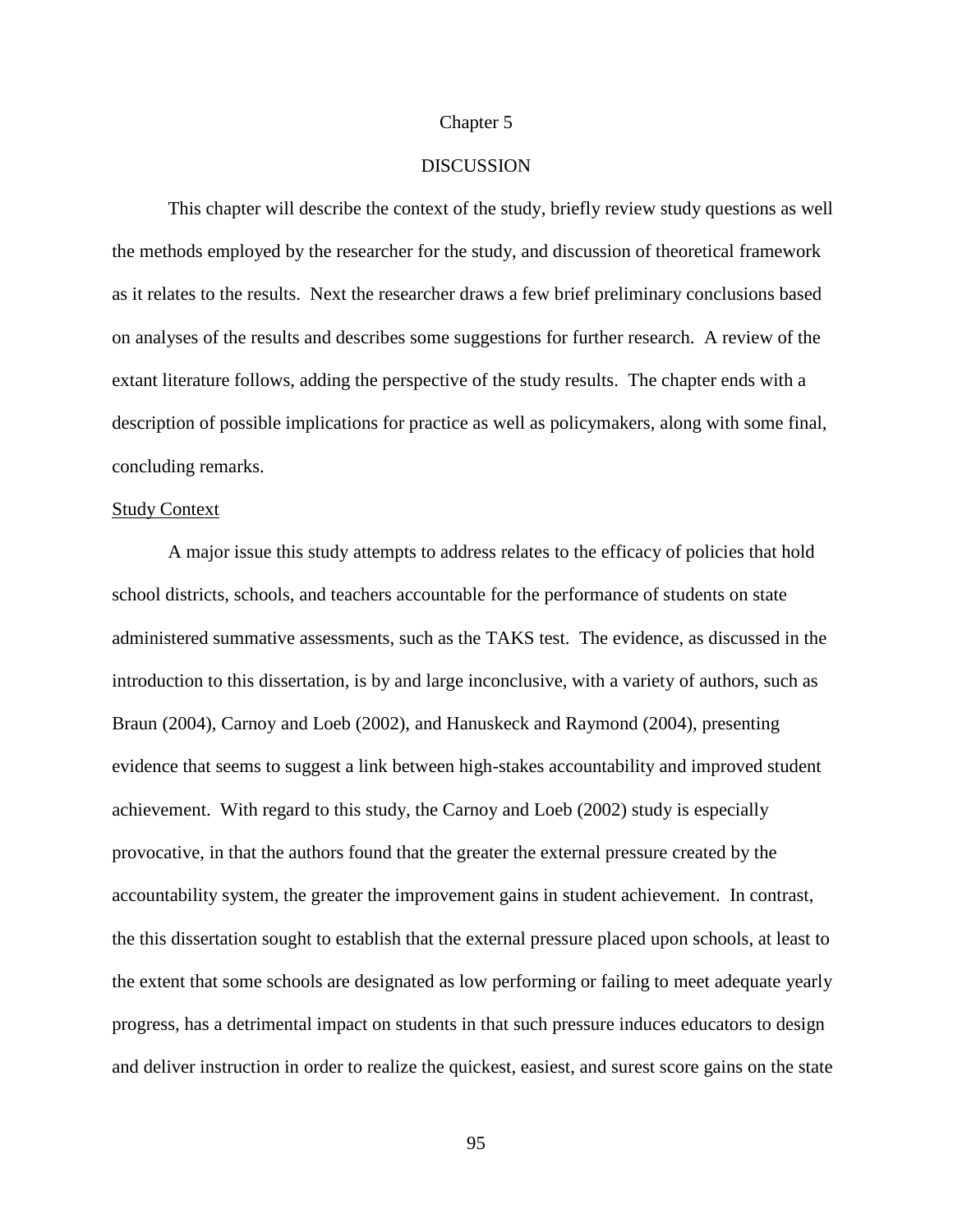# Chapter 5

# DISCUSSION

This chapter will describe the context of the study, briefly review study questions as well the methods employed by the researcher for the study, and discussion of theoretical framework as it relates to the results. Next the researcher draws a few brief preliminary conclusions based on analyses of the results and describes some suggestions for further research. A review of the extant literature follows, adding the perspective of the study results. The chapter ends with a description of possible implications for practice as well as policymakers, along with some final, concluding remarks.

## Study Context

A major issue this study attempts to address relates to the efficacy of policies that hold school districts, schools, and teachers accountable for the performance of students on state administered summative assessments, such as the TAKS test. The evidence, as discussed in the introduction to this dissertation, is by and large inconclusive, with a variety of authors, such as Braun (2004), Carnoy and Loeb (2002), and Hanuskeck and Raymond (2004), presenting evidence that seems to suggest a link between high-stakes accountability and improved student achievement. With regard to this study, the Carnoy and Loeb (2002) study is especially provocative, in that the authors found that the greater the external pressure created by the accountability system, the greater the improvement gains in student achievement. In contrast, the this dissertation sought to establish that the external pressure placed upon schools, at least to the extent that some schools are designated as low performing or failing to meet adequate yearly progress, has a detrimental impact on students in that such pressure induces educators to design and deliver instruction in order to realize the quickest, easiest, and surest score gains on the state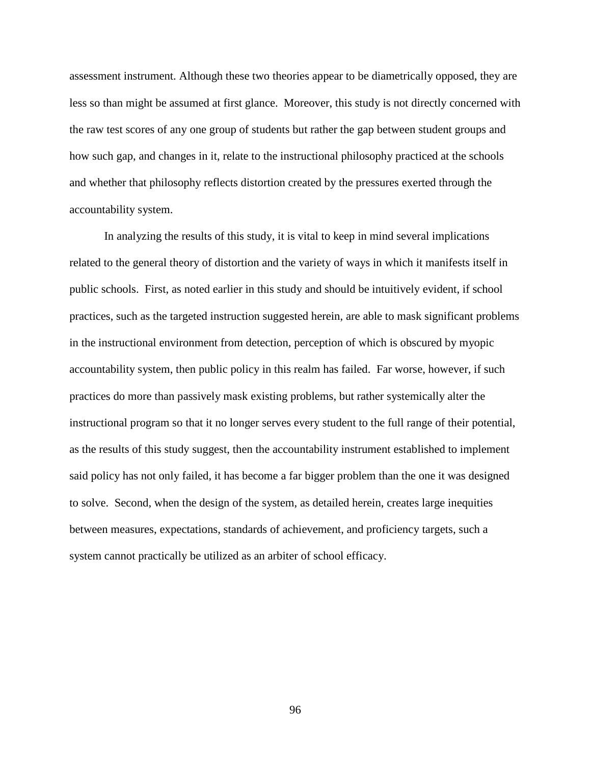assessment instrument. Although these two theories appear to be diametrically opposed, they are less so than might be assumed at first glance. Moreover, this study is not directly concerned with the raw test scores of any one group of students but rather the gap between student groups and how such gap, and changes in it, relate to the instructional philosophy practiced at the schools and whether that philosophy reflects distortion created by the pressures exerted through the accountability system.

In analyzing the results of this study, it is vital to keep in mind several implications related to the general theory of distortion and the variety of ways in which it manifests itself in public schools. First, as noted earlier in this study and should be intuitively evident, if school practices, such as the targeted instruction suggested herein, are able to mask significant problems in the instructional environment from detection, perception of which is obscured by myopic accountability system, then public policy in this realm has failed. Far worse, however, if such practices do more than passively mask existing problems, but rather systemically alter the instructional program so that it no longer serves every student to the full range of their potential, as the results of this study suggest, then the accountability instrument established to implement said policy has not only failed, it has become a far bigger problem than the one it was designed to solve. Second, when the design of the system, as detailed herein, creates large inequities between measures, expectations, standards of achievement, and proficiency targets, such a system cannot practically be utilized as an arbiter of school efficacy.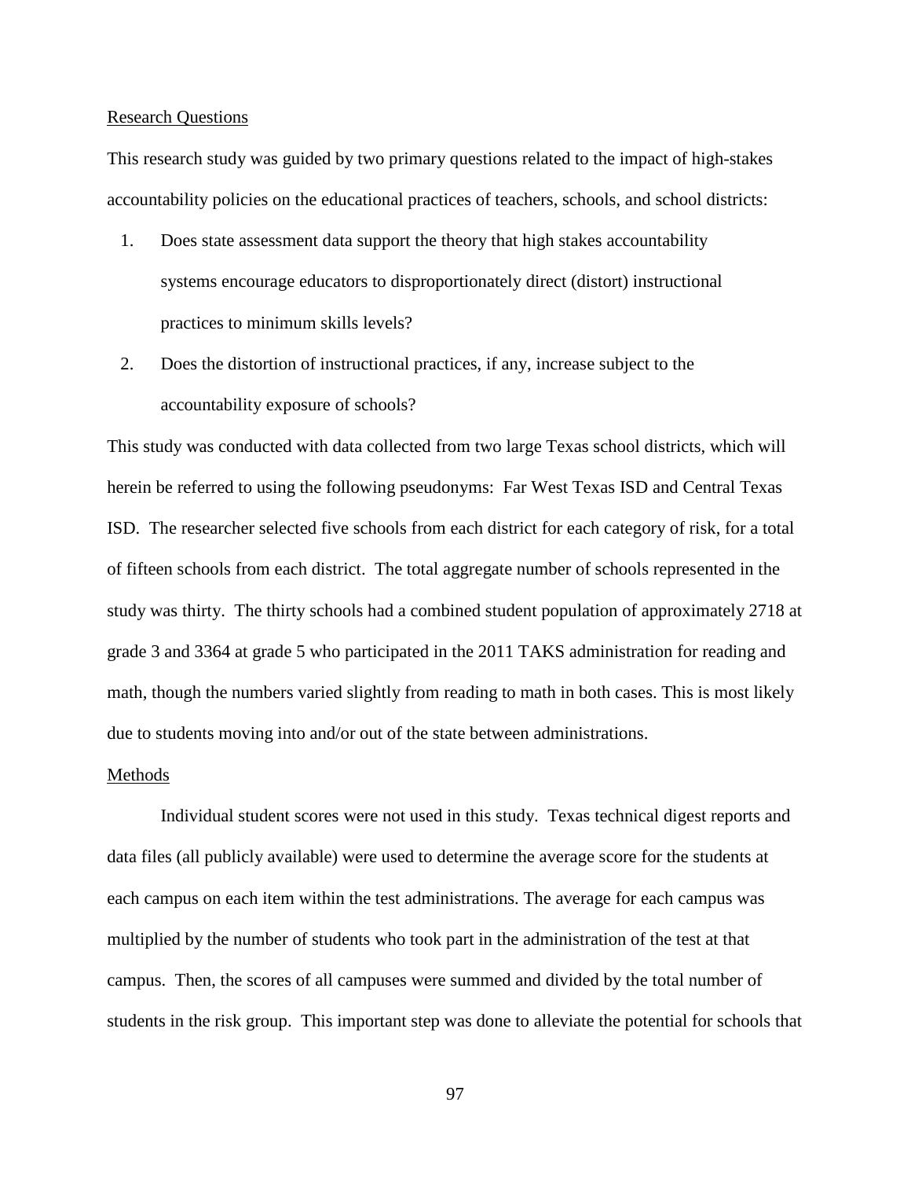Research Questions

This research study was guided by two primary questions related to the impact of high-stakes accountability policies on the educational practices of teachers, schools, and school districts:

1. Does state assessment data support the theory that high stakes accountability systems encourage educators to disproportionately direct (distort) instructional practices to minimum skills levels?
2. Does the distortion of instructional practices, if any, increase subject to the accountability exposure of schools?

This study was conducted with data collected from two large Texas school districts, which will herein be referred to using the following pseudonyms: Far West Texas ISD and Central Texas ISD. The researcher selected five schools from each district for each category of risk, for a total of fifteen schools from each district. The total aggregate number of schools represented in the study was thirty. The thirty schools had a combined student population of approximately 2718 at grade 3 and 3364 at grade 5 who participated in the 2011 TAKS administration for reading and math, though the numbers varied slightly from reading to math in both cases. This is most likely due to students moving into and/or out of the state between administrations.

Methods

Individual student scores were not used in this study. Texas technical digest reports and data files (all publicly available) were used to determine the average score for the students at each campus on each item within the test administrations. The average for each campus was multiplied by the number of students who took part in the administration of the test at that campus. Then, the scores of all campuses were summed and divided by the total number of students in the risk group. This important step was done to alleviate the potential for schools that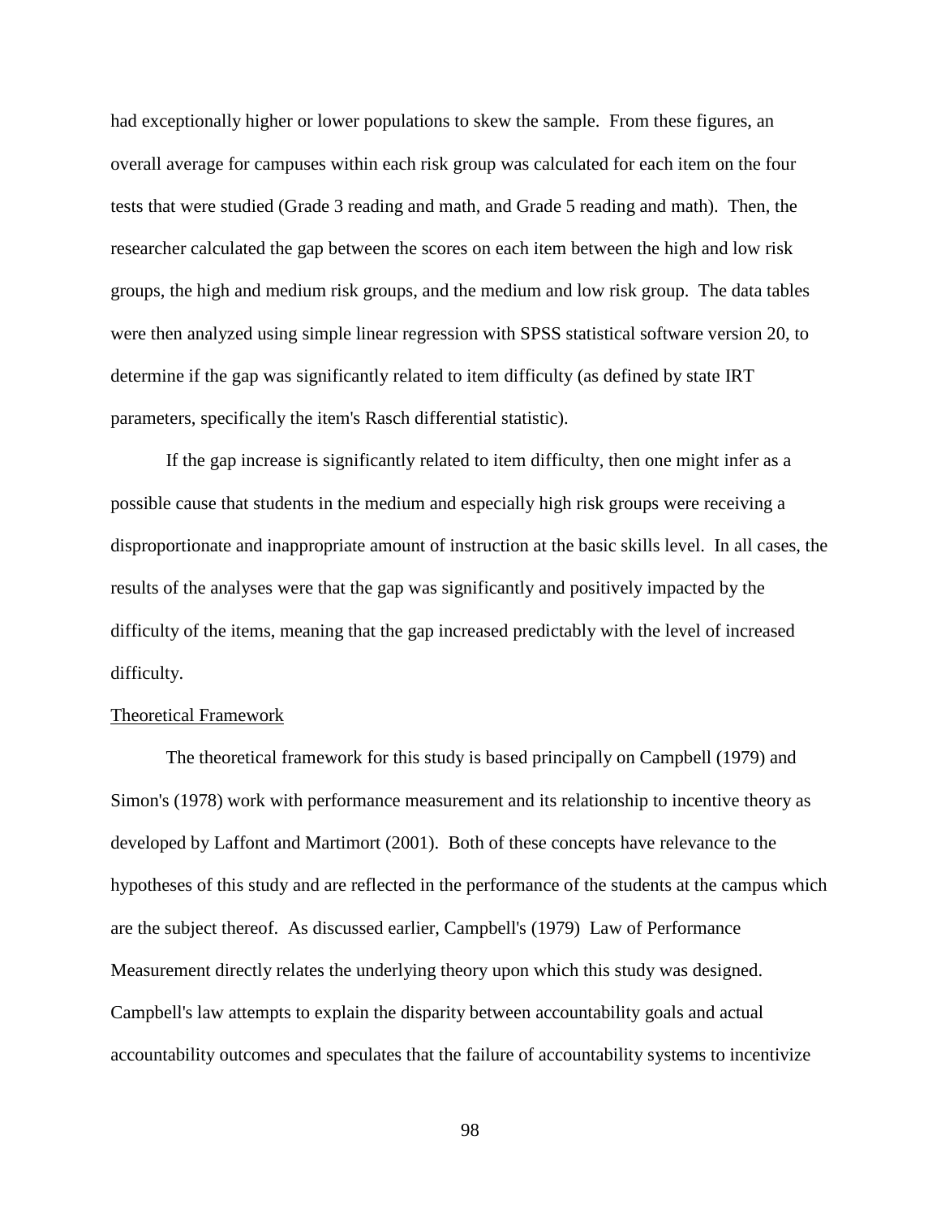had exceptionally higher or lower populations to skew the sample. From these figures, an overall average for campuses within each risk group was calculated for each item on the four tests that were studied (Grade 3 reading and math, and Grade 5 reading and math). Then, the researcher calculated the gap between the scores on each item between the high and low risk groups, the high and medium risk groups, and the medium and low risk group. The data tables were then analyzed using simple linear regression with SPSS statistical software version 20, to determine if the gap was significantly related to item difficulty (as defined by state IRT parameters, specifically the item's Rasch differential statistic).

If the gap increase is significantly related to item difficulty, then one might infer as a possible cause that students in the medium and especially high risk groups were receiving a disproportionate and inappropriate amount of instruction at the basic skills level. In all cases, the results of the analyses were that the gap was significantly and positively impacted by the difficulty of the items, meaning that the gap increased predictably with the level of increased difficulty.

## Theoretical Framework

The theoretical framework for this study is based principally on Campbell (1979) and Simon's (1978) work with performance measurement and its relationship to incentive theory as developed by Laffont and Martimort (2001). Both of these concepts have relevance to the hypotheses of this study and are reflected in the performance of the students at the campus which are the subject thereof. As discussed earlier, Campbell's (1979) Law of Performance Measurement directly relates the underlying theory upon which this study was designed. Campbell's law attempts to explain the disparity between accountability goals and actual accountability outcomes and speculates that the failure of accountability systems to incentivize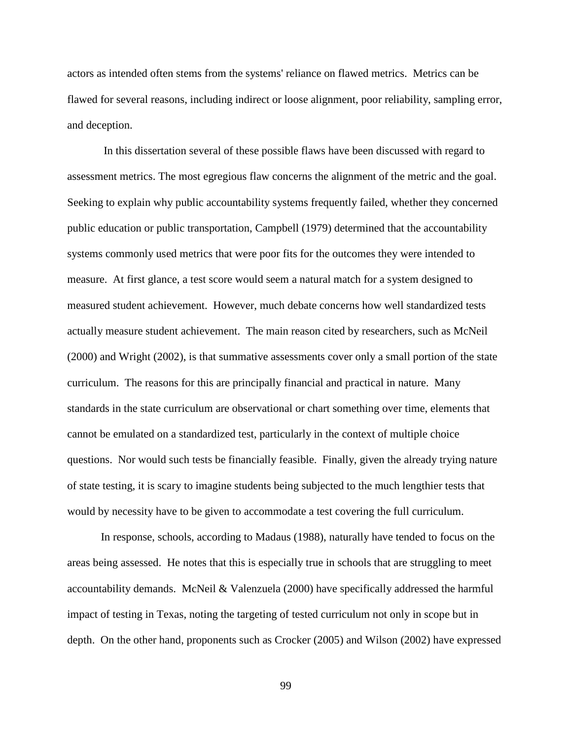actors as intended often stems from the systems' reliance on flawed metrics. Metrics can be flawed for several reasons, including indirect or loose alignment, poor reliability, sampling error, and deception.

In this dissertation several of these possible flaws have been discussed with regard to assessment metrics. The most egregious flaw concerns the alignment of the metric and the goal. Seeking to explain why public accountability systems frequently failed, whether they concerned public education or public transportation, Campbell (1979) determined that the accountability systems commonly used metrics that were poor fits for the outcomes they were intended to measure. At first glance, a test score would seem a natural match for a system designed to measured student achievement. However, much debate concerns how well standardized tests actually measure student achievement. The main reason cited by researchers, such as McNeil (2000) and Wright (2002), is that summative assessments cover only a small portion of the state curriculum. The reasons for this are principally financial and practical in nature. Many standards in the state curriculum are observational or chart something over time, elements that cannot be emulated on a standardized test, particularly in the context of multiple choice questions. Nor would such tests be financially feasible. Finally, given the already trying nature of state testing, it is scary to imagine students being subjected to the much lengthier tests that would by necessity have to be given to accommodate a test covering the full curriculum.

In response, schools, according to Madaus (1988), naturally have tended to focus on the areas being assessed. He notes that this is especially true in schools that are struggling to meet accountability demands. McNeil & Valenzuela (2000) have specifically addressed the harmful impact of testing in Texas, noting the targeting of tested curriculum not only in scope but in depth. On the other hand, proponents such as Crocker (2005) and Wilson (2002) have expressed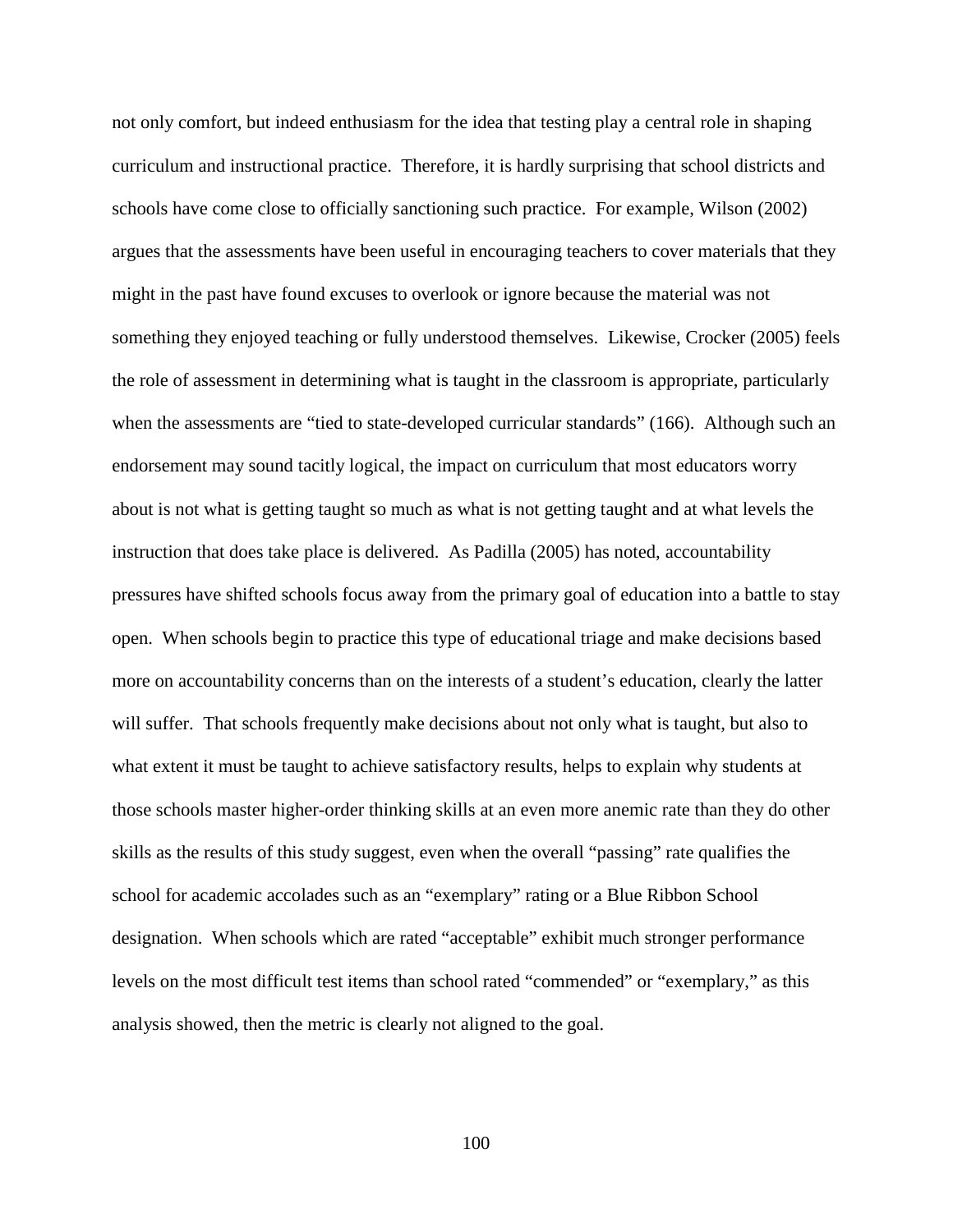not only comfort, but indeed enthusiasm for the idea that testing play a central role in shaping curriculum and instructional practice. Therefore, it is hardly surprising that school districts and schools have come close to officially sanctioning such practice. For example, Wilson (2002) argues that the assessments have been useful in encouraging teachers to cover materials that they might in the past have found excuses to overlook or ignore because the material was not something they enjoyed teaching or fully understood themselves. Likewise, Crocker (2005) feels the role of assessment in determining what is taught in the classroom is appropriate, particularly when the assessments are "tied to state-developed curricular standards" (166). Although such an endorsement may sound tacitly logical, the impact on curriculum that most educators worry about is not what is getting taught so much as what is not getting taught and at what levels the instruction that does take place is delivered. As Padilla (2005) has noted, accountability pressures have shifted schools focus away from the primary goal of education into a battle to stay open. When schools begin to practice this type of educational triage and make decisions based more on accountability concerns than on the interests of a student's education, clearly the latter will suffer. That schools frequently make decisions about not only what is taught, but also to what extent it must be taught to achieve satisfactory results, helps to explain why students at those schools master higher-order thinking skills at an even more anemic rate than they do other skills as the results of this study suggest, even when the overall "passing" rate qualifies the school for academic accolades such as an "exemplary" rating or a Blue Ribbon School designation. When schools which are rated "acceptable" exhibit much stronger performance levels on the most difficult test items than school rated "commended" or "exemplary," as this analysis showed, then the metric is clearly not aligned to the goal.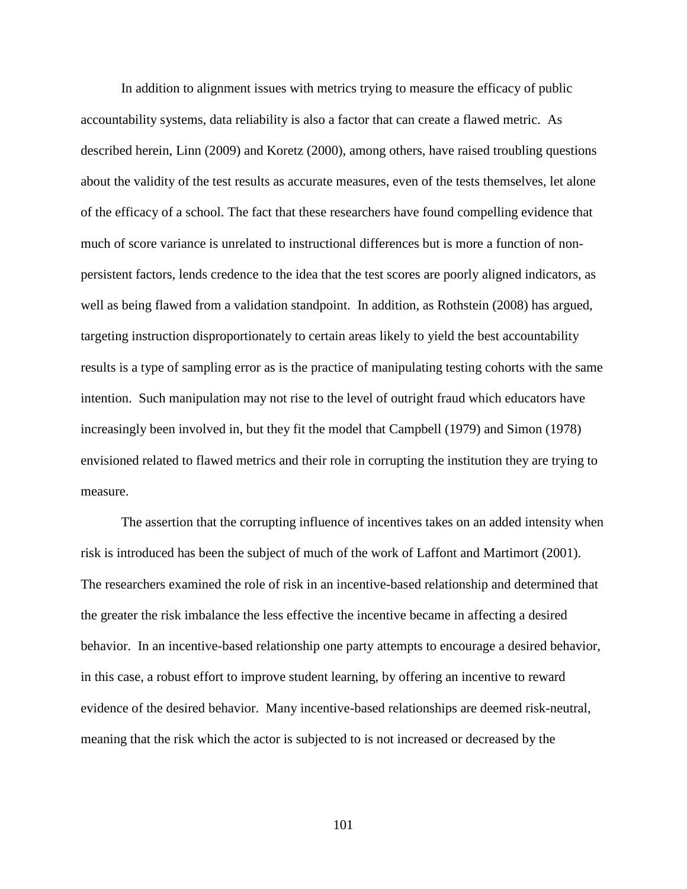In addition to alignment issues with metrics trying to measure the efficacy of public accountability systems, data reliability is also a factor that can create a flawed metric. As described herein, Linn (2009) and Koretz (2000), among others, have raised troubling questions about the validity of the test results as accurate measures, even of the tests themselves, let alone of the efficacy of a school. The fact that these researchers have found compelling evidence that much of score variance is unrelated to instructional differences but is more a function of non-persistent factors, lends credence to the idea that the test scores are poorly aligned indicators, as well as being flawed from a validation standpoint. In addition, as Rothstein (2008) has argued, targeting instruction disproportionately to certain areas likely to yield the best accountability results is a type of sampling error as is the practice of manipulating testing cohorts with the same intention. Such manipulation may not rise to the level of outright fraud which educators have increasingly been involved in, but they fit the model that Campbell (1979) and Simon (1978) envisioned related to flawed metrics and their role in corrupting the institution they are trying to measure.

The assertion that the corrupting influence of incentives takes on an added intensity when risk is introduced has been the subject of much of the work of Laffont and Martimort (2001). The researchers examined the role of risk in an incentive-based relationship and determined that the greater the risk imbalance the less effective the incentive became in affecting a desired behavior. In an incentive-based relationship one party attempts to encourage a desired behavior, in this case, a robust effort to improve student learning, by offering an incentive to reward evidence of the desired behavior. Many incentive-based relationships are deemed risk-neutral, meaning that the risk which the actor is subjected to is not increased or decreased by the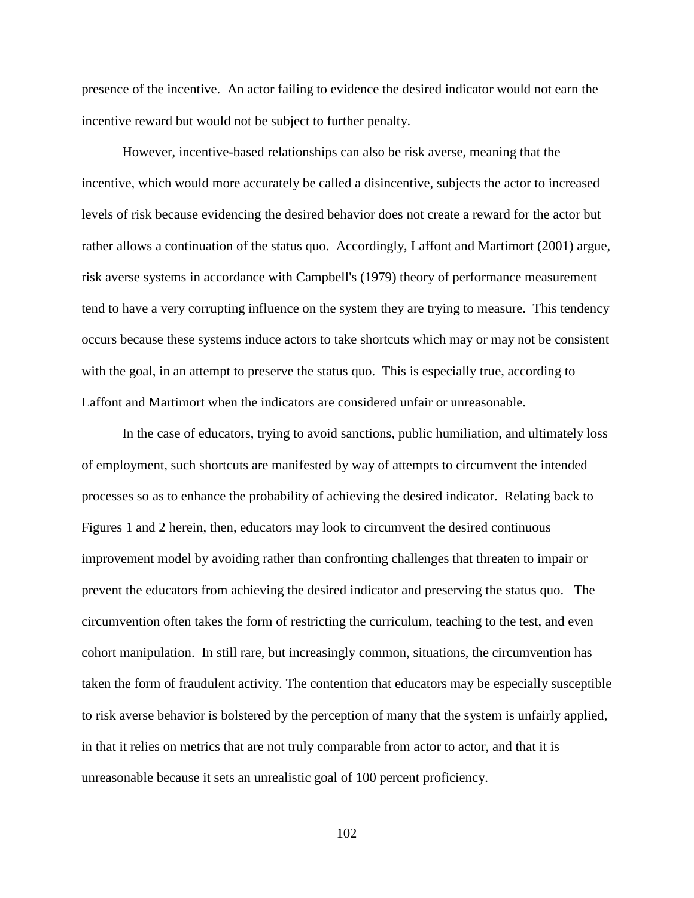presence of the incentive. An actor failing to evidence the desired indicator would not earn the incentive reward but would not be subject to further penalty.

However, incentive-based relationships can also be risk averse, meaning that the incentive, which would more accurately be called a disincentive, subjects the actor to increased levels of risk because evidencing the desired behavior does not create a reward for the actor but rather allows a continuation of the status quo. Accordingly, Laffont and Martimort (2001) argue, risk averse systems in accordance with Campbell's (1979) theory of performance measurement tend to have a very corrupting influence on the system they are trying to measure. This tendency occurs because these systems induce actors to take shortcuts which may or may not be consistent with the goal, in an attempt to preserve the status quo. This is especially true, according to Laffont and Martimort when the indicators are considered unfair or unreasonable.

In the case of educators, trying to avoid sanctions, public humiliation, and ultimately loss of employment, such shortcuts are manifested by way of attempts to circumvent the intended processes so as to enhance the probability of achieving the desired indicator. Relating back to Figures 1 and 2 herein, then, educators may look to circumvent the desired continuous improvement model by avoiding rather than confronting challenges that threaten to impair or prevent the educators from achieving the desired indicator and preserving the status quo. The circumvention often takes the form of restricting the curriculum, teaching to the test, and even cohort manipulation. In still rare, but increasingly common, situations, the circumvention has taken the form of fraudulent activity. The contention that educators may be especially susceptible to risk averse behavior is bolstered by the perception of many that the system is unfairly applied, in that it relies on metrics that are not truly comparable from actor to actor, and that it is unreasonable because it sets an unrealistic goal of 100 percent proficiency.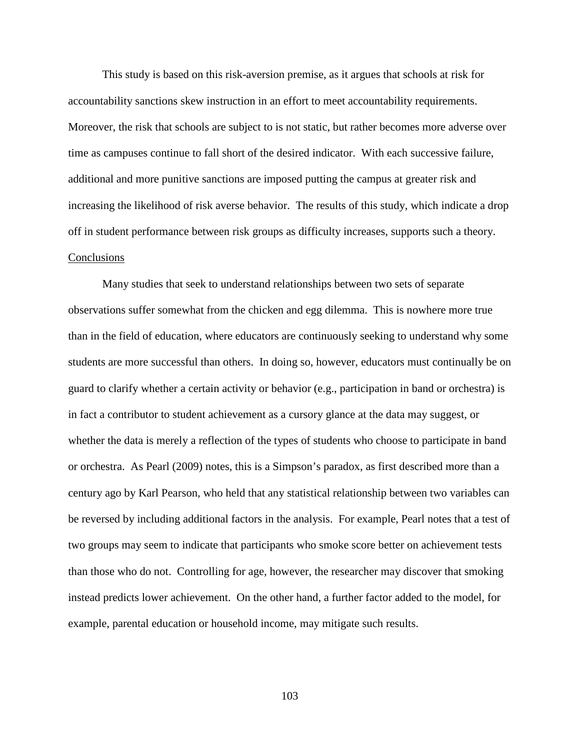This study is based on this risk-aversion premise, as it argues that schools at risk for accountability sanctions skew instruction in an effort to meet accountability requirements. Moreover, the risk that schools are subject to is not static, but rather becomes more adverse over time as campuses continue to fall short of the desired indicator. With each successive failure, additional and more punitive sanctions are imposed putting the campus at greater risk and increasing the likelihood of risk averse behavior. The results of this study, which indicate a drop off in student performance between risk groups as difficulty increases, supports such a theory.

## Conclusions

Many studies that seek to understand relationships between two sets of separate observations suffer somewhat from the chicken and egg dilemma. This is nowhere more true than in the field of education, where educators are continuously seeking to understand why some students are more successful than others. In doing so, however, educators must continually be on guard to clarify whether a certain activity or behavior (e.g., participation in band or orchestra) is in fact a contributor to student achievement as a cursory glance at the data may suggest, or whether the data is merely a reflection of the types of students who choose to participate in band or orchestra. As Pearl (2009) notes, this is a Simpson's paradox, as first described more than a century ago by Karl Pearson, who held that any statistical relationship between two variables can be reversed by including additional factors in the analysis. For example, Pearl notes that a test of two groups may seem to indicate that participants who smoke score better on achievement tests than those who do not. Controlling for age, however, the researcher may discover that smoking instead predicts lower achievement. On the other hand, a further factor added to the model, for example, parental education or household income, may mitigate such results.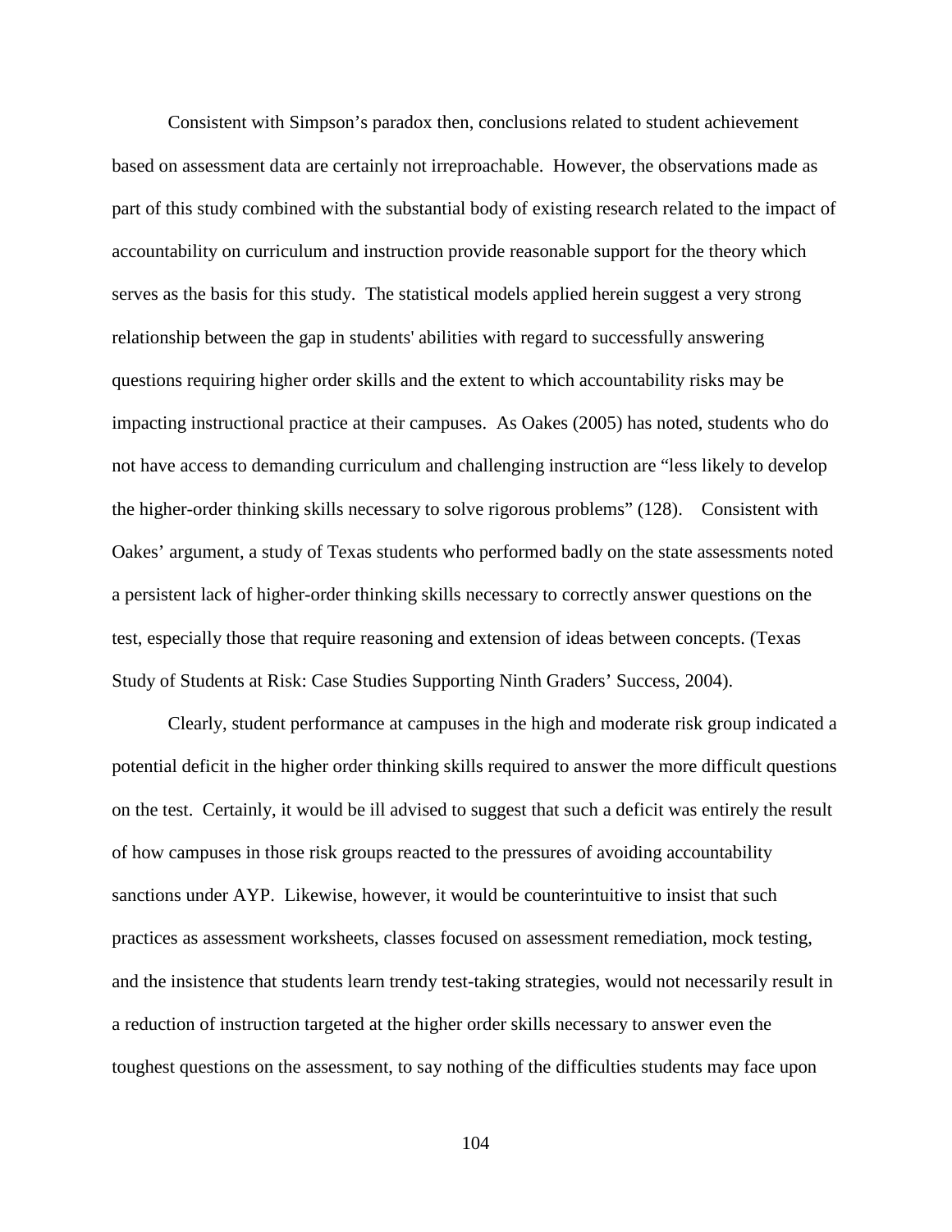Consistent with Simpson's paradox then, conclusions related to student achievement based on assessment data are certainly not irreproachable. However, the observations made as part of this study combined with the substantial body of existing research related to the impact of accountability on curriculum and instruction provide reasonable support for the theory which serves as the basis for this study. The statistical models applied herein suggest a very strong relationship between the gap in students' abilities with regard to successfully answering questions requiring higher order skills and the extent to which accountability risks may be impacting instructional practice at their campuses. As Oakes (2005) has noted, students who do not have access to demanding curriculum and challenging instruction are "less likely to develop the higher-order thinking skills necessary to solve rigorous problems" (128). Consistent with Oakes' argument, a study of Texas students who performed badly on the state assessments noted a persistent lack of higher-order thinking skills necessary to correctly answer questions on the test, especially those that require reasoning and extension of ideas between concepts. (Texas Study of Students at Risk: Case Studies Supporting Ninth Graders' Success, 2004).

Clearly, student performance at campuses in the high and moderate risk group indicated a potential deficit in the higher order thinking skills required to answer the more difficult questions on the test. Certainly, it would be ill advised to suggest that such a deficit was entirely the result of how campuses in those risk groups reacted to the pressures of avoiding accountability sanctions under AYP. Likewise, however, it would be counterintuitive to insist that such practices as assessment worksheets, classes focused on assessment remediation, mock testing, and the insistence that students learn trendy test-taking strategies, would not necessarily result in a reduction of instruction targeted at the higher order skills necessary to answer even the toughest questions on the assessment, to say nothing of the difficulties students may face upon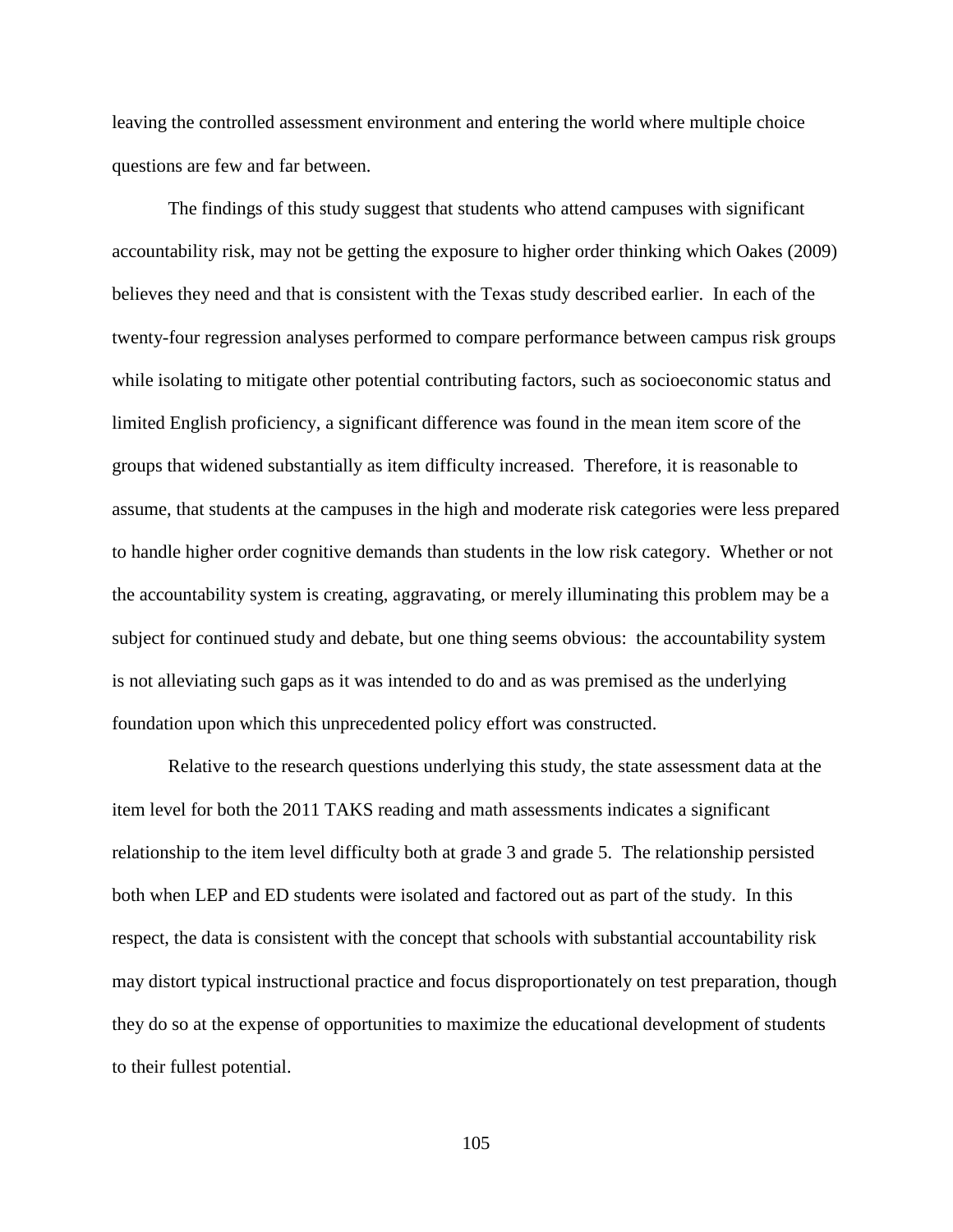leaving the controlled assessment environment and entering the world where multiple choice questions are few and far between.

The findings of this study suggest that students who attend campuses with significant accountability risk, may not be getting the exposure to higher order thinking which Oakes (2009) believes they need and that is consistent with the Texas study described earlier. In each of the twenty-four regression analyses performed to compare performance between campus risk groups while isolating to mitigate other potential contributing factors, such as socioeconomic status and limited English proficiency, a significant difference was found in the mean item score of the groups that widened substantially as item difficulty increased. Therefore, it is reasonable to assume, that students at the campuses in the high and moderate risk categories were less prepared to handle higher order cognitive demands than students in the low risk category. Whether or not the accountability system is creating, aggravating, or merely illuminating this problem may be a subject for continued study and debate, but one thing seems obvious: the accountability system is not alleviating such gaps as it was intended to do and as was premised as the underlying foundation upon which this unprecedented policy effort was constructed.

Relative to the research questions underlying this study, the state assessment data at the item level for both the 2011 TAKS reading and math assessments indicates a significant relationship to the item level difficulty both at grade 3 and grade 5. The relationship persisted both when LEP and ED students were isolated and factored out as part of the study. In this respect, the data is consistent with the concept that schools with substantial accountability risk may distort typical instructional practice and focus disproportionately on test preparation, though they do so at the expense of opportunities to maximize the educational development of students to their fullest potential.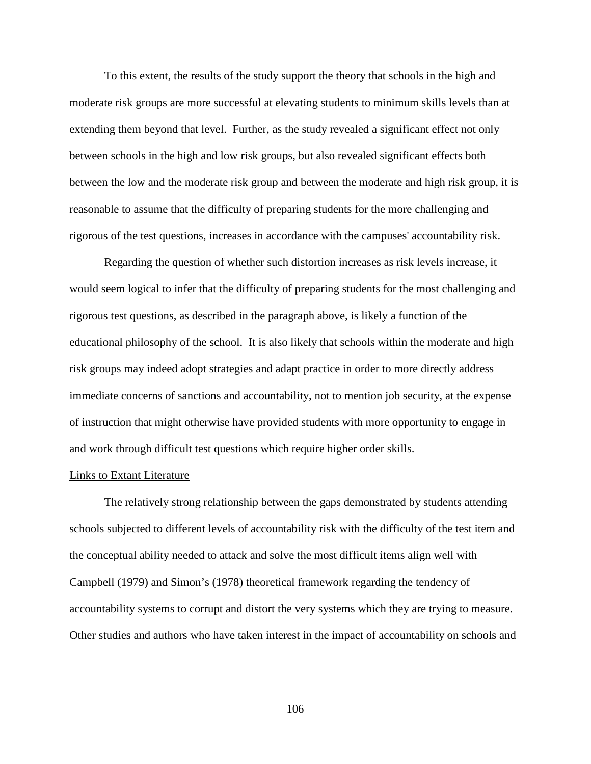To this extent, the results of the study support the theory that schools in the high and moderate risk groups are more successful at elevating students to minimum skills levels than at extending them beyond that level. Further, as the study revealed a significant effect not only between schools in the high and low risk groups, but also revealed significant effects both between the low and the moderate risk group and between the moderate and high risk group, it is reasonable to assume that the difficulty of preparing students for the more challenging and rigorous of the test questions, increases in accordance with the campuses' accountability risk.

Regarding the question of whether such distortion increases as risk levels increase, it would seem logical to infer that the difficulty of preparing students for the most challenging and rigorous test questions, as described in the paragraph above, is likely a function of the educational philosophy of the school. It is also likely that schools within the moderate and high risk groups may indeed adopt strategies and adapt practice in order to more directly address immediate concerns of sanctions and accountability, not to mention job security, at the expense of instruction that might otherwise have provided students with more opportunity to engage in and work through difficult test questions which require higher order skills.

### Links to Extant Literature

The relatively strong relationship between the gaps demonstrated by students attending schools subjected to different levels of accountability risk with the difficulty of the test item and the conceptual ability needed to attack and solve the most difficult items align well with Campbell (1979) and Simon's (1978) theoretical framework regarding the tendency of accountability systems to corrupt and distort the very systems which they are trying to measure. Other studies and authors who have taken interest in the impact of accountability on schools and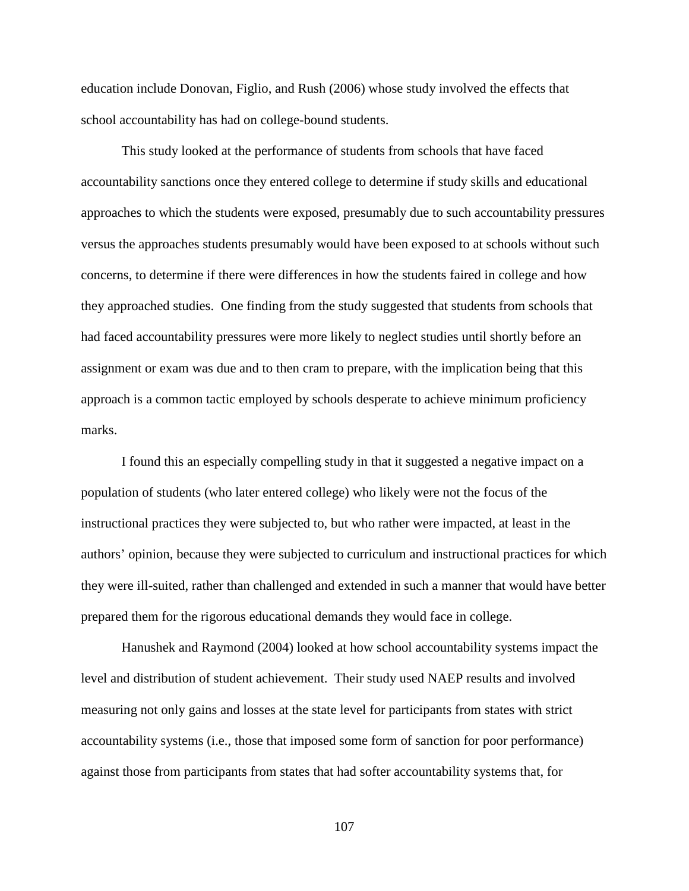education include Donovan, Figlio, and Rush (2006) whose study involved the effects that school accountability has had on college-bound students.

This study looked at the performance of students from schools that have faced accountability sanctions once they entered college to determine if study skills and educational approaches to which the students were exposed, presumably due to such accountability pressures versus the approaches students presumably would have been exposed to at schools without such concerns, to determine if there were differences in how the students faired in college and how they approached studies. One finding from the study suggested that students from schools that had faced accountability pressures were more likely to neglect studies until shortly before an assignment or exam was due and to then cram to prepare, with the implication being that this approach is a common tactic employed by schools desperate to achieve minimum proficiency marks.

I found this an especially compelling study in that it suggested a negative impact on a population of students (who later entered college) who likely were not the focus of the instructional practices they were subjected to, but who rather were impacted, at least in the authors' opinion, because they were subjected to curriculum and instructional practices for which they were ill-suited, rather than challenged and extended in such a manner that would have better prepared them for the rigorous educational demands they would face in college.

Hanushek and Raymond (2004) looked at how school accountability systems impact the level and distribution of student achievement. Their study used NAEP results and involved measuring not only gains and losses at the state level for participants from states with strict accountability systems (i.e., those that imposed some form of sanction for poor performance) against those from participants from states that had softer accountability systems that, for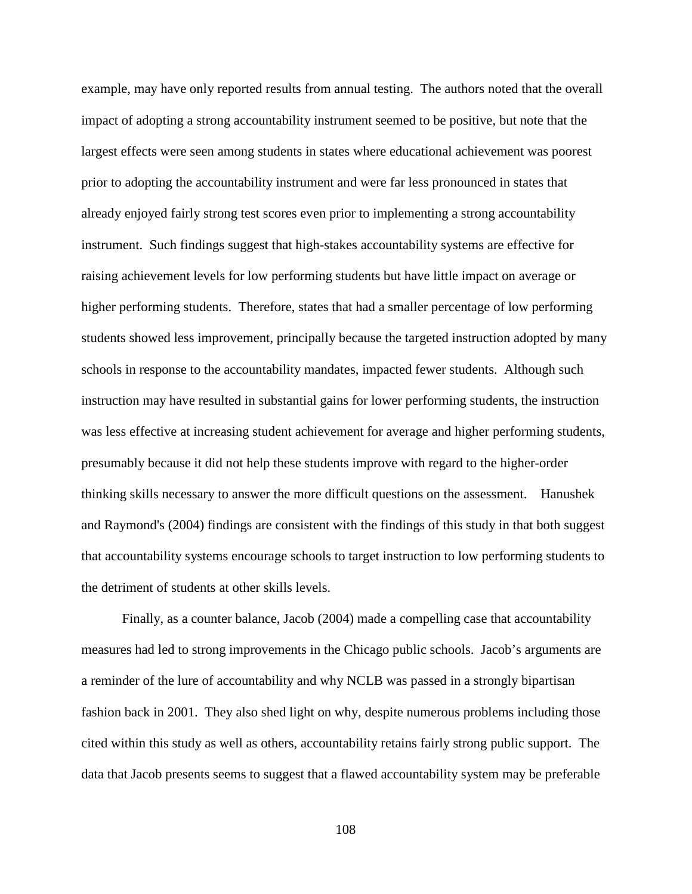example, may have only reported results from annual testing. The authors noted that the overall impact of adopting a strong accountability instrument seemed to be positive, but note that the largest effects were seen among students in states where educational achievement was poorest prior to adopting the accountability instrument and were far less pronounced in states that already enjoyed fairly strong test scores even prior to implementing a strong accountability instrument. Such findings suggest that high-stakes accountability systems are effective for raising achievement levels for low performing students but have little impact on average or higher performing students. Therefore, states that had a smaller percentage of low performing students showed less improvement, principally because the targeted instruction adopted by many schools in response to the accountability mandates, impacted fewer students. Although such instruction may have resulted in substantial gains for lower performing students, the instruction was less effective at increasing student achievement for average and higher performing students, presumably because it did not help these students improve with regard to the higher-order thinking skills necessary to answer the more difficult questions on the assessment. Hanushek and Raymond's (2004) findings are consistent with the findings of this study in that both suggest that accountability systems encourage schools to target instruction to low performing students to the detriment of students at other skills levels.

Finally, as a counter balance, Jacob (2004) made a compelling case that accountability measures had led to strong improvements in the Chicago public schools. Jacob's arguments are a reminder of the lure of accountability and why NCLB was passed in a strongly bipartisan fashion back in 2001. They also shed light on why, despite numerous problems including those cited within this study as well as others, accountability retains fairly strong public support. The data that Jacob presents seems to suggest that a flawed accountability system may be preferable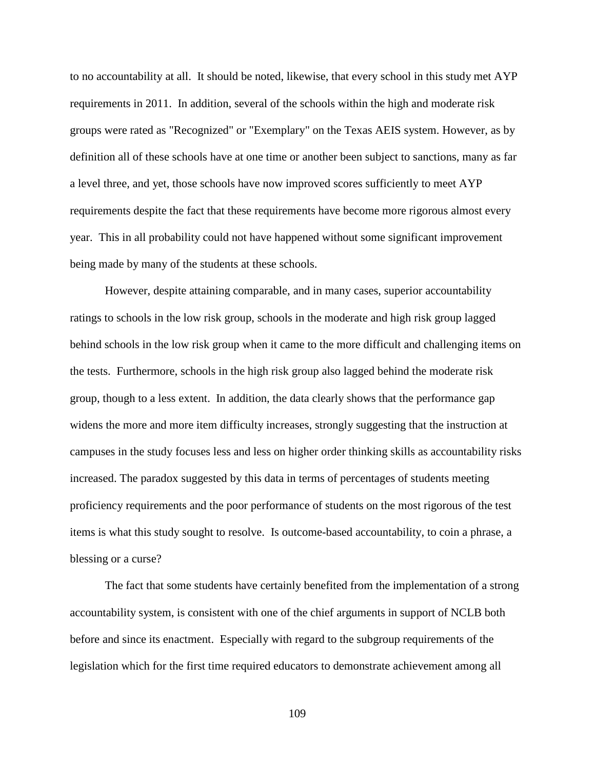to no accountability at all. It should be noted, likewise, that every school in this study met AYP requirements in 2011. In addition, several of the schools within the high and moderate risk groups were rated as "Recognized" or "Exemplary" on the Texas AEIS system. However, as by definition all of these schools have at one time or another been subject to sanctions, many as far a level three, and yet, those schools have now improved scores sufficiently to meet AYP requirements despite the fact that these requirements have become more rigorous almost every year. This in all probability could not have happened without some significant improvement being made by many of the students at these schools.

However, despite attaining comparable, and in many cases, superior accountability ratings to schools in the low risk group, schools in the moderate and high risk group lagged behind schools in the low risk group when it came to the more difficult and challenging items on the tests. Furthermore, schools in the high risk group also lagged behind the moderate risk group, though to a less extent. In addition, the data clearly shows that the performance gap widens the more and more item difficulty increases, strongly suggesting that the instruction at campuses in the study focuses less and less on higher order thinking skills as accountability risks increased. The paradox suggested by this data in terms of percentages of students meeting proficiency requirements and the poor performance of students on the most rigorous of the test items is what this study sought to resolve. Is outcome-based accountability, to coin a phrase, a blessing or a curse?

The fact that some students have certainly benefited from the implementation of a strong accountability system, is consistent with one of the chief arguments in support of NCLB both before and since its enactment. Especially with regard to the subgroup requirements of the legislation which for the first time required educators to demonstrate achievement among all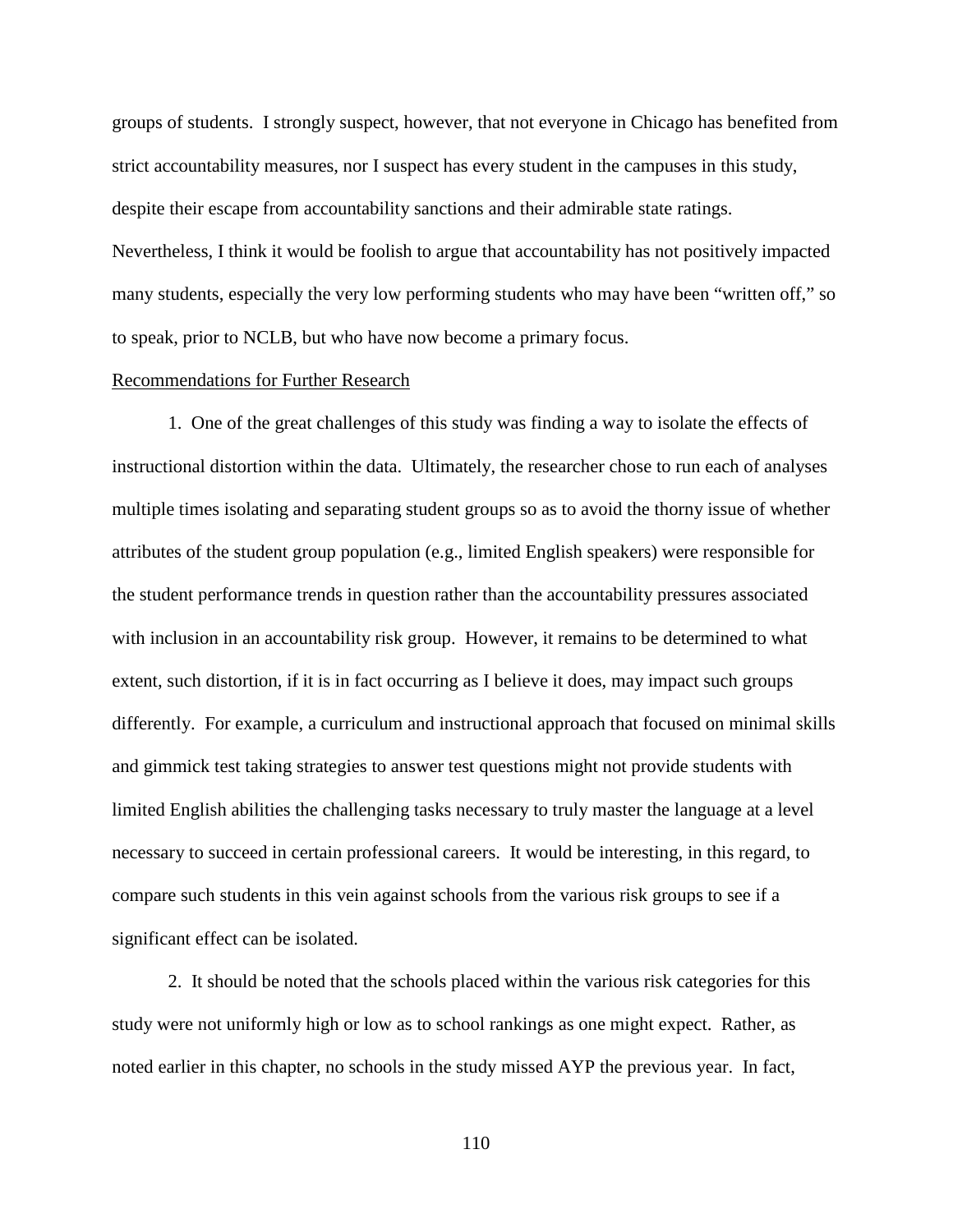groups of students. I strongly suspect, however, that not everyone in Chicago has benefited from strict accountability measures, nor I suspect has every student in the campuses in this study, despite their escape from accountability sanctions and their admirable state ratings. Nevertheless, I think it would be foolish to argue that accountability has not positively impacted many students, especially the very low performing students who may have been "written off," so to speak, prior to NCLB, but who have now become a primary focus.

<u>Recommendations for Further Research</u>

1. One of the great challenges of this study was finding a way to isolate the effects of instructional distortion within the data. Ultimately, the researcher chose to run each of analyses multiple times isolating and separating student groups so as to avoid the thorny issue of whether attributes of the student group population (e.g., limited English speakers) were responsible for the student performance trends in question rather than the accountability pressures associated with inclusion in an accountability risk group. However, it remains to be determined to what extent, such distortion, if it is in fact occurring as I believe it does, may impact such groups differently. For example, a curriculum and instructional approach that focused on minimal skills and gimmick test taking strategies to answer test questions might not provide students with limited English abilities the challenging tasks necessary to truly master the language at a level necessary to succeed in certain professional careers. It would be interesting, in this regard, to compare such students in this vein against schools from the various risk groups to see if a significant effect can be isolated.

2. It should be noted that the schools placed within the various risk categories for this study were not uniformly high or low as to school rankings as one might expect. Rather, as noted earlier in this chapter, no schools in the study missed AYP the previous year. In fact,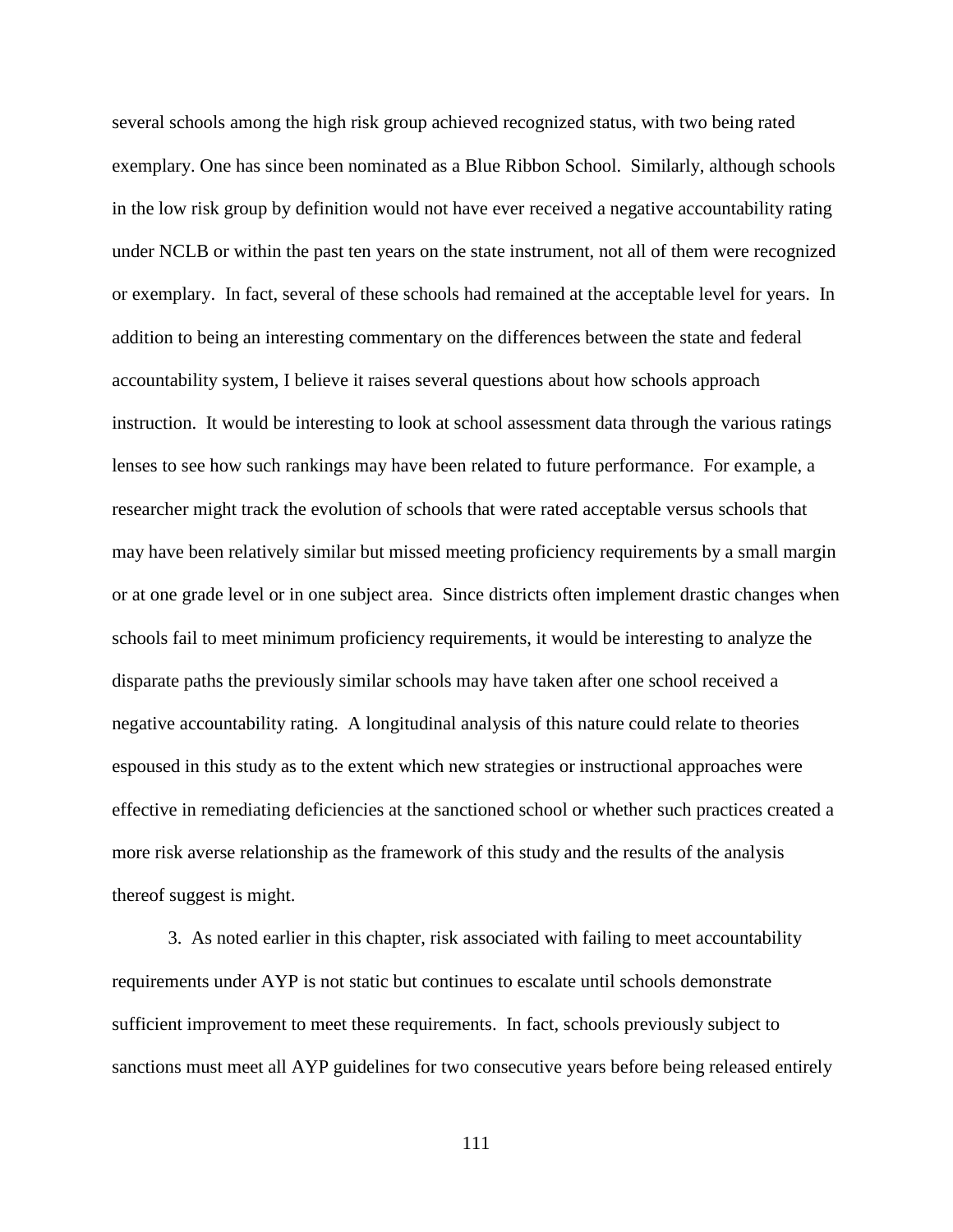several schools among the high risk group achieved recognized status, with two being rated exemplary. One has since been nominated as a Blue Ribbon School. Similarly, although schools in the low risk group by definition would not have ever received a negative accountability rating under NCLB or within the past ten years on the state instrument, not all of them were recognized or exemplary. In fact, several of these schools had remained at the acceptable level for years. In addition to being an interesting commentary on the differences between the state and federal accountability system, I believe it raises several questions about how schools approach instruction. It would be interesting to look at school assessment data through the various ratings lenses to see how such rankings may have been related to future performance. For example, a researcher might track the evolution of schools that were rated acceptable versus schools that may have been relatively similar but missed meeting proficiency requirements by a small margin or at one grade level or in one subject area. Since districts often implement drastic changes when schools fail to meet minimum proficiency requirements, it would be interesting to analyze the disparate paths the previously similar schools may have taken after one school received a negative accountability rating. A longitudinal analysis of this nature could relate to theories espoused in this study as to the extent which new strategies or instructional approaches were effective in remediating deficiencies at the sanctioned school or whether such practices created a more risk averse relationship as the framework of this study and the results of the analysis thereof suggest is might.

3. As noted earlier in this chapter, risk associated with failing to meet accountability requirements under AYP is not static but continues to escalate until schools demonstrate sufficient improvement to meet these requirements. In fact, schools previously subject to sanctions must meet all AYP guidelines for two consecutive years before being released entirely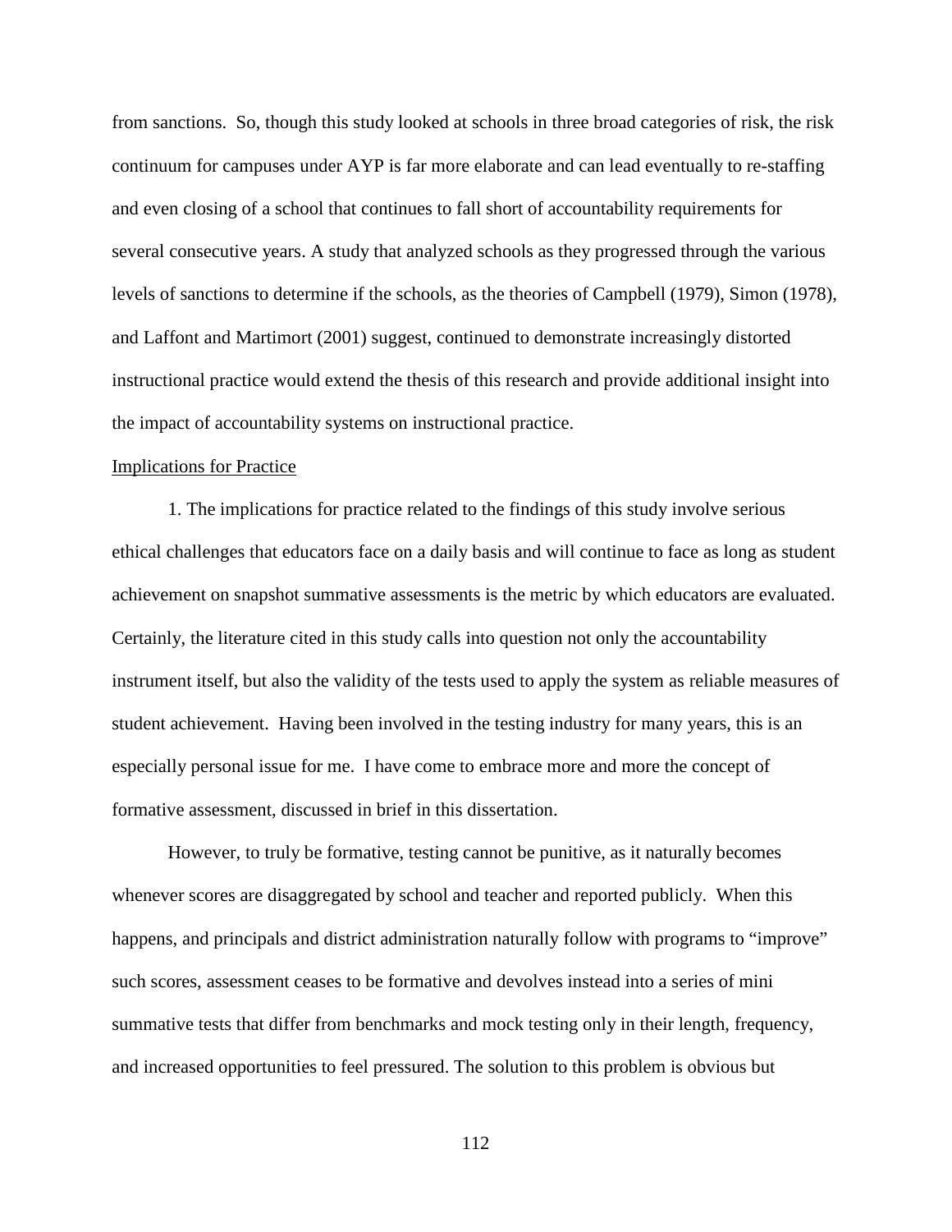from sanctions. So, though this study looked at schools in three broad categories of risk, the risk continuum for campuses under AYP is far more elaborate and can lead eventually to re-staffing and even closing of a school that continues to fall short of accountability requirements for several consecutive years. A study that analyzed schools as they progressed through the various levels of sanctions to determine if the schools, as the theories of Campbell (1979), Simon (1978), and Laffont and Martimort (2001) suggest, continued to demonstrate increasingly distorted instructional practice would extend the thesis of this research and provide additional insight into the impact of accountability systems on instructional practice.

<u>Implications for Practice</u>

1. The implications for practice related to the findings of this study involve serious ethical challenges that educators face on a daily basis and will continue to face as long as student achievement on snapshot summative assessments is the metric by which educators are evaluated. Certainly, the literature cited in this study calls into question not only the accountability instrument itself, but also the validity of the tests used to apply the system as reliable measures of student achievement. Having been involved in the testing industry for many years, this is an especially personal issue for me. I have come to embrace more and more the concept of formative assessment, discussed in brief in this dissertation.

However, to truly be formative, testing cannot be punitive, as it naturally becomes whenever scores are disaggregated by school and teacher and reported publicly. When this happens, and principals and district administration naturally follow with programs to "improve" such scores, assessment ceases to be formative and devolves instead into a series of mini summative tests that differ from benchmarks and mock testing only in their length, frequency, and increased opportunities to feel pressured. The solution to this problem is obvious but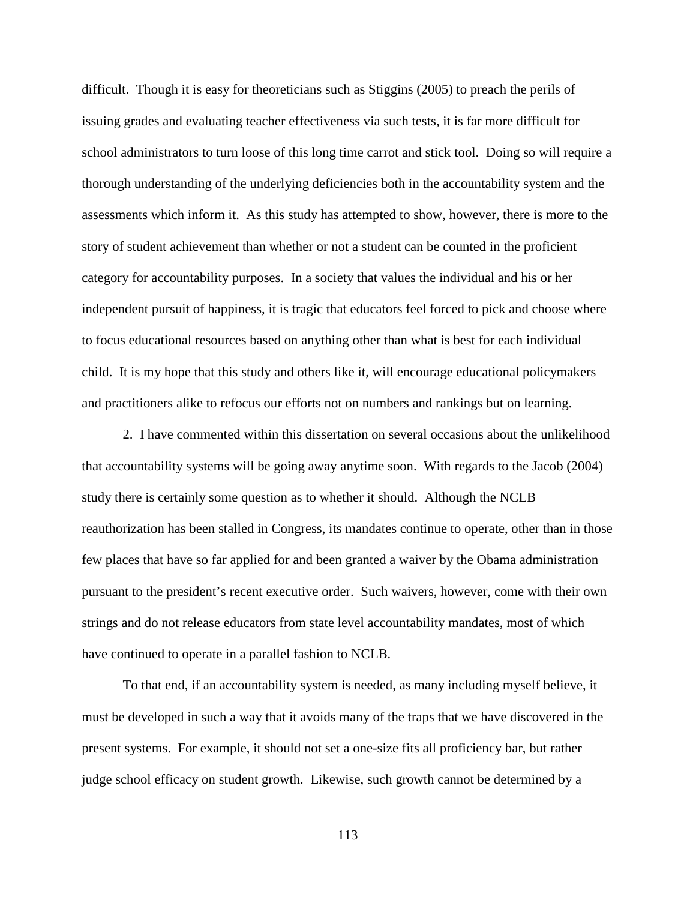difficult. Though it is easy for theoreticians such as Stiggins (2005) to preach the perils of issuing grades and evaluating teacher effectiveness via such tests, it is far more difficult for school administrators to turn loose of this long time carrot and stick tool. Doing so will require a thorough understanding of the underlying deficiencies both in the accountability system and the assessments which inform it. As this study has attempted to show, however, there is more to the story of student achievement than whether or not a student can be counted in the proficient category for accountability purposes. In a society that values the individual and his or her independent pursuit of happiness, it is tragic that educators feel forced to pick and choose where to focus educational resources based on anything other than what is best for each individual child. It is my hope that this study and others like it, will encourage educational policymakers and practitioners alike to refocus our efforts not on numbers and rankings but on learning.

2. I have commented within this dissertation on several occasions about the unlikelihood that accountability systems will be going away anytime soon. With regards to the Jacob (2004) study there is certainly some question as to whether it should. Although the NCLB reauthorization has been stalled in Congress, its mandates continue to operate, other than in those few places that have so far applied for and been granted a waiver by the Obama administration pursuant to the president's recent executive order. Such waivers, however, come with their own strings and do not release educators from state level accountability mandates, most of which have continued to operate in a parallel fashion to NCLB.

To that end, if an accountability system is needed, as many including myself believe, it must be developed in such a way that it avoids many of the traps that we have discovered in the present systems. For example, it should not set a one-size fits all proficiency bar, but rather judge school efficacy on student growth. Likewise, such growth cannot be determined by a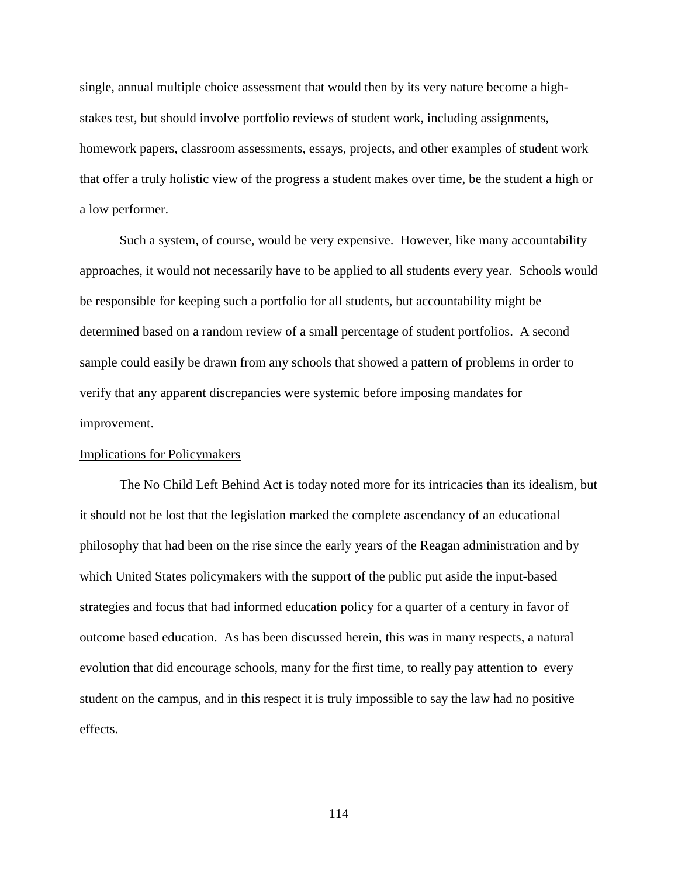single, annual multiple choice assessment that would then by its very nature become a high-stakes test, but should involve portfolio reviews of student work, including assignments, homework papers, classroom assessments, essays, projects, and other examples of student work that offer a truly holistic view of the progress a student makes over time, be the student a high or a low performer.

Such a system, of course, would be very expensive. However, like many accountability approaches, it would not necessarily have to be applied to all students every year. Schools would be responsible for keeping such a portfolio for all students, but accountability might be determined based on a random review of a small percentage of student portfolios. A second sample could easily be drawn from any schools that showed a pattern of problems in order to verify that any apparent discrepancies were systemic before imposing mandates for improvement.

## Implications for Policymakers

The No Child Left Behind Act is today noted more for its intricacies than its idealism, but it should not be lost that the legislation marked the complete ascendancy of an educational philosophy that had been on the rise since the early years of the Reagan administration and by which United States policymakers with the support of the public put aside the input-based strategies and focus that had informed education policy for a quarter of a century in favor of outcome based education. As has been discussed herein, this was in many respects, a natural evolution that did encourage schools, many for the first time, to really pay attention to every student on the campus, and in this respect it is truly impossible to say the law had no positive effects.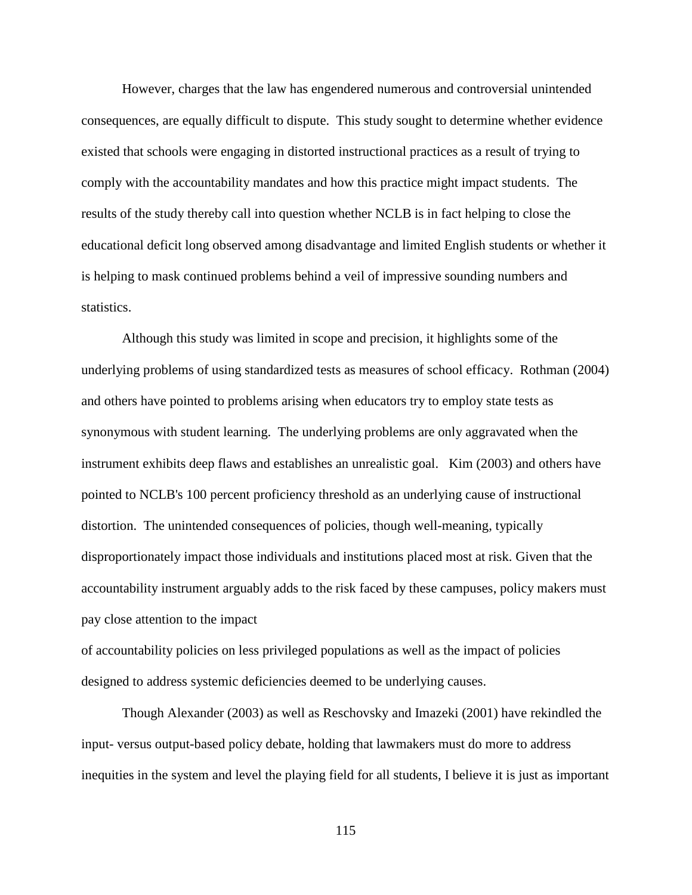However, charges that the law has engendered numerous and controversial unintended consequences, are equally difficult to dispute. This study sought to determine whether evidence existed that schools were engaging in distorted instructional practices as a result of trying to comply with the accountability mandates and how this practice might impact students. The results of the study thereby call into question whether NCLB is in fact helping to close the educational deficit long observed among disadvantage and limited English students or whether it is helping to mask continued problems behind a veil of impressive sounding numbers and statistics.

Although this study was limited in scope and precision, it highlights some of the underlying problems of using standardized tests as measures of school efficacy. Rothman (2004) and others have pointed to problems arising when educators try to employ state tests as synonymous with student learning. The underlying problems are only aggravated when the instrument exhibits deep flaws and establishes an unrealistic goal. Kim (2003) and others have pointed to NCLB's 100 percent proficiency threshold as an underlying cause of instructional distortion. The unintended consequences of policies, though well-meaning, typically disproportionately impact those individuals and institutions placed most at risk. Given that the accountability instrument arguably adds to the risk faced by these campuses, policy makers must pay close attention to the impact of accountability policies on less privileged populations as well as the impact of policies designed to address systemic deficiencies deemed to be underlying causes.

Though Alexander (2003) as well as Reschovsky and Imazeki (2001) have rekindled the input- versus output-based policy debate, holding that lawmakers must do more to address inequities in the system and level the playing field for all students, I believe it is just as important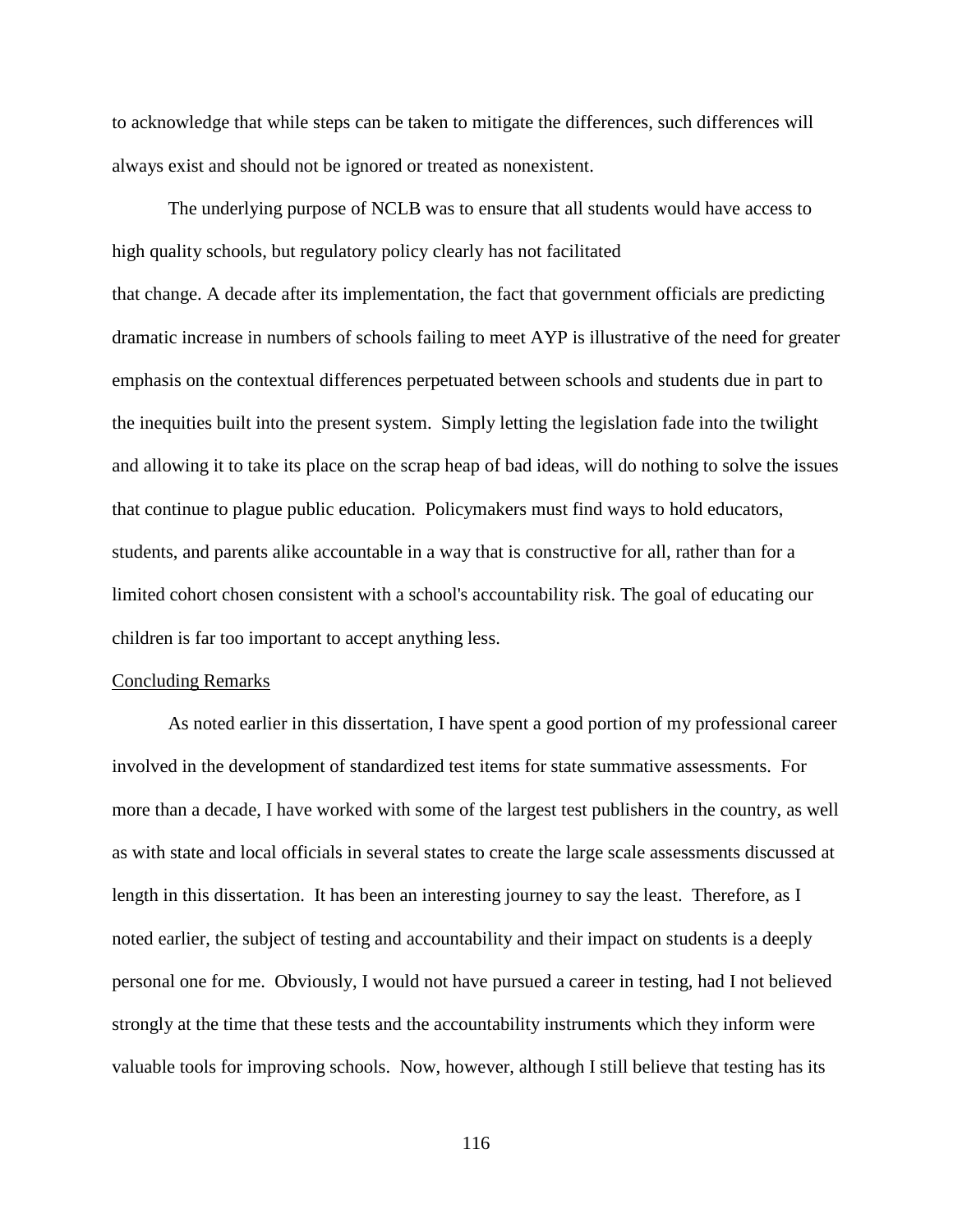to acknowledge that while steps can be taken to mitigate the differences, such differences will always exist and should not be ignored or treated as nonexistent.

The underlying purpose of NCLB was to ensure that all students would have access to high quality schools, but regulatory policy clearly has not facilitated that change. A decade after its implementation, the fact that government officials are predicting dramatic increase in numbers of schools failing to meet AYP is illustrative of the need for greater emphasis on the contextual differences perpetuated between schools and students due in part to the inequities built into the present system. Simply letting the legislation fade into the twilight and allowing it to take its place on the scrap heap of bad ideas, will do nothing to solve the issues that continue to plague public education. Policymakers must find ways to hold educators, students, and parents alike accountable in a way that is constructive for all, rather than for a limited cohort chosen consistent with a school's accountability risk. The goal of educating our children is far too important to accept anything less.

Concluding Remarks

As noted earlier in this dissertation, I have spent a good portion of my professional career involved in the development of standardized test items for state summative assessments. For more than a decade, I have worked with some of the largest test publishers in the country, as well as with state and local officials in several states to create the large scale assessments discussed at length in this dissertation. It has been an interesting journey to say the least. Therefore, as I noted earlier, the subject of testing and accountability and their impact on students is a deeply personal one for me. Obviously, I would not have pursued a career in testing, had I not believed strongly at the time that these tests and the accountability instruments which they inform were valuable tools for improving schools. Now, however, although I still believe that testing has its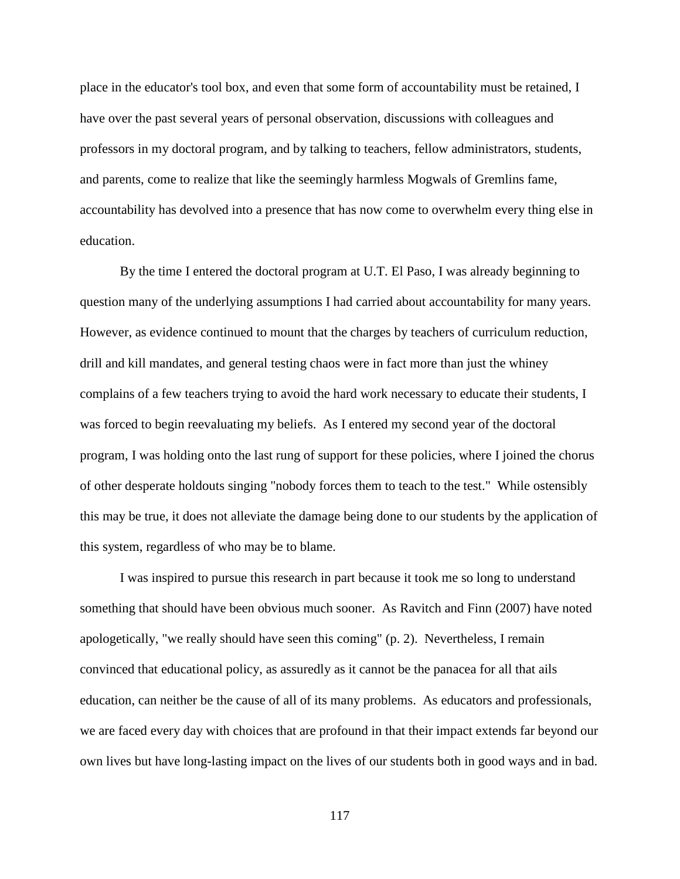place in the educator's tool box, and even that some form of accountability must be retained, I have over the past several years of personal observation, discussions with colleagues and professors in my doctoral program, and by talking to teachers, fellow administrators, students, and parents, come to realize that like the seemingly harmless Mogwals of Gremlins fame, accountability has devolved into a presence that has now come to overwhelm every thing else in education.

By the time I entered the doctoral program at U.T. El Paso, I was already beginning to question many of the underlying assumptions I had carried about accountability for many years. However, as evidence continued to mount that the charges by teachers of curriculum reduction, drill and kill mandates, and general testing chaos were in fact more than just the whiney complains of a few teachers trying to avoid the hard work necessary to educate their students, I was forced to begin reevaluating my beliefs. As I entered my second year of the doctoral program, I was holding onto the last rung of support for these policies, where I joined the chorus of other desperate holdouts singing "nobody forces them to teach to the test." While ostensibly this may be true, it does not alleviate the damage being done to our students by the application of this system, regardless of who may be to blame.

I was inspired to pursue this research in part because it took me so long to understand something that should have been obvious much sooner. As Ravitch and Finn (2007) have noted apologetically, "we really should have seen this coming" (p. 2). Nevertheless, I remain convinced that educational policy, as assuredly as it cannot be the panacea for all that ails education, can neither be the cause of all of its many problems. As educators and professionals, we are faced every day with choices that are profound in that their impact extends far beyond our own lives but have long-lasting impact on the lives of our students both in good ways and in bad.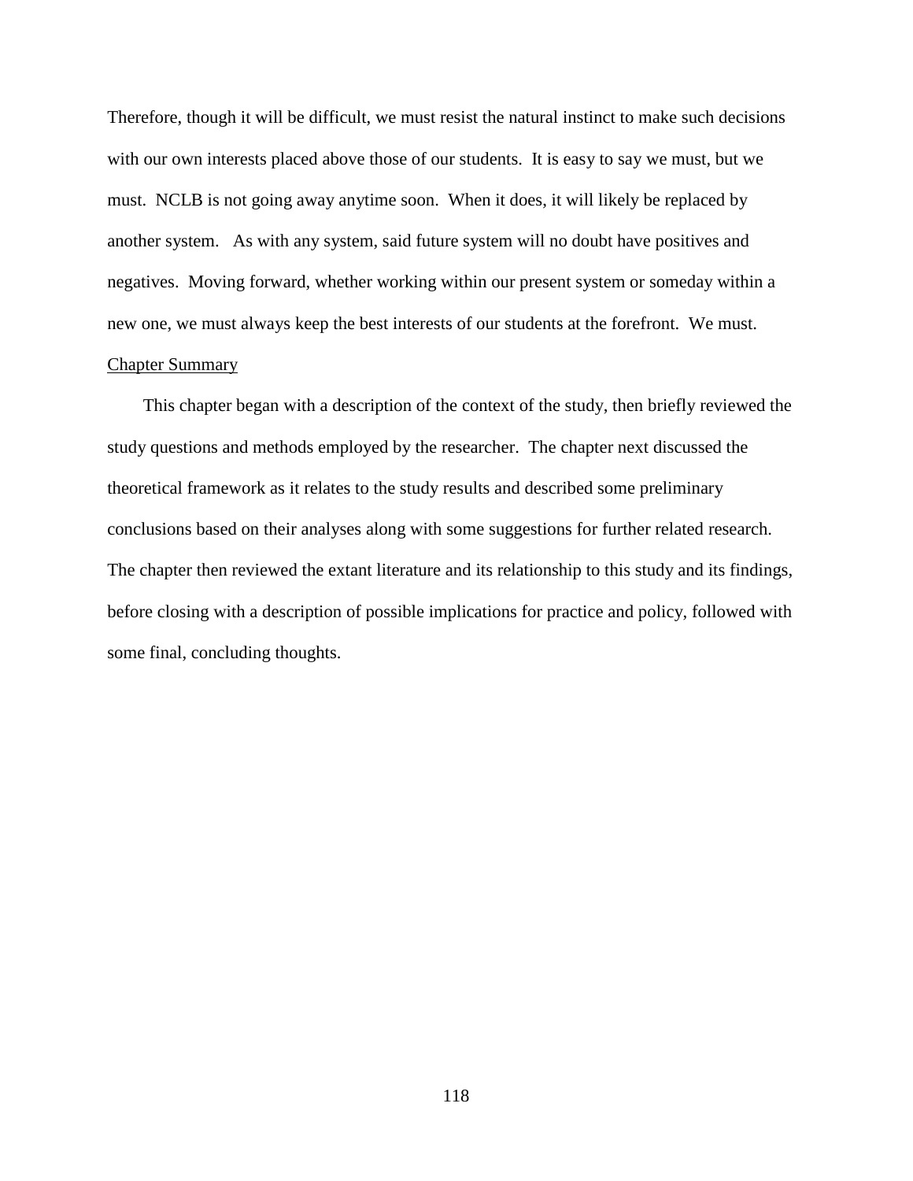Therefore, though it will be difficult, we must resist the natural instinct to make such decisions with our own interests placed above those of our students. It is easy to say we must, but we must. NCLB is not going away anytime soon. When it does, it will likely be replaced by another system. As with any system, said future system will no doubt have positives and negatives. Moving forward, whether working within our present system or someday within a new one, we must always keep the best interests of our students at the forefront. We must.

## Chapter Summary

This chapter began with a description of the context of the study, then briefly reviewed the study questions and methods employed by the researcher. The chapter next discussed the theoretical framework as it relates to the study results and described some preliminary conclusions based on their analyses along with some suggestions for further related research. The chapter then reviewed the extant literature and its relationship to this study and its findings, before closing with a description of possible implications for practice and policy, followed with some final, concluding thoughts.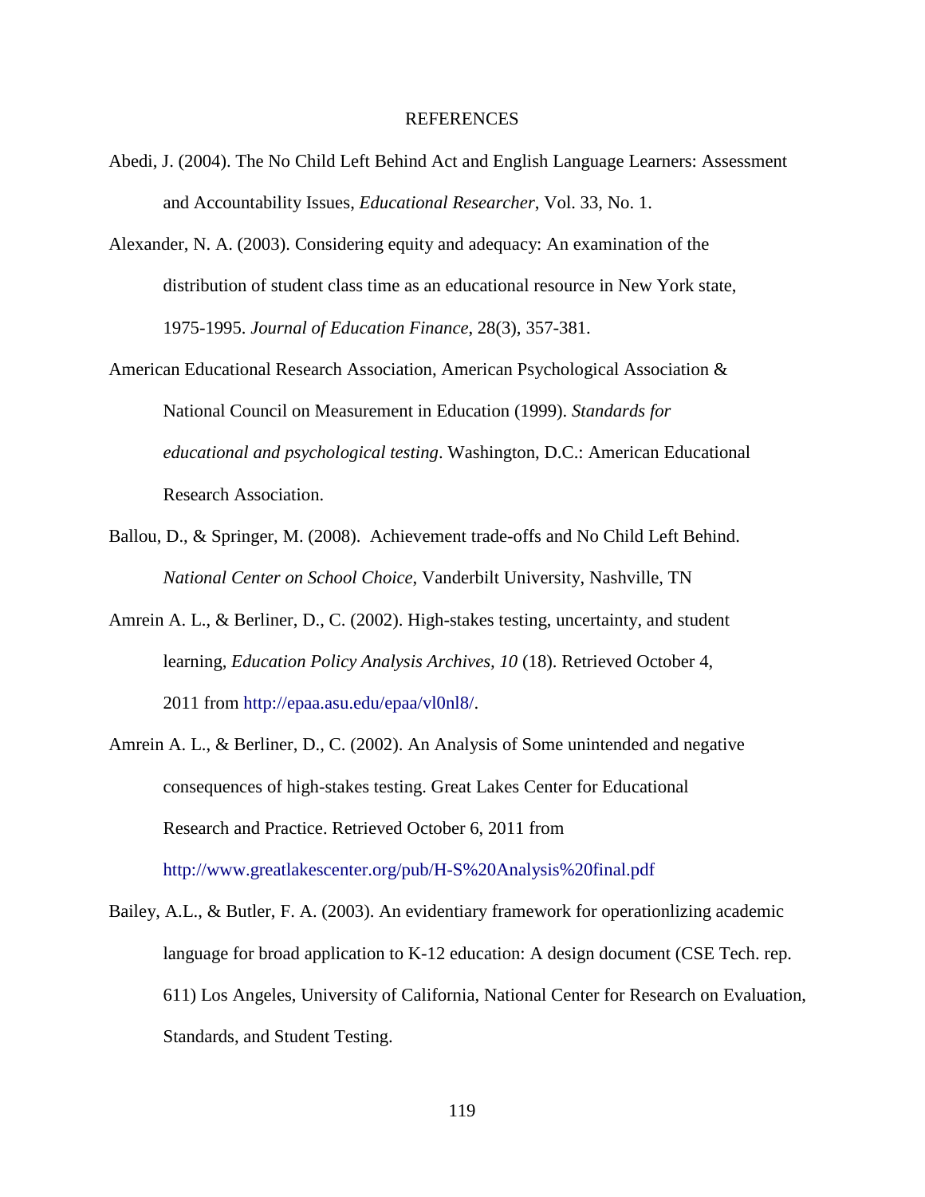# REFERENCES

Abedi, J. (2004). The No Child Left Behind Act and English Language Learners: Assessment and Accountability Issues, *Educational Researcher*, Vol. 33, No. 1.

Alexander, N. A. (2003). Considering equity and adequacy: An examination of the distribution of student class time as an educational resource in New York state, 1975-1995. *Journal of Education Finance*, 28(3), 357-381.

American Educational Research Association, American Psychological Association & National Council on Measurement in Education (1999). *Standards for educational and psychological testing*. Washington, D.C.: American Educational Research Association.

Ballou, D., & Springer, M. (2008). Achievement trade-offs and No Child Left Behind. *National Center on School Choice*, Vanderbilt University, Nashville, TN

Amrein A. L., & Berliner, D., C. (2002). High-stakes testing, uncertainty, and student learning, *Education Policy Analysis Archives*, *10* (18). Retrieved October 4, 2011 from http://epaa.asu.edu/epaa/vl0nl8/.

Amrein A. L., & Berliner, D., C. (2002). An Analysis of Some unintended and negative consequences of high-stakes testing. Great Lakes Center for Educational Research and Practice. Retrieved October 6, 2011 from http://www.greatlakescenter.org/pub/H-S%20Analysis%20final.pdf

Bailey, A.L., & Butler, F. A. (2003). An evidentiary framework for operationlizing academic language for broad application to K-12 education: A design document (CSE Tech. rep. 611) Los Angeles, University of California, National Center for Research on Evaluation, Standards, and Student Testing.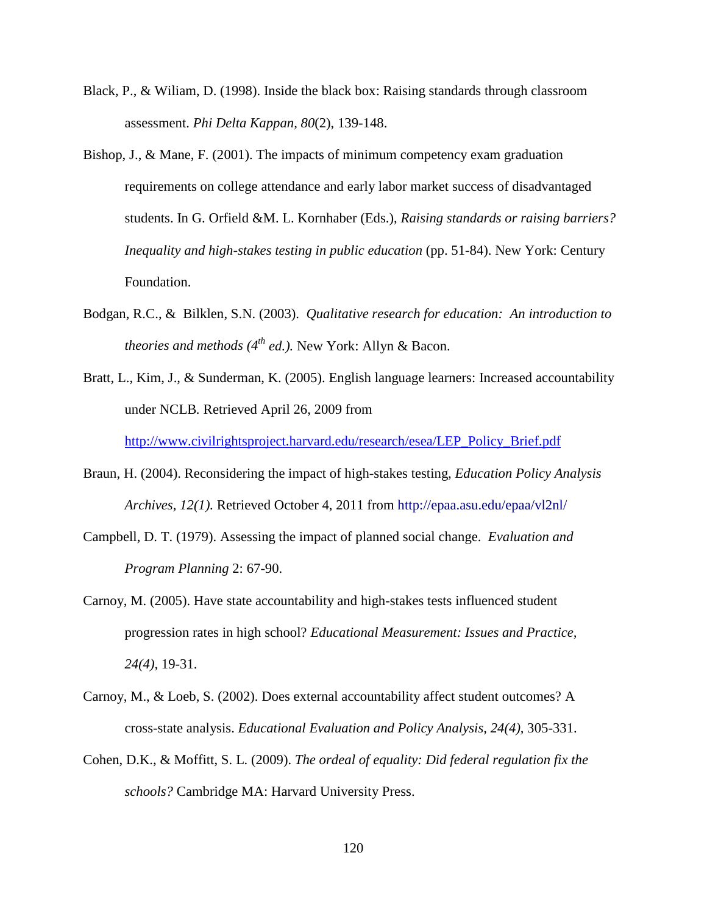Black, P., & Wiliam, D. (1998). Inside the black box: Raising standards through classroom assessment. *Phi Delta Kappan, 80*(2), 139-148.

Bishop, J., & Mane, F. (2001). The impacts of minimum competency exam graduation requirements on college attendance and early labor market success of disadvantaged students. In G. Orfield &M. L. Kornhaber (Eds.), *Raising standards or raising barriers? Inequality and high-stakes testing in public education* (pp. 51-84). New York: Century Foundation.

Bodgan, R.C., & Bilklen, S.N. (2003). *Qualitative research for education: An introduction to theories and methods (4th ed.).* New York: Allyn & Bacon.

Bratt, L., Kim, J., & Sunderman, K. (2005). English language learners: Increased accountability under NCLB. Retrieved April 26, 2009 from http://www.civilrightsproject.harvard.edu/research/esea/LEP_Policy_Brief.pdf

Braun, H. (2004). Reconsidering the impact of high-stakes testing, *Education Policy Analysis Archives, 12(1).* Retrieved October 4, 2011 from http://epaa.asu.edu/epaa/vl2nl/

Campbell, D. T. (1979). Assessing the impact of planned social change. *Evaluation and Program Planning* 2: 67-90.

Carnoy, M. (2005). Have state accountability and high-stakes tests influenced student progression rates in high school? *Educational Measurement: Issues and Practice, 24(4),* 19-31.

Carnoy, M., & Loeb, S. (2002). Does external accountability affect student outcomes? A cross-state analysis. *Educational Evaluation and Policy Analysis, 24(4),* 305-331.

Cohen, D.K., & Moffitt, S. L. (2009). *The ordeal of equality: Did federal regulation fix the schools?* Cambridge MA: Harvard University Press.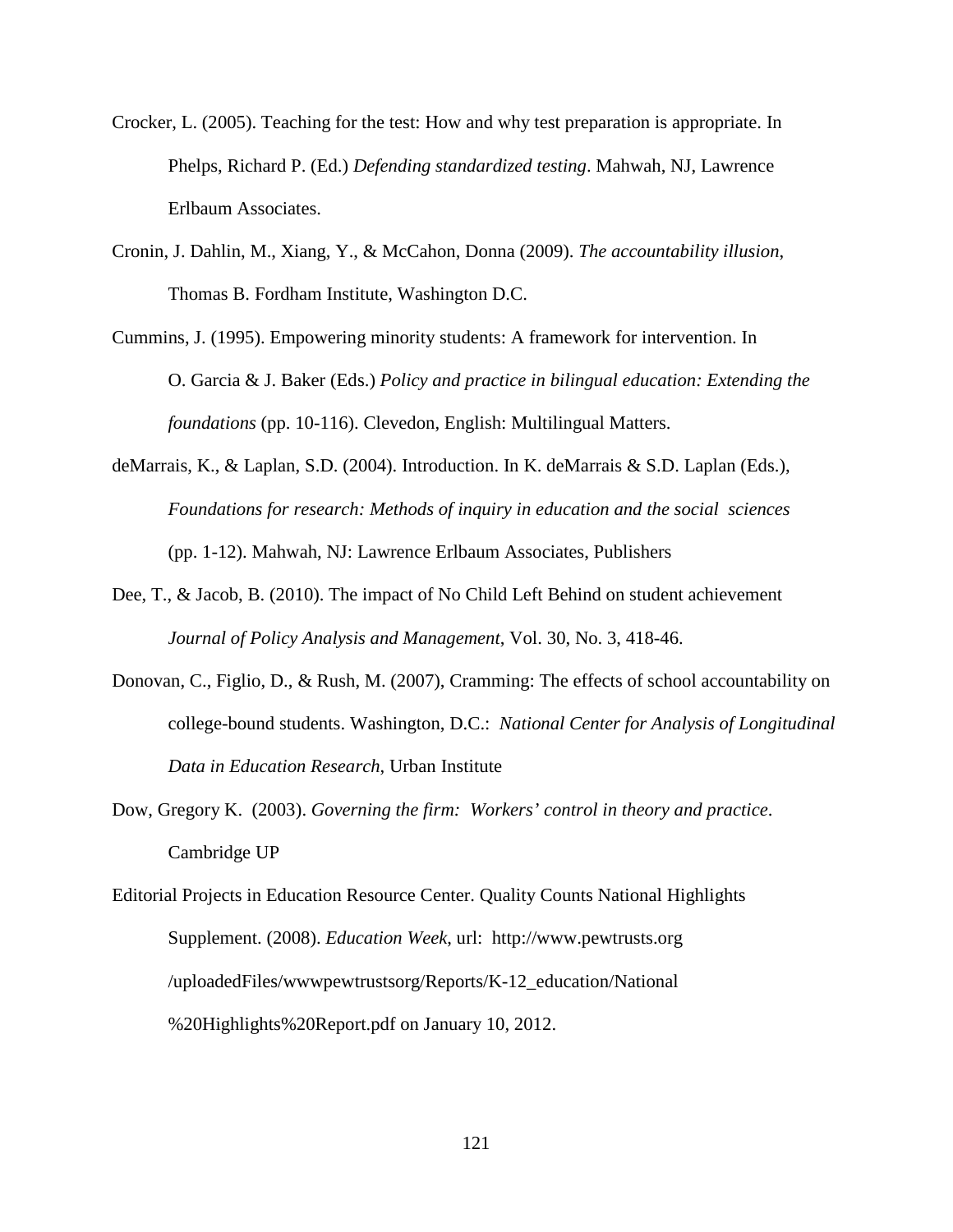Crocker, L. (2005). Teaching for the test: How and why test preparation is appropriate. In Phelps, Richard P. (Ed.) *Defending standardized testing*. Mahwah, NJ, Lawrence Erlbaum Associates.

Cronin, J. Dahlin, M., Xiang, Y., & McCahon, Donna (2009). *The accountability illusion*, Thomas B. Fordham Institute, Washington D.C.

Cummins, J. (1995). Empowering minority students: A framework for intervention. In O. Garcia & J. Baker (Eds.) *Policy and practice in bilingual education: Extending the foundations* (pp. 10-116). Clevedon, English: Multilingual Matters.

deMarrais, K., & Laplan, S.D. (2004). Introduction. In K. deMarrais & S.D. Laplan (Eds.), *Foundations for research: Methods of inquiry in education and the social sciences* (pp. 1-12). Mahwah, NJ: Lawrence Erlbaum Associates, Publishers

Dee, T., & Jacob, B. (2010). The impact of No Child Left Behind on student achievement *Journal of Policy Analysis and Management*, Vol. 30, No. 3, 418-46.

Donovan, C., Figlio, D., & Rush, M. (2007), Cramming: The effects of school accountability on college-bound students. Washington, D.C.: *National Center for Analysis of Longitudinal Data in Education Research*, Urban Institute

Dow, Gregory K. (2003). *Governing the firm: Workers' control in theory and practice*. Cambridge UP

Editorial Projects in Education Resource Center. Quality Counts National Highlights Supplement. (2008). *Education Week*, url: http://www.pewtrusts.org /uploadedFiles/wwwpewtrustsorg/Reports/K-12_education/National %20Highlights%20Report.pdf on January 10, 2012.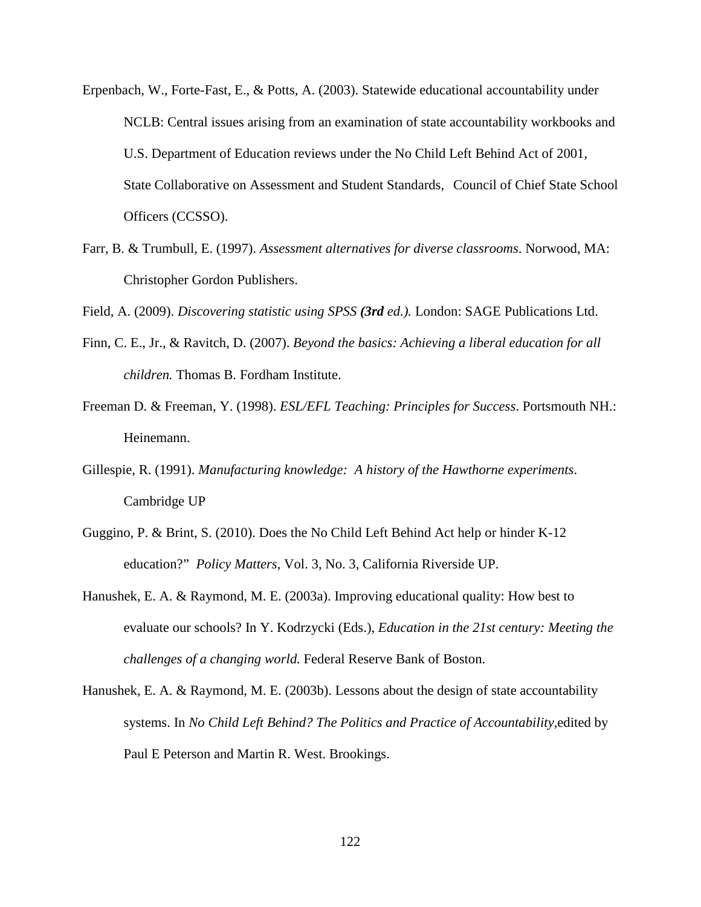Erpenbach, W., Forte-Fast, E., & Potts, A. (2003). Statewide educational accountability under NCLB: Central issues arising from an examination of state accountability workbooks and U.S. Department of Education reviews under the No Child Left Behind Act of 2001, State Collaborative on Assessment and Student Standards, Council of Chief State School Officers (CCSSO).

Farr, B. & Trumbull, E. (1997). *Assessment alternatives for diverse classrooms*. Norwood, MA: Christopher Gordon Publishers.

Field, A. (2009). *Discovering statistic using SPSS **(3rd** ed.).* London: SAGE Publications Ltd.

Finn, C. E., Jr., & Ravitch, D. (2007). *Beyond the basics: Achieving a liberal education for all children.* Thomas B. Fordham Institute.

Freeman D. & Freeman, Y. (1998). *ESL/EFL Teaching: Principles for Success*. Portsmouth NH.: Heinemann.

Gillespie, R. (1991). *Manufacturing knowledge: A history of the Hawthorne experiments*. Cambridge UP

Guggino, P. & Brint, S. (2010). Does the No Child Left Behind Act help or hinder K-12 education?" *Policy Matters*, Vol. 3, No. 3, California Riverside UP.

Hanushek, E. A. & Raymond, M. E. (2003a). Improving educational quality: How best to evaluate our schools? In Y. Kodrzycki (Eds.), *Education in the 21st century: Meeting the challenges of a changing world.* Federal Reserve Bank of Boston.

Hanushek, E. A. & Raymond, M. E. (2003b). Lessons about the design of state accountability systems. In *No Child Left Behind? The Politics and Practice of Accountability,*edited by Paul E Peterson and Martin R. West. Brookings.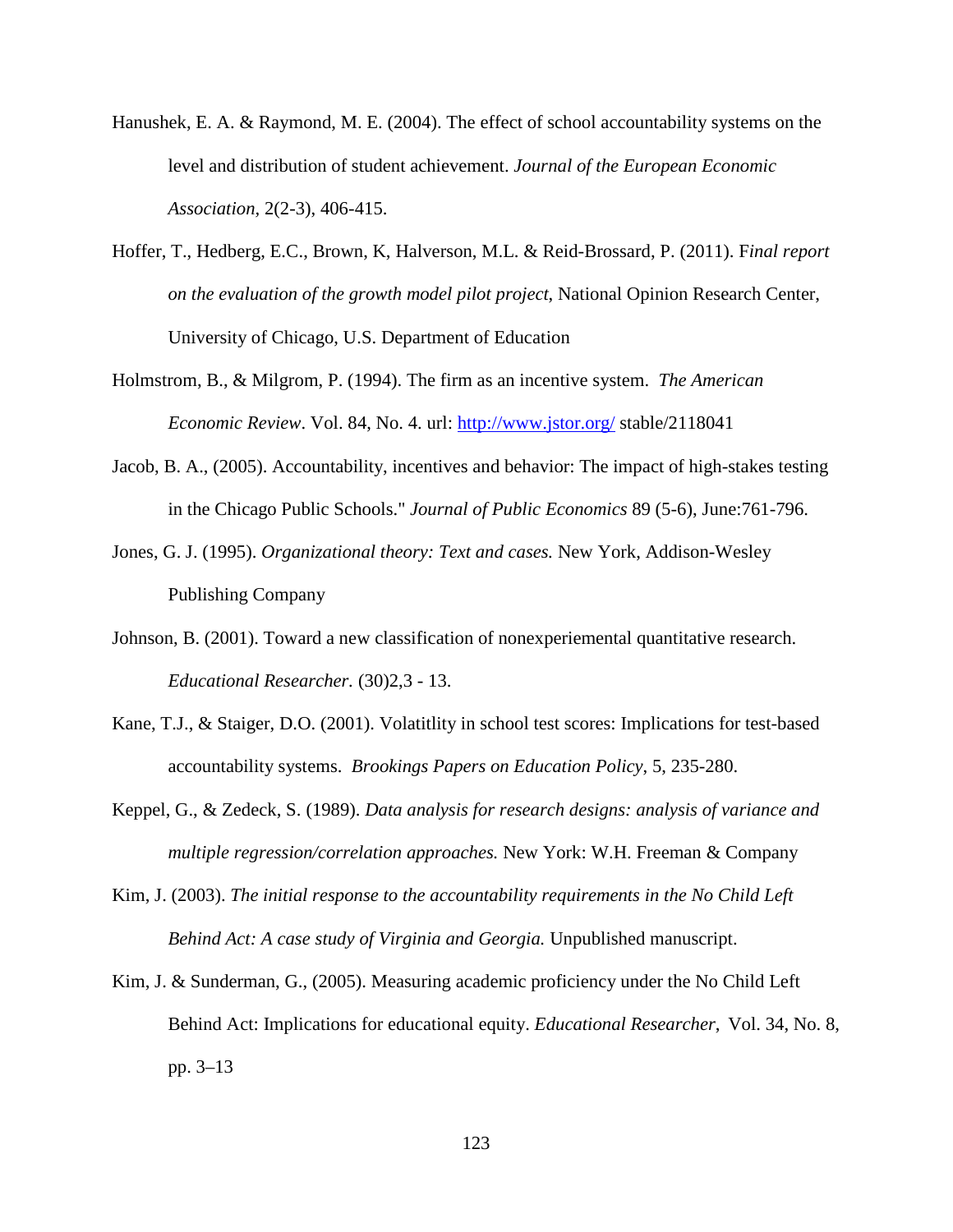Hanushek, E. A. & Raymond, M. E. (2004). The effect of school accountability systems on the level and distribution of student achievement. *Journal of the European Economic Association*, 2(2-3), 406-415.

Hoffer, T., Hedberg, E.C., Brown, K, Halverson, M.L. & Reid-Brossard, P. (2011). F*inal report on the evaluation of the growth model pilot project*, National Opinion Research Center, University of Chicago, U.S. Department of Education

Holmstrom, B., & Milgrom, P. (1994). The firm as an incentive system. *The American Economic Review*. Vol. 84, No. 4. url: http://www.jstor.org/ stable/2118041

Jacob, B. A., (2005). Accountability, incentives and behavior: The impact of high-stakes testing in the Chicago Public Schools." *Journal of Public Economics* 89 (5-6), June:761-796.

Jones, G. J. (1995). *Organizational theory: Text and cases.* New York, Addison-Wesley Publishing Company

Johnson, B. (2001). Toward a new classification of nonexperiemental quantitative research. *Educational Researcher.* (30)2,3 - 13.

Kane, T.J., & Staiger, D.O. (2001). Volatitlity in school test scores: Implications for test-based accountability systems. *Brookings Papers on Education Policy*, 5, 235-280.

Keppel, G., & Zedeck, S. (1989). *Data analysis for research designs: analysis of variance and multiple regression/correlation approaches.* New York: W.H. Freeman & Company

Kim, J. (2003). *The initial response to the accountability requirements in the No Child Left Behind Act: A case study of Virginia and Georgia.* Unpublished manuscript.

Kim, J. & Sunderman, G., (2005). Measuring academic proficiency under the No Child Left Behind Act: Implications for educational equity. *Educational Researcher*, Vol. 34, No. 8, pp. 3–13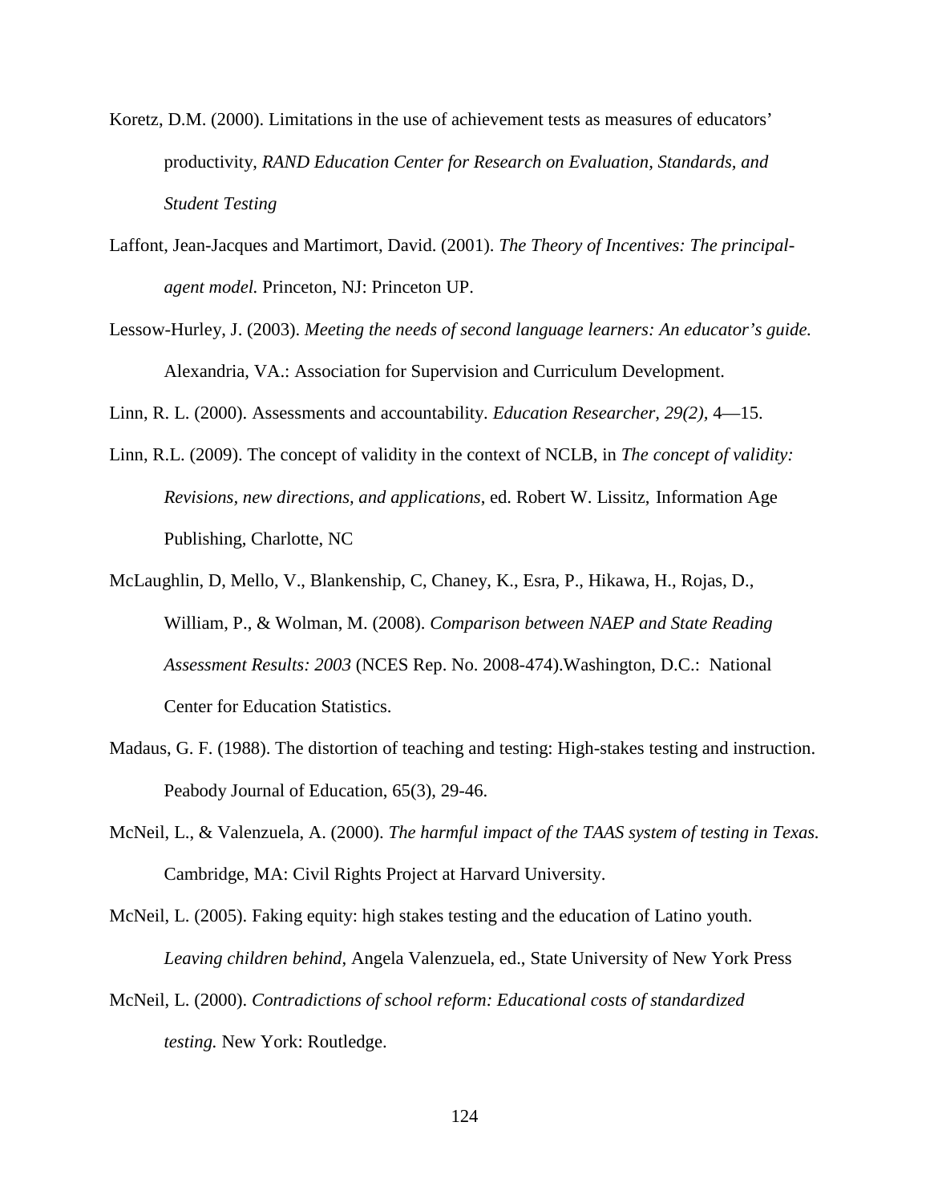Koretz, D.M. (2000). Limitations in the use of achievement tests as measures of educators' productivity, *RAND Education Center for Research on Evaluation, Standards, and Student Testing*

Laffont, Jean-Jacques and Martimort, David. (2001). *The Theory of Incentives: The principal-agent model.* Princeton, NJ: Princeton UP.

Lessow-Hurley, J. (2003). *Meeting the needs of second language learners: An educator's guide.* Alexandria, VA.: Association for Supervision and Curriculum Development.

Linn, R. L. (2000). Assessments and accountability. *Education Researcher, 29(2)*, 4—15.

Linn, R.L. (2009). The concept of validity in the context of NCLB, in *The concept of validity: Revisions, new directions, and applications*, ed. Robert W. Lissitz, Information Age Publishing, Charlotte, NC

McLaughlin, D, Mello, V., Blankenship, C, Chaney, K., Esra, P., Hikawa, H., Rojas, D., William, P., & Wolman, M. (2008). *Comparison between NAEP and State Reading Assessment Results: 2003* (NCES Rep. No. 2008-474).Washington, D.C.: National Center for Education Statistics.

Madaus, G. F. (1988). The distortion of teaching and testing: High-stakes testing and instruction. Peabody Journal of Education, 65(3), 29-46.

McNeil, L., & Valenzuela, A. (2000). *The harmful impact of the TAAS system of testing in Texas.* Cambridge, MA: Civil Rights Project at Harvard University.

McNeil, L. (2005). Faking equity: high stakes testing and the education of Latino youth. *Leaving children behind*, Angela Valenzuela, ed., State University of New York Press

McNeil, L. (2000). *Contradictions of school reform: Educational costs of standardized testing.* New York: Routledge.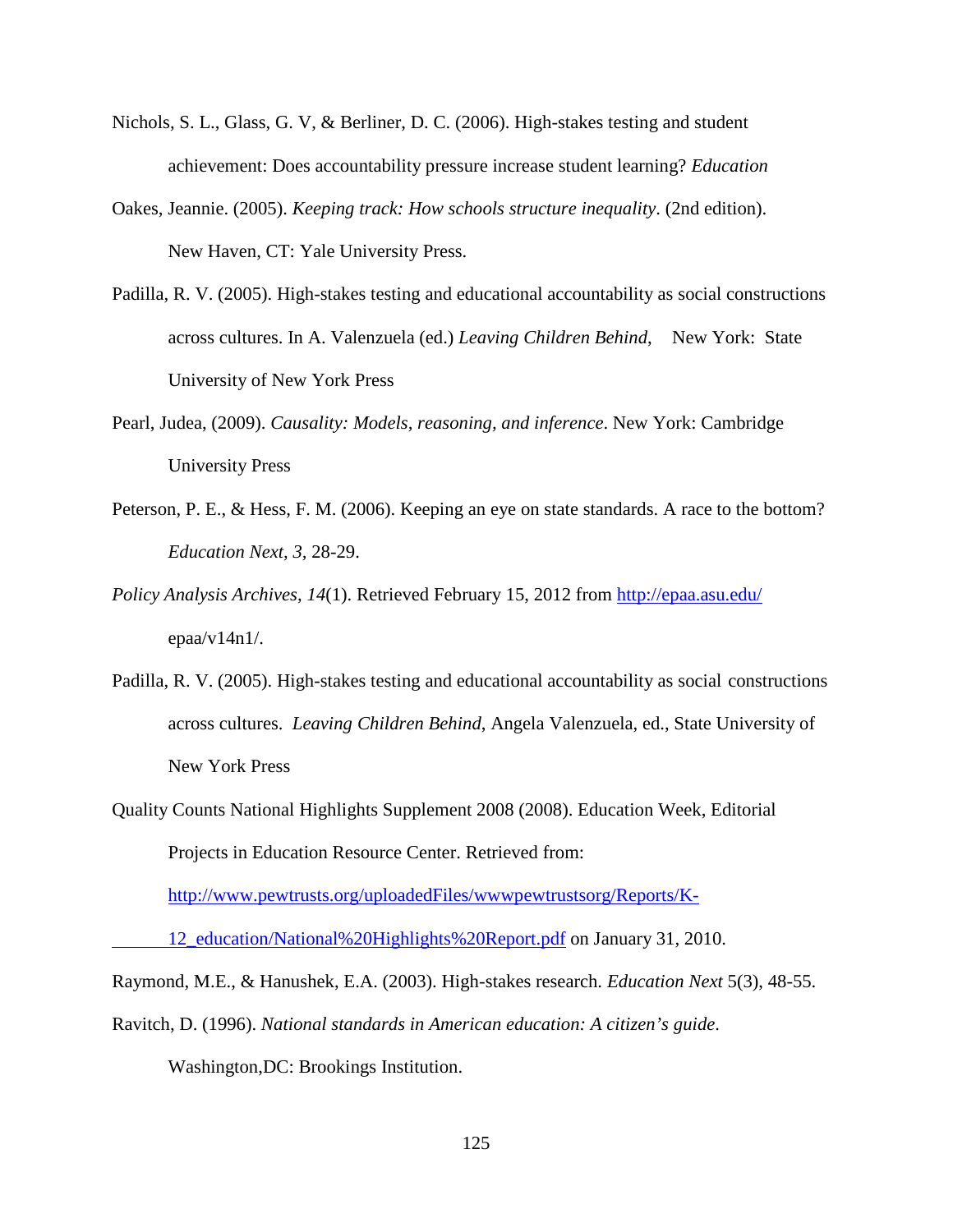Nichols, S. L., Glass, G. V, & Berliner, D. C. (2006). High-stakes testing and student achievement: Does accountability pressure increase student learning? *Education*

Oakes, Jeannie. (2005). *Keeping track: How schools structure inequality*. (2nd edition). New Haven, CT: Yale University Press.

Padilla, R. V. (2005). High-stakes testing and educational accountability as social constructions across cultures. In A. Valenzuela (ed.) *Leaving Children Behind*, New York: State University of New York Press

Pearl, Judea, (2009). *Causality: Models, reasoning, and inference*. New York: Cambridge University Press

Peterson, P. E., & Hess, F. M. (2006). Keeping an eye on state standards. A race to the bottom? *Education Next, 3,* 28-29.

*Policy Analysis Archives, 14*(1). Retrieved February 15, 2012 from http://epaa.asu.edu/ epaa/v14n1/.

Padilla, R. V. (2005). High-stakes testing and educational accountability as social constructions across cultures. *Leaving Children Behind*, Angela Valenzuela, ed., State University of New York Press

Quality Counts National Highlights Supplement 2008 (2008). Education Week, Editorial Projects in Education Resource Center. Retrieved from: http://www.pewtrusts.org/uploadedFiles/wwwpewtrustsorg/Reports/K-12_education/National%20Highlights%20Report.pdf on January 31, 2010.

Raymond, M.E., & Hanushek, E.A. (2003). High-stakes research. *Education Next* 5(3), 48-55.

Ravitch, D. (1996). *National standards in American education: A citizen's guide*. Washington,DC: Brookings Institution.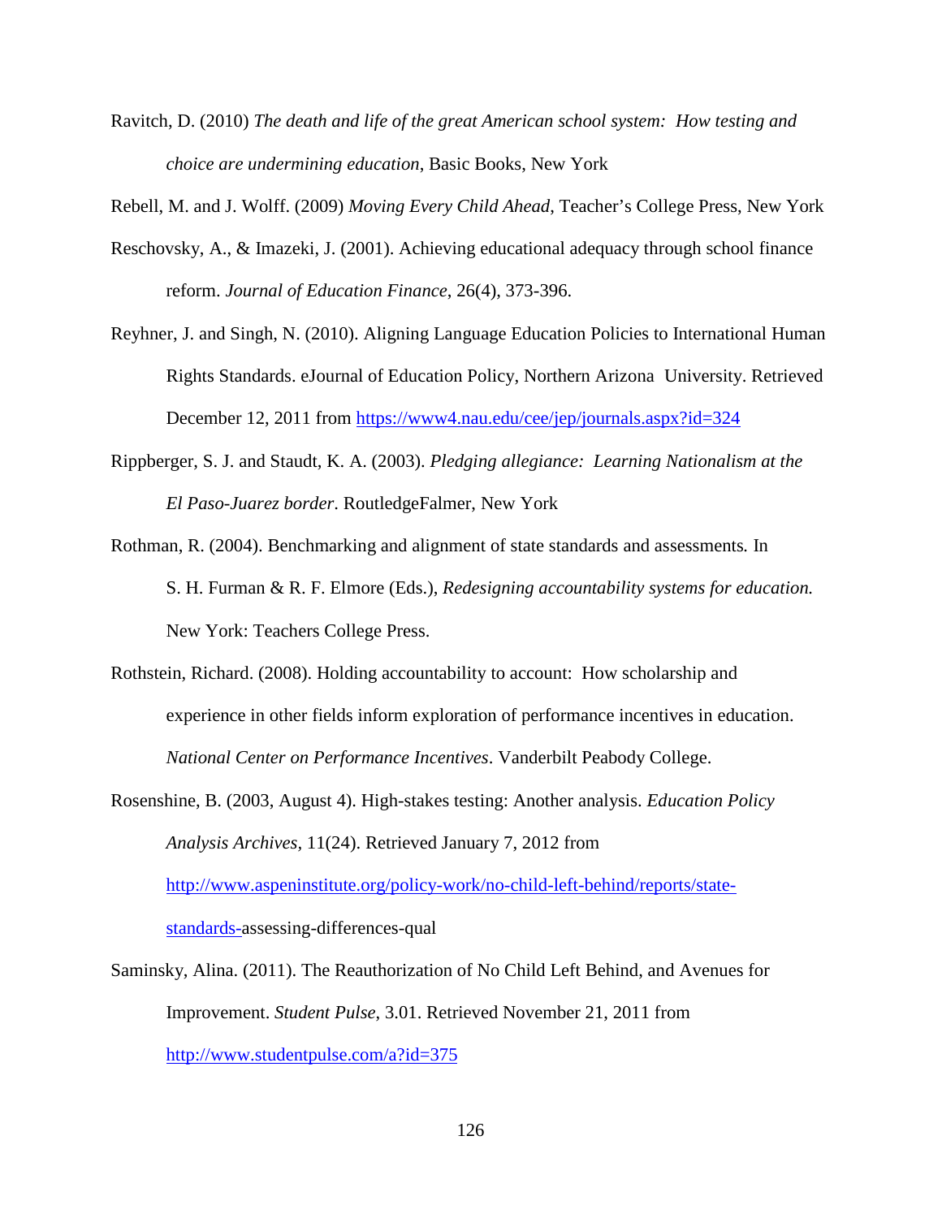Ravitch, D. (2010) *The death and life of the great American school system: How testing and choice are undermining education*, Basic Books, New York

Rebell, M. and J. Wolff. (2009) *Moving Every Child Ahead*, Teacher's College Press, New York

Reschovsky, A., & Imazeki, J. (2001). Achieving educational adequacy through school finance reform. *Journal of Education Finance*, 26(4), 373-396.

Reyhner, J. and Singh, N. (2010). Aligning Language Education Policies to International Human Rights Standards. eJournal of Education Policy, Northern Arizona University. Retrieved December 12, 2011 from https://www4.nau.edu/cee/jep/journals.aspx?id=324

Rippberger, S. J. and Staudt, K. A. (2003). *Pledging allegiance: Learning Nationalism at the El Paso-Juarez border*. RoutledgeFalmer, New York

Rothman, R. (2004). Benchmarking and alignment of state standards and assessments. In S. H. Furman & R. F. Elmore (Eds.), *Redesigning accountability systems for education.* New York: Teachers College Press.

Rothstein, Richard. (2008). Holding accountability to account: How scholarship and experience in other fields inform exploration of performance incentives in education. *National Center on Performance Incentives*. Vanderbilt Peabody College.

Rosenshine, B. (2003, August 4). High-stakes testing: Another analysis. *Education Policy Analysis Archives*, 11(24). Retrieved January 7, 2012 from http://www.aspeninstitute.org/policy-work/no-child-left-behind/reports/state-standards-assessing-differences-qual

Saminsky, Alina. (2011). The Reauthorization of No Child Left Behind, and Avenues for Improvement. *Student Pulse*, 3.01. Retrieved November 21, 2011 from http://www.studentpulse.com/a?id=375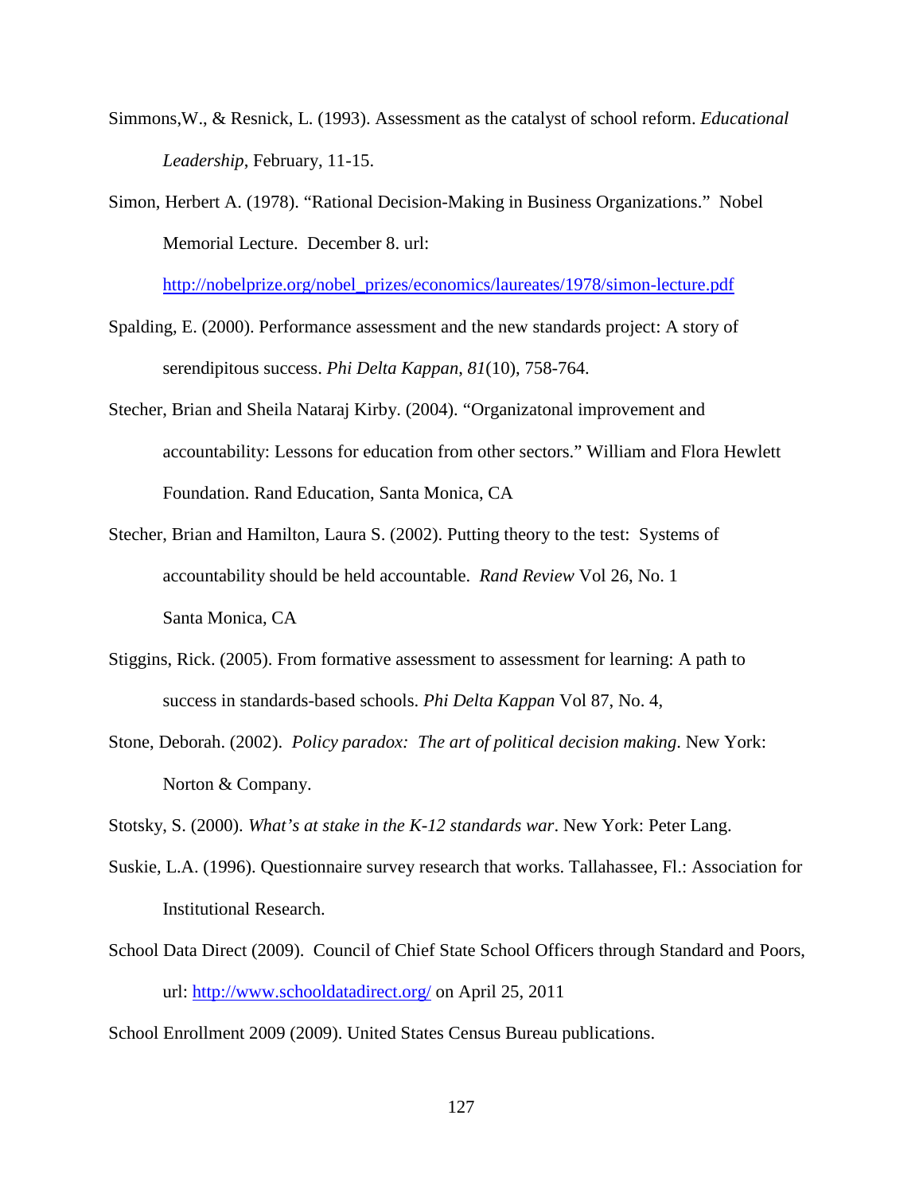Simmons,W., & Resnick, L. (1993). Assessment as the catalyst of school reform. *Educational Leadership*, February, 11-15.

Simon, Herbert A. (1978). “Rational Decision-Making in Business Organizations.” Nobel Memorial Lecture. December 8. url: http://nobelprize.org/nobel_prizes/economics/laureates/1978/simon-lecture.pdf

Spalding, E. (2000). Performance assessment and the new standards project: A story of serendipitous success. *Phi Delta Kappan*, *81*(10), 758-764.

Stecher, Brian and Sheila Nataraj Kirby. (2004). “Organizatonal improvement and accountability: Lessons for education from other sectors.” William and Flora Hewlett Foundation. Rand Education, Santa Monica, CA

Stecher, Brian and Hamilton, Laura S. (2002). Putting theory to the test: Systems of accountability should be held accountable. *Rand Review* Vol 26, No. 1 Santa Monica, CA

Stiggins, Rick. (2005). From formative assessment to assessment for learning: A path to success in standards-based schools. *Phi Delta Kappan* Vol 87, No. 4,

Stone, Deborah. (2002). *Policy paradox: The art of political decision making*. New York: Norton & Company.

Stotsky, S. (2000). *What’s at stake in the K-12 standards war*. New York: Peter Lang.

Suskie, L.A. (1996). Questionnaire survey research that works. Tallahassee, Fl.: Association for Institutional Research.

School Data Direct (2009). Council of Chief State School Officers through Standard and Poors, url: http://www.schooldatadirect.org/ on April 25, 2011

School Enrollment 2009 (2009). United States Census Bureau publications.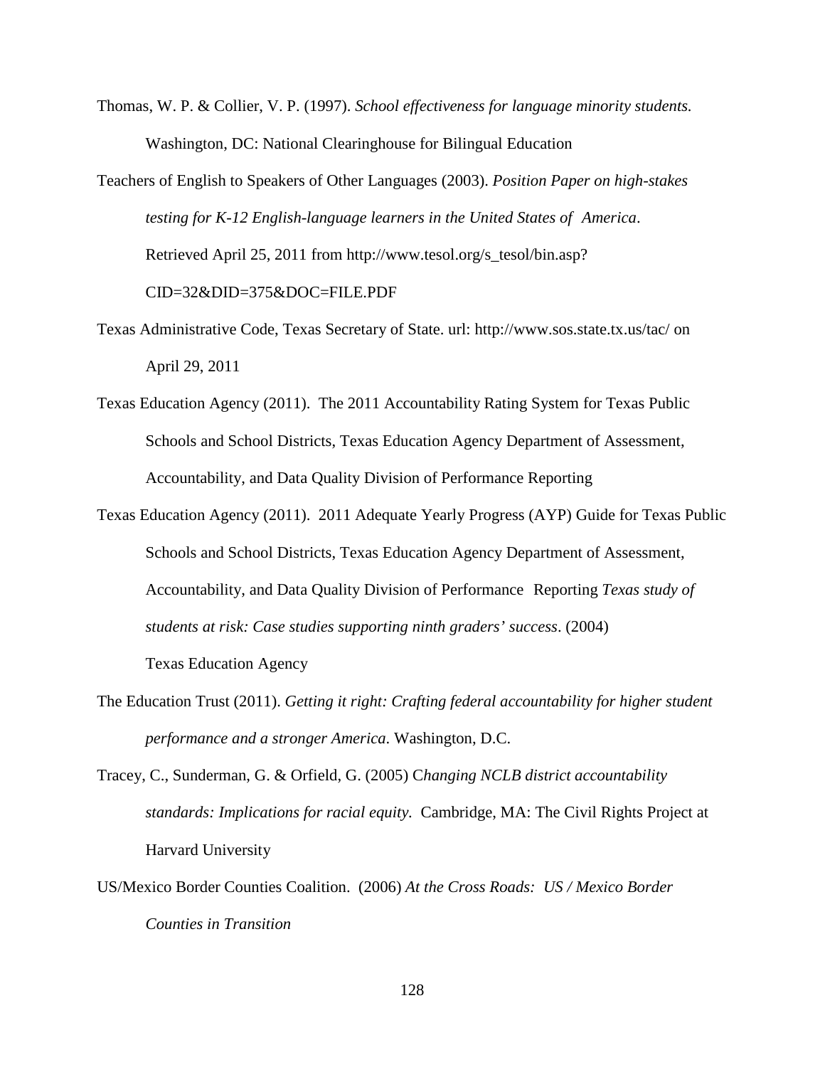Thomas, W. P. & Collier, V. P. (1997). *School effectiveness for language minority students.* Washington, DC: National Clearinghouse for Bilingual Education

Teachers of English to Speakers of Other Languages (2003). *Position Paper on high-stakes testing for K-12 English-language learners in the United States of America*. Retrieved April 25, 2011 from http://www.tesol.org/s_tesol/bin.asp?CID=32&DID=375&DOC=FILE.PDF

Texas Administrative Code, Texas Secretary of State. url: http://www.sos.state.tx.us/tac/ on April 29, 2011

Texas Education Agency (2011). The 2011 Accountability Rating System for Texas Public Schools and School Districts, Texas Education Agency Department of Assessment, Accountability, and Data Quality Division of Performance Reporting

Texas Education Agency (2011). 2011 Adequate Yearly Progress (AYP) Guide for Texas Public Schools and School Districts, Texas Education Agency Department of Assessment, Accountability, and Data Quality Division of Performance Reporting *Texas study of students at risk: Case studies supporting ninth graders' success*. (2004) Texas Education Agency

The Education Trust (2011). *Getting it right: Crafting federal accountability for higher student performance and a stronger America*. Washington, D.C.

Tracey, C., Sunderman, G. & Orfield, G. (2005) C*hanging NCLB district accountability standards: Implications for racial equity.* Cambridge, MA: The Civil Rights Project at Harvard University

US/Mexico Border Counties Coalition. (2006) *At the Cross Roads: US / Mexico Border Counties in Transition*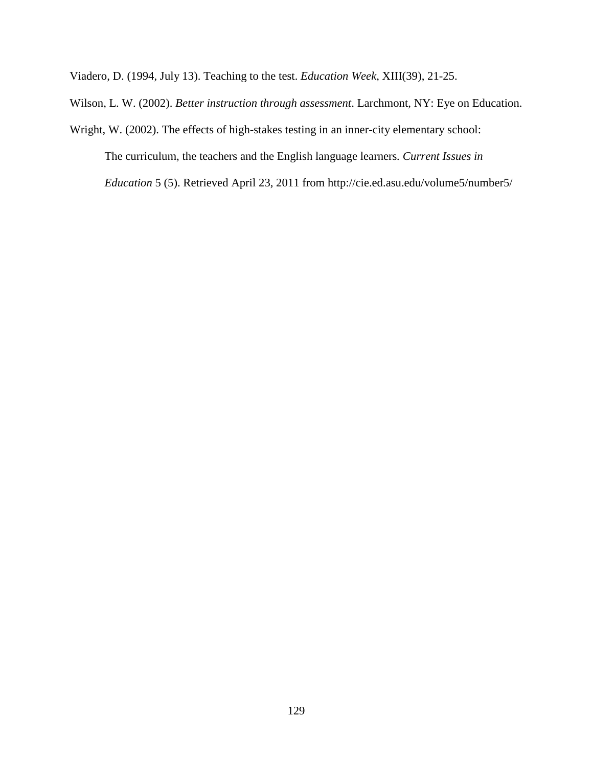Viadero, D. (1994, July 13). Teaching to the test. *Education Week*, XIII(39), 21-25.

Wilson, L. W. (2002). *Better instruction through assessment*. Larchmont, NY: Eye on Education.

Wright, W. (2002). The effects of high-stakes testing in an inner-city elementary school: The curriculum, the teachers and the English language learners. *Current Issues in Education* 5 (5). Retrieved April 23, 2011 from http://cie.ed.asu.edu/volume5/number5/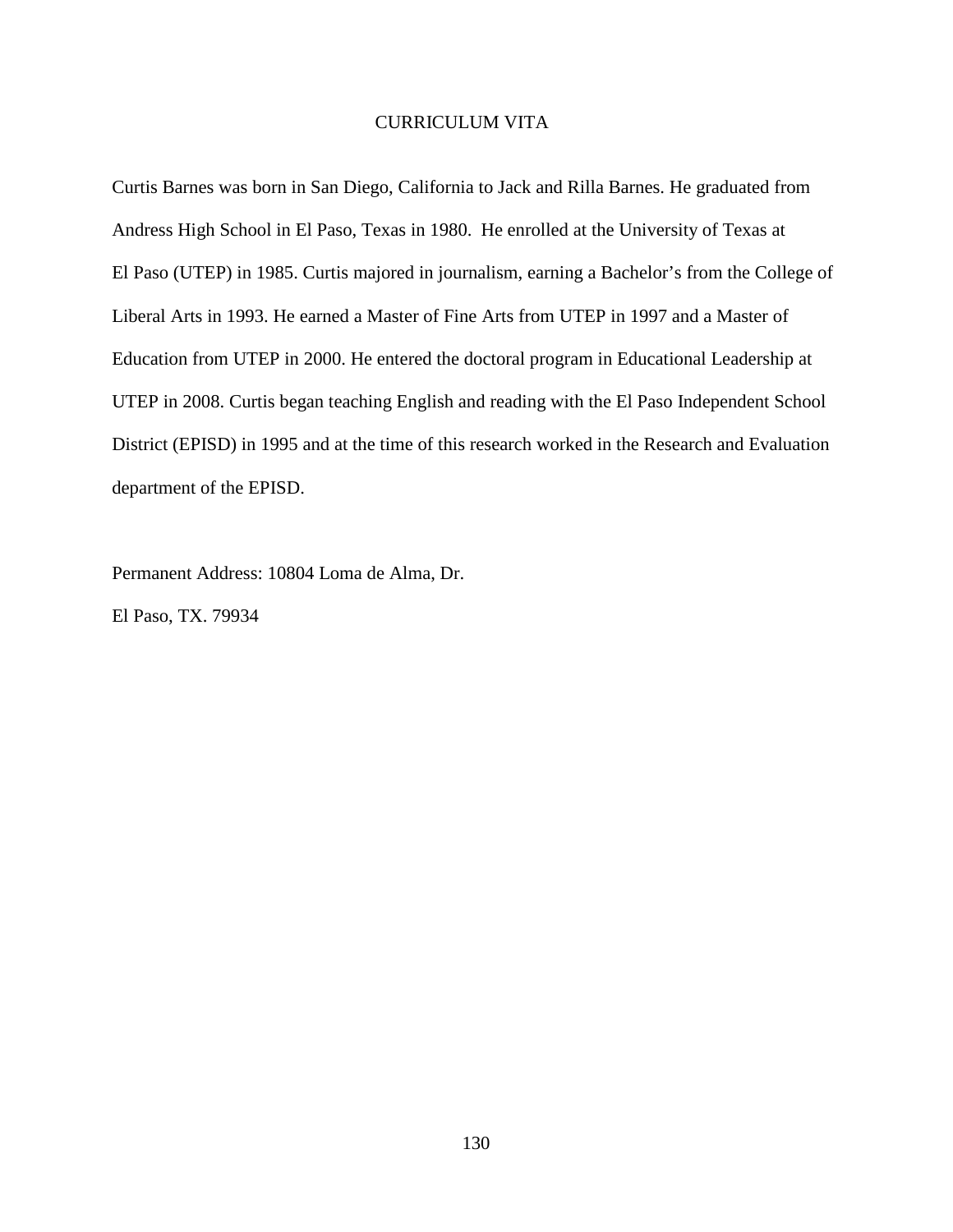# CURRICULUM VITA

Curtis Barnes was born in San Diego, California to Jack and Rilla Barnes. He graduated from Andress High School in El Paso, Texas in 1980. He enrolled at the University of Texas at El Paso (UTEP) in 1985. Curtis majored in journalism, earning a Bachelor's from the College of Liberal Arts in 1993. He earned a Master of Fine Arts from UTEP in 1997 and a Master of Education from UTEP in 2000. He entered the doctoral program in Educational Leadership at UTEP in 2008. Curtis began teaching English and reading with the El Paso Independent School District (EPISD) in 1995 and at the time of this research worked in the Research and Evaluation department of the EPISD.

Permanent Address: 10804 Loma de Alma, Dr.

El Paso, TX. 79934